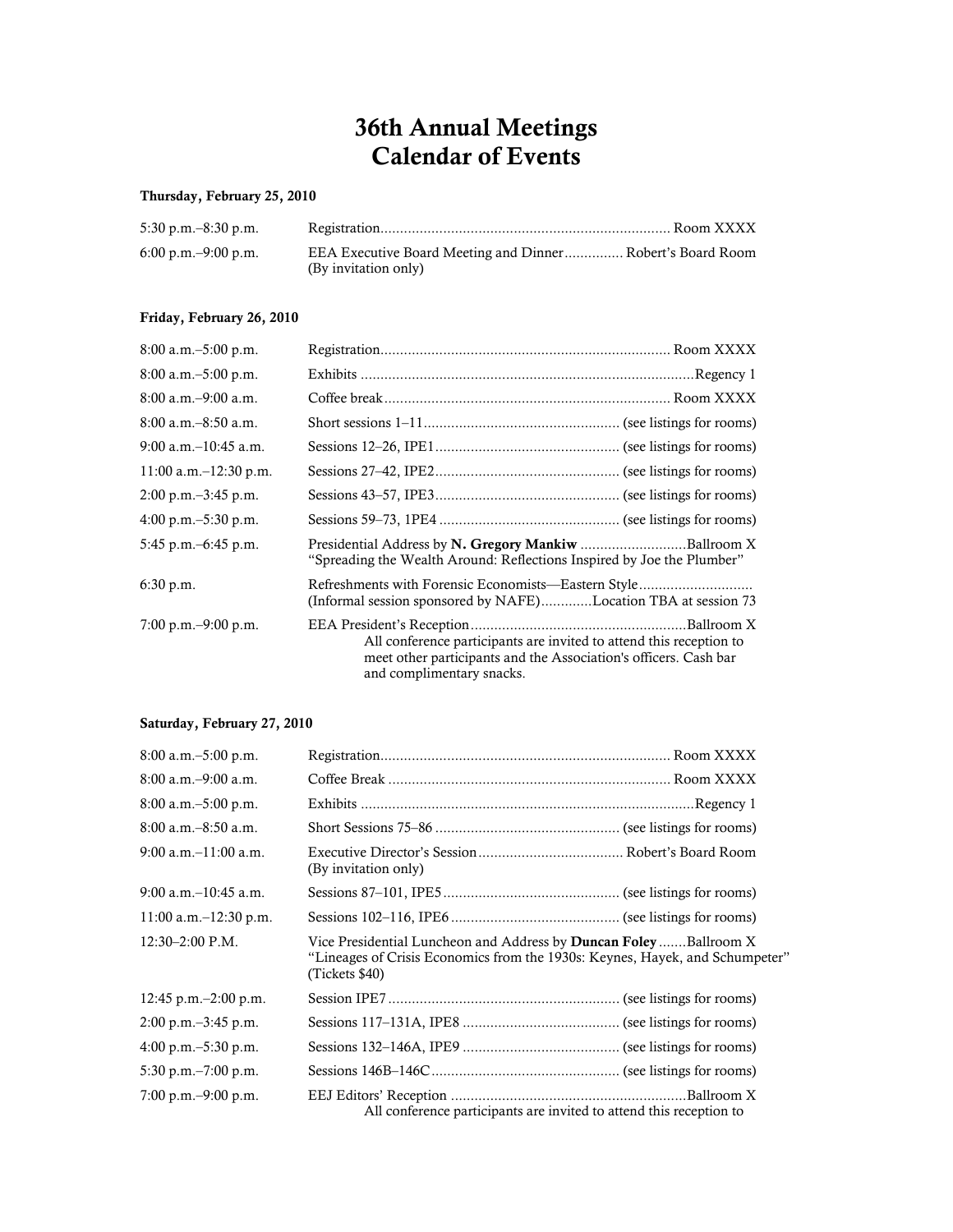# 36th Annual Meetings
# Calendar of Events

**Thursday, February 25, 2010**

| | |
|---|---|
| 5:30 p.m.–8:30 p.m. | Registration........................................................................ Room XXXX |
| 6:00 p.m.–9:00 p.m. | EEA Executive Board Meeting and Dinner............... Robert's Board Room (By invitation only) |

**Friday, February 26, 2010**

| | |
|---|---|
| 8:00 a.m.–5:00 p.m. | Registration........................................................................ Room XXXX |
| 8:00 a.m.–5:00 p.m. | Exhibits ....................................................................................Regency 1 |
| 8:00 a.m.–9:00 a.m. | Coffee break........................................................................ Room XXXX |
| 8:00 a.m.–8:50 a.m. | Short sessions 1–11................................................. (see listings for rooms) |
| 9:00 a.m.–10:45 a.m. | Sessions 12–26, IPE1.............................................. (see listings for rooms) |
| 11:00 a.m.–12:30 p.m. | Sessions 27–42, IPE2.............................................. (see listings for rooms) |
| 2:00 p.m.–3:45 p.m. | Sessions 43–57, IPE3.............................................. (see listings for rooms) |
| 4:00 p.m.–5:30 p.m. | Sessions 59–73, 1PE4 ............................................. (see listings for rooms) |
| 5:45 p.m.–6:45 p.m. | Presidential Address by **N. Gregory Mankiw** ...........................Ballroom X "Spreading the Wealth Around: Reflections Inspired by Joe the Plumber" |
| 6:30 p.m. | Refreshments with Forensic Economists—Eastern Style............................ (Informal session sponsored by NAFE).............Location TBA at session 73 |
| 7:00 p.m.–9:00 p.m. | EEA President's Reception......................................................Ballroom X All conference participants are invited to attend this reception to meet other participants and the Association's officers. Cash bar and complimentary snacks. |

**Saturday, February 27, 2010**

| | |
|---|---|
| 8:00 a.m.–5:00 p.m. | Registration........................................................................ Room XXXX |
| 8:00 a.m.–9:00 a.m. | Coffee Break ....................................................................... Room XXXX |
| 8:00 a.m.–5:00 p.m. | Exhibits ....................................................................................Regency 1 |
| 8:00 a.m.–8:50 a.m. | Short Sessions 75–86 .............................................. (see listings for rooms) |
| 9:00 a.m.–11:00 a.m. | Executive Director's Session.................................... Robert's Board Room (By invitation only) |
| 9:00 a.m.–10:45 a.m. | Sessions 87–101, IPE5............................................ (see listings for rooms) |
| 11:00 a.m.–12:30 p.m. | Sessions 102–116, IPE6 .......................................... (see listings for rooms) |
| 12:30–2:00 P.M. | Vice Presidential Luncheon and Address by **Duncan Foley** .......Ballroom X "Lineages of Crisis Economics from the 1930s: Keynes, Hayek, and Schumpeter" (Tickets $40) |
| 12:45 p.m.–2:00 p.m. | Session IPE7 .......................................................... (see listings for rooms) |
| 2:00 p.m.–3:45 p.m. | Sessions 117–131A, IPE8 ........................................ (see listings for rooms) |
| 4:00 p.m.–5:30 p.m. | Sessions 132–146A, IPE9 ........................................ (see listings for rooms) |
| 5:30 p.m.–7:00 p.m. | Sessions 146B–146C................................................ (see listings for rooms) |
| 7:00 p.m.–9:00 p.m. | EEJ Editors' Reception ...........................................................Ballroom X All conference participants are invited to attend this reception to |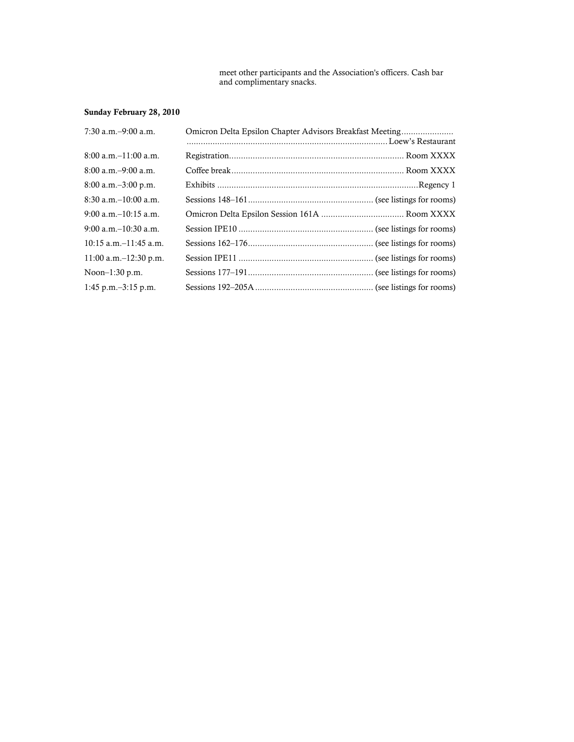meet other participants and the Association's officers. Cash bar and complimentary snacks.

**Sunday February 28, 2010**

| | |
|---|---|
| 7:30 a.m.–9:00 a.m. | Omicron Delta Epsilon Chapter Advisors Breakfast Meeting.......................................................................................................... Loew's Restaurant |
| 8:00 a.m.–11:00 a.m. | Registration......................................................................... Room XXXX |
| 8:00 a.m.–9:00 a.m. | Coffee break......................................................................... Room XXXX |
| 8:00 a.m.–3:00 p.m. | Exhibits .....................................................................................Regency 1 |
| 8:30 a.m.–10:00 a.m. | Sessions 148–161..................................................... (see listings for rooms) |
| 9:00 a.m.–10:15 a.m. | Omicron Delta Epsilon Session 161A .................................. Room XXXX |
| 9:00 a.m.–10:30 a.m. | Session IPE10 ......................................................... (see listings for rooms) |
| 10:15 a.m.–11:45 a.m. | Sessions 162–176..................................................... (see listings for rooms) |
| 11:00 a.m.–12:30 p.m. | Session IPE11 ......................................................... (see listings for rooms) |
| Noon–1:30 p.m. | Sessions 177–191..................................................... (see listings for rooms) |
| 1:45 p.m.–3:15 p.m. | Sessions 192–205A .................................................. (see listings for rooms) |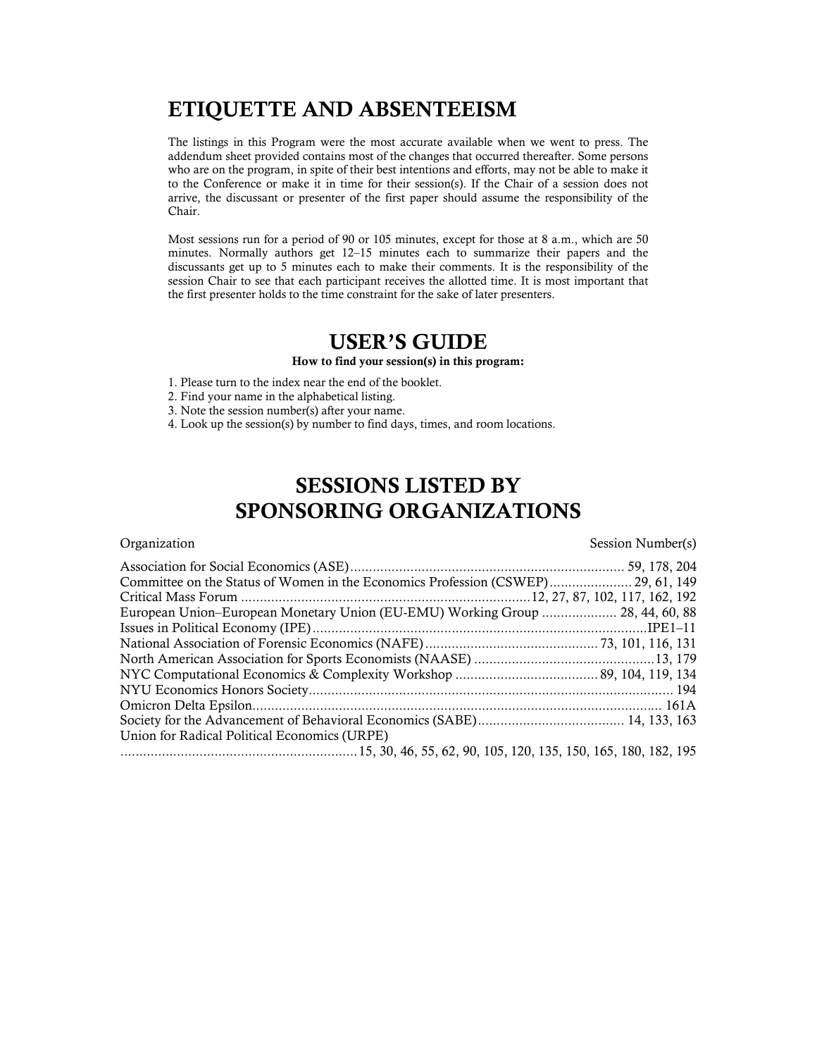# ETIQUETTE AND ABSENTEEISM

The listings in this Program were the most accurate available when we went to press. The addendum sheet provided contains most of the changes that occurred thereafter. Some persons who are on the program, in spite of their best intentions and efforts, may not be able to make it to the Conference or make it in time for their session(s). If the Chair of a session does not arrive, the discussant or presenter of the first paper should assume the responsibility of the Chair.

Most sessions run for a period of 90 or 105 minutes, except for those at 8 a.m., which are 50 minutes. Normally authors get 12–15 minutes each to summarize their papers and the discussants get up to 5 minutes each to make their comments. It is the responsibility of the session Chair to see that each participant receives the allotted time. It is most important that the first presenter holds to the time constraint for the sake of later presenters.

# USER'S GUIDE

**How to find your session(s) in this program:**

1. Please turn to the index near the end of the booklet.
2. Find your name in the alphabetical listing.
3. Note the session number(s) after your name.
4. Look up the session(s) by number to find days, times, and room locations.

# SESSIONS LISTED BY SPONSORING ORGANIZATIONS

| Organization | Session Number(s) |
| --- | --- |
| Association for Social Economics (ASE) | 59, 178, 204 |
| Committee on the Status of Women in the Economics Profession (CSWEP) | 29, 61, 149 |
| Critical Mass Forum | 12, 27, 87, 102, 117, 162, 192 |
| European Union–European Monetary Union (EU-EMU) Working Group | 28, 44, 60, 88 |
| Issues in Political Economy (IPE) | IPE1–11 |
| National Association of Forensic Economics (NAFE) | 73, 101, 116, 131 |
| North American Association for Sports Economists (NAASE) | 13, 179 |
| NYC Computational Economics & Complexity Workshop | 89, 104, 119, 134 |
| NYU Economics Honors Society | 194 |
| Omicron Delta Epsilon | 161A |
| Society for the Advancement of Behavioral Economics (SABE) | 14, 133, 163 |
| Union for Radical Political Economics (URPE) | 15, 30, 46, 55, 62, 90, 105, 120, 135, 150, 165, 180, 182, 195 |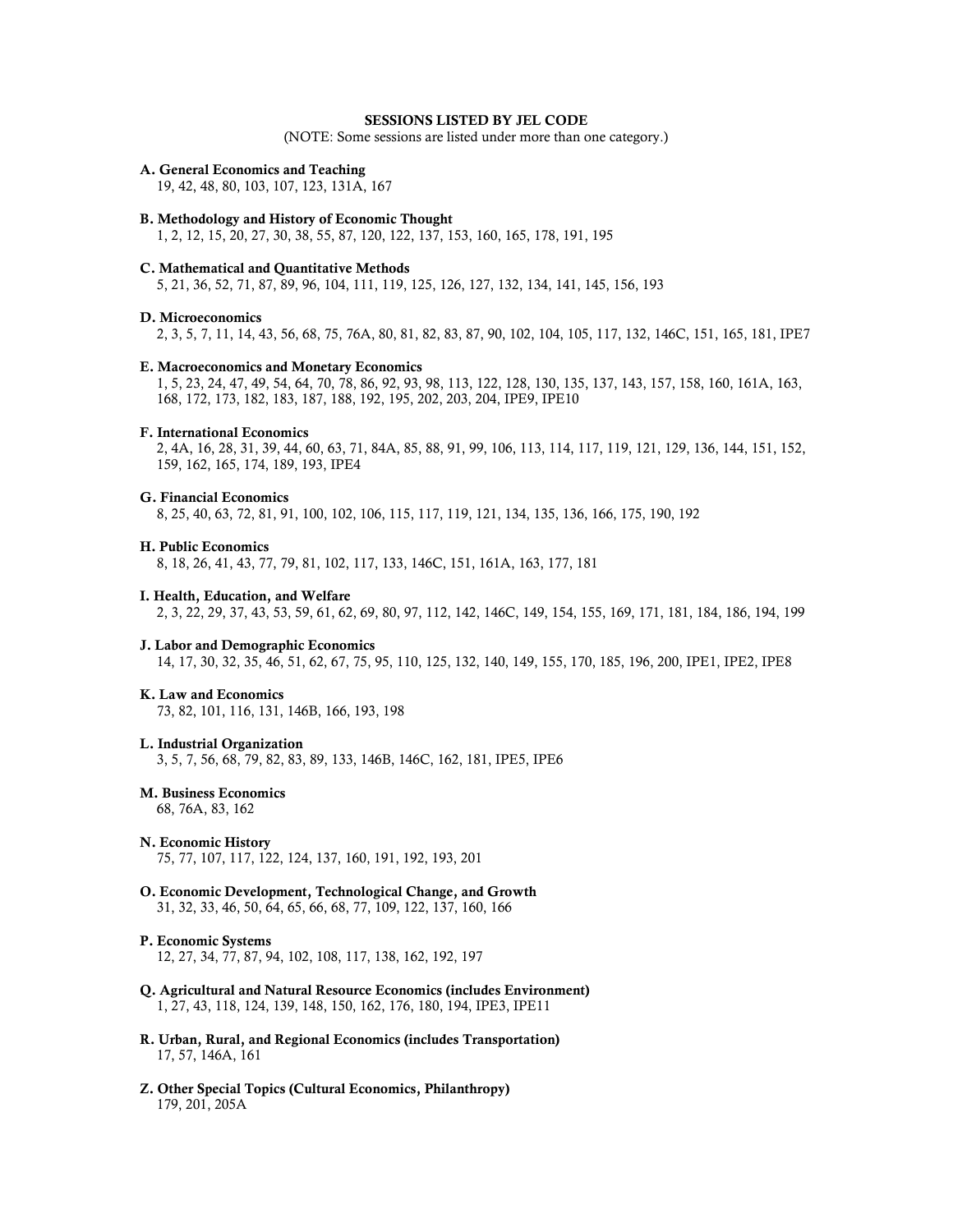## SESSIONS LISTED BY JEL CODE

(NOTE: Some sessions are listed under more than one category.)

**A. General Economics and Teaching**
19, 42, 48, 80, 103, 107, 123, 131A, 167

**B. Methodology and History of Economic Thought**
1, 2, 12, 15, 20, 27, 30, 38, 55, 87, 120, 122, 137, 153, 160, 165, 178, 191, 195

**C. Mathematical and Quantitative Methods**
5, 21, 36, 52, 71, 87, 89, 96, 104, 111, 119, 125, 126, 127, 132, 134, 141, 145, 156, 193

**D. Microeconomics**
2, 3, 5, 7, 11, 14, 43, 56, 68, 75, 76A, 80, 81, 82, 83, 87, 90, 102, 104, 105, 117, 132, 146C, 151, 165, 181, IPE7

**E. Macroeconomics and Monetary Economics**
1, 5, 23, 24, 47, 49, 54, 64, 70, 78, 86, 92, 93, 98, 113, 122, 128, 130, 135, 137, 143, 157, 158, 160, 161A, 163, 168, 172, 173, 182, 183, 187, 188, 192, 195, 202, 203, 204, IPE9, IPE10

**F. International Economics**
2, 4A, 16, 28, 31, 39, 44, 60, 63, 71, 84A, 85, 88, 91, 99, 106, 113, 114, 117, 119, 121, 129, 136, 144, 151, 152, 159, 162, 165, 174, 189, 193, IPE4

**G. Financial Economics**
8, 25, 40, 63, 72, 81, 91, 100, 102, 106, 115, 117, 119, 121, 134, 135, 136, 166, 175, 190, 192

**H. Public Economics**
8, 18, 26, 41, 43, 77, 79, 81, 102, 117, 133, 146C, 151, 161A, 163, 177, 181

**I. Health, Education, and Welfare**
2, 3, 22, 29, 37, 43, 53, 59, 61, 62, 69, 80, 97, 112, 142, 146C, 149, 154, 155, 169, 171, 181, 184, 186, 194, 199

**J. Labor and Demographic Economics**
14, 17, 30, 32, 35, 46, 51, 62, 67, 75, 95, 110, 125, 132, 140, 149, 155, 170, 185, 196, 200, IPE1, IPE2, IPE8

**K. Law and Economics**
73, 82, 101, 116, 131, 146B, 166, 193, 198

**L. Industrial Organization**
3, 5, 7, 56, 68, 79, 82, 83, 89, 133, 146B, 146C, 162, 181, IPE5, IPE6

**M. Business Economics**
68, 76A, 83, 162

**N. Economic History**
75, 77, 107, 117, 122, 124, 137, 160, 191, 192, 193, 201

**O. Economic Development, Technological Change, and Growth**
31, 32, 33, 46, 50, 64, 65, 66, 68, 77, 109, 122, 137, 160, 166

**P. Economic Systems**
12, 27, 34, 77, 87, 94, 102, 108, 117, 138, 162, 192, 197

**Q. Agricultural and Natural Resource Economics (includes Environment)**
1, 27, 43, 118, 124, 139, 148, 150, 162, 176, 180, 194, IPE3, IPE11

**R. Urban, Rural, and Regional Economics (includes Transportation)**
17, 57, 146A, 161

**Z. Other Special Topics (Cultural Economics, Philanthropy)**
179, 201, 205A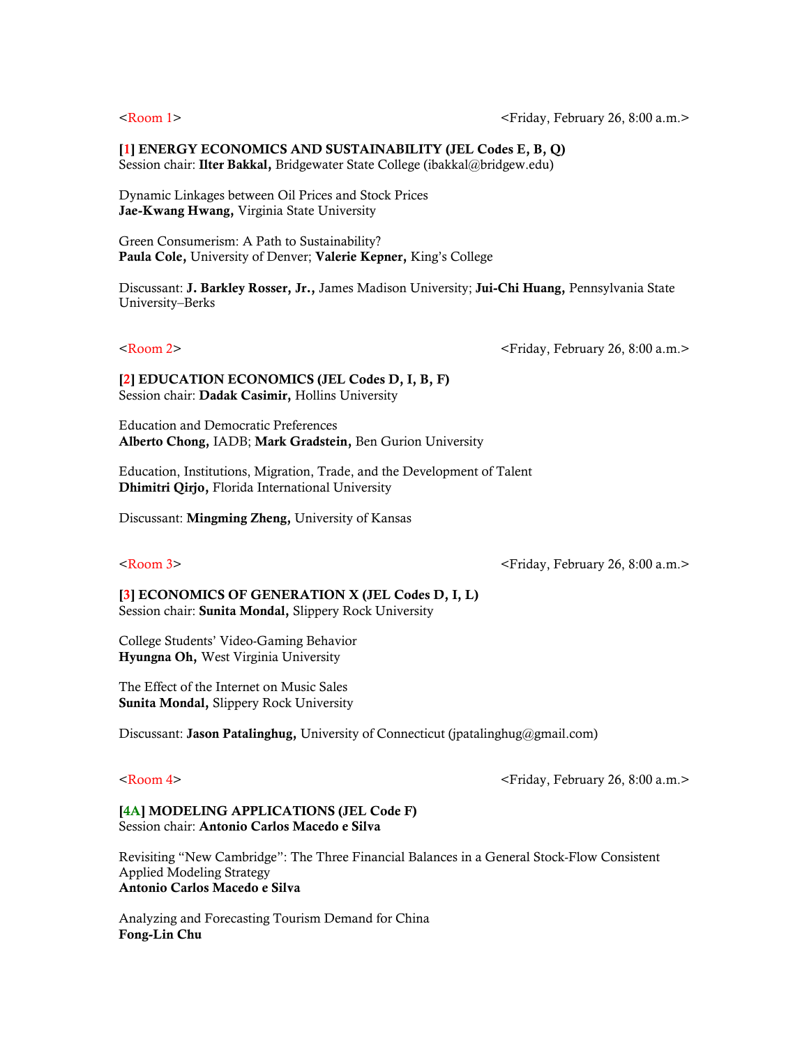<Room 1> <Friday, February 26, 8:00 a.m.>

**[1] ENERGY ECONOMICS AND SUSTAINABILITY (JEL Codes E, B, Q)**
Session chair: **Ilter Bakkal,** Bridgewater State College (ibakkal@bridgew.edu)

Dynamic Linkages between Oil Prices and Stock Prices
**Jae-Kwang Hwang,** Virginia State University

Green Consumerism: A Path to Sustainability?
**Paula Cole,** University of Denver; **Valerie Kepner,** King's College

Discussant: **J. Barkley Rosser, Jr.,** James Madison University; **Jui-Chi Huang,** Pennsylvania State University–Berks

<Room 2> <Friday, February 26, 8:00 a.m.>

**[2] EDUCATION ECONOMICS (JEL Codes D, I, B, F)**
Session chair: **Dadak Casimir,** Hollins University

Education and Democratic Preferences
**Alberto Chong,** IADB; **Mark Gradstein,** Ben Gurion University

Education, Institutions, Migration, Trade, and the Development of Talent
**Dhimitri Qirjo,** Florida International University

Discussant: **Mingming Zheng,** University of Kansas

<Room 3> <Friday, February 26, 8:00 a.m.>

**[3] ECONOMICS OF GENERATION X (JEL Codes D, I, L)**
Session chair: **Sunita Mondal,** Slippery Rock University

College Students' Video-Gaming Behavior
**Hyungna Oh,** West Virginia University

The Effect of the Internet on Music Sales
**Sunita Mondal,** Slippery Rock University

Discussant: **Jason Patalinghug,** University of Connecticut (jpatalinghug@gmail.com)

<Room 4> <Friday, February 26, 8:00 a.m.>

**[4A] MODELING APPLICATIONS (JEL Code F)**
Session chair: **Antonio Carlos Macedo e Silva**

Revisiting "New Cambridge": The Three Financial Balances in a General Stock-Flow Consistent Applied Modeling Strategy
**Antonio Carlos Macedo e Silva**

Analyzing and Forecasting Tourism Demand for China
**Fong-Lin Chu**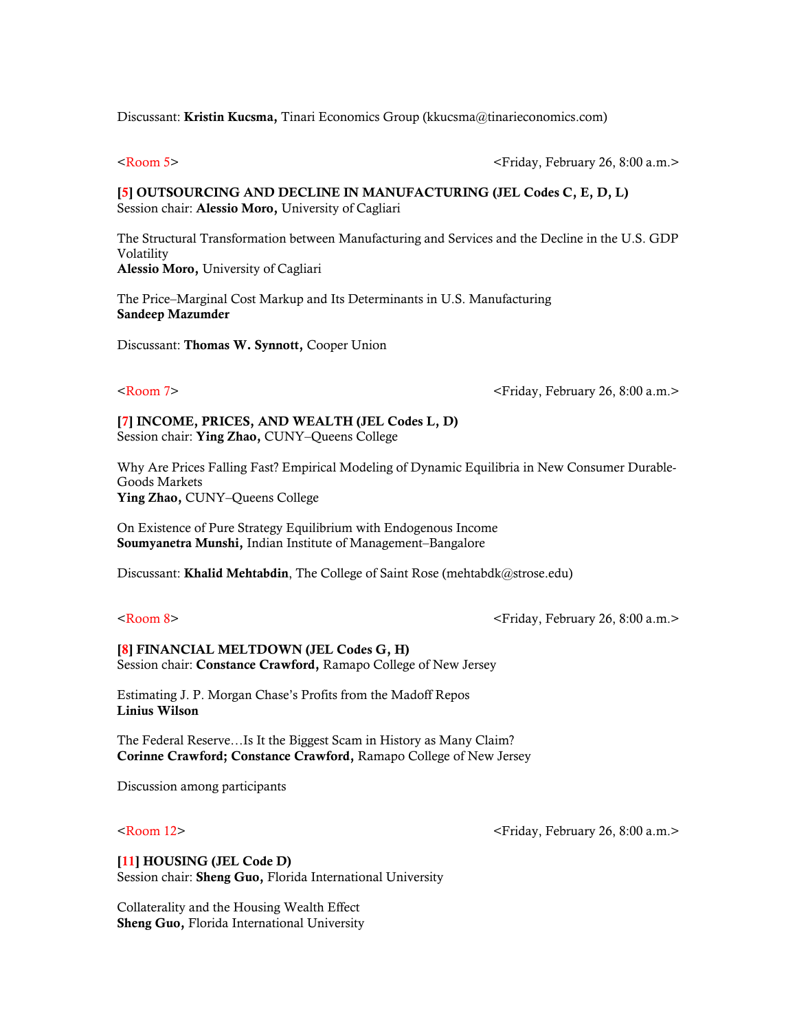Discussant: **Kristin Kucsma,** Tinari Economics Group (kkucsma@tinarieconomics.com)

<Room 5> <Friday, February 26, 8:00 a.m.>

**[5] OUTSOURCING AND DECLINE IN MANUFACTURING (JEL Codes C, E, D, L)**
Session chair: **Alessio Moro,** University of Cagliari

The Structural Transformation between Manufacturing and Services and the Decline in the U.S. GDP Volatility
**Alessio Moro,** University of Cagliari

The Price–Marginal Cost Markup and Its Determinants in U.S. Manufacturing
**Sandeep Mazumder**

Discussant: **Thomas W. Synnott,** Cooper Union

<Room 7> <Friday, February 26, 8:00 a.m.>

**[7] INCOME, PRICES, AND WEALTH (JEL Codes L, D)**
Session chair: **Ying Zhao,** CUNY–Queens College

Why Are Prices Falling Fast? Empirical Modeling of Dynamic Equilibria in New Consumer Durable-Goods Markets
**Ying Zhao,** CUNY–Queens College

On Existence of Pure Strategy Equilibrium with Endogenous Income
**Soumyanetra Munshi,** Indian Institute of Management–Bangalore

Discussant: **Khalid Mehtabdin**, The College of Saint Rose (mehtabdk@strose.edu)

<Room 8> <Friday, February 26, 8:00 a.m.>

**[8] FINANCIAL MELTDOWN (JEL Codes G, H)**
Session chair: **Constance Crawford,** Ramapo College of New Jersey

Estimating J. P. Morgan Chase's Profits from the Madoff Repos
**Linius Wilson**

The Federal Reserve…Is It the Biggest Scam in History as Many Claim?
**Corinne Crawford; Constance Crawford,** Ramapo College of New Jersey

Discussion among participants

<Room 12> <Friday, February 26, 8:00 a.m.>

**[11] HOUSING (JEL Code D)**
Session chair: **Sheng Guo,** Florida International University

Collaterality and the Housing Wealth Effect
**Sheng Guo,** Florida International University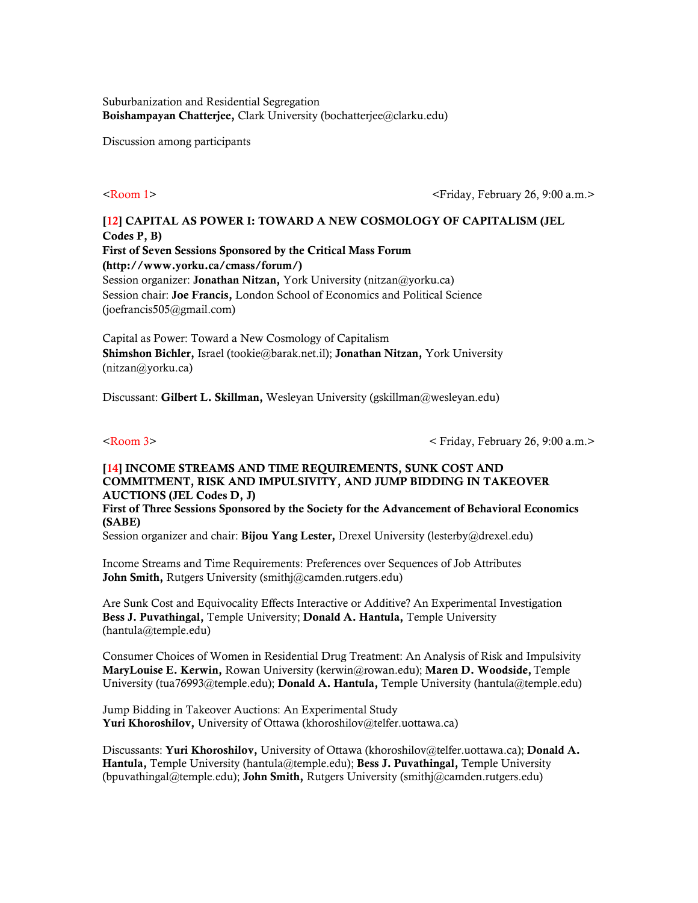Suburbanization and Residential Segregation
**Boishampayan Chatterjee,** Clark University (bochatterjee@clarku.edu)

Discussion among participants

<Room 1> <Friday, February 26, 9:00 a.m.>

### [12] CAPITAL AS POWER I: TOWARD A NEW COSMOLOGY OF CAPITALISM (JEL Codes P, B)

**First of Seven Sessions Sponsored by the Critical Mass Forum (http://www.yorku.ca/cmass/forum/)**

Session organizer: **Jonathan Nitzan,** York University (nitzan@yorku.ca)
Session chair: **Joe Francis,** London School of Economics and Political Science (joefrancis505@gmail.com)

Capital as Power: Toward a New Cosmology of Capitalism
**Shimshon Bichler,** Israel (tookie@barak.net.il); **Jonathan Nitzan,** York University (nitzan@yorku.ca)

Discussant: **Gilbert L. Skillman,** Wesleyan University (gskillman@wesleyan.edu)

<Room 3> < Friday, February 26, 9:00 a.m.>

### [14] INCOME STREAMS AND TIME REQUIREMENTS, SUNK COST AND COMMITMENT, RISK AND IMPULSIVITY, AND JUMP BIDDING IN TAKEOVER AUCTIONS (JEL Codes D, J)

**First of Three Sessions Sponsored by the Society for the Advancement of Behavioral Economics (SABE)**

Session organizer and chair: **Bijou Yang Lester,** Drexel University (lesterby@drexel.edu)

Income Streams and Time Requirements: Preferences over Sequences of Job Attributes
**John Smith,** Rutgers University (smithj@camden.rutgers.edu)

Are Sunk Cost and Equivocality Effects Interactive or Additive? An Experimental Investigation
**Bess J. Puvathingal,** Temple University; **Donald A. Hantula,** Temple University (hantula@temple.edu)

Consumer Choices of Women in Residential Drug Treatment: An Analysis of Risk and Impulsivity
**MaryLouise E. Kerwin,** Rowan University (kerwin@rowan.edu); **Maren D. Woodside,** Temple University (tua76993@temple.edu); **Donald A. Hantula,** Temple University (hantula@temple.edu)

Jump Bidding in Takeover Auctions: An Experimental Study
**Yuri Khoroshilov,** University of Ottawa (khoroshilov@telfer.uottawa.ca)

Discussants: **Yuri Khoroshilov,** University of Ottawa (khoroshilov@telfer.uottawa.ca); **Donald A. Hantula,** Temple University (hantula@temple.edu); **Bess J. Puvathingal,** Temple University (bpuvathingal@temple.edu); **John Smith,** Rutgers University (smithj@camden.rutgers.edu)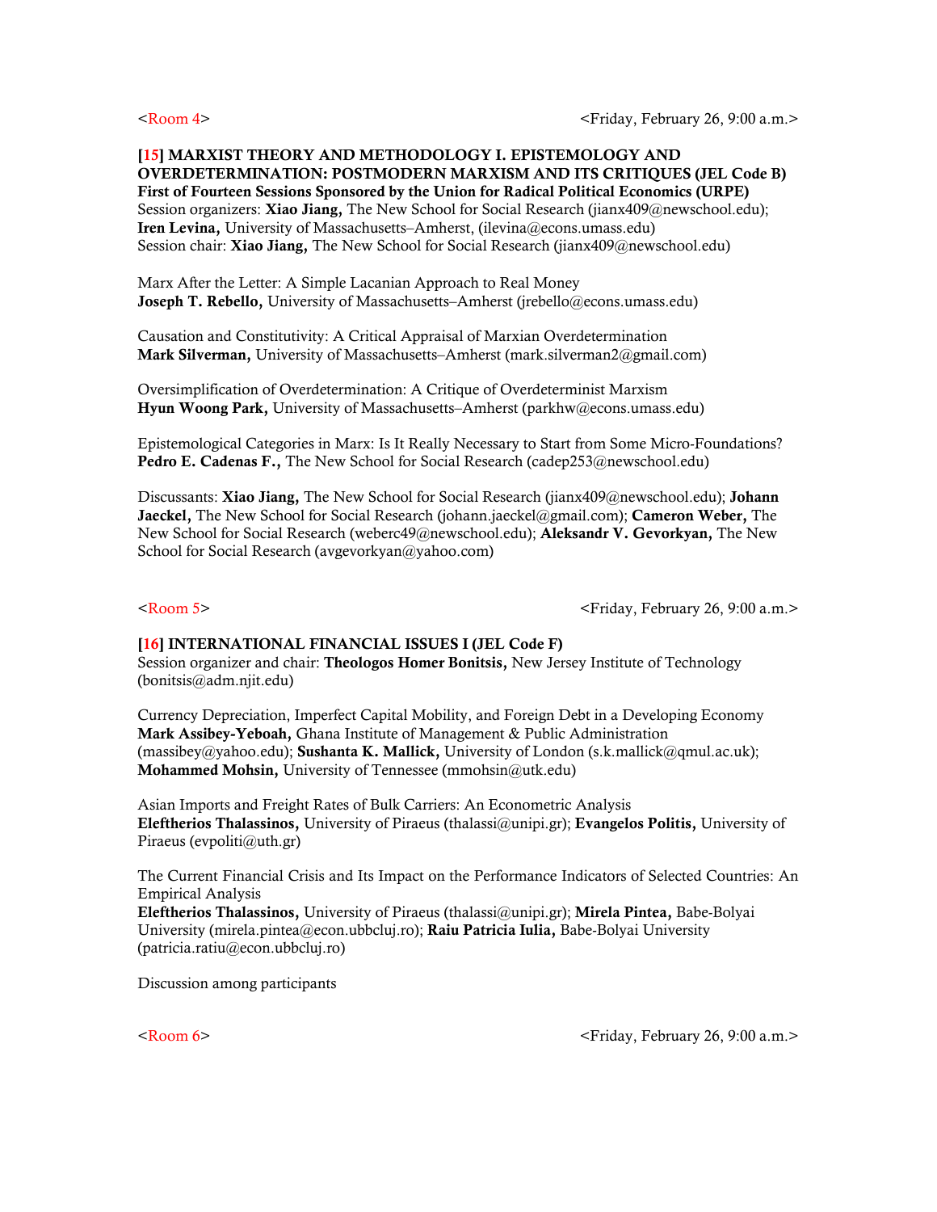<Room 4> <Friday, February 26, 9:00 a.m.>

**[15] MARXIST THEORY AND METHODOLOGY I. EPISTEMOLOGY AND OVERDETERMINATION: POSTMODERN MARXISM AND ITS CRITIQUES (JEL Code B)**
**First of Fourteen Sessions Sponsored by the Union for Radical Political Economics (URPE)**
Session organizers: **Xiao Jiang,** The New School for Social Research (jianx409@newschool.edu); **Iren Levina,** University of Massachusetts–Amherst, (ilevina@econs.umass.edu)
Session chair: **Xiao Jiang,** The New School for Social Research (jianx409@newschool.edu)

Marx After the Letter: A Simple Lacanian Approach to Real Money
**Joseph T. Rebello,** University of Massachusetts–Amherst (jrebello@econs.umass.edu)

Causation and Constitutivity: A Critical Appraisal of Marxian Overdetermination
**Mark Silverman,** University of Massachusetts–Amherst (mark.silverman2@gmail.com)

Oversimplification of Overdetermination: A Critique of Overdeterminist Marxism
**Hyun Woong Park,** University of Massachusetts–Amherst (parkhw@econs.umass.edu)

Epistemological Categories in Marx: Is It Really Necessary to Start from Some Micro-Foundations?
**Pedro E. Cadenas F.,** The New School for Social Research (cadep253@newschool.edu)

Discussants: **Xiao Jiang,** The New School for Social Research (jianx409@newschool.edu); **Johann Jaeckel,** The New School for Social Research (johann.jaeckel@gmail.com); **Cameron Weber,** The New School for Social Research (weberc49@newschool.edu); **Aleksandr V. Gevorkyan,** The New School for Social Research (avgevorkyan@yahoo.com)

<Room 5> <Friday, February 26, 9:00 a.m.>

**[16] INTERNATIONAL FINANCIAL ISSUES I (JEL Code F)**
Session organizer and chair: **Theologos Homer Bonitsis,** New Jersey Institute of Technology (bonitsis@adm.njit.edu)

Currency Depreciation, Imperfect Capital Mobility, and Foreign Debt in a Developing Economy
**Mark Assibey-Yeboah,** Ghana Institute of Management & Public Administration (massibey@yahoo.edu); **Sushanta K. Mallick,** University of London (s.k.mallick@qmul.ac.uk); **Mohammed Mohsin,** University of Tennessee (mmohsin@utk.edu)

Asian Imports and Freight Rates of Bulk Carriers: An Econometric Analysis
**Eleftherios Thalassinos,** University of Piraeus (thalassi@unipi.gr); **Evangelos Politis,** University of Piraeus (evpoliti@uth.gr)

The Current Financial Crisis and Its Impact on the Performance Indicators of Selected Countries: An Empirical Analysis
**Eleftherios Thalassinos,** University of Piraeus (thalassi@unipi.gr); **Mirela Pintea,** Babe-Bolyai University (mirela.pintea@econ.ubbcluj.ro); **Raiu Patricia Iulia,** Babe-Bolyai University (patricia.ratiu@econ.ubbcluj.ro)

Discussion among participants

<Room 6> <Friday, February 26, 9:00 a.m.>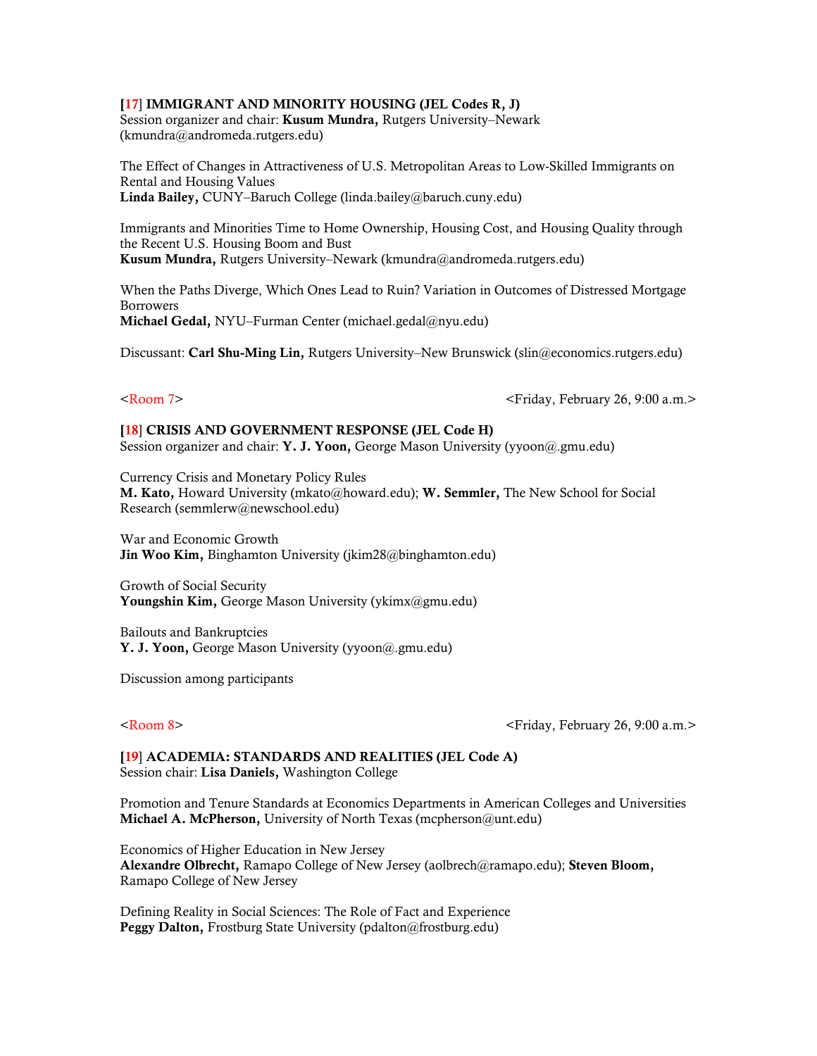**[17] IMMIGRANT AND MINORITY HOUSING (JEL Codes R, J)**
Session organizer and chair: **Kusum Mundra,** Rutgers University–Newark (kmundra@andromeda.rutgers.edu)

The Effect of Changes in Attractiveness of U.S. Metropolitan Areas to Low-Skilled Immigrants on Rental and Housing Values
**Linda Bailey,** CUNY–Baruch College (linda.bailey@baruch.cuny.edu)

Immigrants and Minorities Time to Home Ownership, Housing Cost, and Housing Quality through the Recent U.S. Housing Boom and Bust
**Kusum Mundra,** Rutgers University–Newark (kmundra@andromeda.rutgers.edu)

When the Paths Diverge, Which Ones Lead to Ruin? Variation in Outcomes of Distressed Mortgage Borrowers
**Michael Gedal,** NYU–Furman Center (michael.gedal@nyu.edu)

Discussant: **Carl Shu-Ming Lin,** Rutgers University–New Brunswick (slin@economics.rutgers.edu)

<Room 7> <Friday, February 26, 9:00 a.m.>

**[18] CRISIS AND GOVERNMENT RESPONSE (JEL Code H)**
Session organizer and chair: **Y. J. Yoon,** George Mason University (yyoon@.gmu.edu)

Currency Crisis and Monetary Policy Rules
**M. Kato,** Howard University (mkato@howard.edu); **W. Semmler,** The New School for Social Research (semmlerw@newschool.edu)

War and Economic Growth
**Jin Woo Kim,** Binghamton University (jkim28@binghamton.edu)

Growth of Social Security
**Youngshin Kim,** George Mason University (ykimx@gmu.edu)

Bailouts and Bankruptcies
**Y. J. Yoon,** George Mason University (yyoon@.gmu.edu)

Discussion among participants

<Room 8> <Friday, February 26, 9:00 a.m.>

**[19] ACADEMIA: STANDARDS AND REALITIES (JEL Code A)**
Session chair: **Lisa Daniels,** Washington College

Promotion and Tenure Standards at Economics Departments in American Colleges and Universities
**Michael A. McPherson,** University of North Texas (mcpherson@unt.edu)

Economics of Higher Education in New Jersey
**Alexandre Olbrecht,** Ramapo College of New Jersey (aolbrech@ramapo.edu); **Steven Bloom,** Ramapo College of New Jersey

Defining Reality in Social Sciences: The Role of Fact and Experience
**Peggy Dalton,** Frostburg State University (pdalton@frostburg.edu)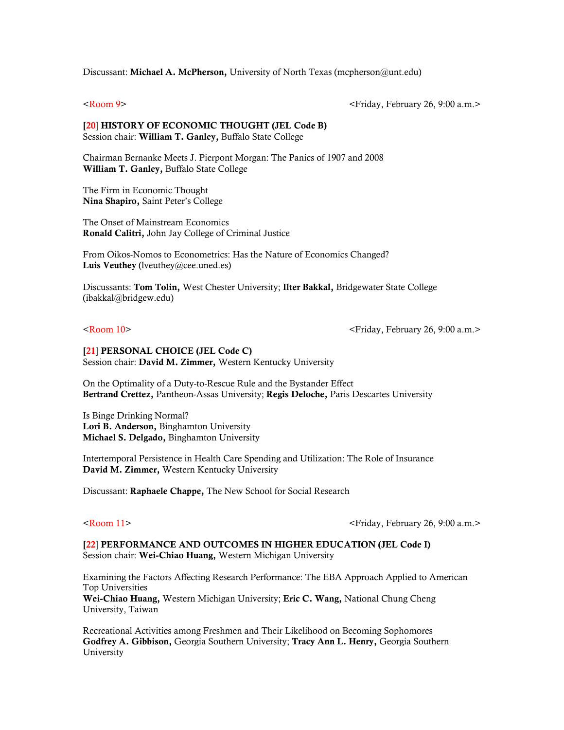Discussant: **Michael A. McPherson,** University of North Texas (mcpherson@unt.edu)

<Room 9> <Friday, February 26, 9:00 a.m.>

**[20] HISTORY OF ECONOMIC THOUGHT (JEL Code B)**
Session chair: **William T. Ganley,** Buffalo State College

Chairman Bernanke Meets J. Pierpont Morgan: The Panics of 1907 and 2008
**William T. Ganley,** Buffalo State College

The Firm in Economic Thought
**Nina Shapiro,** Saint Peter's College

The Onset of Mainstream Economics
**Ronald Calitri,** John Jay College of Criminal Justice

From Oikos-Nomos to Econometrics: Has the Nature of Economics Changed?
**Luis Veuthey** (lveuthey@cee.uned.es)

Discussants: **Tom Tolin,** West Chester University; **Ilter Bakkal,** Bridgewater State College (ibakkal@bridgew.edu)

<Room 10> <Friday, February 26, 9:00 a.m.>

**[21] PERSONAL CHOICE (JEL Code C)**
Session chair: **David M. Zimmer,** Western Kentucky University

On the Optimality of a Duty-to-Rescue Rule and the Bystander Effect
**Bertrand Crettez,** Pantheon-Assas University; **Regis Deloche,** Paris Descartes University

Is Binge Drinking Normal?
**Lori B. Anderson,** Binghamton University
**Michael S. Delgado,** Binghamton University

Intertemporal Persistence in Health Care Spending and Utilization: The Role of Insurance
**David M. Zimmer,** Western Kentucky University

Discussant: **Raphaele Chappe,** The New School for Social Research

<Room 11> <Friday, February 26, 9:00 a.m.>

**[22] PERFORMANCE AND OUTCOMES IN HIGHER EDUCATION (JEL Code I)**
Session chair: **Wei-Chiao Huang,** Western Michigan University

Examining the Factors Affecting Research Performance: The EBA Approach Applied to American Top Universities
**Wei-Chiao Huang,** Western Michigan University; **Eric C. Wang,** National Chung Cheng University, Taiwan

Recreational Activities among Freshmen and Their Likelihood on Becoming Sophomores
**Godfrey A. Gibbison,** Georgia Southern University; **Tracy Ann L. Henry,** Georgia Southern University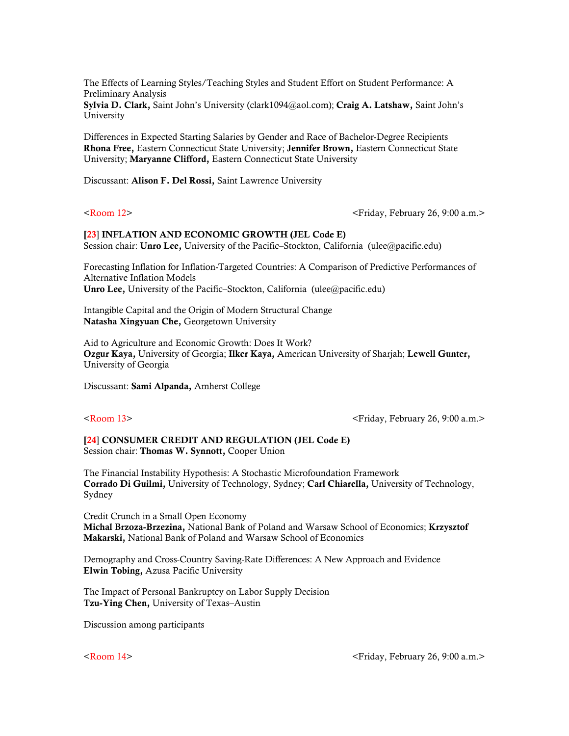The Effects of Learning Styles/Teaching Styles and Student Effort on Student Performance: A Preliminary Analysis
**Sylvia D. Clark,** Saint John's University (clark1094@aol.com); **Craig A. Latshaw,** Saint John's University

Differences in Expected Starting Salaries by Gender and Race of Bachelor-Degree Recipients
**Rhona Free,** Eastern Connecticut State University; **Jennifer Brown,** Eastern Connecticut State University; **Maryanne Clifford,** Eastern Connecticut State University

Discussant: **Alison F. Del Rossi,** Saint Lawrence University

<Room 12> <Friday, February 26, 9:00 a.m.>

**[23] INFLATION AND ECONOMIC GROWTH (JEL Code E)**
Session chair: **Unro Lee,** University of the Pacific–Stockton, California (ulee@pacific.edu)

Forecasting Inflation for Inflation-Targeted Countries: A Comparison of Predictive Performances of Alternative Inflation Models
**Unro Lee,** University of the Pacific–Stockton, California (ulee@pacific.edu)

Intangible Capital and the Origin of Modern Structural Change
**Natasha Xingyuan Che,** Georgetown University

Aid to Agriculture and Economic Growth: Does It Work?
**Ozgur Kaya,** University of Georgia; **Ilker Kaya,** American University of Sharjah; **Lewell Gunter,** University of Georgia

Discussant: **Sami Alpanda,** Amherst College

<Room 13> <Friday, February 26, 9:00 a.m.>

**[24] CONSUMER CREDIT AND REGULATION (JEL Code E)**
Session chair: **Thomas W. Synnott,** Cooper Union

The Financial Instability Hypothesis: A Stochastic Microfoundation Framework
**Corrado Di Guilmi,** University of Technology, Sydney; **Carl Chiarella,** University of Technology, Sydney

Credit Crunch in a Small Open Economy
**Michal Brzoza-Brzezina,** National Bank of Poland and Warsaw School of Economics; **Krzysztof Makarski,** National Bank of Poland and Warsaw School of Economics

Demography and Cross-Country Saving-Rate Differences: A New Approach and Evidence
**Elwin Tobing,** Azusa Pacific University

The Impact of Personal Bankruptcy on Labor Supply Decision
**Tzu-Ying Chen,** University of Texas–Austin

Discussion among participants

<Room 14> <Friday, February 26, 9:00 a.m.>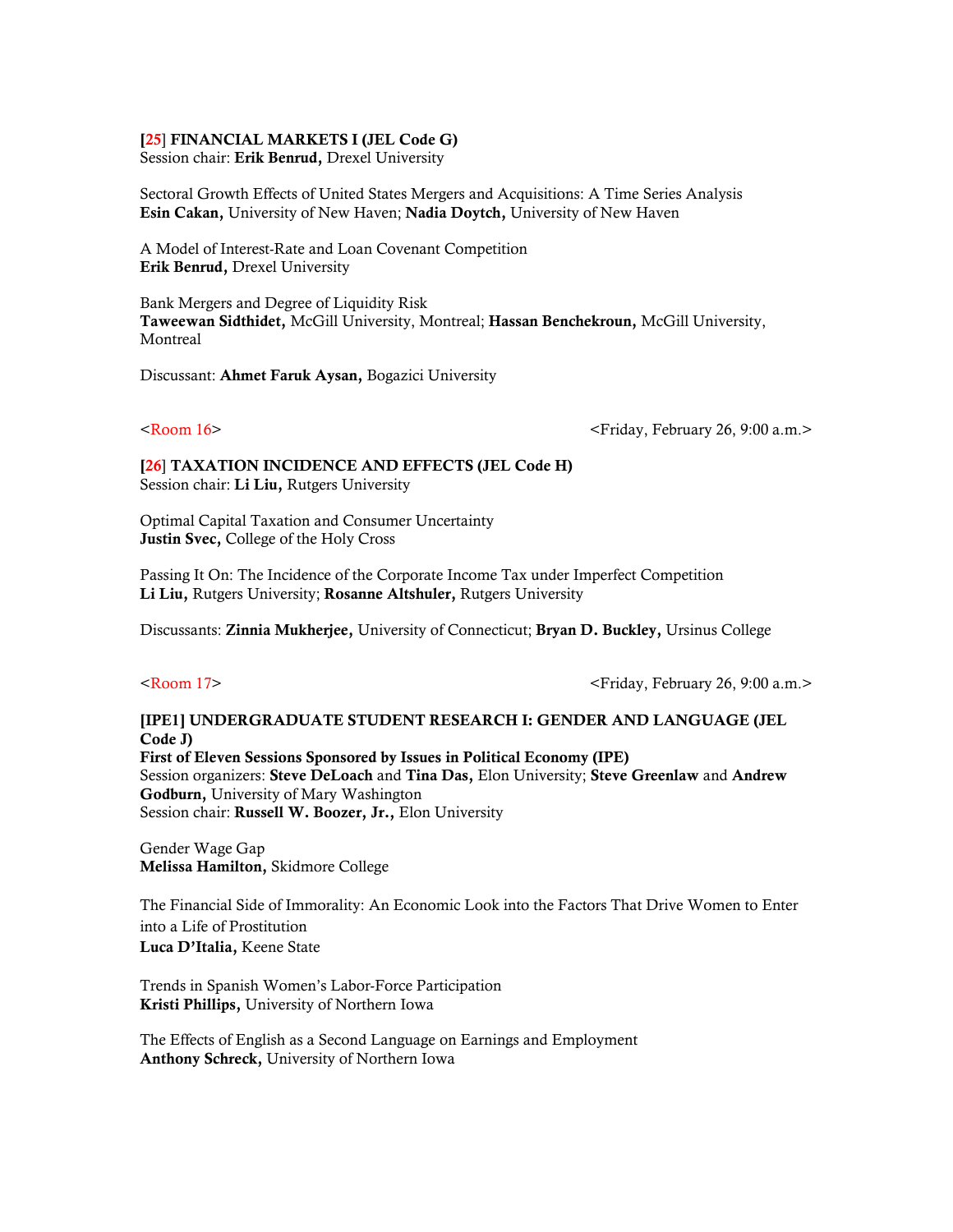**[25] FINANCIAL MARKETS I (JEL Code G)**
Session chair: **Erik Benrud,** Drexel University

Sectoral Growth Effects of United States Mergers and Acquisitions: A Time Series Analysis
**Esin Cakan,** University of New Haven; **Nadia Doytch,** University of New Haven

A Model of Interest-Rate and Loan Covenant Competition
**Erik Benrud,** Drexel University

Bank Mergers and Degree of Liquidity Risk
**Taweewan Sidthidet,** McGill University, Montreal; **Hassan Benchekroun,** McGill University, Montreal

Discussant: **Ahmet Faruk Aysan,** Bogazici University

<Room 16> <Friday, February 26, 9:00 a.m.>

**[26] TAXATION INCIDENCE AND EFFECTS (JEL Code H)**
Session chair: **Li Liu,** Rutgers University

Optimal Capital Taxation and Consumer Uncertainty
**Justin Svec,** College of the Holy Cross

Passing It On: The Incidence of the Corporate Income Tax under Imperfect Competition
**Li Liu,** Rutgers University; **Rosanne Altshuler,** Rutgers University

Discussants: **Zinnia Mukherjee,** University of Connecticut; **Bryan D. Buckley,** Ursinus College

<Room 17> <Friday, February 26, 9:00 a.m.>

**[IPE1] UNDERGRADUATE STUDENT RESEARCH I: GENDER AND LANGUAGE (JEL Code J)**
**First of Eleven Sessions Sponsored by Issues in Political Economy (IPE)**
Session organizers: **Steve DeLoach** and **Tina Das,** Elon University; **Steve Greenlaw** and **Andrew Godburn,** University of Mary Washington
Session chair: **Russell W. Boozer, Jr.,** Elon University

Gender Wage Gap
**Melissa Hamilton,** Skidmore College

The Financial Side of Immorality: An Economic Look into the Factors That Drive Women to Enter into a Life of Prostitution
**Luca D'Italia,** Keene State

Trends in Spanish Women's Labor-Force Participation
**Kristi Phillips,** University of Northern Iowa

The Effects of English as a Second Language on Earnings and Employment
**Anthony Schreck,** University of Northern Iowa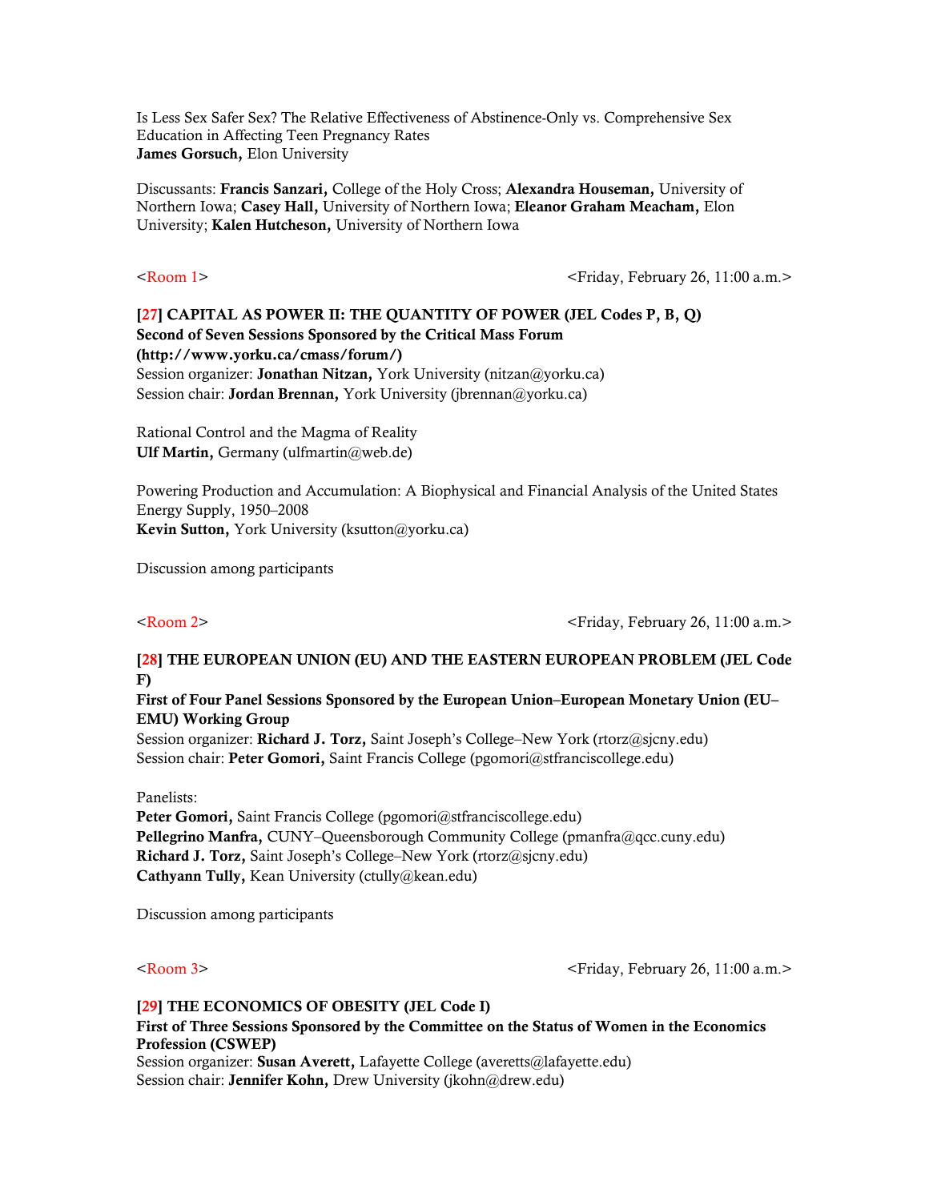Is Less Sex Safer Sex? The Relative Effectiveness of Abstinence-Only vs. Comprehensive Sex Education in Affecting Teen Pregnancy Rates
**James Gorsuch,** Elon University

Discussants: **Francis Sanzari,** College of the Holy Cross; **Alexandra Houseman,** University of Northern Iowa; **Casey Hall,** University of Northern Iowa; **Eleanor Graham Meacham,** Elon University; **Kalen Hutcheson,** University of Northern Iowa

<Room 1> <Friday, February 26, 11:00 a.m.>

**[27] CAPITAL AS POWER II: THE QUANTITY OF POWER (JEL Codes P, B, Q)**
**Second of Seven Sessions Sponsored by the Critical Mass Forum (http://www.yorku.ca/cmass/forum/)**
Session organizer: **Jonathan Nitzan,** York University (nitzan@yorku.ca)
Session chair: **Jordan Brennan,** York University (jbrennan@yorku.ca)

Rational Control and the Magma of Reality
**Ulf Martin,** Germany (ulfmartin@web.de)

Powering Production and Accumulation: A Biophysical and Financial Analysis of the United States Energy Supply, 1950–2008
**Kevin Sutton,** York University (ksutton@yorku.ca)

Discussion among participants

<Room 2> <Friday, February 26, 11:00 a.m.>

**[28] THE EUROPEAN UNION (EU) AND THE EASTERN EUROPEAN PROBLEM (JEL Code F)**
**First of Four Panel Sessions Sponsored by the European Union–European Monetary Union (EU–EMU) Working Group**
Session organizer: **Richard J. Torz,** Saint Joseph's College–New York (rtorz@sjcny.edu)
Session chair: **Peter Gomori,** Saint Francis College (pgomori@stfranciscollege.edu)

Panelists:
**Peter Gomori,** Saint Francis College (pgomori@stfranciscollege.edu)
**Pellegrino Manfra,** CUNY–Queensborough Community College (pmanfra@qcc.cuny.edu)
**Richard J. Torz,** Saint Joseph's College–New York (rtorz@sjcny.edu)
**Cathyann Tully,** Kean University (ctully@kean.edu)

Discussion among participants

<Room 3> <Friday, February 26, 11:00 a.m.>

**[29] THE ECONOMICS OF OBESITY (JEL Code I)**
**First of Three Sessions Sponsored by the Committee on the Status of Women in the Economics Profession (CSWEP)**
Session organizer: **Susan Averett,** Lafayette College (averetts@lafayette.edu)
Session chair: **Jennifer Kohn,** Drew University (jkohn@drew.edu)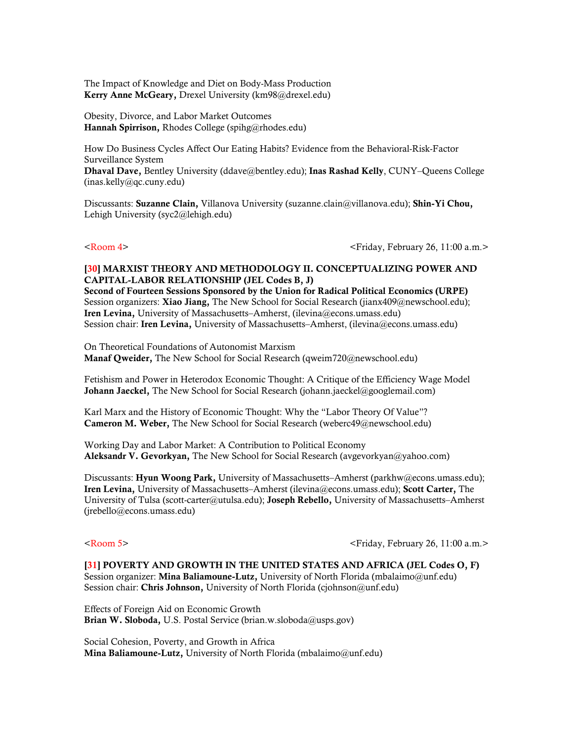The Impact of Knowledge and Diet on Body-Mass Production
**Kerry Anne McGeary,** Drexel University (km98@drexel.edu)

Obesity, Divorce, and Labor Market Outcomes
**Hannah Spirrison,** Rhodes College (spihg@rhodes.edu)

How Do Business Cycles Affect Our Eating Habits? Evidence from the Behavioral-Risk-Factor Surveillance System
**Dhaval Dave,** Bentley University (ddave@bentley.edu); **Inas Rashad Kelly**, CUNY–Queens College (inas.kelly@qc.cuny.edu)

Discussants: **Suzanne Clain,** Villanova University (suzanne.clain@villanova.edu); **Shin-Yi Chou,** Lehigh University (syc2@lehigh.edu)

<Room 4> <Friday, February 26, 11:00 a.m.>

**[30] MARXIST THEORY AND METHODOLOGY II. CONCEPTUALIZING POWER AND CAPITAL-LABOR RELATIONSHIP (JEL Codes B, J)**
**Second of Fourteen Sessions Sponsored by the Union for Radical Political Economics (URPE)**
Session organizers: **Xiao Jiang,** The New School for Social Research (jianx409@newschool.edu); **Iren Levina,** University of Massachusetts–Amherst, (ilevina@econs.umass.edu)
Session chair: **Iren Levina,** University of Massachusetts–Amherst, (ilevina@econs.umass.edu)

On Theoretical Foundations of Autonomist Marxism
**Manaf Qweider,** The New School for Social Research (qweim720@newschool.edu)

Fetishism and Power in Heterodox Economic Thought: A Critique of the Efficiency Wage Model
**Johann Jaeckel,** The New School for Social Research (johann.jaeckel@googlemail.com)

Karl Marx and the History of Economic Thought: Why the "Labor Theory Of Value"?
**Cameron M. Weber,** The New School for Social Research (weberc49@newschool.edu)

Working Day and Labor Market: A Contribution to Political Economy
**Aleksandr V. Gevorkyan,** The New School for Social Research (avgevorkyan@yahoo.com)

Discussants: **Hyun Woong Park,** University of Massachusetts–Amherst (parkhw@econs.umass.edu); **Iren Levina,** University of Massachusetts–Amherst (ilevina@econs.umass.edu); **Scott Carter,** The University of Tulsa (scott-carter@utulsa.edu); **Joseph Rebello,** University of Massachusetts–Amherst (jrebello@econs.umass.edu)

<Room 5> <Friday, February 26, 11:00 a.m.>

**[31] POVERTY AND GROWTH IN THE UNITED STATES AND AFRICA (JEL Codes O, F)**
Session organizer: **Mina Baliamoune-Lutz,** University of North Florida (mbalaimo@unf.edu)
Session chair: **Chris Johnson,** University of North Florida (cjohnson@unf.edu)

Effects of Foreign Aid on Economic Growth
**Brian W. Sloboda,** U.S. Postal Service (brian.w.sloboda@usps.gov)

Social Cohesion, Poverty, and Growth in Africa
**Mina Baliamoune-Lutz,** University of North Florida (mbalaimo@unf.edu)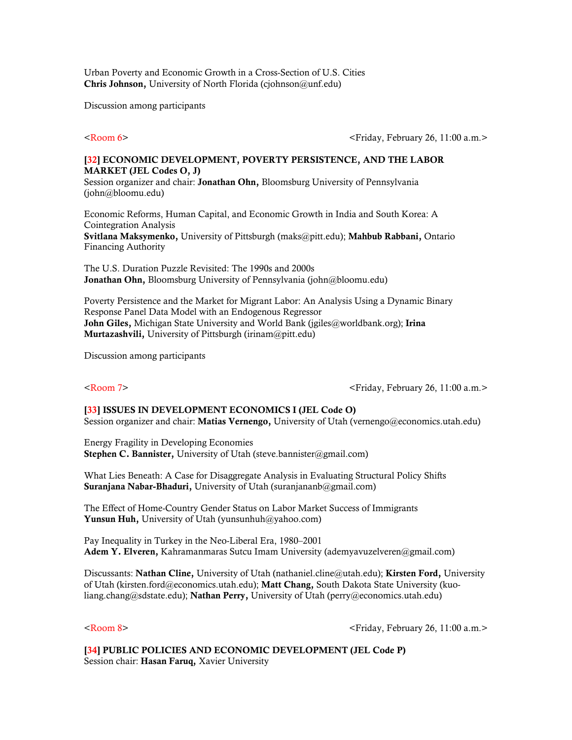Urban Poverty and Economic Growth in a Cross-Section of U.S. Cities
**Chris Johnson,** University of North Florida (cjohnson@unf.edu)

Discussion among participants

<Room 6> <Friday, February 26, 11:00 a.m.>

**[32] ECONOMIC DEVELOPMENT, POVERTY PERSISTENCE, AND THE LABOR MARKET (JEL Codes O, J)**
Session organizer and chair: **Jonathan Ohn,** Bloomsburg University of Pennsylvania (john@bloomu.edu)

Economic Reforms, Human Capital, and Economic Growth in India and South Korea: A Cointegration Analysis
**Svitlana Maksymenko,** University of Pittsburgh (maks@pitt.edu); **Mahbub Rabbani,** Ontario Financing Authority

The U.S. Duration Puzzle Revisited: The 1990s and 2000s
**Jonathan Ohn,** Bloomsburg University of Pennsylvania (john@bloomu.edu)

Poverty Persistence and the Market for Migrant Labor: An Analysis Using a Dynamic Binary Response Panel Data Model with an Endogenous Regressor
**John Giles,** Michigan State University and World Bank (jgiles@worldbank.org); **Irina Murtazashvili,** University of Pittsburgh (irinam@pitt.edu)

Discussion among participants

<Room 7> <Friday, February 26, 11:00 a.m.>

**[33] ISSUES IN DEVELOPMENT ECONOMICS I (JEL Code O)**
Session organizer and chair: **Matias Vernengo,** University of Utah (vernengo@economics.utah.edu)

Energy Fragility in Developing Economies
**Stephen C. Bannister,** University of Utah (steve.bannister@gmail.com)

What Lies Beneath: A Case for Disaggregate Analysis in Evaluating Structural Policy Shifts
**Suranjana Nabar-Bhaduri,** University of Utah (suranjananb@gmail.com)

The Effect of Home-Country Gender Status on Labor Market Success of Immigrants
**Yunsun Huh,** University of Utah (yunsunhuh@yahoo.com)

Pay Inequality in Turkey in the Neo-Liberal Era, 1980–2001
**Adem Y. Elveren,** Kahramanmaras Sutcu Imam University (ademyavuzelveren@gmail.com)

Discussants: **Nathan Cline,** University of Utah (nathaniel.cline@utah.edu); **Kirsten Ford,** University of Utah (kirsten.ford@economics.utah.edu); **Matt Chang,** South Dakota State University (kuo-liang.chang@sdstate.edu); **Nathan Perry,** University of Utah (perry@economics.utah.edu)

<Room 8> <Friday, February 26, 11:00 a.m.>

**[34] PUBLIC POLICIES AND ECONOMIC DEVELOPMENT (JEL Code P)**
Session chair: **Hasan Faruq,** Xavier University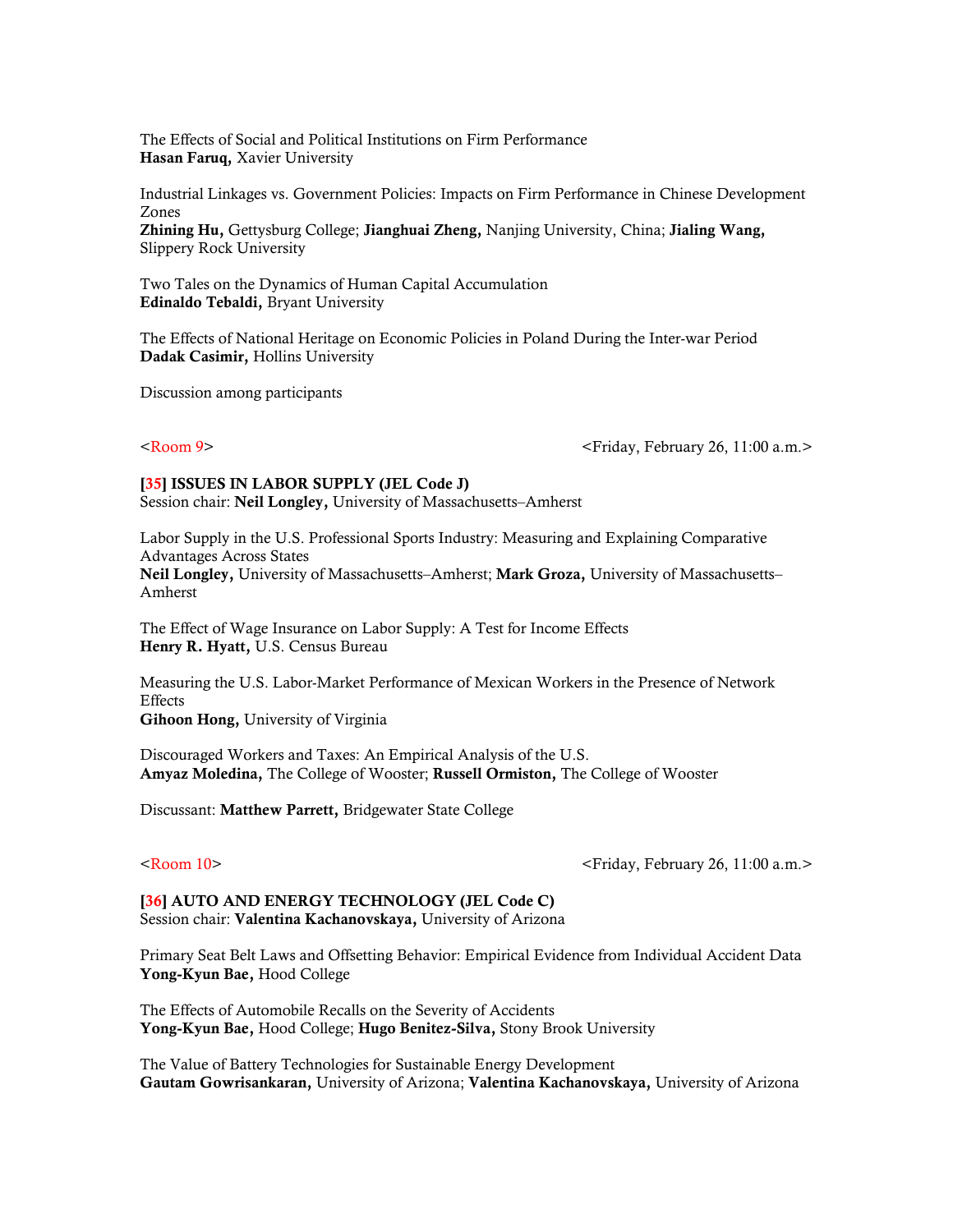The Effects of Social and Political Institutions on Firm Performance
**Hasan Faruq,** Xavier University

Industrial Linkages vs. Government Policies: Impacts on Firm Performance in Chinese Development Zones
**Zhining Hu,** Gettysburg College; **Jianghuai Zheng,** Nanjing University, China; **Jialing Wang,** Slippery Rock University

Two Tales on the Dynamics of Human Capital Accumulation
**Edinaldo Tebaldi,** Bryant University

The Effects of National Heritage on Economic Policies in Poland During the Inter-war Period
**Dadak Casimir,** Hollins University

Discussion among participants

<Room 9> <Friday, February 26, 11:00 a.m.>

**[35] ISSUES IN LABOR SUPPLY (JEL Code J)**
Session chair: **Neil Longley,** University of Massachusetts–Amherst

Labor Supply in the U.S. Professional Sports Industry: Measuring and Explaining Comparative Advantages Across States
**Neil Longley,** University of Massachusetts–Amherst; **Mark Groza,** University of Massachusetts–Amherst

The Effect of Wage Insurance on Labor Supply: A Test for Income Effects
**Henry R. Hyatt,** U.S. Census Bureau

Measuring the U.S. Labor-Market Performance of Mexican Workers in the Presence of Network Effects
**Gihoon Hong,** University of Virginia

Discouraged Workers and Taxes: An Empirical Analysis of the U.S.
**Amyaz Moledina,** The College of Wooster; **Russell Ormiston,** The College of Wooster

Discussant: **Matthew Parrett,** Bridgewater State College

<Room 10> <Friday, February 26, 11:00 a.m.>

**[36] AUTO AND ENERGY TECHNOLOGY (JEL Code C)**
Session chair: **Valentina Kachanovskaya,** University of Arizona

Primary Seat Belt Laws and Offsetting Behavior: Empirical Evidence from Individual Accident Data
**Yong-Kyun Bae,** Hood College

The Effects of Automobile Recalls on the Severity of Accidents
**Yong-Kyun Bae,** Hood College; **Hugo Benitez-Silva,** Stony Brook University

The Value of Battery Technologies for Sustainable Energy Development
**Gautam Gowrisankaran,** University of Arizona; **Valentina Kachanovskaya,** University of Arizona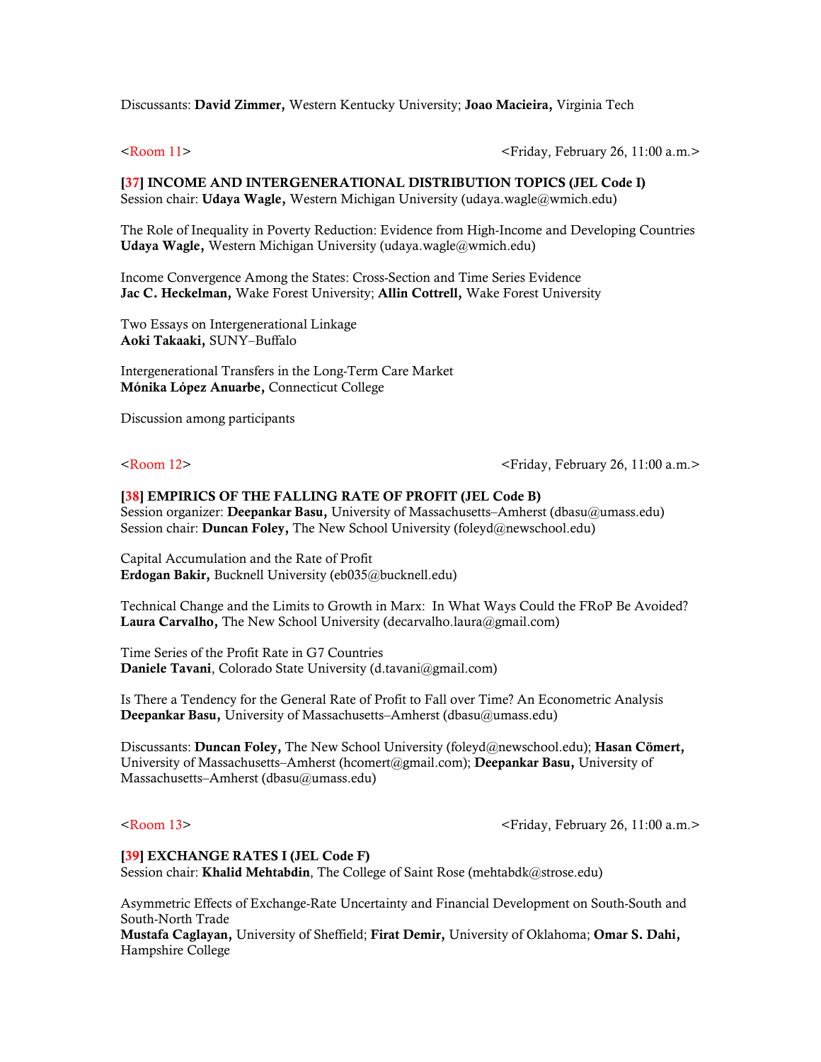Discussants: **David Zimmer,** Western Kentucky University; **Joao Macieira,** Virginia Tech

<Room 11> <Friday, February 26, 11:00 a.m.>

**[37] INCOME AND INTERGENERATIONAL DISTRIBUTION TOPICS (JEL Code I)**
Session chair: **Udaya Wagle,** Western Michigan University (udaya.wagle@wmich.edu)

The Role of Inequality in Poverty Reduction: Evidence from High-Income and Developing Countries
**Udaya Wagle,** Western Michigan University (udaya.wagle@wmich.edu)

Income Convergence Among the States: Cross-Section and Time Series Evidence
**Jac C. Heckelman,** Wake Forest University; **Allin Cottrell,** Wake Forest University

Two Essays on Intergenerational Linkage
**Aoki Takaaki,** SUNY–Buffalo

Intergenerational Transfers in the Long-Term Care Market
**Mónika López Anuarbe,** Connecticut College

Discussion among participants

<Room 12> <Friday, February 26, 11:00 a.m.>

**[38] EMPIRICS OF THE FALLING RATE OF PROFIT (JEL Code B)**
Session organizer: **Deepankar Basu,** University of Massachusetts–Amherst (dbasu@umass.edu)
Session chair: **Duncan Foley,** The New School University (foleyd@newschool.edu)

Capital Accumulation and the Rate of Profit
**Erdogan Bakir,** Bucknell University (eb035@bucknell.edu)

Technical Change and the Limits to Growth in Marx: In What Ways Could the FRoP Be Avoided?
**Laura Carvalho,** The New School University (decarvalho.laura@gmail.com)

Time Series of the Profit Rate in G7 Countries
**Daniele Tavani**, Colorado State University (d.tavani@gmail.com)

Is There a Tendency for the General Rate of Profit to Fall over Time? An Econometric Analysis
**Deepankar Basu,** University of Massachusetts–Amherst (dbasu@umass.edu)

Discussants: **Duncan Foley,** The New School University (foleyd@newschool.edu); **Hasan Cömert,** University of Massachusetts–Amherst (hcomert@gmail.com); **Deepankar Basu,** University of Massachusetts–Amherst (dbasu@umass.edu)

<Room 13> <Friday, February 26, 11:00 a.m.>

**[39] EXCHANGE RATES I (JEL Code F)**
Session chair: **Khalid Mehtabdin**, The College of Saint Rose (mehtabdk@strose.edu)

Asymmetric Effects of Exchange-Rate Uncertainty and Financial Development on South-South and South-North Trade
**Mustafa Caglayan,** University of Sheffield; **Firat Demir,** University of Oklahoma; **Omar S. Dahi,** Hampshire College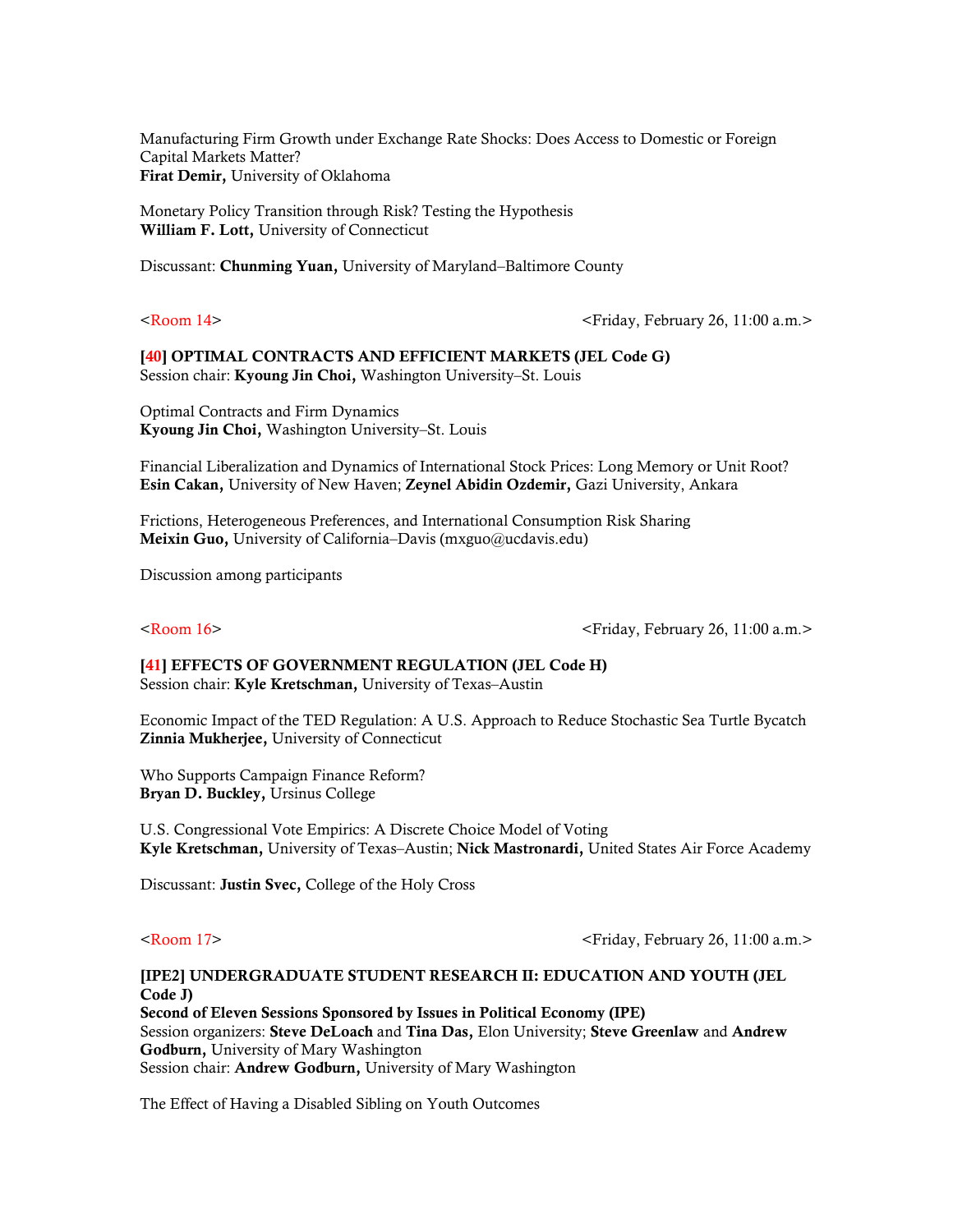Manufacturing Firm Growth under Exchange Rate Shocks: Does Access to Domestic or Foreign Capital Markets Matter?
**Firat Demir,** University of Oklahoma

Monetary Policy Transition through Risk? Testing the Hypothesis
**William F. Lott,** University of Connecticut

Discussant: **Chunming Yuan,** University of Maryland–Baltimore County

<Room 14> <Friday, February 26, 11:00 a.m.>

**[40] OPTIMAL CONTRACTS AND EFFICIENT MARKETS (JEL Code G)**
Session chair: **Kyoung Jin Choi,** Washington University–St. Louis

Optimal Contracts and Firm Dynamics
**Kyoung Jin Choi,** Washington University–St. Louis

Financial Liberalization and Dynamics of International Stock Prices: Long Memory or Unit Root?
**Esin Cakan,** University of New Haven; **Zeynel Abidin Ozdemir,** Gazi University, Ankara

Frictions, Heterogeneous Preferences, and International Consumption Risk Sharing
**Meixin Guo,** University of California–Davis (mxguo@ucdavis.edu)

Discussion among participants

<Room 16> <Friday, February 26, 11:00 a.m.>

**[41] EFFECTS OF GOVERNMENT REGULATION (JEL Code H)**
Session chair: **Kyle Kretschman,** University of Texas–Austin

Economic Impact of the TED Regulation: A U.S. Approach to Reduce Stochastic Sea Turtle Bycatch
**Zinnia Mukherjee,** University of Connecticut

Who Supports Campaign Finance Reform?
**Bryan D. Buckley,** Ursinus College

U.S. Congressional Vote Empirics: A Discrete Choice Model of Voting
**Kyle Kretschman,** University of Texas–Austin; **Nick Mastronardi,** United States Air Force Academy

Discussant: **Justin Svec,** College of the Holy Cross

<Room 17> <Friday, February 26, 11:00 a.m.>

**[IPE2] UNDERGRADUATE STUDENT RESEARCH II: EDUCATION AND YOUTH (JEL Code J)**
**Second of Eleven Sessions Sponsored by Issues in Political Economy (IPE)**
Session organizers: **Steve DeLoach** and **Tina Das,** Elon University; **Steve Greenlaw** and **Andrew Godburn,** University of Mary Washington
Session chair: **Andrew Godburn,** University of Mary Washington

The Effect of Having a Disabled Sibling on Youth Outcomes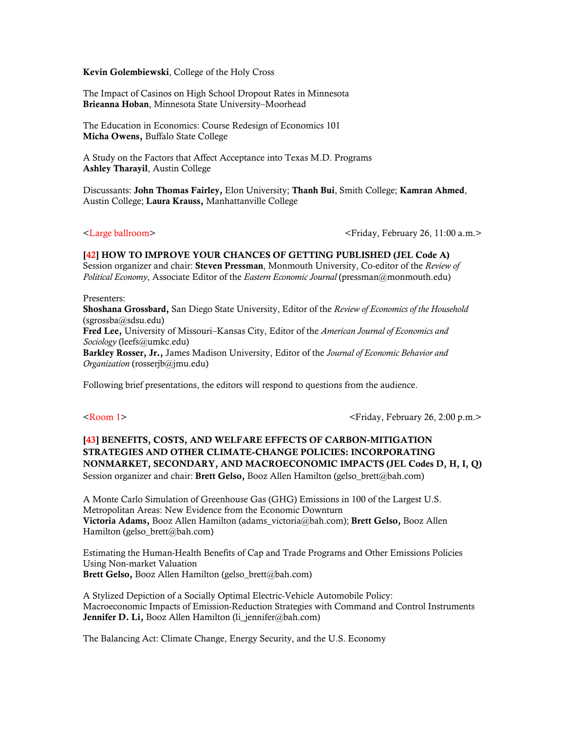**Kevin Golembiewski**, College of the Holy Cross

The Impact of Casinos on High School Dropout Rates in Minnesota
**Brieanna Hoban**, Minnesota State University–Moorhead

The Education in Economics: Course Redesign of Economics 101
**Micha Owens,** Buffalo State College

A Study on the Factors that Affect Acceptance into Texas M.D. Programs
**Ashley Tharayil**, Austin College

Discussants: **John Thomas Fairley,** Elon University; **Thanh Bui**, Smith College; **Kamran Ahmed**, Austin College; **Laura Krauss,** Manhattanville College

<Large ballroom> <Friday, February 26, 11:00 a.m.>

**[42] HOW TO IMPROVE YOUR CHANCES OF GETTING PUBLISHED (JEL Code A)**
Session organizer and chair: **Steven Pressman**, Monmouth University, Co-editor of the *Review of Political Economy*, Associate Editor of the *Eastern Economic Journal* (pressman@monmouth.edu)

Presenters:
**Shoshana Grossbard,** San Diego State University, Editor of the *Review of Economics of the Household* (sgrossba@sdsu.edu)
**Fred Lee,** University of Missouri–Kansas City, Editor of the *American Journal of Economics and Sociology* (leefs@umkc.edu)
**Barkley Rosser, Jr.,** James Madison University, Editor of the *Journal of Economic Behavior and Organization* (rosserjb@jmu.edu)

Following brief presentations, the editors will respond to questions from the audience.

<Room 1> <Friday, February 26, 2:00 p.m.>

**[43] BENEFITS, COSTS, AND WELFARE EFFECTS OF CARBON-MITIGATION STRATEGIES AND OTHER CLIMATE-CHANGE POLICIES: INCORPORATING NONMARKET, SECONDARY, AND MACROECONOMIC IMPACTS (JEL Codes D, H, I, Q)**
Session organizer and chair: **Brett Gelso,** Booz Allen Hamilton (gelso_brett@bah.com)

A Monte Carlo Simulation of Greenhouse Gas (GHG) Emissions in 100 of the Largest U.S. Metropolitan Areas: New Evidence from the Economic Downturn
**Victoria Adams,** Booz Allen Hamilton (adams_victoria@bah.com); **Brett Gelso,** Booz Allen Hamilton (gelso_brett@bah.com)

Estimating the Human-Health Benefits of Cap and Trade Programs and Other Emissions Policies Using Non-market Valuation
**Brett Gelso,** Booz Allen Hamilton (gelso_brett@bah.com)

A Stylized Depiction of a Socially Optimal Electric-Vehicle Automobile Policy: Macroeconomic Impacts of Emission-Reduction Strategies with Command and Control Instruments
**Jennifer D. Li,** Booz Allen Hamilton (li_jennifer@bah.com)

The Balancing Act: Climate Change, Energy Security, and the U.S. Economy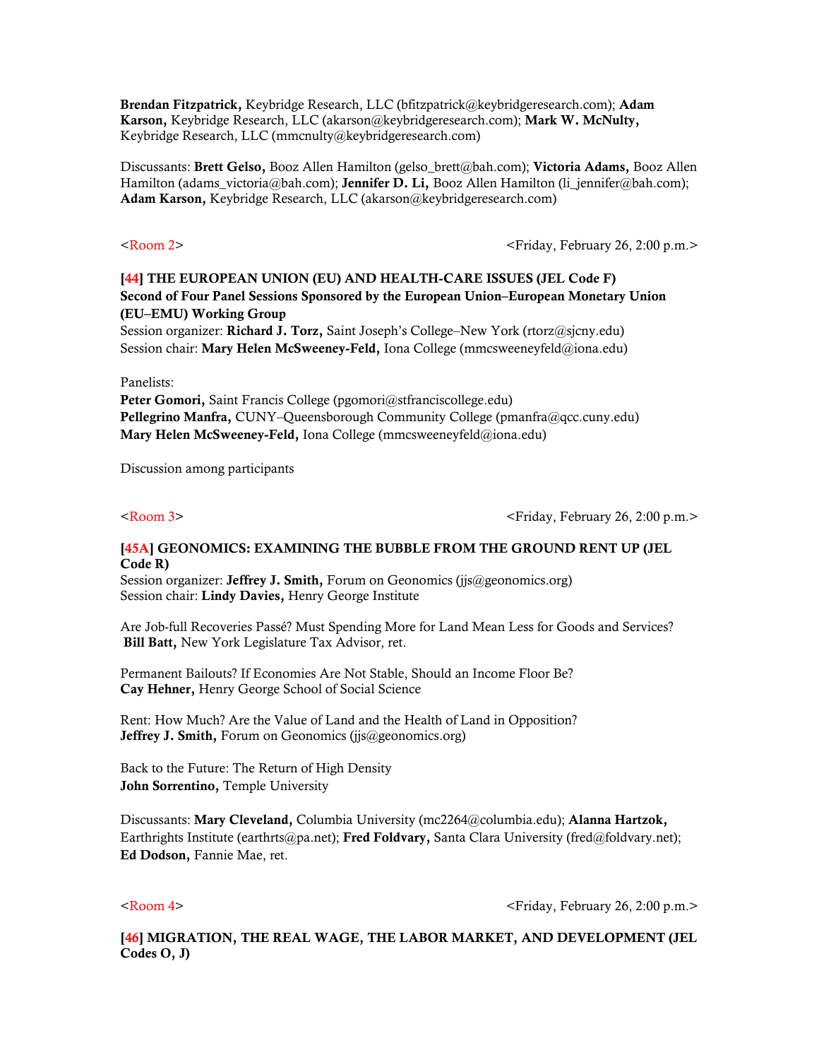**Brendan Fitzpatrick,** Keybridge Research, LLC (bfitzpatrick@keybridgeresearch.com); **Adam Karson,** Keybridge Research, LLC (akarson@keybridgeresearch.com); **Mark W. McNulty,** Keybridge Research, LLC (mmcnulty@keybridgeresearch.com)

Discussants: **Brett Gelso,** Booz Allen Hamilton (gelso_brett@bah.com); **Victoria Adams,** Booz Allen Hamilton (adams_victoria@bah.com); **Jennifer D. Li,** Booz Allen Hamilton (li_jennifer@bah.com); **Adam Karson,** Keybridge Research, LLC (akarson@keybridgeresearch.com)

<Room 2> <Friday, February 26, 2:00 p.m.>

**[44] THE EUROPEAN UNION (EU) AND HEALTH-CARE ISSUES (JEL Code F)**
**Second of Four Panel Sessions Sponsored by the European Union–European Monetary Union (EU–EMU) Working Group**
Session organizer: **Richard J. Torz,** Saint Joseph's College–New York (rtorz@sjcny.edu)
Session chair: **Mary Helen McSweeney-Feld,** Iona College (mmcsweeneyfeld@iona.edu)

Panelists:
**Peter Gomori,** Saint Francis College (pgomori@stfranciscollege.edu)
**Pellegrino Manfra,** CUNY–Queensborough Community College (pmanfra@qcc.cuny.edu)
**Mary Helen McSweeney-Feld,** Iona College (mmcsweeneyfeld@iona.edu)

Discussion among participants

<Room 3> <Friday, February 26, 2:00 p.m.>

**[45A] GEONOMICS: EXAMINING THE BUBBLE FROM THE GROUND RENT UP (JEL Code R)**
Session organizer: **Jeffrey J. Smith,** Forum on Geonomics (jjs@geonomics.org)
Session chair: **Lindy Davies,** Henry George Institute

Are Job-full Recoveries Passé? Must Spending More for Land Mean Less for Goods and Services?
**Bill Batt,** New York Legislature Tax Advisor, ret.

Permanent Bailouts? If Economies Are Not Stable, Should an Income Floor Be?
**Cay Hehner,** Henry George School of Social Science

Rent: How Much? Are the Value of Land and the Health of Land in Opposition?
**Jeffrey J. Smith,** Forum on Geonomics (jjs@geonomics.org)

Back to the Future: The Return of High Density
**John Sorrentino,** Temple University

Discussants: **Mary Cleveland,** Columbia University (mc2264@columbia.edu); **Alanna Hartzok,** Earthrights Institute (earthrts@pa.net); **Fred Foldvary,** Santa Clara University (fred@foldvary.net); **Ed Dodson,** Fannie Mae, ret.

<Room 4> <Friday, February 26, 2:00 p.m.>

**[46] MIGRATION, THE REAL WAGE, THE LABOR MARKET, AND DEVELOPMENT (JEL Codes O, J)**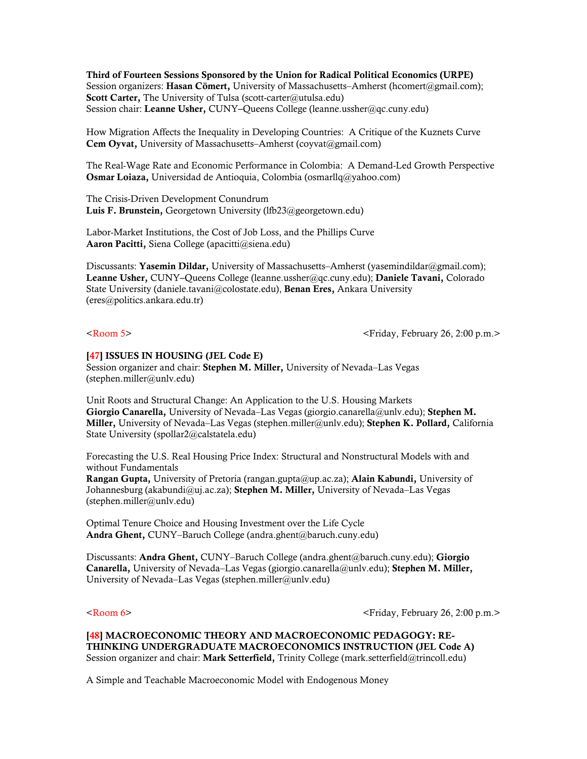**Third of Fourteen Sessions Sponsored by the Union for Radical Political Economics (URPE)**
Session organizers: **Hasan Cömert,** University of Massachusetts–Amherst (hcomert@gmail.com); **Scott Carter,** The University of Tulsa (scott-carter@utulsa.edu)
Session chair: **Leanne Usher,** CUNY–Queens College (leanne.ussher@qc.cuny.edu)

How Migration Affects the Inequality in Developing Countries: A Critique of the Kuznets Curve
**Cem Oyvat,** University of Massachusetts–Amherst (coyvat@gmail.com)

The Real-Wage Rate and Economic Performance in Colombia: A Demand-Led Growth Perspective
**Osmar Loiaza,** Universidad de Antioquia, Colombia (osmarllq@yahoo.com)

The Crisis-Driven Development Conundrum
**Luis F. Brunstein,** Georgetown University (lfb23@georgetown.edu)

Labor-Market Institutions, the Cost of Job Loss, and the Phillips Curve
**Aaron Pacitti,** Siena College (apacitti@siena.edu)

Discussants: **Yasemin Dildar,** University of Massachusetts–Amherst (yasemindildar@gmail.com); **Leanne Usher,** CUNY–Queens College (leanne.ussher@qc.cuny.edu); **Daniele Tavani,** Colorado State University (daniele.tavani@colostate.edu), **Benan Eres,** Ankara University (eres@politics.ankara.edu.tr)

<Room 5> <Friday, February 26, 2:00 p.m.>

## [47] ISSUES IN HOUSING (JEL Code E)

Session organizer and chair: **Stephen M. Miller,** University of Nevada–Las Vegas (stephen.miller@unlv.edu)

Unit Roots and Structural Change: An Application to the U.S. Housing Markets
**Giorgio Canarella,** University of Nevada–Las Vegas (giorgio.canarella@unlv.edu); **Stephen M. Miller,** University of Nevada–Las Vegas (stephen.miller@unlv.edu); **Stephen K. Pollard,** California State University (spollar2@calstatela.edu)

Forecasting the U.S. Real Housing Price Index: Structural and Nonstructural Models with and without Fundamentals
**Rangan Gupta,** University of Pretoria (rangan.gupta@up.ac.za); **Alain Kabundi,** University of Johannesburg (akabundi@uj.ac.za); **Stephen M. Miller,** University of Nevada–Las Vegas (stephen.miller@unlv.edu)

Optimal Tenure Choice and Housing Investment over the Life Cycle
**Andra Ghent,** CUNY–Baruch College (andra.ghent@baruch.cuny.edu)

Discussants: **Andra Ghent,** CUNY–Baruch College (andra.ghent@baruch.cuny.edu); **Giorgio Canarella,** University of Nevada–Las Vegas (giorgio.canarella@unlv.edu); **Stephen M. Miller,** University of Nevada–Las Vegas (stephen.miller@unlv.edu)

<Room 6> <Friday, February 26, 2:00 p.m.>

## [48] MACROECONOMIC THEORY AND MACROECONOMIC PEDAGOGY: RE-THINKING UNDERGRADUATE MACROECONOMICS INSTRUCTION (JEL Code A)

Session organizer and chair: **Mark Setterfield,** Trinity College (mark.setterfield@trincoll.edu)

A Simple and Teachable Macroeconomic Model with Endogenous Money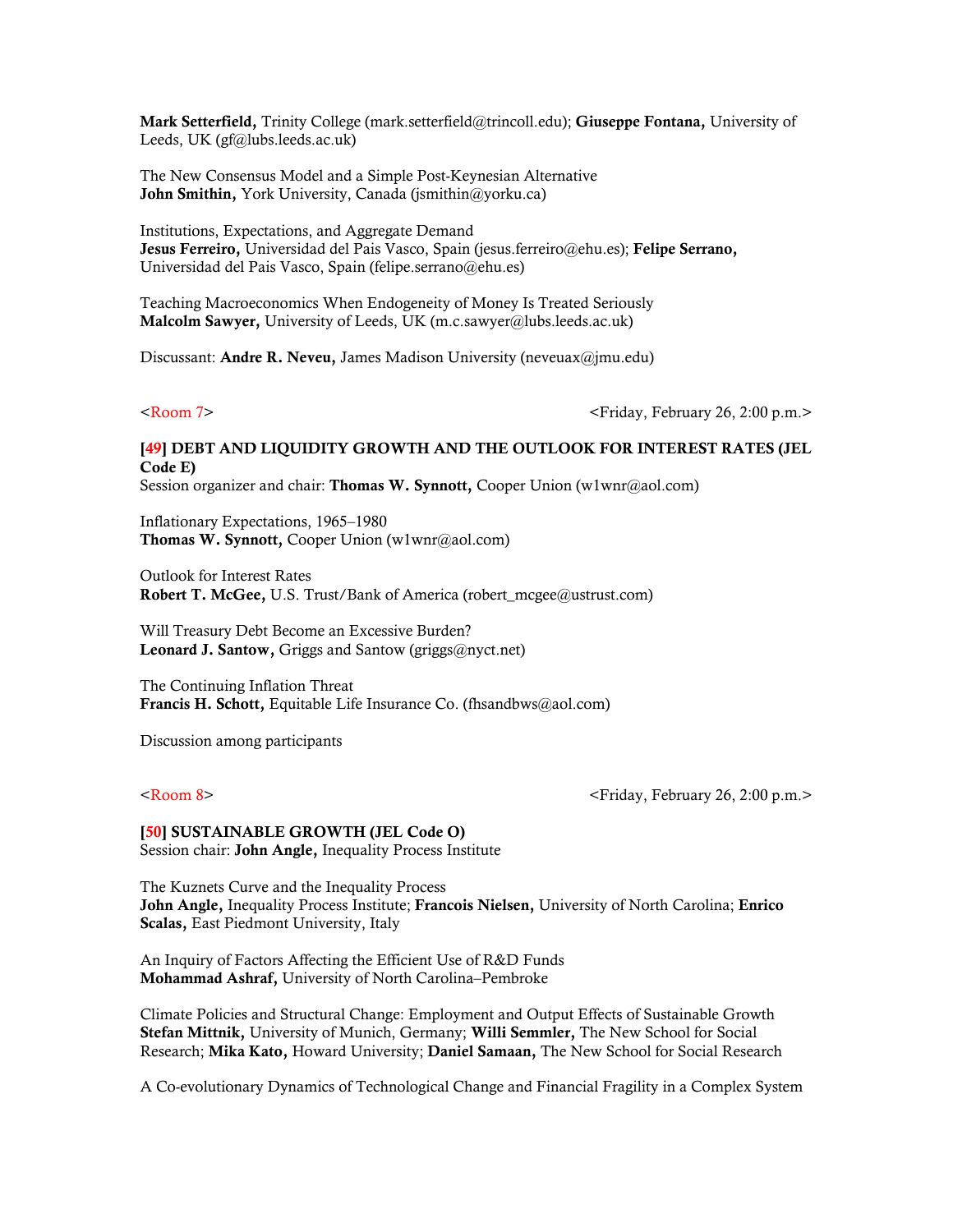**Mark Setterfield,** Trinity College (mark.setterfield@trincoll.edu); **Giuseppe Fontana,** University of Leeds, UK (gf@lubs.leeds.ac.uk)

The New Consensus Model and a Simple Post-Keynesian Alternative
**John Smithin,** York University, Canada (jsmithin@yorku.ca)

Institutions, Expectations, and Aggregate Demand
**Jesus Ferreiro,** Universidad del Pais Vasco, Spain (jesus.ferreiro@ehu.es); **Felipe Serrano,** Universidad del Pais Vasco, Spain (felipe.serrano@ehu.es)

Teaching Macroeconomics When Endogeneity of Money Is Treated Seriously
**Malcolm Sawyer,** University of Leeds, UK (m.c.sawyer@lubs.leeds.ac.uk)

Discussant: **Andre R. Neveu,** James Madison University (neveuax@jmu.edu)

<Room 7> <Friday, February 26, 2:00 p.m.>

**[49] DEBT AND LIQUIDITY GROWTH AND THE OUTLOOK FOR INTEREST RATES (JEL Code E)**
Session organizer and chair: **Thomas W. Synnott,** Cooper Union (w1wnr@aol.com)

Inflationary Expectations, 1965–1980
**Thomas W. Synnott,** Cooper Union (w1wnr@aol.com)

Outlook for Interest Rates
**Robert T. McGee,** U.S. Trust/Bank of America (robert_mcgee@ustrust.com)

Will Treasury Debt Become an Excessive Burden?
**Leonard J. Santow,** Griggs and Santow (griggs@nyct.net)

The Continuing Inflation Threat
**Francis H. Schott,** Equitable Life Insurance Co. (fhsandbws@aol.com)

Discussion among participants

<Room 8> <Friday, February 26, 2:00 p.m.>

**[50] SUSTAINABLE GROWTH (JEL Code O)**
Session chair: **John Angle,** Inequality Process Institute

The Kuznets Curve and the Inequality Process
**John Angle,** Inequality Process Institute; **Francois Nielsen,** University of North Carolina; **Enrico Scalas,** East Piedmont University, Italy

An Inquiry of Factors Affecting the Efficient Use of R&D Funds
**Mohammad Ashraf,** University of North Carolina–Pembroke

Climate Policies and Structural Change: Employment and Output Effects of Sustainable Growth
**Stefan Mittnik,** University of Munich, Germany; **Willi Semmler,** The New School for Social Research; **Mika Kato,** Howard University; **Daniel Samaan,** The New School for Social Research

A Co-evolutionary Dynamics of Technological Change and Financial Fragility in a Complex System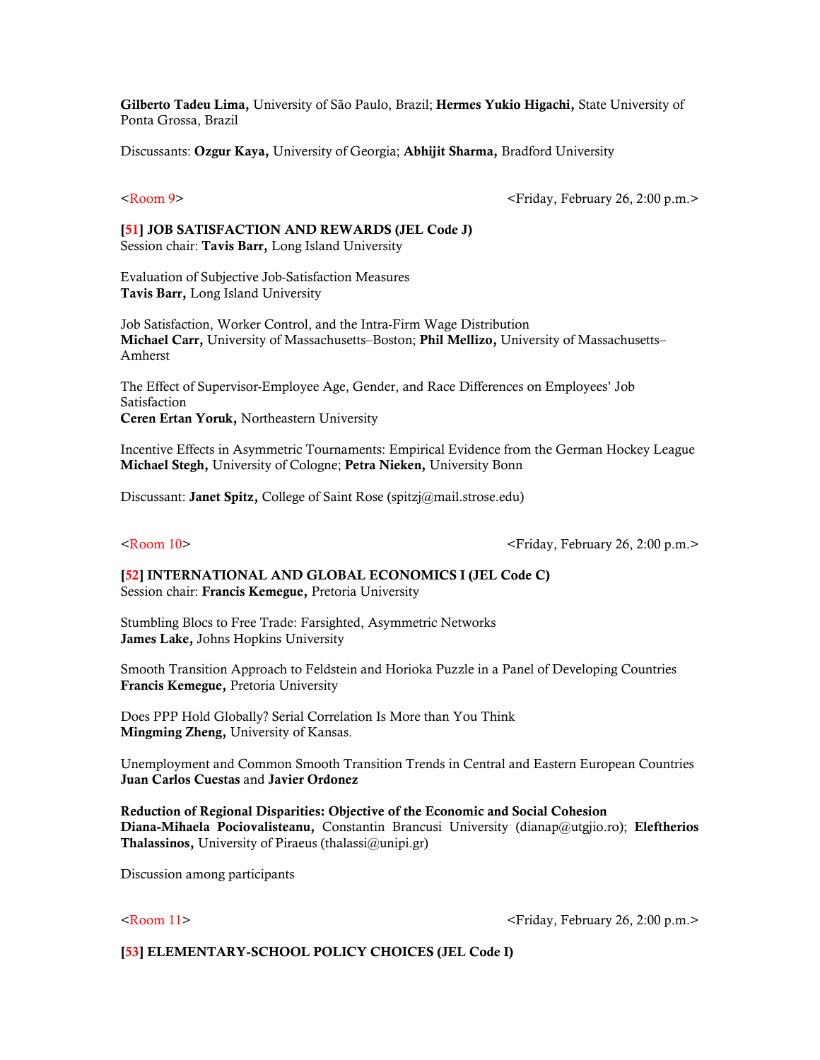**Gilberto Tadeu Lima,** University of São Paulo, Brazil; **Hermes Yukio Higachi,** State University of Ponta Grossa, Brazil

Discussants: **Ozgur Kaya,** University of Georgia; **Abhijit Sharma,** Bradford University

<Room 9> <Friday, February 26, 2:00 p.m.>

**[51] JOB SATISFACTION AND REWARDS (JEL Code J)**
Session chair: **Tavis Barr,** Long Island University

Evaluation of Subjective Job-Satisfaction Measures
**Tavis Barr,** Long Island University

Job Satisfaction, Worker Control, and the Intra-Firm Wage Distribution
**Michael Carr,** University of Massachusetts–Boston; **Phil Mellizo,** University of Massachusetts–Amherst

The Effect of Supervisor-Employee Age, Gender, and Race Differences on Employees' Job Satisfaction
**Ceren Ertan Yoruk,** Northeastern University

Incentive Effects in Asymmetric Tournaments: Empirical Evidence from the German Hockey League
**Michael Stegh,** University of Cologne; **Petra Nieken,** University Bonn

Discussant: **Janet Spitz,** College of Saint Rose (spitzj@mail.strose.edu)

<Room 10> <Friday, February 26, 2:00 p.m.>

**[52] INTERNATIONAL AND GLOBAL ECONOMICS I (JEL Code C)**
Session chair: **Francis Kemegue,** Pretoria University

Stumbling Blocs to Free Trade: Farsighted, Asymmetric Networks
**James Lake,** Johns Hopkins University

Smooth Transition Approach to Feldstein and Horioka Puzzle in a Panel of Developing Countries
**Francis Kemegue,** Pretoria University

Does PPP Hold Globally? Serial Correlation Is More than You Think
**Mingming Zheng,** University of Kansas.

Unemployment and Common Smooth Transition Trends in Central and Eastern European Countries
**Juan Carlos Cuestas** and **Javier Ordonez**

**Reduction of Regional Disparities: Objective of the Economic and Social Cohesion**
**Diana-Mihaela Pociovalisteanu,** Constantin Brancusi University (dianap@utgjio.ro); **Eleftherios Thalassinos,** University of Piraeus (thalassi@unipi.gr)

Discussion among participants

<Room 11> <Friday, February 26, 2:00 p.m.>

**[53] ELEMENTARY-SCHOOL POLICY CHOICES (JEL Code I)**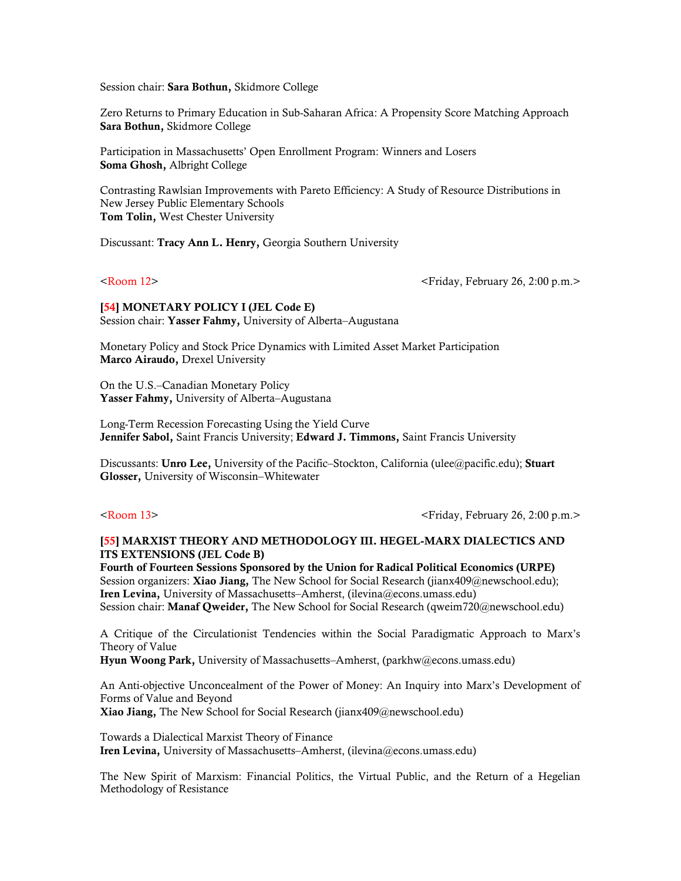Session chair: **Sara Bothun,** Skidmore College

Zero Returns to Primary Education in Sub-Saharan Africa: A Propensity Score Matching Approach
**Sara Bothun,** Skidmore College

Participation in Massachusetts' Open Enrollment Program: Winners and Losers
**Soma Ghosh,** Albright College

Contrasting Rawlsian Improvements with Pareto Efficiency: A Study of Resource Distributions in New Jersey Public Elementary Schools
**Tom Tolin,** West Chester University

Discussant: **Tracy Ann L. Henry,** Georgia Southern University

<Room 12> <Friday, February 26, 2:00 p.m.>

### [54] MONETARY POLICY I (JEL Code E)

Session chair: **Yasser Fahmy,** University of Alberta–Augustana

Monetary Policy and Stock Price Dynamics with Limited Asset Market Participation
**Marco Airaudo,** Drexel University

On the U.S.–Canadian Monetary Policy
**Yasser Fahmy,** University of Alberta–Augustana

Long-Term Recession Forecasting Using the Yield Curve
**Jennifer Sabol,** Saint Francis University; **Edward J. Timmons,** Saint Francis University

Discussants: **Unro Lee,** University of the Pacific–Stockton, California (ulee@pacific.edu); **Stuart Glosser,** University of Wisconsin–Whitewater

<Room 13> <Friday, February 26, 2:00 p.m.>

### [55] MARXIST THEORY AND METHODOLOGY III. HEGEL-MARX DIALECTICS AND ITS EXTENSIONS (JEL Code B)

**Fourth of Fourteen Sessions Sponsored by the Union for Radical Political Economics (URPE)**
Session organizers: **Xiao Jiang,** The New School for Social Research (jianx409@newschool.edu); **Iren Levina,** University of Massachusetts–Amherst, (ilevina@econs.umass.edu)
Session chair: **Manaf Qweider,** The New School for Social Research (qweim720@newschool.edu)

A Critique of the Circulationist Tendencies within the Social Paradigmatic Approach to Marx's Theory of Value
**Hyun Woong Park,** University of Massachusetts–Amherst, (parkhw@econs.umass.edu)

An Anti-objective Unconcealment of the Power of Money: An Inquiry into Marx's Development of Forms of Value and Beyond
**Xiao Jiang,** The New School for Social Research (jianx409@newschool.edu)

Towards a Dialectical Marxist Theory of Finance
**Iren Levina,** University of Massachusetts–Amherst, (ilevina@econs.umass.edu)

The New Spirit of Marxism: Financial Politics, the Virtual Public, and the Return of a Hegelian Methodology of Resistance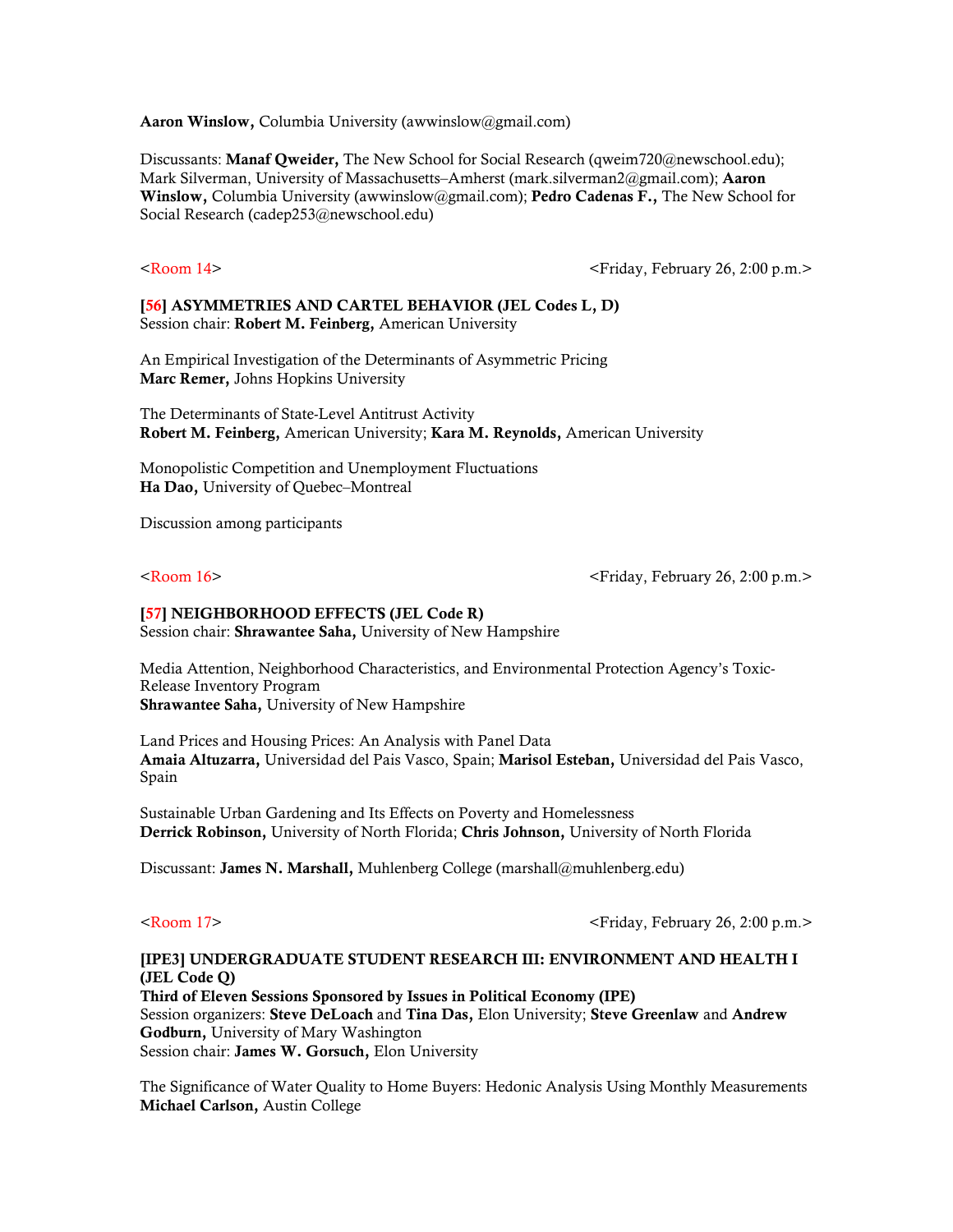**Aaron Winslow,** Columbia University (awwinslow@gmail.com)

Discussants: **Manaf Qweider,** The New School for Social Research (qweim720@newschool.edu); Mark Silverman, University of Massachusetts–Amherst (mark.silverman2@gmail.com); **Aaron Winslow,** Columbia University (awwinslow@gmail.com); **Pedro Cadenas F.,** The New School for Social Research (cadep253@newschool.edu)

<Room 14> <Friday, February 26, 2:00 p.m.>

**[56] ASYMMETRIES AND CARTEL BEHAVIOR (JEL Codes L, D)**
Session chair: **Robert M. Feinberg,** American University

An Empirical Investigation of the Determinants of Asymmetric Pricing
**Marc Remer,** Johns Hopkins University

The Determinants of State-Level Antitrust Activity
**Robert M. Feinberg,** American University; **Kara M. Reynolds,** American University

Monopolistic Competition and Unemployment Fluctuations
**Ha Dao,** University of Quebec–Montreal

Discussion among participants

<Room 16> <Friday, February 26, 2:00 p.m.>

**[57] NEIGHBORHOOD EFFECTS (JEL Code R)**
Session chair: **Shrawantee Saha,** University of New Hampshire

Media Attention, Neighborhood Characteristics, and Environmental Protection Agency's Toxic-Release Inventory Program
**Shrawantee Saha,** University of New Hampshire

Land Prices and Housing Prices: An Analysis with Panel Data
**Amaia Altuzarra,** Universidad del Pais Vasco, Spain; **Marisol Esteban,** Universidad del Pais Vasco, Spain

Sustainable Urban Gardening and Its Effects on Poverty and Homelessness
**Derrick Robinson,** University of North Florida; **Chris Johnson,** University of North Florida

Discussant: **James N. Marshall,** Muhlenberg College (marshall@muhlenberg.edu)

<Room 17> <Friday, February 26, 2:00 p.m.>

**[IPE3] UNDERGRADUATE STUDENT RESEARCH III: ENVIRONMENT AND HEALTH I (JEL Code Q)**
**Third of Eleven Sessions Sponsored by Issues in Political Economy (IPE)**
Session organizers: **Steve DeLoach** and **Tina Das,** Elon University; **Steve Greenlaw** and **Andrew Godburn,** University of Mary Washington
Session chair: **James W. Gorsuch,** Elon University

The Significance of Water Quality to Home Buyers: Hedonic Analysis Using Monthly Measurements
**Michael Carlson,** Austin College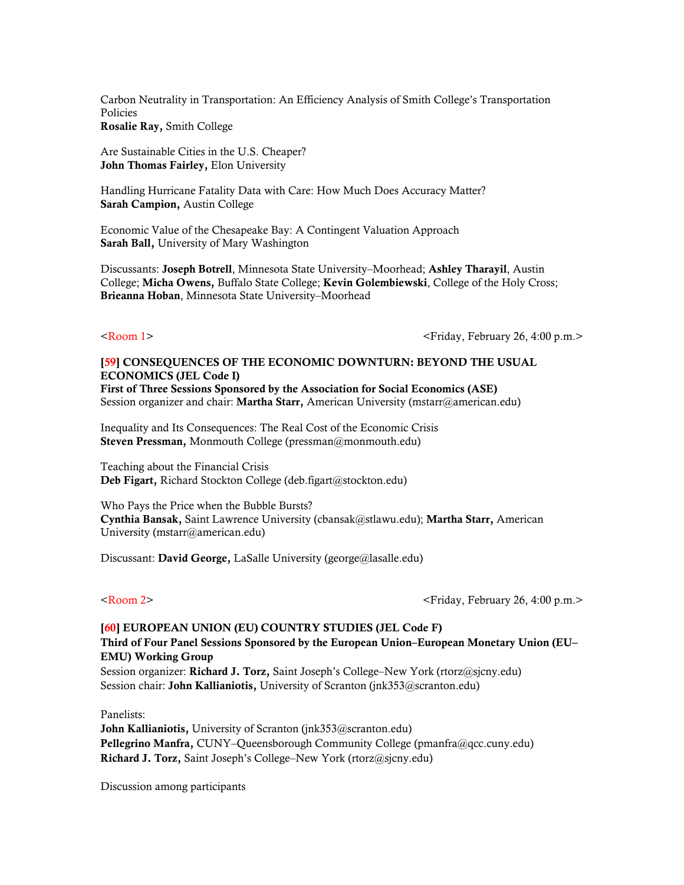Carbon Neutrality in Transportation: An Efficiency Analysis of Smith College's Transportation Policies
**Rosalie Ray,** Smith College

Are Sustainable Cities in the U.S. Cheaper?
**John Thomas Fairley,** Elon University

Handling Hurricane Fatality Data with Care: How Much Does Accuracy Matter?
**Sarah Campion,** Austin College

Economic Value of the Chesapeake Bay: A Contingent Valuation Approach
**Sarah Ball,** University of Mary Washington

Discussants: **Joseph Botrell**, Minnesota State University–Moorhead; **Ashley Tharayil**, Austin College; **Micha Owens,** Buffalo State College; **Kevin Golembiewski**, College of the Holy Cross; **Brieanna Hoban**, Minnesota State University–Moorhead

<Room 1> <Friday, February 26, 4:00 p.m.>

**[59] CONSEQUENCES OF THE ECONOMIC DOWNTURN: BEYOND THE USUAL ECONOMICS (JEL Code I)**
**First of Three Sessions Sponsored by the Association for Social Economics (ASE)**
Session organizer and chair: **Martha Starr,** American University (mstarr@american.edu)

Inequality and Its Consequences: The Real Cost of the Economic Crisis
**Steven Pressman,** Monmouth College (pressman@monmouth.edu)

Teaching about the Financial Crisis
**Deb Figart,** Richard Stockton College (deb.figart@stockton.edu)

Who Pays the Price when the Bubble Bursts?
**Cynthia Bansak,** Saint Lawrence University (cbansak@stlawu.edu); **Martha Starr,** American University (mstarr@american.edu)

Discussant: **David George,** LaSalle University (george@lasalle.edu)

<Room 2> <Friday, February 26, 4:00 p.m.>

**[60] EUROPEAN UNION (EU) COUNTRY STUDIES (JEL Code F)**
**Third of Four Panel Sessions Sponsored by the European Union–European Monetary Union (EU–EMU) Working Group**
Session organizer: **Richard J. Torz,** Saint Joseph's College–New York (rtorz@sjcny.edu)
Session chair: **John Kallianiotis,** University of Scranton (jnk353@scranton.edu)

Panelists:
**John Kallianiotis,** University of Scranton (jnk353@scranton.edu)
**Pellegrino Manfra,** CUNY–Queensborough Community College (pmanfra@qcc.cuny.edu)
**Richard J. Torz,** Saint Joseph's College–New York (rtorz@sjcny.edu)

Discussion among participants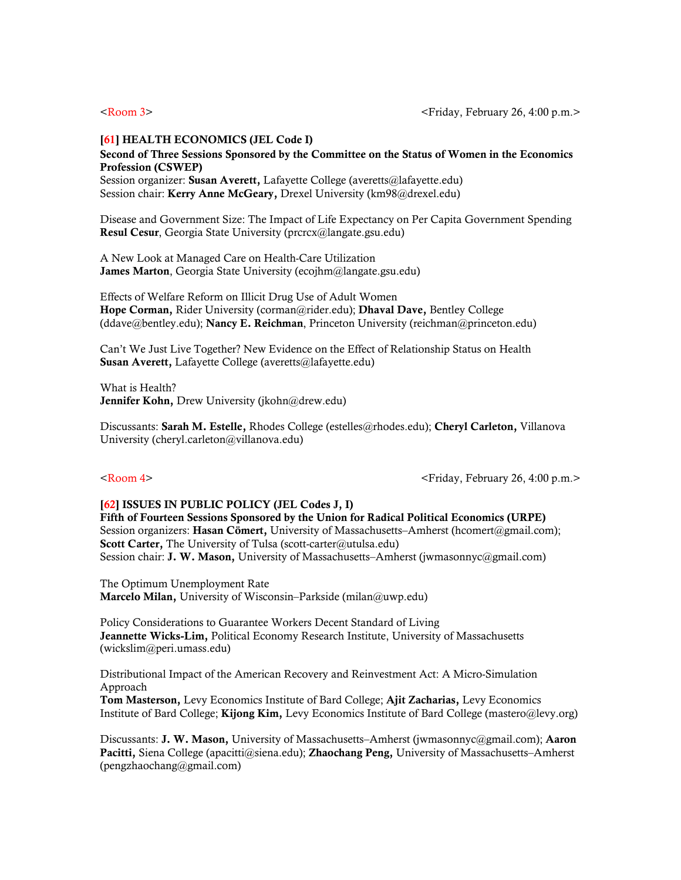<Room 3> <Friday, February 26, 4:00 p.m.>

**[61] HEALTH ECONOMICS (JEL Code I)**
**Second of Three Sessions Sponsored by the Committee on the Status of Women in the Economics Profession (CSWEP)**
Session organizer: **Susan Averett,** Lafayette College (averetts@lafayette.edu)
Session chair: **Kerry Anne McGeary,** Drexel University (km98@drexel.edu)

Disease and Government Size: The Impact of Life Expectancy on Per Capita Government Spending
**Resul Cesur**, Georgia State University (prcrcx@langate.gsu.edu)

A New Look at Managed Care on Health-Care Utilization
**James Marton**, Georgia State University (ecojhm@langate.gsu.edu)

Effects of Welfare Reform on Illicit Drug Use of Adult Women
**Hope Corman,** Rider University (corman@rider.edu); **Dhaval Dave,** Bentley College (ddave@bentley.edu); **Nancy E. Reichman**, Princeton University (reichman@princeton.edu)

Can't We Just Live Together? New Evidence on the Effect of Relationship Status on Health
**Susan Averett,** Lafayette College (averetts@lafayette.edu)

What is Health?
**Jennifer Kohn,** Drew University (jkohn@drew.edu)

Discussants: **Sarah M. Estelle,** Rhodes College (estelles@rhodes.edu); **Cheryl Carleton,** Villanova University (cheryl.carleton@villanova.edu)

<Room 4> <Friday, February 26, 4:00 p.m.>

**[62] ISSUES IN PUBLIC POLICY (JEL Codes J, I)**
**Fifth of Fourteen Sessions Sponsored by the Union for Radical Political Economics (URPE)**
Session organizers: **Hasan Cömert,** University of Massachusetts–Amherst (hcomert@gmail.com); **Scott Carter,** The University of Tulsa (scott-carter@utulsa.edu)
Session chair: **J. W. Mason,** University of Massachusetts–Amherst (jwmasonnyc@gmail.com)

The Optimum Unemployment Rate
**Marcelo Milan,** University of Wisconsin–Parkside (milan@uwp.edu)

Policy Considerations to Guarantee Workers Decent Standard of Living
**Jeannette Wicks-Lim,** Political Economy Research Institute, University of Massachusetts (wickslim@peri.umass.edu)

Distributional Impact of the American Recovery and Reinvestment Act: A Micro-Simulation Approach
**Tom Masterson,** Levy Economics Institute of Bard College; **Ajit Zacharias,** Levy Economics Institute of Bard College; **Kijong Kim,** Levy Economics Institute of Bard College (mastero@levy.org)

Discussants: **J. W. Mason,** University of Massachusetts–Amherst (jwmasonnyc@gmail.com); **Aaron Pacitti,** Siena College (apacitti@siena.edu); **Zhaochang Peng,** University of Massachusetts–Amherst (pengzhaochang@gmail.com)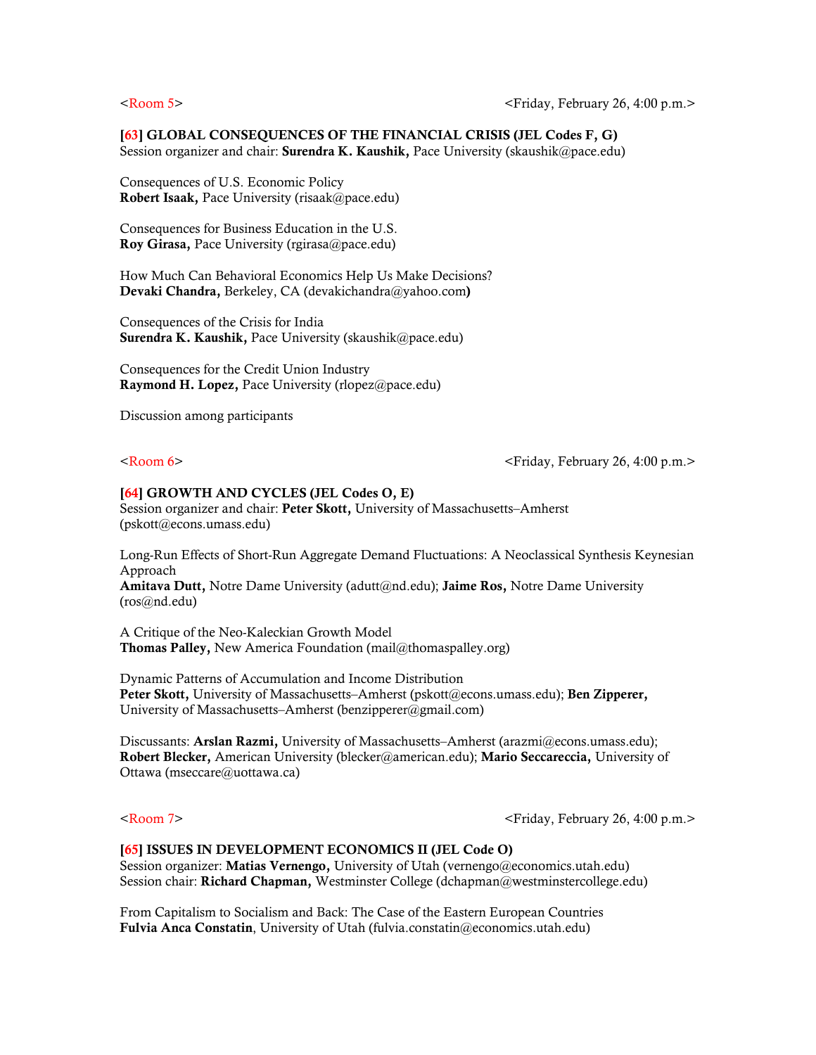<Room 5> <Friday, February 26, 4:00 p.m.>

**[63] GLOBAL CONSEQUENCES OF THE FINANCIAL CRISIS (JEL Codes F, G)**
Session organizer and chair: **Surendra K. Kaushik,** Pace University (skaushik@pace.edu)

Consequences of U.S. Economic Policy
**Robert Isaak,** Pace University (risaak@pace.edu)

Consequences for Business Education in the U.S.
**Roy Girasa,** Pace University (rgirasa@pace.edu)

How Much Can Behavioral Economics Help Us Make Decisions?
**Devaki Chandra,** Berkeley, CA (devakichandra@yahoo.com)

Consequences of the Crisis for India
**Surendra K. Kaushik,** Pace University (skaushik@pace.edu)

Consequences for the Credit Union Industry
**Raymond H. Lopez,** Pace University (rlopez@pace.edu)

Discussion among participants

<Room 6> <Friday, February 26, 4:00 p.m.>

**[64] GROWTH AND CYCLES (JEL Codes O, E)**
Session organizer and chair: **Peter Skott,** University of Massachusetts–Amherst (pskott@econs.umass.edu)

Long-Run Effects of Short-Run Aggregate Demand Fluctuations: A Neoclassical Synthesis Keynesian Approach
**Amitava Dutt,** Notre Dame University (adutt@nd.edu); **Jaime Ros,** Notre Dame University (ros@nd.edu)

A Critique of the Neo-Kaleckian Growth Model
**Thomas Palley,** New America Foundation (mail@thomaspalley.org)

Dynamic Patterns of Accumulation and Income Distribution
**Peter Skott,** University of Massachusetts–Amherst (pskott@econs.umass.edu); **Ben Zipperer,** University of Massachusetts–Amherst (benzipperer@gmail.com)

Discussants: **Arslan Razmi,** University of Massachusetts–Amherst (arazmi@econs.umass.edu); **Robert Blecker,** American University (blecker@american.edu); **Mario Seccareccia,** University of Ottawa (mseccare@uottawa.ca)

<Room 7> <Friday, February 26, 4:00 p.m.>

**[65] ISSUES IN DEVELOPMENT ECONOMICS II (JEL Code O)**
Session organizer: **Matias Vernengo,** University of Utah (vernengo@economics.utah.edu)
Session chair: **Richard Chapman,** Westminster College (dchapman@westminstercollege.edu)

From Capitalism to Socialism and Back: The Case of the Eastern European Countries
**Fulvia Anca Constatin**, University of Utah (fulvia.constatin@economics.utah.edu)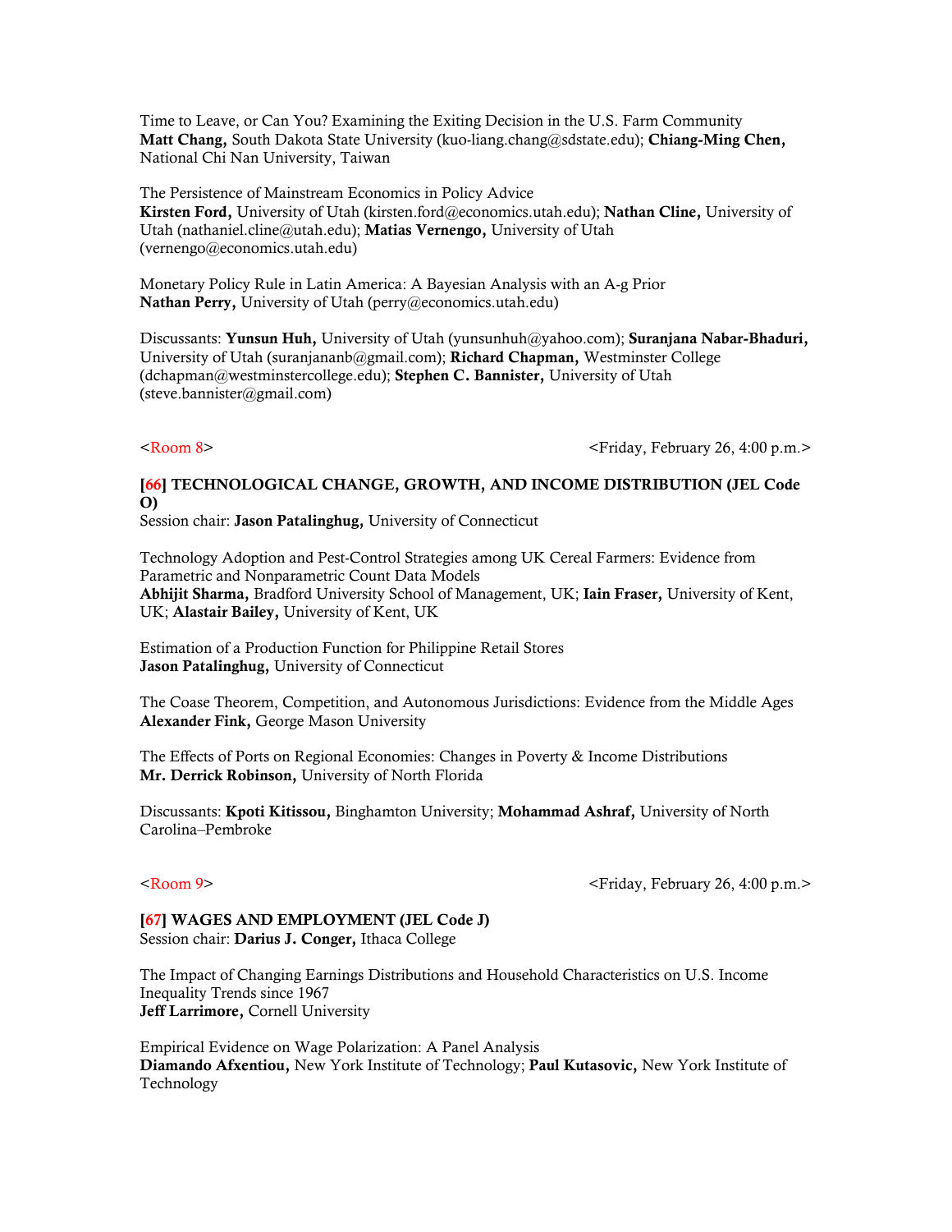Time to Leave, or Can You? Examining the Exiting Decision in the U.S. Farm Community
**Matt Chang,** South Dakota State University (kuo-liang.chang@sdstate.edu); **Chiang-Ming Chen,** National Chi Nan University, Taiwan

The Persistence of Mainstream Economics in Policy Advice
**Kirsten Ford,** University of Utah (kirsten.ford@economics.utah.edu); **Nathan Cline,** University of Utah (nathaniel.cline@utah.edu); **Matias Vernengo,** University of Utah (vernengo@economics.utah.edu)

Monetary Policy Rule in Latin America: A Bayesian Analysis with an A-g Prior
**Nathan Perry,** University of Utah (perry@economics.utah.edu)

Discussants: **Yunsun Huh,** University of Utah (yunsunhuh@yahoo.com); **Suranjana Nabar-Bhaduri,** University of Utah (suranjananb@gmail.com); **Richard Chapman,** Westminster College (dchapman@westminstercollege.edu); **Stephen C. Bannister,** University of Utah (steve.bannister@gmail.com)

<Room 8> <Friday, February 26, 4:00 p.m.>

**[66] TECHNOLOGICAL CHANGE, GROWTH, AND INCOME DISTRIBUTION (JEL Code O)**
Session chair: **Jason Patalinghug,** University of Connecticut

Technology Adoption and Pest-Control Strategies among UK Cereal Farmers: Evidence from Parametric and Nonparametric Count Data Models
**Abhijit Sharma,** Bradford University School of Management, UK; **Iain Fraser,** University of Kent, UK; **Alastair Bailey,** University of Kent, UK

Estimation of a Production Function for Philippine Retail Stores
**Jason Patalinghug,** University of Connecticut

The Coase Theorem, Competition, and Autonomous Jurisdictions: Evidence from the Middle Ages
**Alexander Fink,** George Mason University

The Effects of Ports on Regional Economies: Changes in Poverty & Income Distributions
**Mr. Derrick Robinson,** University of North Florida

Discussants: **Kpoti Kitissou,** Binghamton University; **Mohammad Ashraf,** University of North Carolina–Pembroke

<Room 9> <Friday, February 26, 4:00 p.m.>

**[67] WAGES AND EMPLOYMENT (JEL Code J)**
Session chair: **Darius J. Conger,** Ithaca College

The Impact of Changing Earnings Distributions and Household Characteristics on U.S. Income Inequality Trends since 1967
**Jeff Larrimore,** Cornell University

Empirical Evidence on Wage Polarization: A Panel Analysis
**Diamando Afxentiou,** New York Institute of Technology; **Paul Kutasovic,** New York Institute of Technology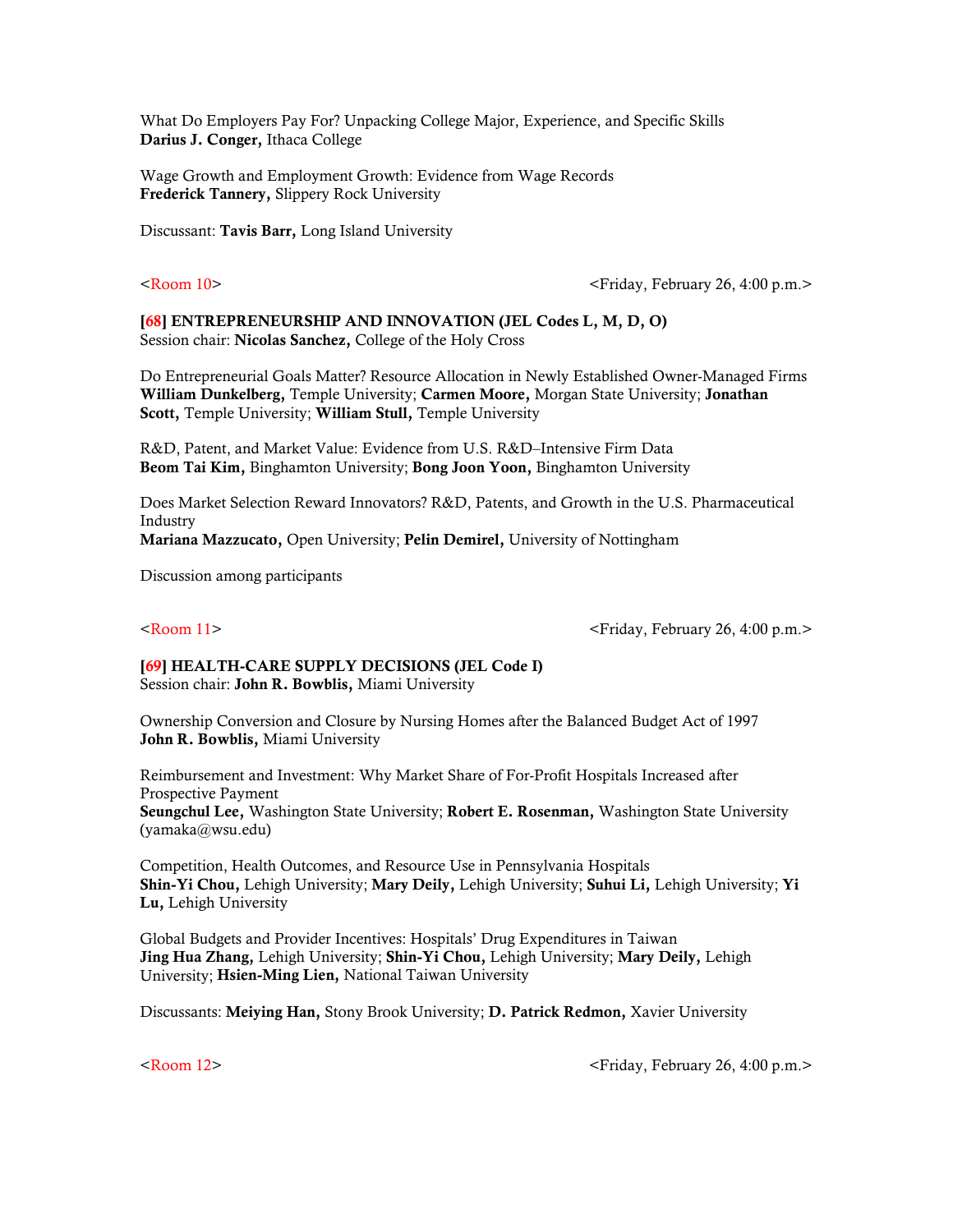What Do Employers Pay For? Unpacking College Major, Experience, and Specific Skills
**Darius J. Conger,** Ithaca College

Wage Growth and Employment Growth: Evidence from Wage Records
**Frederick Tannery,** Slippery Rock University

Discussant: **Tavis Barr,** Long Island University

<Room 10> <Friday, February 26, 4:00 p.m.>

**[68] ENTREPRENEURSHIP AND INNOVATION (JEL Codes L, M, D, O)**
Session chair: **Nicolas Sanchez,** College of the Holy Cross

Do Entrepreneurial Goals Matter? Resource Allocation in Newly Established Owner-Managed Firms
**William Dunkelberg,** Temple University; **Carmen Moore,** Morgan State University; **Jonathan Scott,** Temple University; **William Stull,** Temple University

R&D, Patent, and Market Value: Evidence from U.S. R&D–Intensive Firm Data
**Beom Tai Kim,** Binghamton University; **Bong Joon Yoon,** Binghamton University

Does Market Selection Reward Innovators? R&D, Patents, and Growth in the U.S. Pharmaceutical Industry
**Mariana Mazzucato,** Open University; **Pelin Demirel,** University of Nottingham

Discussion among participants

<Room 11> <Friday, February 26, 4:00 p.m.>

**[69] HEALTH-CARE SUPPLY DECISIONS (JEL Code I)**
Session chair: **John R. Bowblis,** Miami University

Ownership Conversion and Closure by Nursing Homes after the Balanced Budget Act of 1997
**John R. Bowblis,** Miami University

Reimbursement and Investment: Why Market Share of For-Profit Hospitals Increased after Prospective Payment
**Seungchul Lee,** Washington State University; **Robert E. Rosenman,** Washington State University (yamaka@wsu.edu)

Competition, Health Outcomes, and Resource Use in Pennsylvania Hospitals
**Shin-Yi Chou,** Lehigh University; **Mary Deily,** Lehigh University; **Suhui Li,** Lehigh University; **Yi Lu,** Lehigh University

Global Budgets and Provider Incentives: Hospitals' Drug Expenditures in Taiwan
**Jing Hua Zhang,** Lehigh University; **Shin-Yi Chou,** Lehigh University; **Mary Deily,** Lehigh University; **Hsien-Ming Lien,** National Taiwan University

Discussants: **Meiying Han,** Stony Brook University; **D. Patrick Redmon,** Xavier University

<Room 12> <Friday, February 26, 4:00 p.m.>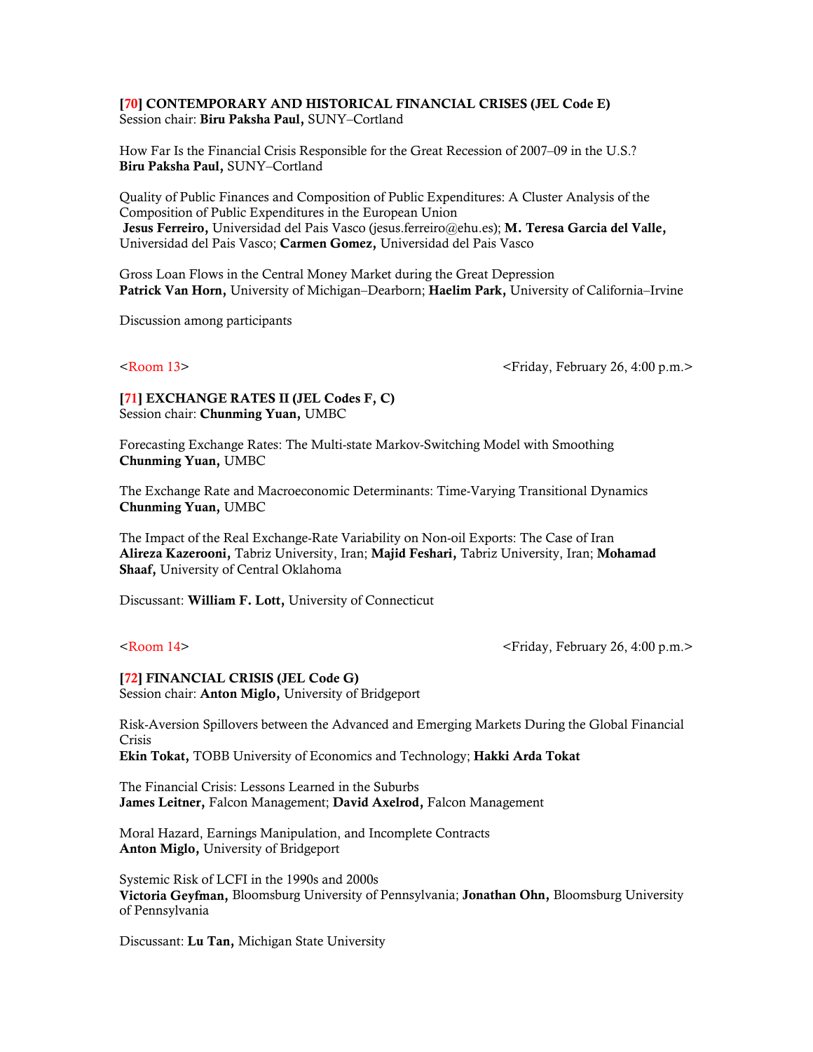**[70] CONTEMPORARY AND HISTORICAL FINANCIAL CRISES (JEL Code E)**
Session chair: **Biru Paksha Paul,** SUNY–Cortland

How Far Is the Financial Crisis Responsible for the Great Recession of 2007–09 in the U.S.?
**Biru Paksha Paul,** SUNY–Cortland

Quality of Public Finances and Composition of Public Expenditures: A Cluster Analysis of the Composition of Public Expenditures in the European Union
**Jesus Ferreiro,** Universidad del Pais Vasco (jesus.ferreiro@ehu.es); **M. Teresa Garcia del Valle,** Universidad del Pais Vasco; **Carmen Gomez,** Universidad del Pais Vasco

Gross Loan Flows in the Central Money Market during the Great Depression
**Patrick Van Horn,** University of Michigan–Dearborn; **Haelim Park,** University of California–Irvine

Discussion among participants

<Room 13> <Friday, February 26, 4:00 p.m.>

**[71] EXCHANGE RATES II (JEL Codes F, C)**
Session chair: **Chunming Yuan,** UMBC

Forecasting Exchange Rates: The Multi-state Markov-Switching Model with Smoothing
**Chunming Yuan,** UMBC

The Exchange Rate and Macroeconomic Determinants: Time-Varying Transitional Dynamics
**Chunming Yuan,** UMBC

The Impact of the Real Exchange-Rate Variability on Non-oil Exports: The Case of Iran
**Alireza Kazerooni,** Tabriz University, Iran; **Majid Feshari,** Tabriz University, Iran; **Mohamad Shaaf,** University of Central Oklahoma

Discussant: **William F. Lott,** University of Connecticut

<Room 14> <Friday, February 26, 4:00 p.m.>

**[72] FINANCIAL CRISIS (JEL Code G)**
Session chair: **Anton Miglo,** University of Bridgeport

Risk-Aversion Spillovers between the Advanced and Emerging Markets During the Global Financial Crisis
**Ekin Tokat,** TOBB University of Economics and Technology; **Hakki Arda Tokat**

The Financial Crisis: Lessons Learned in the Suburbs
**James Leitner,** Falcon Management; **David Axelrod,** Falcon Management

Moral Hazard, Earnings Manipulation, and Incomplete Contracts
**Anton Miglo,** University of Bridgeport

Systemic Risk of LCFI in the 1990s and 2000s
**Victoria Geyfman,** Bloomsburg University of Pennsylvania; **Jonathan Ohn,** Bloomsburg University of Pennsylvania

Discussant: **Lu Tan,** Michigan State University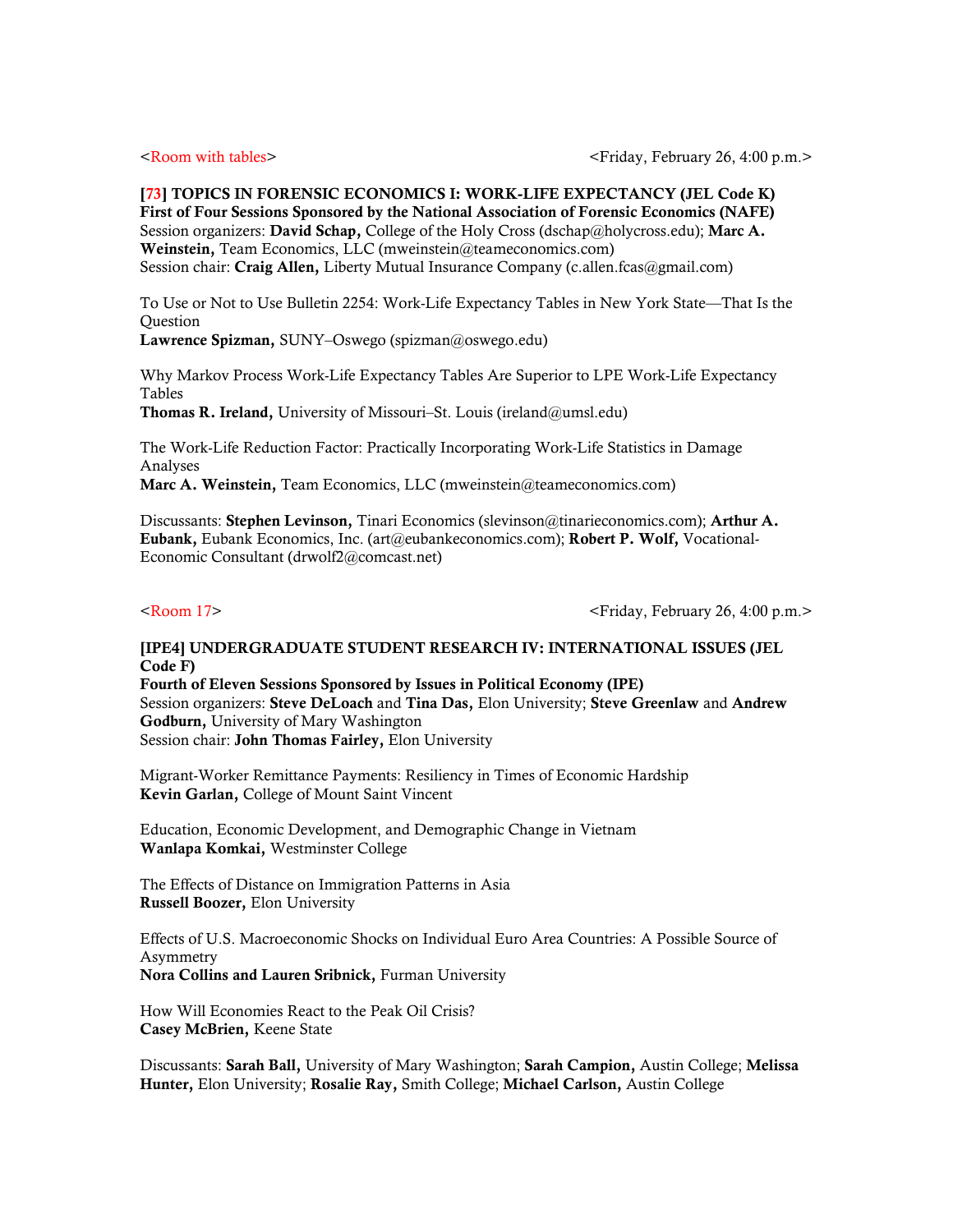<Room with tables> <Friday, February 26, 4:00 p.m.>

**[73] TOPICS IN FORENSIC ECONOMICS I: WORK-LIFE EXPECTANCY (JEL Code K)**
**First of Four Sessions Sponsored by the National Association of Forensic Economics (NAFE)**
Session organizers: **David Schap,** College of the Holy Cross (dschap@holycross.edu); **Marc A. Weinstein,** Team Economics, LLC (mweinstein@teameconomics.com)
Session chair: **Craig Allen,** Liberty Mutual Insurance Company (c.allen.fcas@gmail.com)

To Use or Not to Use Bulletin 2254: Work-Life Expectancy Tables in New York State—That Is the Question
**Lawrence Spizman,** SUNY–Oswego (spizman@oswego.edu)

Why Markov Process Work-Life Expectancy Tables Are Superior to LPE Work-Life Expectancy Tables
**Thomas R. Ireland,** University of Missouri–St. Louis (ireland@umsl.edu)

The Work-Life Reduction Factor: Practically Incorporating Work-Life Statistics in Damage Analyses
**Marc A. Weinstein,** Team Economics, LLC (mweinstein@teameconomics.com)

Discussants: **Stephen Levinson,** Tinari Economics (slevinson@tinarieconomics.com); **Arthur A. Eubank,** Eubank Economics, Inc. (art@eubankeconomics.com); **Robert P. Wolf,** Vocational-Economic Consultant (drwolf2@comcast.net)

<Room 17> <Friday, February 26, 4:00 p.m.>

**[IPE4] UNDERGRADUATE STUDENT RESEARCH IV: INTERNATIONAL ISSUES (JEL Code F)**
**Fourth of Eleven Sessions Sponsored by Issues in Political Economy (IPE)**
Session organizers: **Steve DeLoach** and **Tina Das,** Elon University; **Steve Greenlaw** and **Andrew Godburn,** University of Mary Washington
Session chair: **John Thomas Fairley,** Elon University

Migrant-Worker Remittance Payments: Resiliency in Times of Economic Hardship
**Kevin Garlan,** College of Mount Saint Vincent

Education, Economic Development, and Demographic Change in Vietnam
**Wanlapa Komkai,** Westminster College

The Effects of Distance on Immigration Patterns in Asia
**Russell Boozer,** Elon University

Effects of U.S. Macroeconomic Shocks on Individual Euro Area Countries: A Possible Source of Asymmetry
**Nora Collins and Lauren Sribnick,** Furman University

How Will Economies React to the Peak Oil Crisis?
**Casey McBrien,** Keene State

Discussants: **Sarah Ball,** University of Mary Washington; **Sarah Campion,** Austin College; **Melissa Hunter,** Elon University; **Rosalie Ray,** Smith College; **Michael Carlson,** Austin College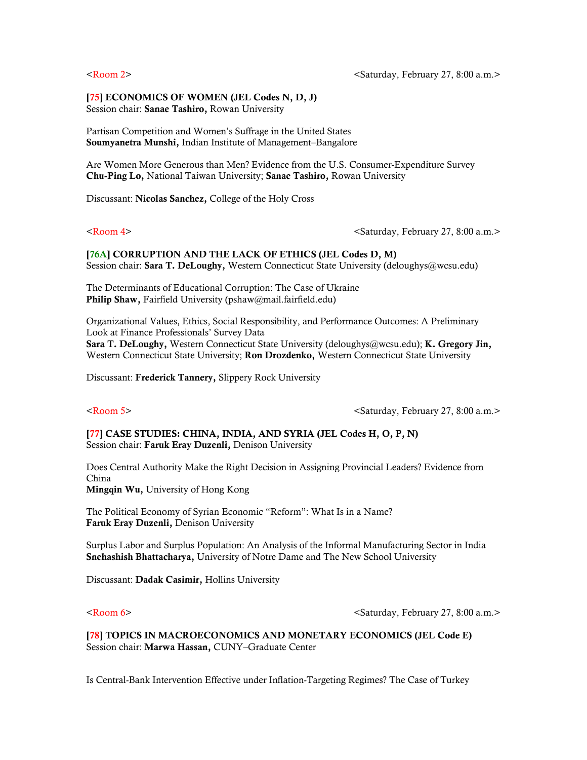<Room 2> <Saturday, February 27, 8:00 a.m.>

**[75] ECONOMICS OF WOMEN (JEL Codes N, D, J)**
Session chair: **Sanae Tashiro,** Rowan University

Partisan Competition and Women's Suffrage in the United States
**Soumyanetra Munshi,** Indian Institute of Management–Bangalore

Are Women More Generous than Men? Evidence from the U.S. Consumer-Expenditure Survey
**Chu-Ping Lo,** National Taiwan University; **Sanae Tashiro,** Rowan University

Discussant: **Nicolas Sanchez,** College of the Holy Cross

<Room 4> <Saturday, February 27, 8:00 a.m.>

**[76A] CORRUPTION AND THE LACK OF ETHICS (JEL Codes D, M)**
Session chair: **Sara T. DeLoughy,** Western Connecticut State University (deloughys@wcsu.edu)

The Determinants of Educational Corruption: The Case of Ukraine
**Philip Shaw,** Fairfield University (pshaw@mail.fairfield.edu)

Organizational Values, Ethics, Social Responsibility, and Performance Outcomes: A Preliminary Look at Finance Professionals' Survey Data
**Sara T. DeLoughy,** Western Connecticut State University (deloughys@wcsu.edu); **K. Gregory Jin,** Western Connecticut State University; **Ron Drozdenko,** Western Connecticut State University

Discussant: **Frederick Tannery,** Slippery Rock University

<Room 5> <Saturday, February 27, 8:00 a.m.>

**[77] CASE STUDIES: CHINA, INDIA, AND SYRIA (JEL Codes H, O, P, N)**
Session chair: **Faruk Eray Duzenli,** Denison University

Does Central Authority Make the Right Decision in Assigning Provincial Leaders? Evidence from China
**Mingqin Wu,** University of Hong Kong

The Political Economy of Syrian Economic "Reform": What Is in a Name?
**Faruk Eray Duzenli,** Denison University

Surplus Labor and Surplus Population: An Analysis of the Informal Manufacturing Sector in India
**Snehashish Bhattacharya,** University of Notre Dame and The New School University

Discussant: **Dadak Casimir,** Hollins University

<Room 6> <Saturday, February 27, 8:00 a.m.>

**[78] TOPICS IN MACROECONOMICS AND MONETARY ECONOMICS (JEL Code E)**
Session chair: **Marwa Hassan,** CUNY–Graduate Center

Is Central-Bank Intervention Effective under Inflation-Targeting Regimes? The Case of Turkey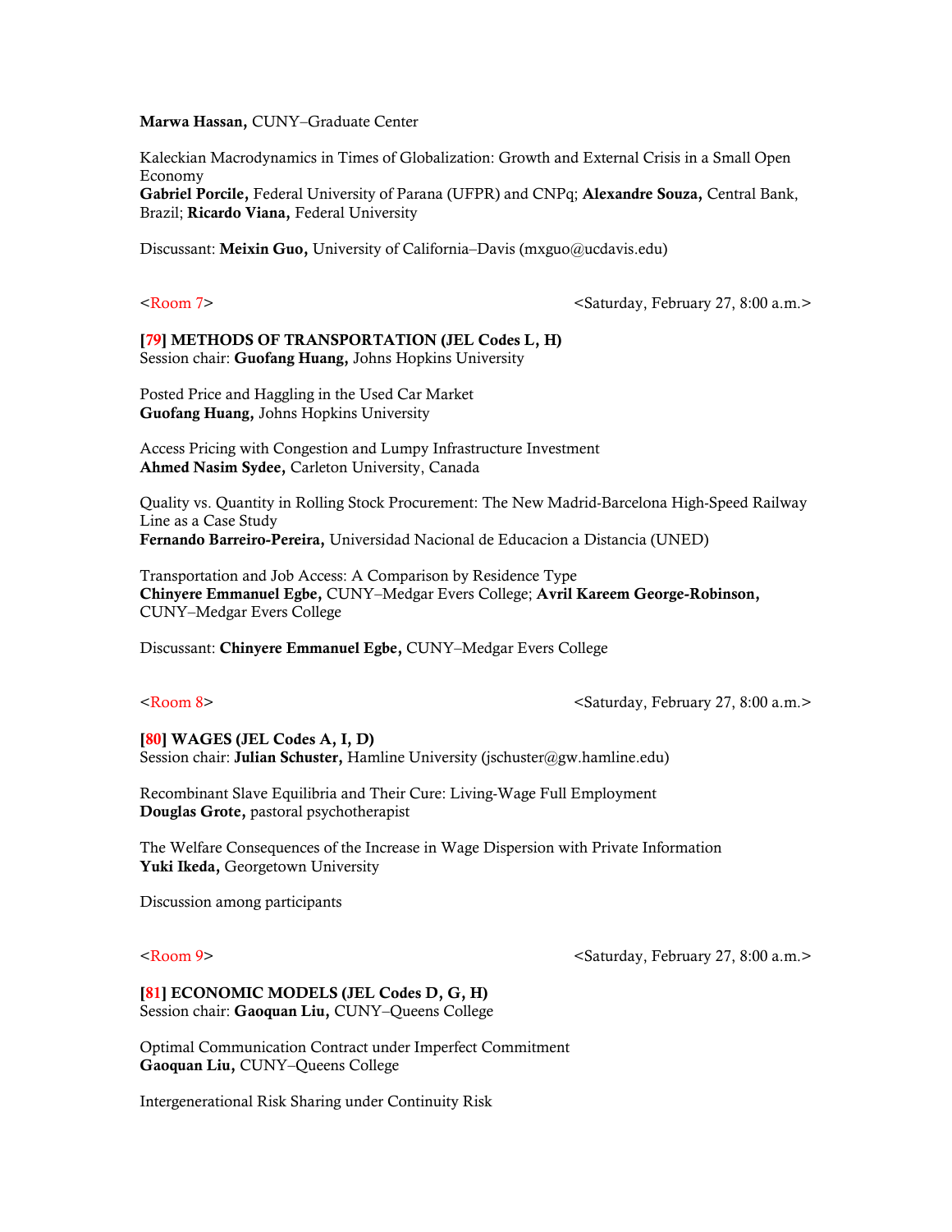**Marwa Hassan,** CUNY–Graduate Center

Kaleckian Macrodynamics in Times of Globalization: Growth and External Crisis in a Small Open Economy
**Gabriel Porcile,** Federal University of Parana (UFPR) and CNPq; **Alexandre Souza,** Central Bank, Brazil; **Ricardo Viana,** Federal University

Discussant: **Meixin Guo,** University of California–Davis (mxguo@ucdavis.edu)

<Room 7> <Saturday, February 27, 8:00 a.m.>

**[79] METHODS OF TRANSPORTATION (JEL Codes L, H)**
Session chair: **Guofang Huang,** Johns Hopkins University

Posted Price and Haggling in the Used Car Market
**Guofang Huang,** Johns Hopkins University

Access Pricing with Congestion and Lumpy Infrastructure Investment
**Ahmed Nasim Sydee,** Carleton University, Canada

Quality vs. Quantity in Rolling Stock Procurement: The New Madrid-Barcelona High-Speed Railway Line as a Case Study
**Fernando Barreiro-Pereira,** Universidad Nacional de Educacion a Distancia (UNED)

Transportation and Job Access: A Comparison by Residence Type
**Chinyere Emmanuel Egbe,** CUNY–Medgar Evers College; **Avril Kareem George-Robinson,** CUNY–Medgar Evers College

Discussant: **Chinyere Emmanuel Egbe,** CUNY–Medgar Evers College

<Room 8> <Saturday, February 27, 8:00 a.m.>

**[80] WAGES (JEL Codes A, I, D)**
Session chair: **Julian Schuster,** Hamline University (jschuster@gw.hamline.edu)

Recombinant Slave Equilibria and Their Cure: Living-Wage Full Employment
**Douglas Grote,** pastoral psychotherapist

The Welfare Consequences of the Increase in Wage Dispersion with Private Information
**Yuki Ikeda,** Georgetown University

Discussion among participants

<Room 9> <Saturday, February 27, 8:00 a.m.>

**[81] ECONOMIC MODELS (JEL Codes D, G, H)**
Session chair: **Gaoquan Liu,** CUNY–Queens College

Optimal Communication Contract under Imperfect Commitment
**Gaoquan Liu,** CUNY–Queens College

Intergenerational Risk Sharing under Continuity Risk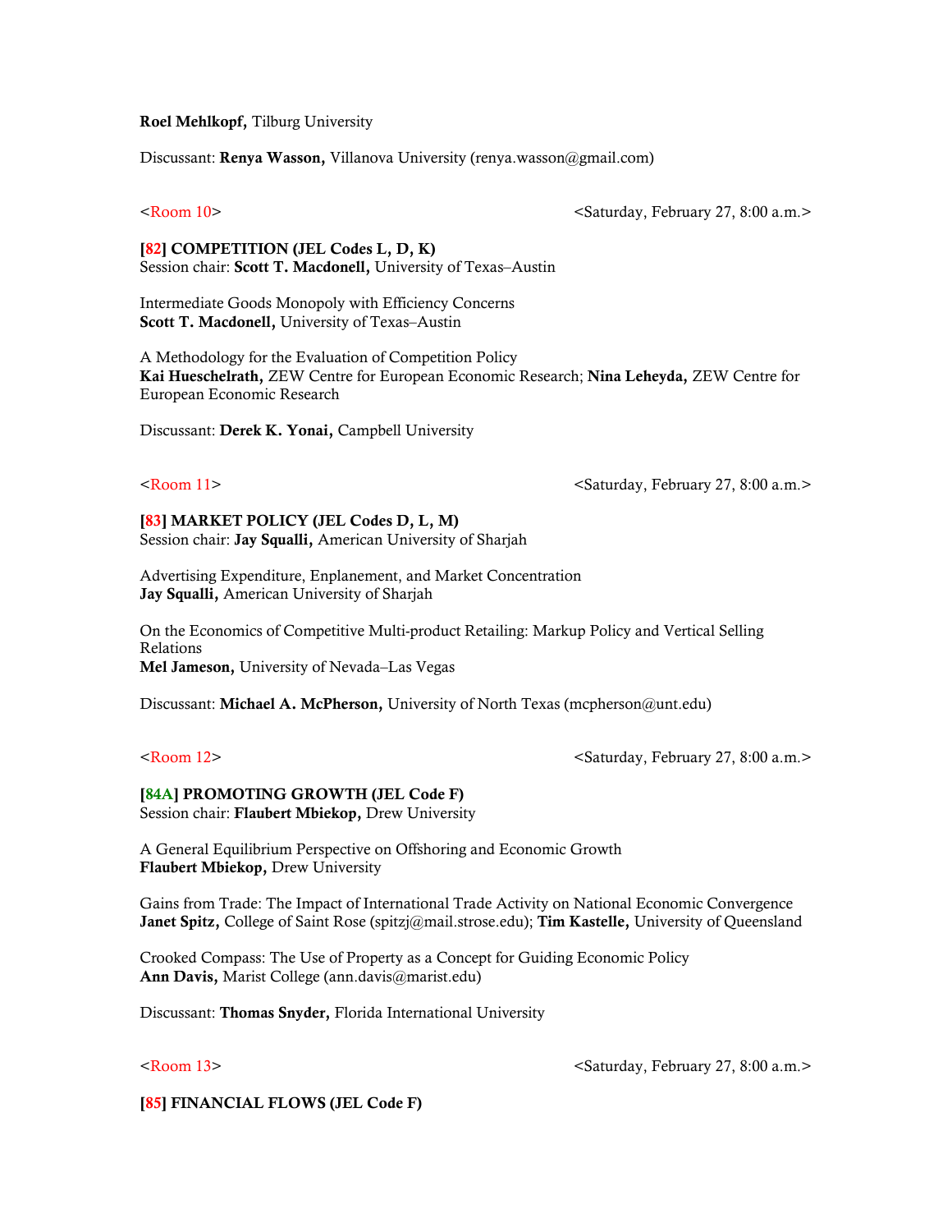**Roel Mehlkopf,** Tilburg University

Discussant: **Renya Wasson,** Villanova University (renya.wasson@gmail.com)

<Room 10> <Saturday, February 27, 8:00 a.m.>

**[82] COMPETITION (JEL Codes L, D, K)**
Session chair: **Scott T. Macdonell,** University of Texas–Austin

Intermediate Goods Monopoly with Efficiency Concerns
**Scott T. Macdonell,** University of Texas–Austin

A Methodology for the Evaluation of Competition Policy
**Kai Hueschelrath,** ZEW Centre for European Economic Research; **Nina Leheyda,** ZEW Centre for European Economic Research

Discussant: **Derek K. Yonai,** Campbell University

<Room 11> <Saturday, February 27, 8:00 a.m.>

**[83] MARKET POLICY (JEL Codes D, L, M)**
Session chair: **Jay Squalli,** American University of Sharjah

Advertising Expenditure, Enplanement, and Market Concentration
**Jay Squalli,** American University of Sharjah

On the Economics of Competitive Multi-product Retailing: Markup Policy and Vertical Selling Relations
**Mel Jameson,** University of Nevada–Las Vegas

Discussant: **Michael A. McPherson,** University of North Texas (mcpherson@unt.edu)

<Room 12> <Saturday, February 27, 8:00 a.m.>

**[84A] PROMOTING GROWTH (JEL Code F)**
Session chair: **Flaubert Mbiekop,** Drew University

A General Equilibrium Perspective on Offshoring and Economic Growth
**Flaubert Mbiekop,** Drew University

Gains from Trade: The Impact of International Trade Activity on National Economic Convergence
**Janet Spitz,** College of Saint Rose (spitzj@mail.strose.edu); **Tim Kastelle,** University of Queensland

Crooked Compass: The Use of Property as a Concept for Guiding Economic Policy
**Ann Davis,** Marist College (ann.davis@marist.edu)

Discussant: **Thomas Snyder,** Florida International University

<Room 13> <Saturday, February 27, 8:00 a.m.>

**[85] FINANCIAL FLOWS (JEL Code F)**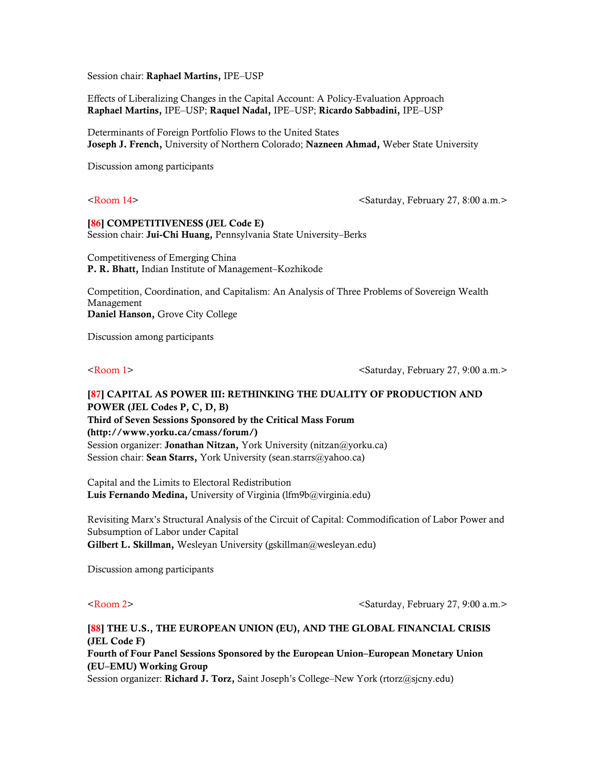Session chair: **Raphael Martins,** IPE–USP

Effects of Liberalizing Changes in the Capital Account: A Policy-Evaluation Approach
**Raphael Martins,** IPE–USP; **Raquel Nadal,** IPE–USP; **Ricardo Sabbadini,** IPE–USP

Determinants of Foreign Portfolio Flows to the United States
**Joseph J. French,** University of Northern Colorado; **Nazneen Ahmad,** Weber State University

Discussion among participants

<Room 14> <Saturday, February 27, 8:00 a.m.>

**[86] COMPETITIVENESS (JEL Code E)**
Session chair: **Jui-Chi Huang,** Pennsylvania State University–Berks

Competitiveness of Emerging China
**P. R. Bhatt,** Indian Institute of Management–Kozhikode

Competition, Coordination, and Capitalism: An Analysis of Three Problems of Sovereign Wealth Management
**Daniel Hanson,** Grove City College

Discussion among participants

<Room 1> <Saturday, February 27, 9:00 a.m.>

**[87] CAPITAL AS POWER III: RETHINKING THE DUALITY OF PRODUCTION AND POWER (JEL Codes P, C, D, B)**
**Third of Seven Sessions Sponsored by the Critical Mass Forum (http://www.yorku.ca/cmass/forum/)**
Session organizer: **Jonathan Nitzan,** York University (nitzan@yorku.ca)
Session chair: **Sean Starrs,** York University (sean.starrs@yahoo.ca)

Capital and the Limits to Electoral Redistribution
**Luis Fernando Medina,** University of Virginia (lfm9b@virginia.edu)

Revisiting Marx's Structural Analysis of the Circuit of Capital: Commodification of Labor Power and Subsumption of Labor under Capital
**Gilbert L. Skillman,** Wesleyan University (gskillman@wesleyan.edu)

Discussion among participants

<Room 2> <Saturday, February 27, 9:00 a.m.>

**[88] THE U.S., THE EUROPEAN UNION (EU), AND THE GLOBAL FINANCIAL CRISIS (JEL Code F)**
**Fourth of Four Panel Sessions Sponsored by the European Union–European Monetary Union (EU–EMU) Working Group**
Session organizer: **Richard J. Torz,** Saint Joseph's College–New York (rtorz@sjcny.edu)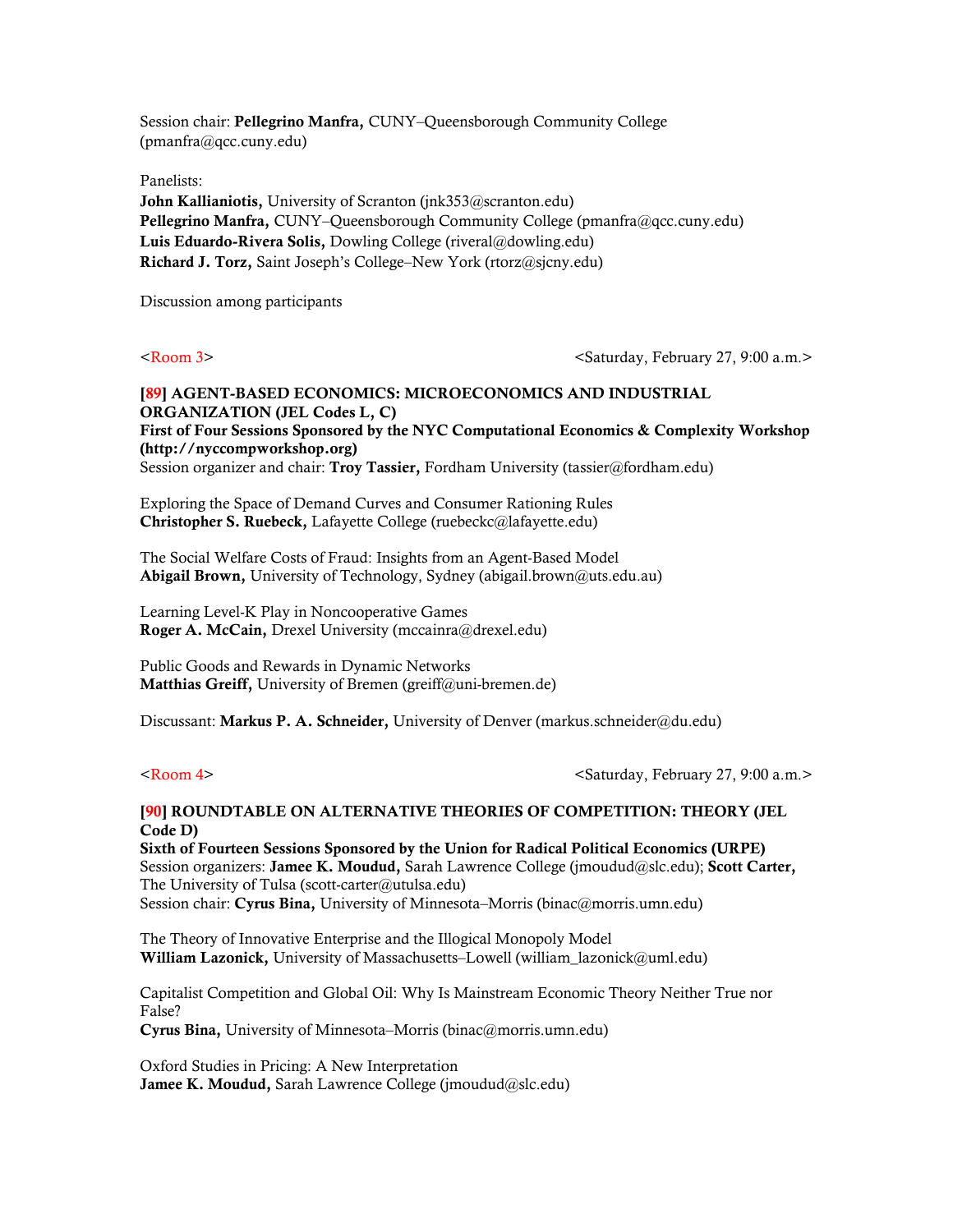Session chair: **Pellegrino Manfra,** CUNY–Queensborough Community College (pmanfra@qcc.cuny.edu)

Panelists:
**John Kallianiotis,** University of Scranton (jnk353@scranton.edu)
**Pellegrino Manfra,** CUNY–Queensborough Community College (pmanfra@qcc.cuny.edu)
**Luis Eduardo-Rivera Solis,** Dowling College (riveral@dowling.edu)
**Richard J. Torz,** Saint Joseph's College–New York (rtorz@sjcny.edu)

Discussion among participants

<Room 3> <Saturday, February 27, 9:00 a.m.>

**[89] AGENT-BASED ECONOMICS: MICROECONOMICS AND INDUSTRIAL ORGANIZATION (JEL Codes L, C)**
**First of Four Sessions Sponsored by the NYC Computational Economics & Complexity Workshop (http://nyccompworkshop.org)**
Session organizer and chair: **Troy Tassier,** Fordham University (tassier@fordham.edu)

Exploring the Space of Demand Curves and Consumer Rationing Rules
**Christopher S. Ruebeck,** Lafayette College (ruebeckc@lafayette.edu)

The Social Welfare Costs of Fraud: Insights from an Agent-Based Model
**Abigail Brown,** University of Technology, Sydney (abigail.brown@uts.edu.au)

Learning Level-K Play in Noncooperative Games
**Roger A. McCain,** Drexel University (mccainra@drexel.edu)

Public Goods and Rewards in Dynamic Networks
**Matthias Greiff,** University of Bremen (greiff@uni-bremen.de)

Discussant: **Markus P. A. Schneider,** University of Denver (markus.schneider@du.edu)

<Room 4> <Saturday, February 27, 9:00 a.m.>

**[90] ROUNDTABLE ON ALTERNATIVE THEORIES OF COMPETITION: THEORY (JEL Code D)**
**Sixth of Fourteen Sessions Sponsored by the Union for Radical Political Economics (URPE)**
Session organizers: **Jamee K. Moudud,** Sarah Lawrence College (jmoudud@slc.edu); **Scott Carter,** The University of Tulsa (scott-carter@utulsa.edu)
Session chair: **Cyrus Bina,** University of Minnesota–Morris (binac@morris.umn.edu)

The Theory of Innovative Enterprise and the Illogical Monopoly Model
**William Lazonick,** University of Massachusetts–Lowell (william_lazonick@uml.edu)

Capitalist Competition and Global Oil: Why Is Mainstream Economic Theory Neither True nor False?
**Cyrus Bina,** University of Minnesota–Morris (binac@morris.umn.edu)

Oxford Studies in Pricing: A New Interpretation
**Jamee K. Moudud,** Sarah Lawrence College (jmoudud@slc.edu)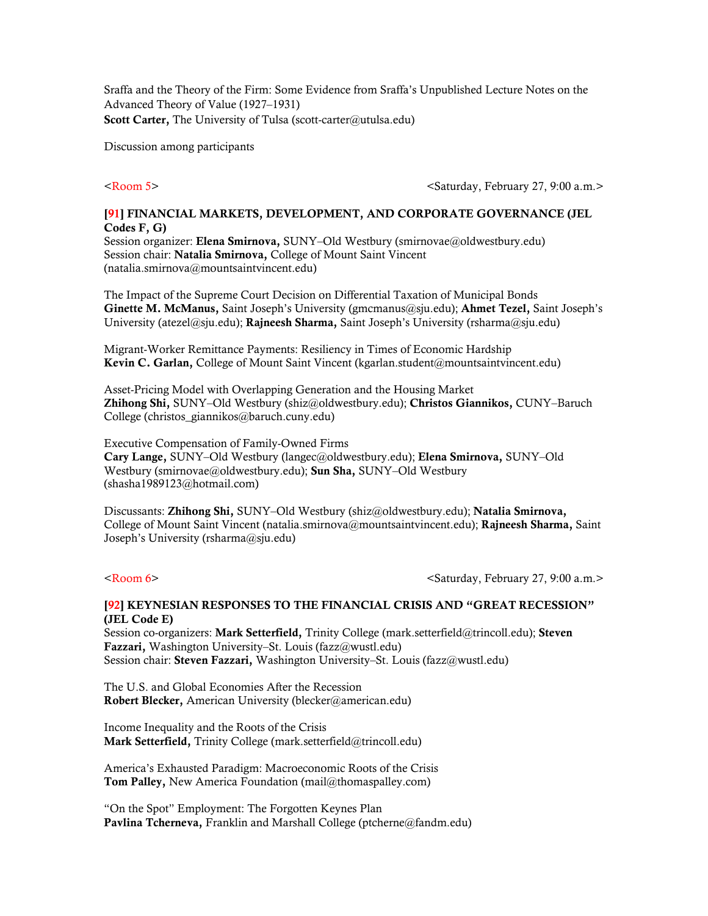Sraffa and the Theory of the Firm: Some Evidence from Sraffa's Unpublished Lecture Notes on the Advanced Theory of Value (1927–1931)
**Scott Carter,** The University of Tulsa (scott-carter@utulsa.edu)

Discussion among participants

<Room 5> <Saturday, February 27, 9:00 a.m.>

**[91] FINANCIAL MARKETS, DEVELOPMENT, AND CORPORATE GOVERNANCE (JEL Codes F, G)**
Session organizer: **Elena Smirnova,** SUNY–Old Westbury (smirnovae@oldwestbury.edu)
Session chair: **Natalia Smirnova,** College of Mount Saint Vincent (natalia.smirnova@mountsaintvincent.edu)

The Impact of the Supreme Court Decision on Differential Taxation of Municipal Bonds
**Ginette M. McManus,** Saint Joseph's University (gmcmanus@sju.edu); **Ahmet Tezel,** Saint Joseph's University (atezel@sju.edu); **Rajneesh Sharma,** Saint Joseph's University (rsharma@sju.edu)

Migrant-Worker Remittance Payments: Resiliency in Times of Economic Hardship
**Kevin C. Garlan,** College of Mount Saint Vincent (kgarlan.student@mountsaintvincent.edu)

Asset-Pricing Model with Overlapping Generation and the Housing Market
**Zhihong Shi,** SUNY–Old Westbury (shiz@oldwestbury.edu); **Christos Giannikos,** CUNY–Baruch College (christos_giannikos@baruch.cuny.edu)

Executive Compensation of Family-Owned Firms
**Cary Lange,** SUNY–Old Westbury (langec@oldwestbury.edu); **Elena Smirnova,** SUNY–Old Westbury (smirnovae@oldwestbury.edu); **Sun Sha,** SUNY–Old Westbury (shasha1989123@hotmail.com)

Discussants: **Zhihong Shi,** SUNY–Old Westbury (shiz@oldwestbury.edu); **Natalia Smirnova,** College of Mount Saint Vincent (natalia.smirnova@mountsaintvincent.edu); **Rajneesh Sharma,** Saint Joseph's University (rsharma@sju.edu)

<Room 6> <Saturday, February 27, 9:00 a.m.>

**[92] KEYNESIAN RESPONSES TO THE FINANCIAL CRISIS AND "GREAT RECESSION" (JEL Code E)**
Session co-organizers: **Mark Setterfield,** Trinity College (mark.setterfield@trincoll.edu); **Steven Fazzari,** Washington University–St. Louis (fazz@wustl.edu)
Session chair: **Steven Fazzari,** Washington University–St. Louis (fazz@wustl.edu)

The U.S. and Global Economies After the Recession
**Robert Blecker,** American University (blecker@american.edu)

Income Inequality and the Roots of the Crisis
**Mark Setterfield,** Trinity College (mark.setterfield@trincoll.edu)

America's Exhausted Paradigm: Macroeconomic Roots of the Crisis
**Tom Palley,** New America Foundation (mail@thomaspalley.com)

"On the Spot" Employment: The Forgotten Keynes Plan
**Pavlina Tcherneva,** Franklin and Marshall College (ptcherne@fandm.edu)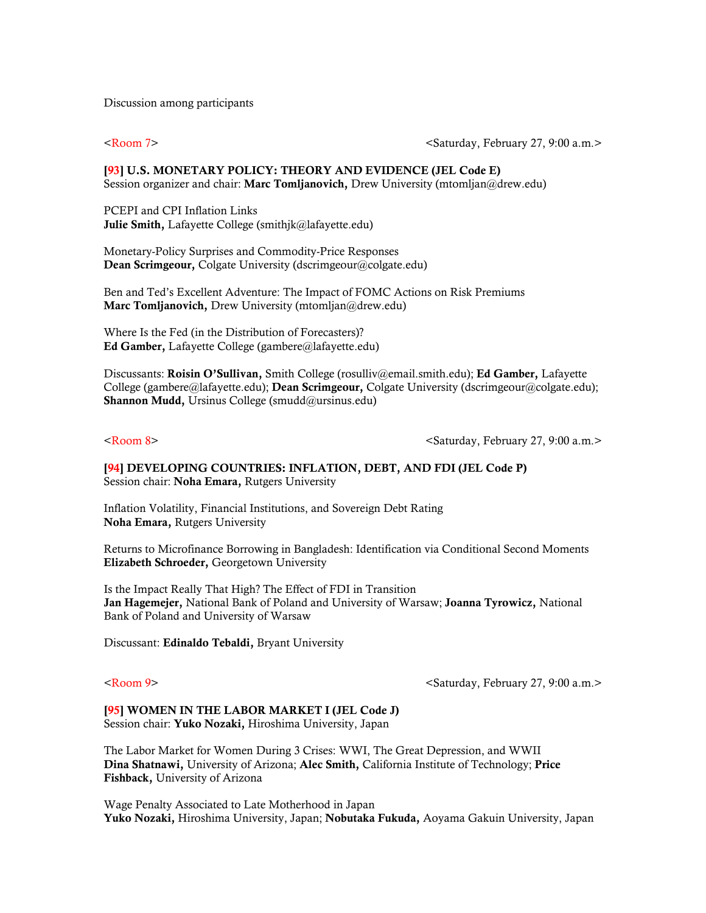Discussion among participants

<Room 7> <Saturday, February 27, 9:00 a.m.>

**[93] U.S. MONETARY POLICY: THEORY AND EVIDENCE (JEL Code E)**
Session organizer and chair: **Marc Tomljanovich,** Drew University (mtomljan@drew.edu)

PCEPI and CPI Inflation Links
**Julie Smith,** Lafayette College (smithjk@lafayette.edu)

Monetary-Policy Surprises and Commodity-Price Responses
**Dean Scrimgeour,** Colgate University (dscrimgeour@colgate.edu)

Ben and Ted's Excellent Adventure: The Impact of FOMC Actions on Risk Premiums
**Marc Tomljanovich,** Drew University (mtomljan@drew.edu)

Where Is the Fed (in the Distribution of Forecasters)?
**Ed Gamber,** Lafayette College (gambere@lafayette.edu)

Discussants: **Roisin O'Sullivan,** Smith College (rosulliv@email.smith.edu); **Ed Gamber,** Lafayette College (gambere@lafayette.edu); **Dean Scrimgeour,** Colgate University (dscrimgeour@colgate.edu); **Shannon Mudd,** Ursinus College (smudd@ursinus.edu)

<Room 8> <Saturday, February 27, 9:00 a.m.>

**[94] DEVELOPING COUNTRIES: INFLATION, DEBT, AND FDI (JEL Code P)**
Session chair: **Noha Emara,** Rutgers University

Inflation Volatility, Financial Institutions, and Sovereign Debt Rating
**Noha Emara,** Rutgers University

Returns to Microfinance Borrowing in Bangladesh: Identification via Conditional Second Moments
**Elizabeth Schroeder,** Georgetown University

Is the Impact Really That High? The Effect of FDI in Transition
**Jan Hagemejer,** National Bank of Poland and University of Warsaw; **Joanna Tyrowicz,** National Bank of Poland and University of Warsaw

Discussant: **Edinaldo Tebaldi,** Bryant University

<Room 9> <Saturday, February 27, 9:00 a.m.>

**[95] WOMEN IN THE LABOR MARKET I (JEL Code J)**
Session chair: **Yuko Nozaki,** Hiroshima University, Japan

The Labor Market for Women During 3 Crises: WWI, The Great Depression, and WWII
**Dina Shatnawi,** University of Arizona; **Alec Smith,** California Institute of Technology; **Price Fishback,** University of Arizona

Wage Penalty Associated to Late Motherhood in Japan
**Yuko Nozaki,** Hiroshima University, Japan; **Nobutaka Fukuda,** Aoyama Gakuin University, Japan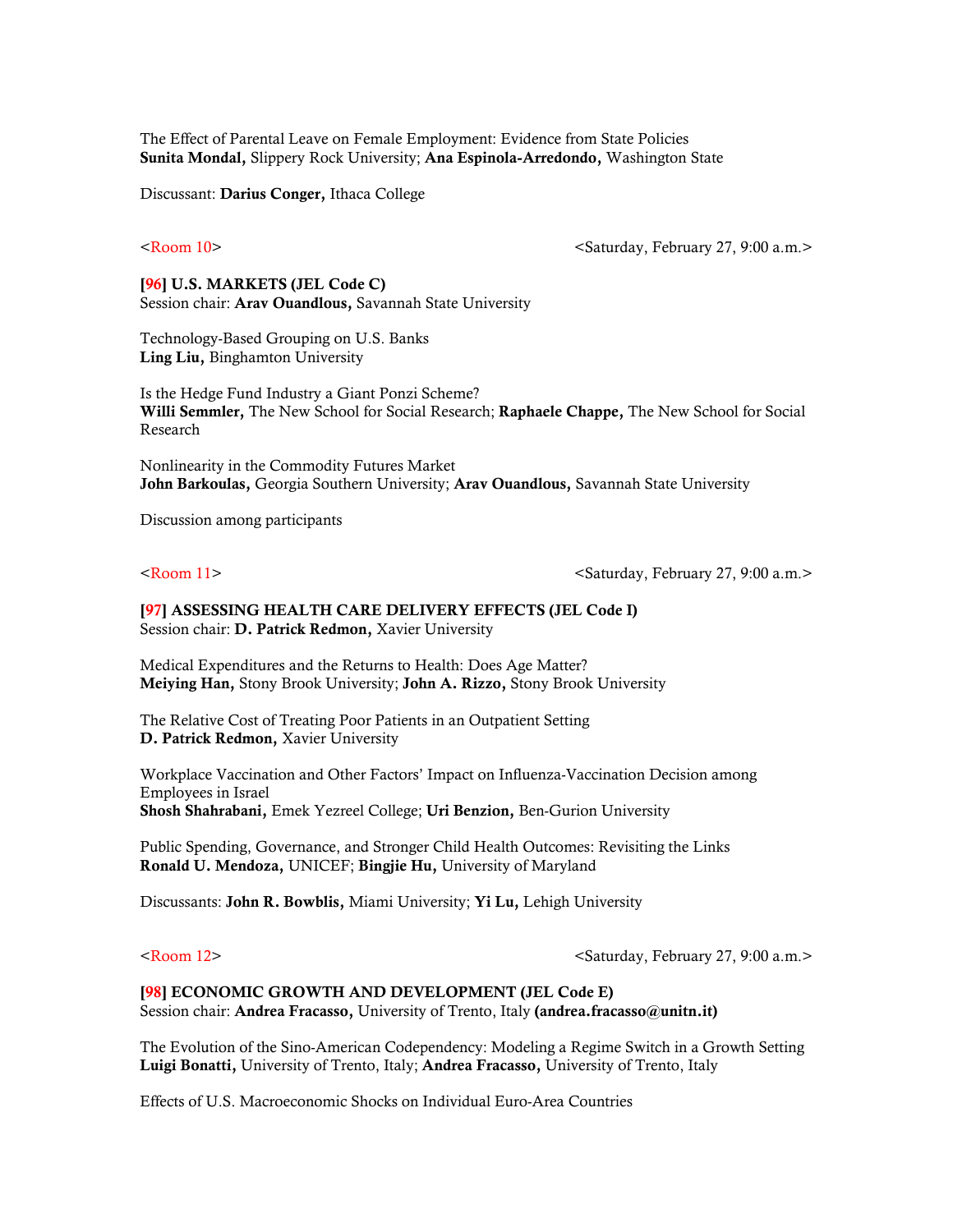The Effect of Parental Leave on Female Employment: Evidence from State Policies
**Sunita Mondal,** Slippery Rock University; **Ana Espinola-Arredondo,** Washington State

Discussant: **Darius Conger,** Ithaca College

<Room 10> <Saturday, February 27, 9:00 a.m.>

**[96] U.S. MARKETS (JEL Code C)**
Session chair: **Arav Ouandlous,** Savannah State University

Technology-Based Grouping on U.S. Banks
**Ling Liu,** Binghamton University

Is the Hedge Fund Industry a Giant Ponzi Scheme?
**Willi Semmler,** The New School for Social Research; **Raphaele Chappe,** The New School for Social Research

Nonlinearity in the Commodity Futures Market
**John Barkoulas,** Georgia Southern University; **Arav Ouandlous,** Savannah State University

Discussion among participants

<Room 11> <Saturday, February 27, 9:00 a.m.>

**[97] ASSESSING HEALTH CARE DELIVERY EFFECTS (JEL Code I)**
Session chair: **D. Patrick Redmon,** Xavier University

Medical Expenditures and the Returns to Health: Does Age Matter?
**Meiying Han,** Stony Brook University; **John A. Rizzo,** Stony Brook University

The Relative Cost of Treating Poor Patients in an Outpatient Setting
**D. Patrick Redmon,** Xavier University

Workplace Vaccination and Other Factors' Impact on Influenza-Vaccination Decision among Employees in Israel
**Shosh Shahrabani,** Emek Yezreel College; **Uri Benzion,** Ben-Gurion University

Public Spending, Governance, and Stronger Child Health Outcomes: Revisiting the Links
**Ronald U. Mendoza,** UNICEF; **Bingjie Hu,** University of Maryland

Discussants: **John R. Bowblis,** Miami University; **Yi Lu,** Lehigh University

<Room 12> <Saturday, February 27, 9:00 a.m.>

**[98] ECONOMIC GROWTH AND DEVELOPMENT (JEL Code E)**
Session chair: **Andrea Fracasso,** University of Trento, Italy **(andrea.fracasso@unitn.it)**

The Evolution of the Sino-American Codependency: Modeling a Regime Switch in a Growth Setting
**Luigi Bonatti,** University of Trento, Italy; **Andrea Fracasso,** University of Trento, Italy

Effects of U.S. Macroeconomic Shocks on Individual Euro-Area Countries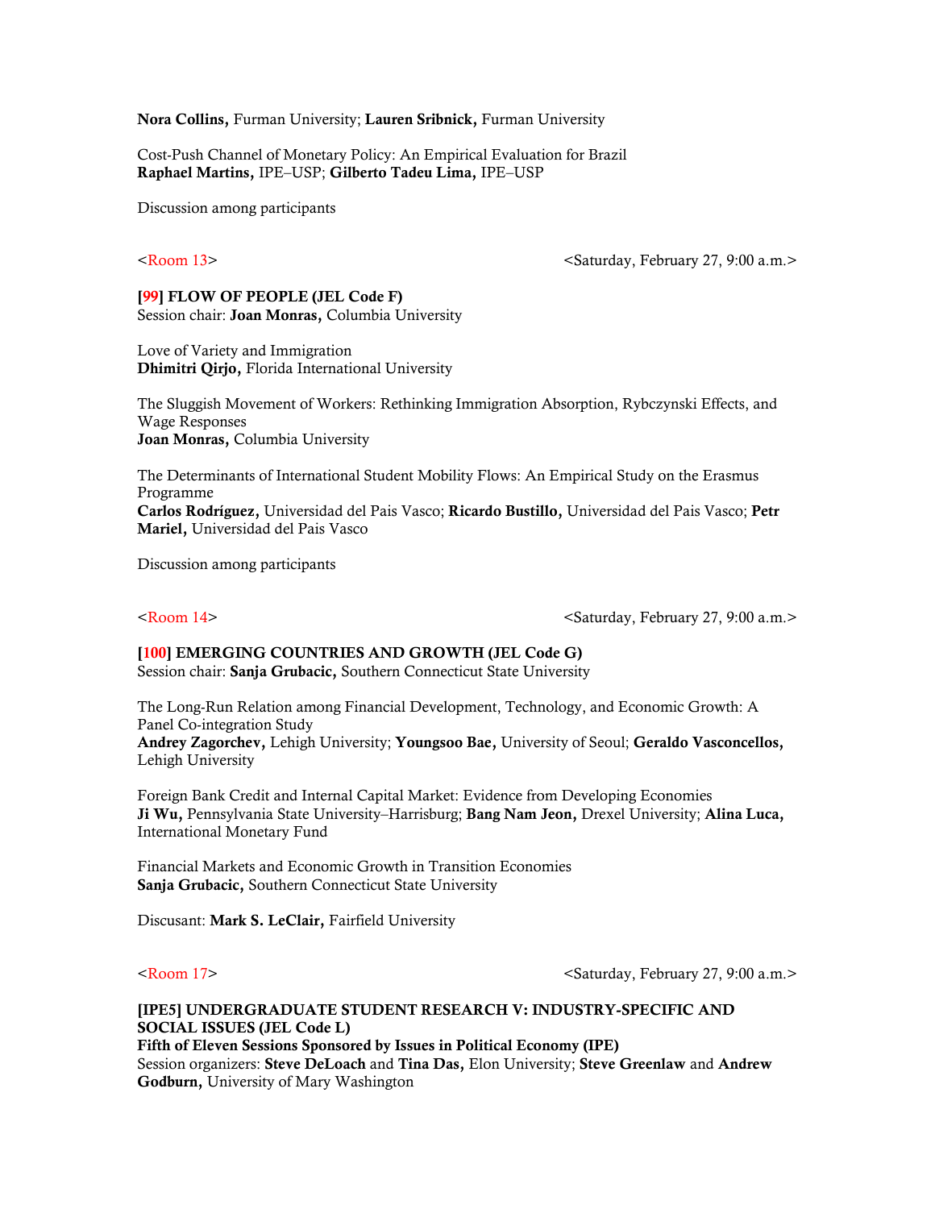**Nora Collins,** Furman University; **Lauren Sribnick,** Furman University

Cost-Push Channel of Monetary Policy: An Empirical Evaluation for Brazil
**Raphael Martins,** IPE–USP; **Gilberto Tadeu Lima,** IPE–USP

Discussion among participants

<Room 13> <Saturday, February 27, 9:00 a.m.>

**[99] FLOW OF PEOPLE (JEL Code F)**
Session chair: **Joan Monras,** Columbia University

Love of Variety and Immigration
**Dhimitri Qirjo,** Florida International University

The Sluggish Movement of Workers: Rethinking Immigration Absorption, Rybczynski Effects, and Wage Responses
**Joan Monras,** Columbia University

The Determinants of International Student Mobility Flows: An Empirical Study on the Erasmus Programme
**Carlos Rodríguez,** Universidad del Pais Vasco; **Ricardo Bustillo,** Universidad del Pais Vasco; **Petr Mariel,** Universidad del Pais Vasco

Discussion among participants

<Room 14> <Saturday, February 27, 9:00 a.m.>

**[100] EMERGING COUNTRIES AND GROWTH (JEL Code G)**
Session chair: **Sanja Grubacic,** Southern Connecticut State University

The Long-Run Relation among Financial Development, Technology, and Economic Growth: A Panel Co-integration Study
**Andrey Zagorchev,** Lehigh University; **Youngsoo Bae,** University of Seoul; **Geraldo Vasconcellos,** Lehigh University

Foreign Bank Credit and Internal Capital Market: Evidence from Developing Economies
**Ji Wu,** Pennsylvania State University–Harrisburg; **Bang Nam Jeon,** Drexel University; **Alina Luca,** International Monetary Fund

Financial Markets and Economic Growth in Transition Economies
**Sanja Grubacic,** Southern Connecticut State University

Discusant: **Mark S. LeClair,** Fairfield University

<Room 17> <Saturday, February 27, 9:00 a.m.>

**[IPE5] UNDERGRADUATE STUDENT RESEARCH V: INDUSTRY-SPECIFIC AND SOCIAL ISSUES (JEL Code L)**
**Fifth of Eleven Sessions Sponsored by Issues in Political Economy (IPE)**
Session organizers: **Steve DeLoach** and **Tina Das,** Elon University; **Steve Greenlaw** and **Andrew Godburn,** University of Mary Washington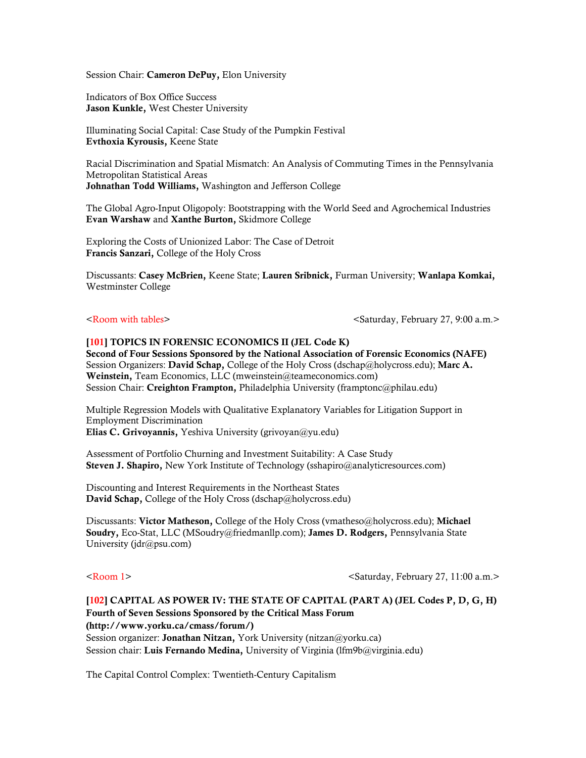Session Chair: **Cameron DePuy,** Elon University

Indicators of Box Office Success
**Jason Kunkle,** West Chester University

Illuminating Social Capital: Case Study of the Pumpkin Festival
**Evthoxia Kyrousis,** Keene State

Racial Discrimination and Spatial Mismatch: An Analysis of Commuting Times in the Pennsylvania Metropolitan Statistical Areas
**Johnathan Todd Williams,** Washington and Jefferson College

The Global Agro-Input Oligopoly: Bootstrapping with the World Seed and Agrochemical Industries
**Evan Warshaw** and **Xanthe Burton,** Skidmore College

Exploring the Costs of Unionized Labor: The Case of Detroit
**Francis Sanzari,** College of the Holy Cross

Discussants: **Casey McBrien,** Keene State; **Lauren Sribnick,** Furman University; **Wanlapa Komkai,** Westminster College

<Room with tables> <Saturday, February 27, 9:00 a.m.>

**[101] TOPICS IN FORENSIC ECONOMICS II (JEL Code K)**
**Second of Four Sessions Sponsored by the National Association of Forensic Economics (NAFE)**
Session Organizers: **David Schap,** College of the Holy Cross (dschap@holycross.edu); **Marc A. Weinstein,** Team Economics, LLC (mweinstein@teameconomics.com)
Session Chair: **Creighton Frampton,** Philadelphia University (framptonc@philau.edu)

Multiple Regression Models with Qualitative Explanatory Variables for Litigation Support in Employment Discrimination
**Elias C. Grivoyannis,** Yeshiva University (grivoyan@yu.edu)

Assessment of Portfolio Churning and Investment Suitability: A Case Study
**Steven J. Shapiro,** New York Institute of Technology (sshapiro@analyticresources.com)

Discounting and Interest Requirements in the Northeast States
**David Schap,** College of the Holy Cross (dschap@holycross.edu)

Discussants: **Victor Matheson,** College of the Holy Cross (vmatheso@holycross.edu); **Michael Soudry,** Eco-Stat, LLC (MSoudry@friedmanllp.com); **James D. Rodgers,** Pennsylvania State University (jdr@psu.com)

<Room 1> <Saturday, February 27, 11:00 a.m.>

**[102] CAPITAL AS POWER IV: THE STATE OF CAPITAL (PART A) (JEL Codes P, D, G, H)**
**Fourth of Seven Sessions Sponsored by the Critical Mass Forum (http://www.yorku.ca/cmass/forum/)**
Session organizer: **Jonathan Nitzan,** York University (nitzan@yorku.ca)
Session chair: **Luis Fernando Medina,** University of Virginia (lfm9b@virginia.edu)

The Capital Control Complex: Twentieth-Century Capitalism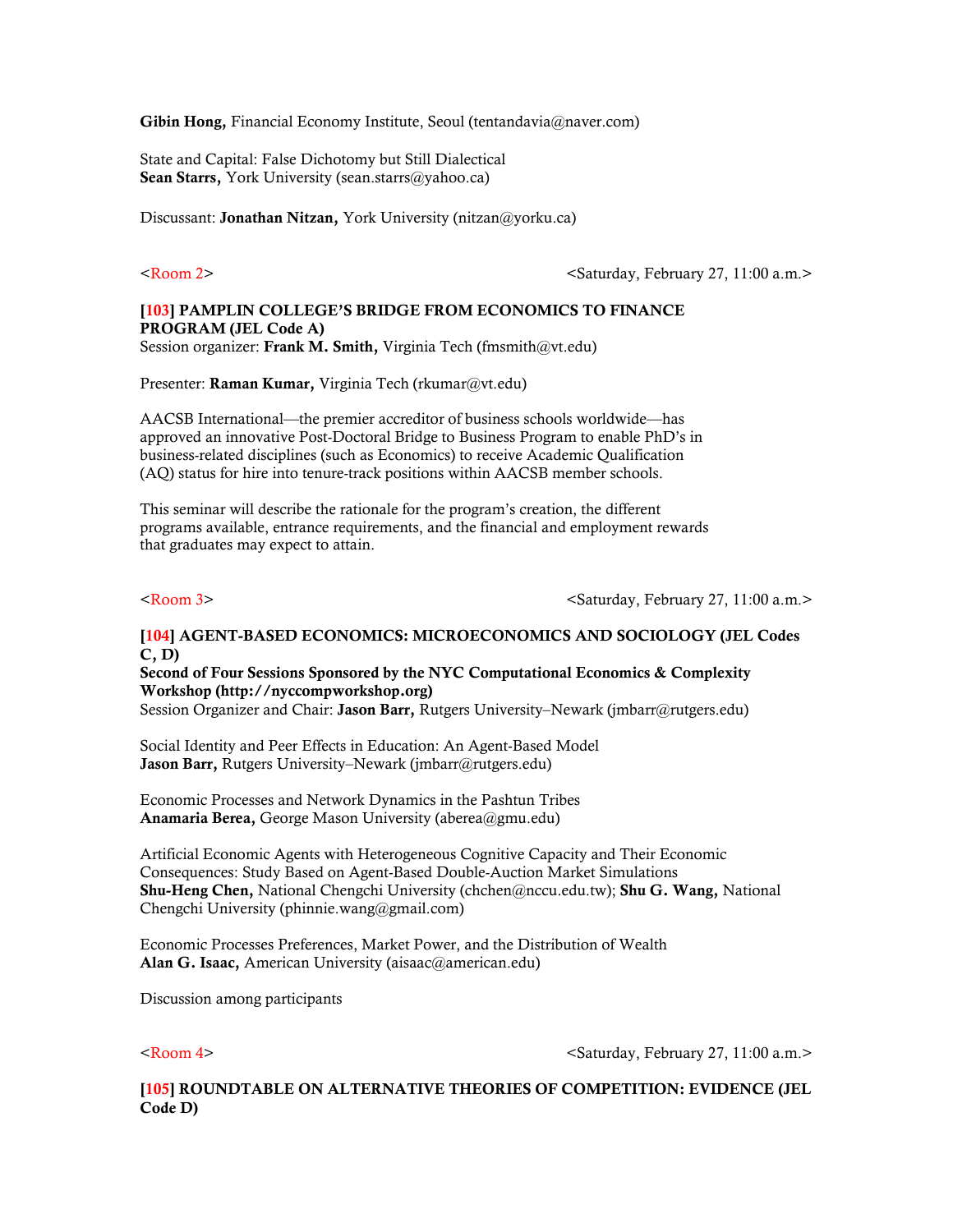**Gibin Hong,** Financial Economy Institute, Seoul (tentandavia@naver.com)

State and Capital: False Dichotomy but Still Dialectical
**Sean Starrs,** York University (sean.starrs@yahoo.ca)

Discussant: **Jonathan Nitzan,** York University (nitzan@yorku.ca)

<Room 2> <Saturday, February 27, 11:00 a.m.>

**[103] PAMPLIN COLLEGE'S BRIDGE FROM ECONOMICS TO FINANCE PROGRAM (JEL Code A)**
Session organizer: **Frank M. Smith,** Virginia Tech (fmsmith@vt.edu)

Presenter: **Raman Kumar,** Virginia Tech (rkumar@vt.edu)

AACSB International—the premier accreditor of business schools worldwide—has approved an innovative Post-Doctoral Bridge to Business Program to enable PhD's in business-related disciplines (such as Economics) to receive Academic Qualification (AQ) status for hire into tenure-track positions within AACSB member schools.

This seminar will describe the rationale for the program's creation, the different programs available, entrance requirements, and the financial and employment rewards that graduates may expect to attain.

<Room 3> <Saturday, February 27, 11:00 a.m.>

**[104] AGENT-BASED ECONOMICS: MICROECONOMICS AND SOCIOLOGY (JEL Codes C, D)**
**Second of Four Sessions Sponsored by the NYC Computational Economics & Complexity Workshop (http://nyccompworkshop.org)**
Session Organizer and Chair: **Jason Barr,** Rutgers University–Newark (jmbarr@rutgers.edu)

Social Identity and Peer Effects in Education: An Agent-Based Model
**Jason Barr,** Rutgers University–Newark (jmbarr@rutgers.edu)

Economic Processes and Network Dynamics in the Pashtun Tribes
**Anamaria Berea,** George Mason University (aberea@gmu.edu)

Artificial Economic Agents with Heterogeneous Cognitive Capacity and Their Economic Consequences: Study Based on Agent-Based Double-Auction Market Simulations
**Shu-Heng Chen,** National Chengchi University (chchen@nccu.edu.tw); **Shu G. Wang,** National Chengchi University (phinnie.wang@gmail.com)

Economic Processes Preferences, Market Power, and the Distribution of Wealth
**Alan G. Isaac,** American University (aisaac@american.edu)

Discussion among participants

<Room 4> <Saturday, February 27, 11:00 a.m.>

**[105] ROUNDTABLE ON ALTERNATIVE THEORIES OF COMPETITION: EVIDENCE (JEL Code D)**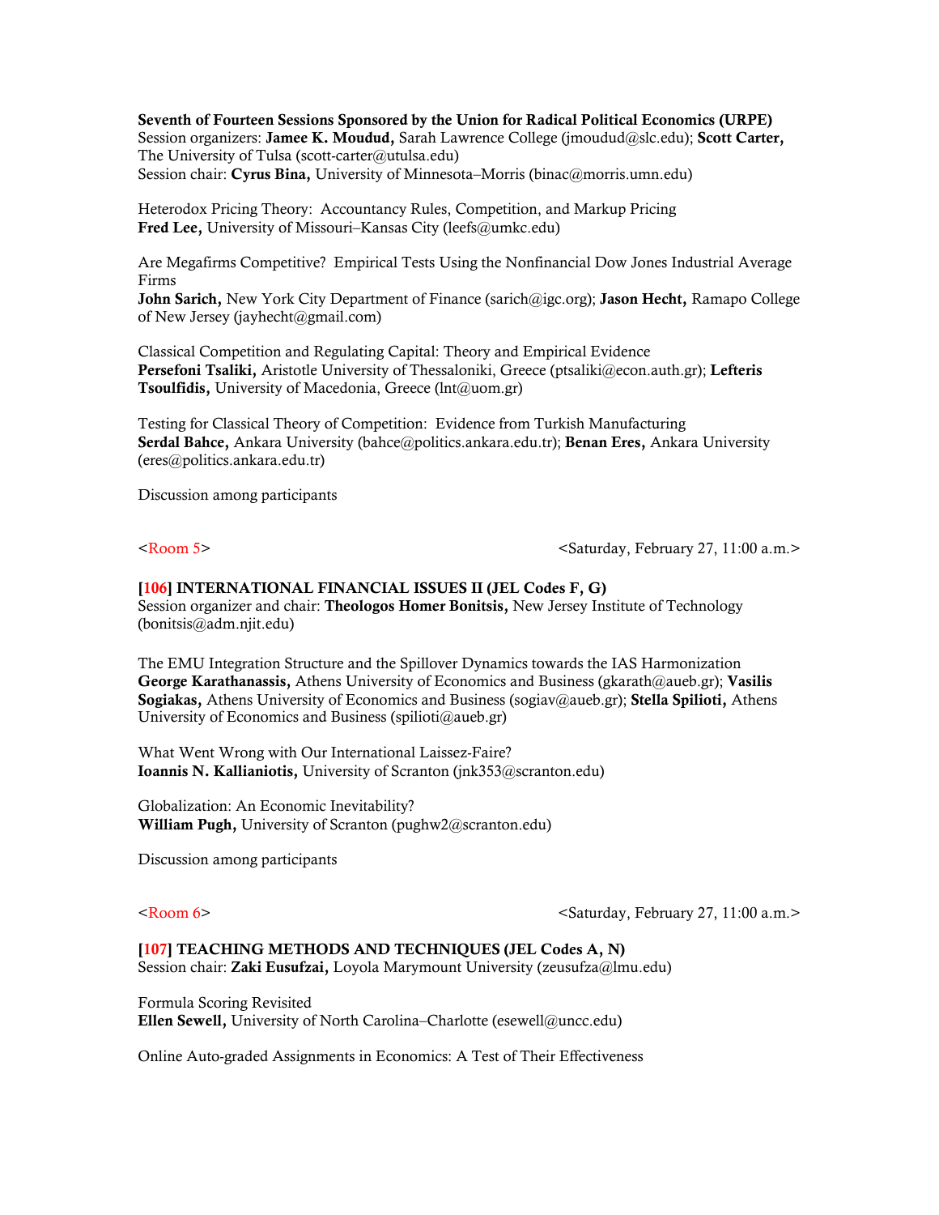**Seventh of Fourteen Sessions Sponsored by the Union for Radical Political Economics (URPE)**
Session organizers: **Jamee K. Moudud,** Sarah Lawrence College (jmoudud@slc.edu); **Scott Carter,** The University of Tulsa (scott-carter@utulsa.edu)
Session chair: **Cyrus Bina,** University of Minnesota–Morris (binac@morris.umn.edu)

Heterodox Pricing Theory: Accountancy Rules, Competition, and Markup Pricing
**Fred Lee,** University of Missouri–Kansas City (leefs@umkc.edu)

Are Megafirms Competitive? Empirical Tests Using the Nonfinancial Dow Jones Industrial Average Firms
**John Sarich,** New York City Department of Finance (sarich@igc.org); **Jason Hecht,** Ramapo College of New Jersey (jayhecht@gmail.com)

Classical Competition and Regulating Capital: Theory and Empirical Evidence
**Persefoni Tsaliki,** Aristotle University of Thessaloniki, Greece (ptsaliki@econ.auth.gr); **Lefteris Tsoulfidis,** University of Macedonia, Greece (lnt@uom.gr)

Testing for Classical Theory of Competition: Evidence from Turkish Manufacturing
**Serdal Bahce,** Ankara University (bahce@politics.ankara.edu.tr); **Benan Eres,** Ankara University (eres@politics.ankara.edu.tr)

Discussion among participants

<Room 5> <Saturday, February 27, 11:00 a.m.>

**[106] INTERNATIONAL FINANCIAL ISSUES II (JEL Codes F, G)**
Session organizer and chair: **Theologos Homer Bonitsis,** New Jersey Institute of Technology (bonitsis@adm.njit.edu)

The EMU Integration Structure and the Spillover Dynamics towards the IAS Harmonization
**George Karathanassis,** Athens University of Economics and Business (gkarath@aueb.gr); **Vasilis Sogiakas,** Athens University of Economics and Business (sogiav@aueb.gr); **Stella Spilioti,** Athens University of Economics and Business (spilioti@aueb.gr)

What Went Wrong with Our International Laissez-Faire?
**Ioannis N. Kallianiotis,** University of Scranton (jnk353@scranton.edu)

Globalization: An Economic Inevitability?
**William Pugh,** University of Scranton (pughw2@scranton.edu)

Discussion among participants

<Room 6> <Saturday, February 27, 11:00 a.m.>

**[107] TEACHING METHODS AND TECHNIQUES (JEL Codes A, N)**
Session chair: **Zaki Eusufzai,** Loyola Marymount University (zeusufza@lmu.edu)

Formula Scoring Revisited
**Ellen Sewell,** University of North Carolina–Charlotte (esewell@uncc.edu)

Online Auto-graded Assignments in Economics: A Test of Their Effectiveness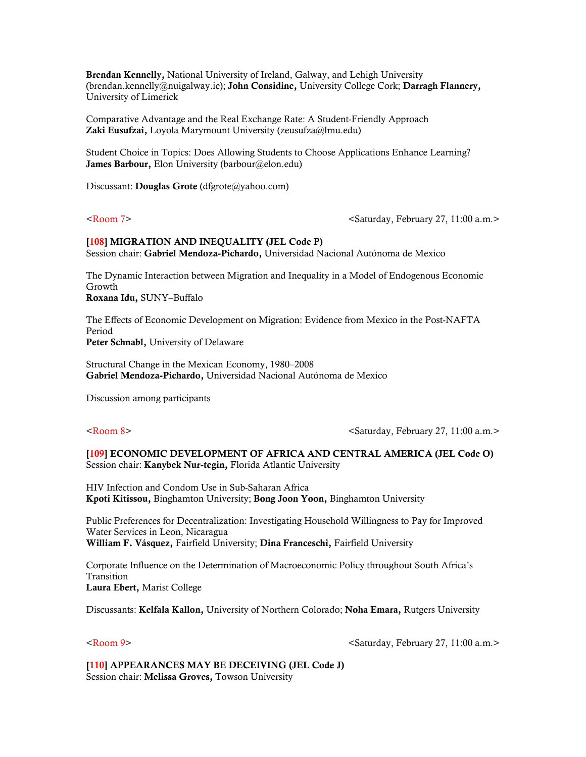**Brendan Kennelly,** National University of Ireland, Galway, and Lehigh University (brendan.kennelly@nuigalway.ie); **John Considine,** University College Cork; **Darragh Flannery,** University of Limerick

Comparative Advantage and the Real Exchange Rate: A Student-Friendly Approach
**Zaki Eusufzai,** Loyola Marymount University (zeusufza@lmu.edu)

Student Choice in Topics: Does Allowing Students to Choose Applications Enhance Learning?
**James Barbour,** Elon University (barbour@elon.edu)

Discussant: **Douglas Grote** (dfgrote@yahoo.com)

<Room 7> <Saturday, February 27, 11:00 a.m.>

**[108] MIGRATION AND INEQUALITY (JEL Code P)**
Session chair: **Gabriel Mendoza-Pichardo,** Universidad Nacional Autónoma de Mexico

The Dynamic Interaction between Migration and Inequality in a Model of Endogenous Economic Growth
**Roxana Idu,** SUNY–Buffalo

The Effects of Economic Development on Migration: Evidence from Mexico in the Post-NAFTA Period
**Peter Schnabl,** University of Delaware

Structural Change in the Mexican Economy, 1980–2008
**Gabriel Mendoza-Pichardo,** Universidad Nacional Autónoma de Mexico

Discussion among participants

<Room 8> <Saturday, February 27, 11:00 a.m.>

**[109] ECONOMIC DEVELOPMENT OF AFRICA AND CENTRAL AMERICA (JEL Code O)**
Session chair: **Kanybek Nur-tegin,** Florida Atlantic University

HIV Infection and Condom Use in Sub-Saharan Africa
**Kpoti Kitissou,** Binghamton University; **Bong Joon Yoon,** Binghamton University

Public Preferences for Decentralization: Investigating Household Willingness to Pay for Improved Water Services in Leon, Nicaragua
**William F. Vásquez,** Fairfield University; **Dina Franceschi,** Fairfield University

Corporate Influence on the Determination of Macroeconomic Policy throughout South Africa's Transition
**Laura Ebert,** Marist College

Discussants: **Kelfala Kallon,** University of Northern Colorado; **Noha Emara,** Rutgers University

<Room 9> <Saturday, February 27, 11:00 a.m.>

**[110] APPEARANCES MAY BE DECEIVING (JEL Code J)**
Session chair: **Melissa Groves,** Towson University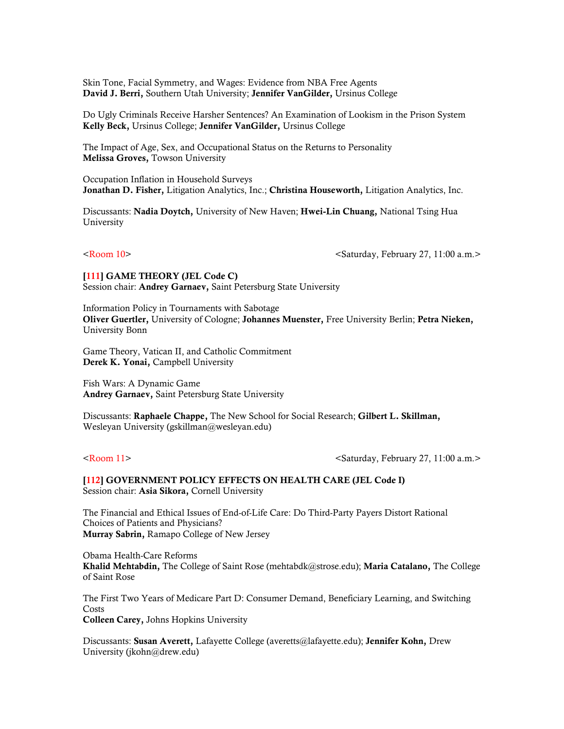Skin Tone, Facial Symmetry, and Wages: Evidence from NBA Free Agents
**David J. Berri,** Southern Utah University; **Jennifer VanGilder,** Ursinus College

Do Ugly Criminals Receive Harsher Sentences? An Examination of Lookism in the Prison System
**Kelly Beck,** Ursinus College; **Jennifer VanGilder,** Ursinus College

The Impact of Age, Sex, and Occupational Status on the Returns to Personality
**Melissa Groves,** Towson University

Occupation Inflation in Household Surveys
**Jonathan D. Fisher,** Litigation Analytics, Inc.; **Christina Houseworth,** Litigation Analytics, Inc.

Discussants: **Nadia Doytch,** University of New Haven; **Hwei-Lin Chuang,** National Tsing Hua University

<Room 10> <Saturday, February 27, 11:00 a.m.>

**[111] GAME THEORY (JEL Code C)**
Session chair: **Andrey Garnaev,** Saint Petersburg State University

Information Policy in Tournaments with Sabotage
**Oliver Guertler,** University of Cologne; **Johannes Muenster,** Free University Berlin; **Petra Nieken,** University Bonn

Game Theory, Vatican II, and Catholic Commitment
**Derek K. Yonai,** Campbell University

Fish Wars: A Dynamic Game
**Andrey Garnaev,** Saint Petersburg State University

Discussants: **Raphaele Chappe,** The New School for Social Research; **Gilbert L. Skillman,** Wesleyan University (gskillman@wesleyan.edu)

<Room 11> <Saturday, February 27, 11:00 a.m.>

**[112] GOVERNMENT POLICY EFFECTS ON HEALTH CARE (JEL Code I)**
Session chair: **Asia Sikora,** Cornell University

The Financial and Ethical Issues of End-of-Life Care: Do Third-Party Payers Distort Rational Choices of Patients and Physicians?
**Murray Sabrin,** Ramapo College of New Jersey

Obama Health-Care Reforms
**Khalid Mehtabdin,** The College of Saint Rose (mehtabdk@strose.edu); **Maria Catalano,** The College of Saint Rose

The First Two Years of Medicare Part D: Consumer Demand, Beneficiary Learning, and Switching Costs
**Colleen Carey,** Johns Hopkins University

Discussants: **Susan Averett,** Lafayette College (averetts@lafayette.edu); **Jennifer Kohn,** Drew University (jkohn@drew.edu)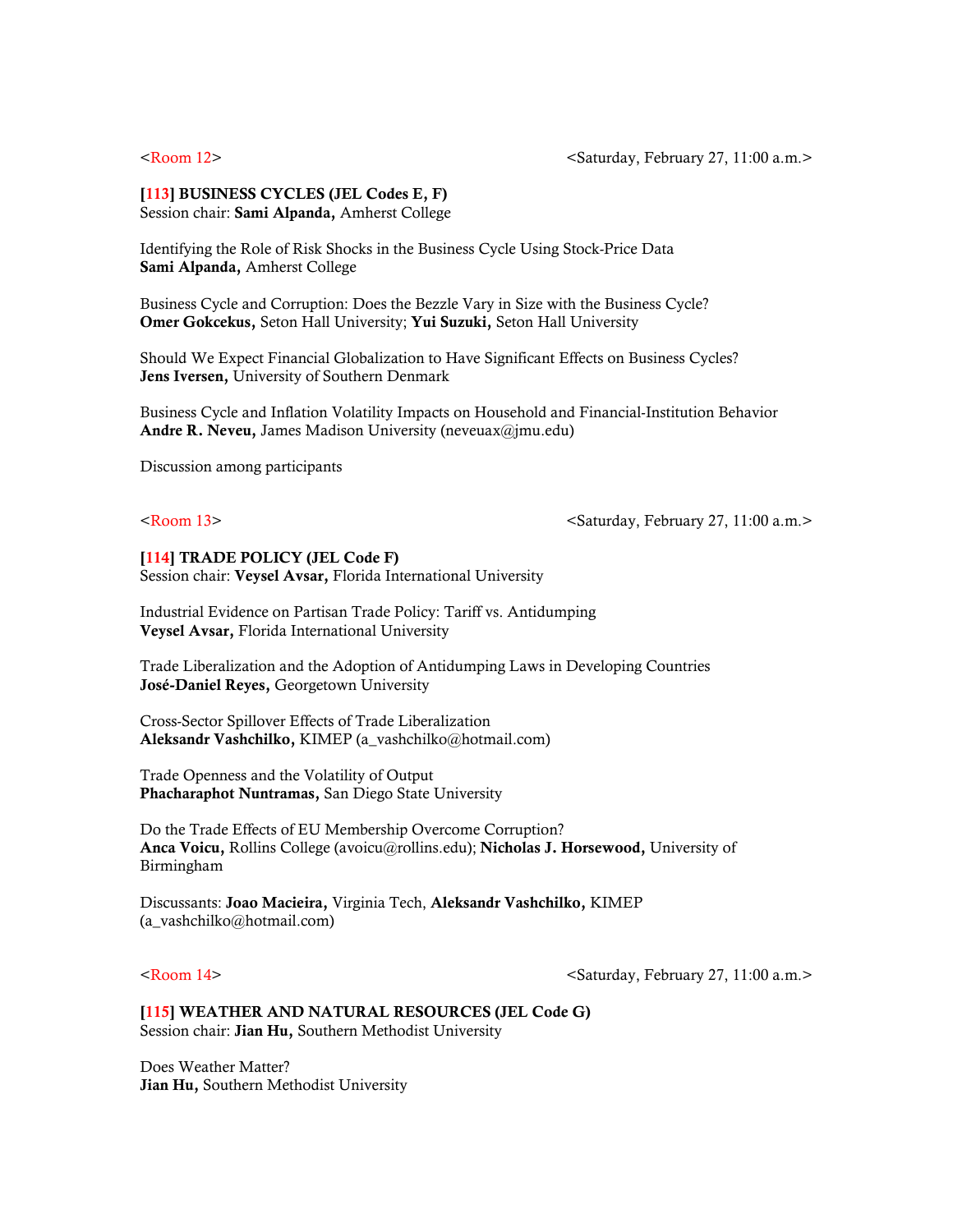<Room 12> <Saturday, February 27, 11:00 a.m.>

**[113] BUSINESS CYCLES (JEL Codes E, F)**
Session chair: **Sami Alpanda,** Amherst College

Identifying the Role of Risk Shocks in the Business Cycle Using Stock-Price Data
**Sami Alpanda,** Amherst College

Business Cycle and Corruption: Does the Bezzle Vary in Size with the Business Cycle?
**Omer Gokcekus,** Seton Hall University; **Yui Suzuki,** Seton Hall University

Should We Expect Financial Globalization to Have Significant Effects on Business Cycles?
**Jens Iversen,** University of Southern Denmark

Business Cycle and Inflation Volatility Impacts on Household and Financial-Institution Behavior
**Andre R. Neveu,** James Madison University (neveuax@jmu.edu)

Discussion among participants

<Room 13> <Saturday, February 27, 11:00 a.m.>

**[114] TRADE POLICY (JEL Code F)**
Session chair: **Veysel Avsar,** Florida International University

Industrial Evidence on Partisan Trade Policy: Tariff vs. Antidumping
**Veysel Avsar,** Florida International University

Trade Liberalization and the Adoption of Antidumping Laws in Developing Countries
**José-Daniel Reyes,** Georgetown University

Cross-Sector Spillover Effects of Trade Liberalization
**Aleksandr Vashchilko,** KIMEP (a_vashchilko@hotmail.com)

Trade Openness and the Volatility of Output
**Phacharaphot Nuntramas,** San Diego State University

Do the Trade Effects of EU Membership Overcome Corruption?
**Anca Voicu,** Rollins College (avoicu@rollins.edu); **Nicholas J. Horsewood,** University of Birmingham

Discussants: **Joao Macieira,** Virginia Tech, **Aleksandr Vashchilko,** KIMEP (a_vashchilko@hotmail.com)

<Room 14> <Saturday, February 27, 11:00 a.m.>

**[115] WEATHER AND NATURAL RESOURCES (JEL Code G)**
Session chair: **Jian Hu,** Southern Methodist University

Does Weather Matter?
**Jian Hu,** Southern Methodist University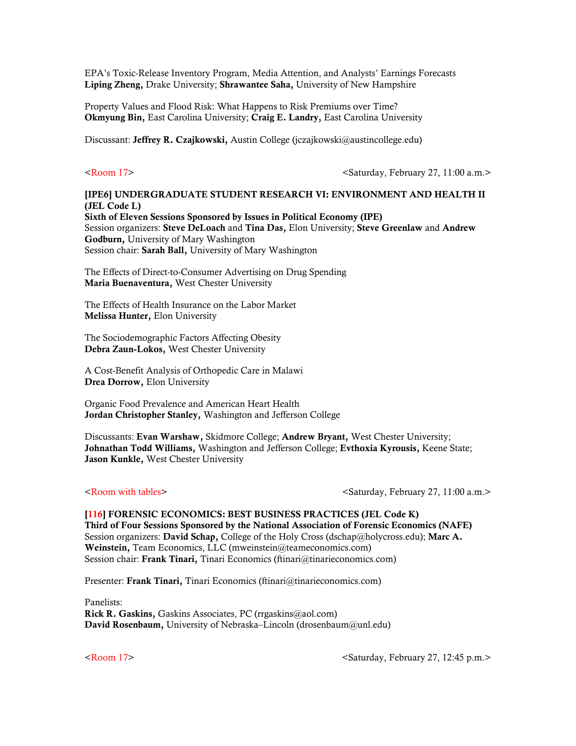EPA's Toxic-Release Inventory Program, Media Attention, and Analysts' Earnings Forecasts
**Liping Zheng,** Drake University; **Shrawantee Saha,** University of New Hampshire

Property Values and Flood Risk: What Happens to Risk Premiums over Time?
**Okmyung Bin,** East Carolina University; **Craig E. Landry,** East Carolina University

Discussant: **Jeffrey R. Czajkowski,** Austin College (jczajkowski@austincollege.edu)

<Room 17> <Saturday, February 27, 11:00 a.m.>

**[IPE6] UNDERGRADUATE STUDENT RESEARCH VI: ENVIRONMENT AND HEALTH II (JEL Code L)**
**Sixth of Eleven Sessions Sponsored by Issues in Political Economy (IPE)**
Session organizers: **Steve DeLoach** and **Tina Das,** Elon University; **Steve Greenlaw** and **Andrew Godburn,** University of Mary Washington
Session chair: **Sarah Ball,** University of Mary Washington

The Effects of Direct-to-Consumer Advertising on Drug Spending
**Maria Buenaventura,** West Chester University

The Effects of Health Insurance on the Labor Market
**Melissa Hunter,** Elon University

The Sociodemographic Factors Affecting Obesity
**Debra Zaun-Lokos,** West Chester University

A Cost-Benefit Analysis of Orthopedic Care in Malawi
**Drea Dorrow,** Elon University

Organic Food Prevalence and American Heart Health
**Jordan Christopher Stanley,** Washington and Jefferson College

Discussants: **Evan Warshaw,** Skidmore College; **Andrew Bryant,** West Chester University; **Johnathan Todd Williams,** Washington and Jefferson College; **Evthoxia Kyrousis,** Keene State; **Jason Kunkle,** West Chester University

<Room with tables> <Saturday, February 27, 11:00 a.m.>

**[116] FORENSIC ECONOMICS: BEST BUSINESS PRACTICES (JEL Code K)**
**Third of Four Sessions Sponsored by the National Association of Forensic Economics (NAFE)**
Session organizers: **David Schap,** College of the Holy Cross (dschap@holycross.edu); **Marc A. Weinstein,** Team Economics, LLC (mweinstein@teameconomics.com)
Session chair: **Frank Tinari,** Tinari Economics (ftinari@tinarieconomics.com)

Presenter: **Frank Tinari,** Tinari Economics (ftinari@tinarieconomics.com)

Panelists:
**Rick R. Gaskins,** Gaskins Associates, PC (rrgaskins@aol.com)
**David Rosenbaum,** University of Nebraska–Lincoln (drosenbaum@unl.edu)

<Room 17> <Saturday, February 27, 12:45 p.m.>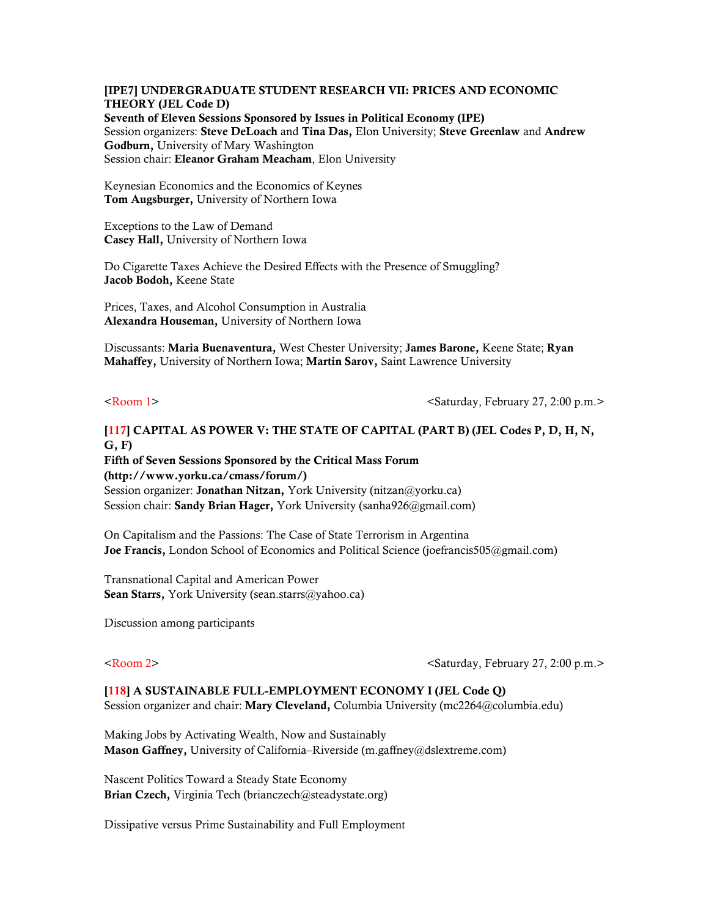**[IPE7] UNDERGRADUATE STUDENT RESEARCH VII: PRICES AND ECONOMIC THEORY (JEL Code D)**
**Seventh of Eleven Sessions Sponsored by Issues in Political Economy (IPE)**
Session organizers: **Steve DeLoach** and **Tina Das,** Elon University; **Steve Greenlaw** and **Andrew Godburn,** University of Mary Washington
Session chair: **Eleanor Graham Meacham**, Elon University

Keynesian Economics and the Economics of Keynes
**Tom Augsburger,** University of Northern Iowa

Exceptions to the Law of Demand
**Casey Hall,** University of Northern Iowa

Do Cigarette Taxes Achieve the Desired Effects with the Presence of Smuggling?
**Jacob Bodoh,** Keene State

Prices, Taxes, and Alcohol Consumption in Australia
**Alexandra Houseman,** University of Northern Iowa

Discussants: **Maria Buenaventura,** West Chester University; **James Barone,** Keene State; **Ryan Mahaffey,** University of Northern Iowa; **Martin Sarov,** Saint Lawrence University

<Room 1> <Saturday, February 27, 2:00 p.m.>

**[117] CAPITAL AS POWER V: THE STATE OF CAPITAL (PART B) (JEL Codes P, D, H, N, G, F)**
**Fifth of Seven Sessions Sponsored by the Critical Mass Forum (http://www.yorku.ca/cmass/forum/)**
Session organizer: **Jonathan Nitzan,** York University (nitzan@yorku.ca)
Session chair: **Sandy Brian Hager,** York University (sanha926@gmail.com)

On Capitalism and the Passions: The Case of State Terrorism in Argentina
**Joe Francis,** London School of Economics and Political Science (joefrancis505@gmail.com)

Transnational Capital and American Power
**Sean Starrs,** York University (sean.starrs@yahoo.ca)

Discussion among participants

<Room 2> <Saturday, February 27, 2:00 p.m.>

**[118] A SUSTAINABLE FULL-EMPLOYMENT ECONOMY I (JEL Code Q)**
Session organizer and chair: **Mary Cleveland,** Columbia University (mc2264@columbia.edu)

Making Jobs by Activating Wealth, Now and Sustainably
**Mason Gaffney,** University of California–Riverside (m.gaffney@dslextreme.com)

Nascent Politics Toward a Steady State Economy
**Brian Czech,** Virginia Tech (brianczech@steadystate.org)

Dissipative versus Prime Sustainability and Full Employment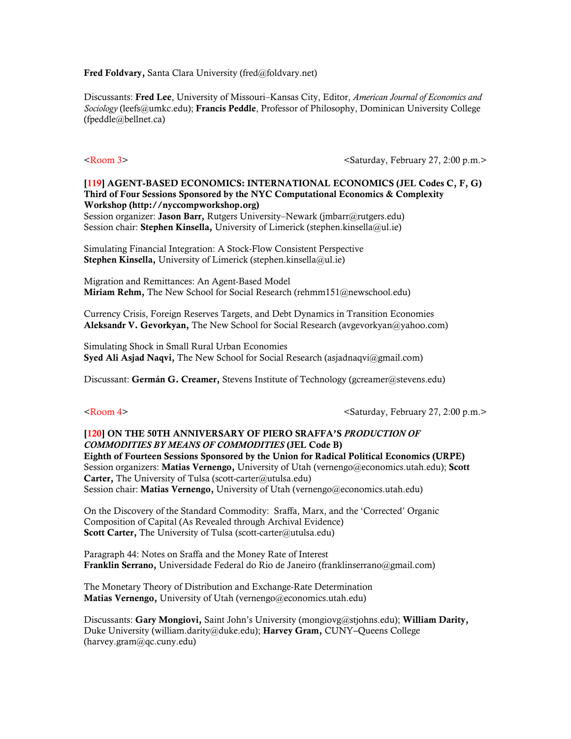**Fred Foldvary,** Santa Clara University (fred@foldvary.net)

Discussants: **Fred Lee**, University of Missouri–Kansas City, Editor, *American Journal of Economics and Sociology* (leefs@umkc.edu); **Francis Peddle**, Professor of Philosophy, Dominican University College (fpeddle@bellnet.ca)

<Room 3> <Saturday, February 27, 2:00 p.m.>

**[119] AGENT-BASED ECONOMICS: INTERNATIONAL ECONOMICS (JEL Codes C, F, G)**
**Third of Four Sessions Sponsored by the NYC Computational Economics & Complexity Workshop (http://nyccompworkshop.org)**
Session organizer: **Jason Barr,** Rutgers University–Newark (jmbarr@rutgers.edu)
Session chair: **Stephen Kinsella,** University of Limerick (stephen.kinsella@ul.ie)

Simulating Financial Integration: A Stock-Flow Consistent Perspective
**Stephen Kinsella,** University of Limerick (stephen.kinsella@ul.ie)

Migration and Remittances: An Agent-Based Model
**Miriam Rehm,** The New School for Social Research (rehmm151@newschool.edu)

Currency Crisis, Foreign Reserves Targets, and Debt Dynamics in Transition Economies
**Aleksandr V. Gevorkyan,** The New School for Social Research (avgevorkyan@yahoo.com)

Simulating Shock in Small Rural Urban Economies
**Syed Ali Asjad Naqvi,** The New School for Social Research (asjadnaqvi@gmail.com)

Discussant: **Germán G. Creamer,** Stevens Institute of Technology (gcreamer@stevens.edu)

<Room 4> <Saturday, February 27, 2:00 p.m.>

**[120] ON THE 50TH ANNIVERSARY OF PIERO SRAFFA'S *PRODUCTION OF COMMODITIES BY MEANS OF COMMODITIES* (JEL Code B)**
**Eighth of Fourteen Sessions Sponsored by the Union for Radical Political Economics (URPE)**
Session organizers: **Matias Vernengo,** University of Utah (vernengo@economics.utah.edu); **Scott Carter,** The University of Tulsa (scott-carter@utulsa.edu)
Session chair: **Matias Vernengo,** University of Utah (vernengo@economics.utah.edu)

On the Discovery of the Standard Commodity: Sraffa, Marx, and the 'Corrected' Organic Composition of Capital (As Revealed through Archival Evidence)
**Scott Carter,** The University of Tulsa (scott-carter@utulsa.edu)

Paragraph 44: Notes on Sraffa and the Money Rate of Interest
**Franklin Serrano,** Universidade Federal do Rio de Janeiro (franklinserrano@gmail.com)

The Monetary Theory of Distribution and Exchange-Rate Determination
**Matias Vernengo,** University of Utah (vernengo@economics.utah.edu)

Discussants: **Gary Mongiovi,** Saint John's University (mongiovg@stjohns.edu); **William Darity,** Duke University (william.darity@duke.edu); **Harvey Gram,** CUNY–Queens College (harvey.gram@qc.cuny.edu)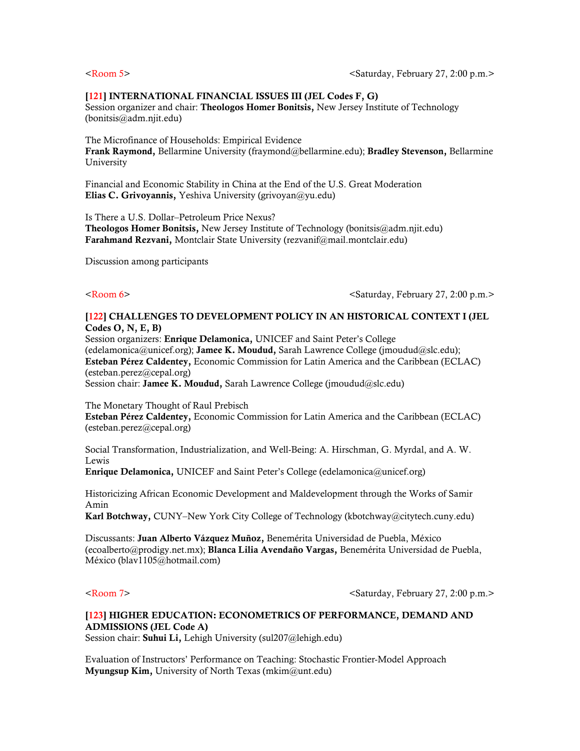<Room 5> <Saturday, February 27, 2:00 p.m.>

**[121] INTERNATIONAL FINANCIAL ISSUES III (JEL Codes F, G)**
Session organizer and chair: **Theologos Homer Bonitsis,** New Jersey Institute of Technology (bonitsis@adm.njit.edu)

The Microfinance of Households: Empirical Evidence
**Frank Raymond,** Bellarmine University (fraymond@bellarmine.edu); **Bradley Stevenson,** Bellarmine University

Financial and Economic Stability in China at the End of the U.S. Great Moderation
**Elias C. Grivoyannis,** Yeshiva University (grivoyan@yu.edu)

Is There a U.S. Dollar–Petroleum Price Nexus?
**Theologos Homer Bonitsis,** New Jersey Institute of Technology (bonitsis@adm.njit.edu)
**Farahmand Rezvani,** Montclair State University (rezvanif@mail.montclair.edu)

Discussion among participants

<Room 6> <Saturday, February 27, 2:00 p.m.>

**[122] CHALLENGES TO DEVELOPMENT POLICY IN AN HISTORICAL CONTEXT I (JEL Codes O, N, E, B)**
Session organizers: **Enrique Delamonica,** UNICEF and Saint Peter's College (edelamonica@unicef.org); **Jamee K. Moudud,** Sarah Lawrence College (jmoudud@slc.edu); **Esteban Pérez Caldentey,** Economic Commission for Latin America and the Caribbean (ECLAC) (esteban.perez@cepal.org)
Session chair: **Jamee K. Moudud,** Sarah Lawrence College (jmoudud@slc.edu)

The Monetary Thought of Raul Prebisch
**Esteban Pérez Caldentey,** Economic Commission for Latin America and the Caribbean (ECLAC) (esteban.perez@cepal.org)

Social Transformation, Industrialization, and Well-Being: A. Hirschman, G. Myrdal, and A. W. Lewis
**Enrique Delamonica,** UNICEF and Saint Peter's College (edelamonica@unicef.org)

Historicizing African Economic Development and Maldevelopment through the Works of Samir Amin
**Karl Botchway,** CUNY–New York City College of Technology (kbotchway@citytech.cuny.edu)

Discussants: **Juan Alberto Vázquez Muñoz,** Benemérita Universidad de Puebla, México (ecoalberto@prodigy.net.mx); **Blanca Lilia Avendaño Vargas,** Benemérita Universidad de Puebla, México (blav1105@hotmail.com)

<Room 7> <Saturday, February 27, 2:00 p.m.>

**[123] HIGHER EDUCATION: ECONOMETRICS OF PERFORMANCE, DEMAND AND ADMISSIONS (JEL Code A)**
Session chair: **Suhui Li,** Lehigh University (sul207@lehigh.edu)

Evaluation of Instructors' Performance on Teaching: Stochastic Frontier-Model Approach
**Myungsup Kim,** University of North Texas (mkim@unt.edu)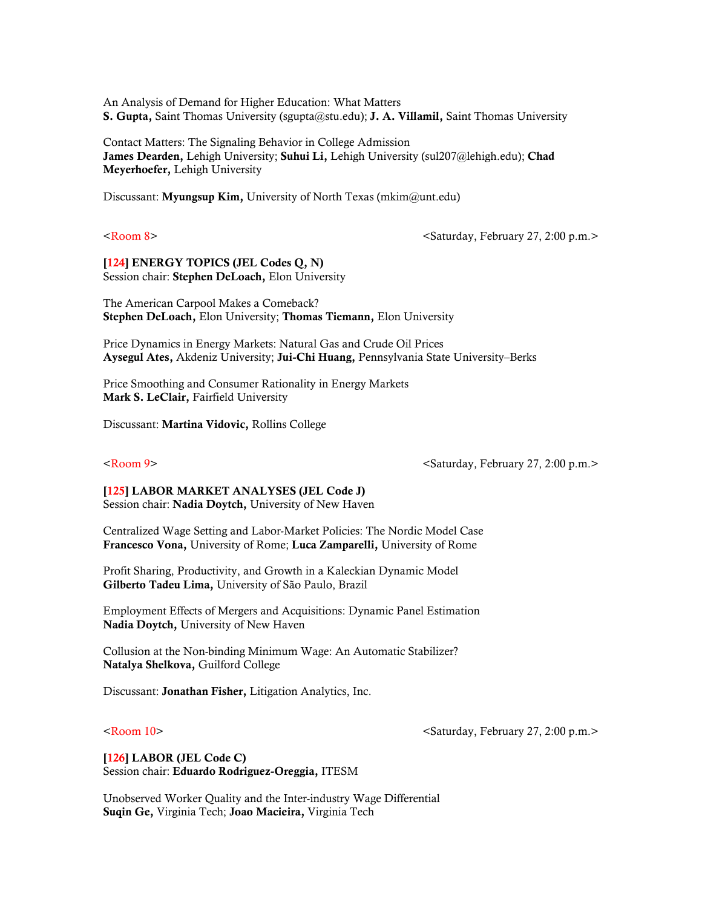An Analysis of Demand for Higher Education: What Matters
**S. Gupta,** Saint Thomas University (sgupta@stu.edu); **J. A. Villamil,** Saint Thomas University

Contact Matters: The Signaling Behavior in College Admission
**James Dearden,** Lehigh University; **Suhui Li,** Lehigh University (sul207@lehigh.edu); **Chad Meyerhoefer,** Lehigh University

Discussant: **Myungsup Kim,** University of North Texas (mkim@unt.edu)

<Room 8> <Saturday, February 27, 2:00 p.m.>

**[124] ENERGY TOPICS (JEL Codes Q, N)**
Session chair: **Stephen DeLoach,** Elon University

The American Carpool Makes a Comeback?
**Stephen DeLoach,** Elon University; **Thomas Tiemann,** Elon University

Price Dynamics in Energy Markets: Natural Gas and Crude Oil Prices
**Aysegul Ates,** Akdeniz University; **Jui-Chi Huang,** Pennsylvania State University–Berks

Price Smoothing and Consumer Rationality in Energy Markets
**Mark S. LeClair,** Fairfield University

Discussant: **Martina Vidovic,** Rollins College

<Room 9> <Saturday, February 27, 2:00 p.m.>

**[125] LABOR MARKET ANALYSES (JEL Code J)**
Session chair: **Nadia Doytch,** University of New Haven

Centralized Wage Setting and Labor-Market Policies: The Nordic Model Case
**Francesco Vona,** University of Rome; **Luca Zamparelli,** University of Rome

Profit Sharing, Productivity, and Growth in a Kaleckian Dynamic Model
**Gilberto Tadeu Lima,** University of São Paulo, Brazil

Employment Effects of Mergers and Acquisitions: Dynamic Panel Estimation
**Nadia Doytch,** University of New Haven

Collusion at the Non-binding Minimum Wage: An Automatic Stabilizer?
**Natalya Shelkova,** Guilford College

Discussant: **Jonathan Fisher,** Litigation Analytics, Inc.

<Room 10> <Saturday, February 27, 2:00 p.m.>

**[126] LABOR (JEL Code C)**
Session chair: **Eduardo Rodriguez-Oreggia,** ITESM

Unobserved Worker Quality and the Inter-industry Wage Differential
**Suqin Ge,** Virginia Tech; **Joao Macieira,** Virginia Tech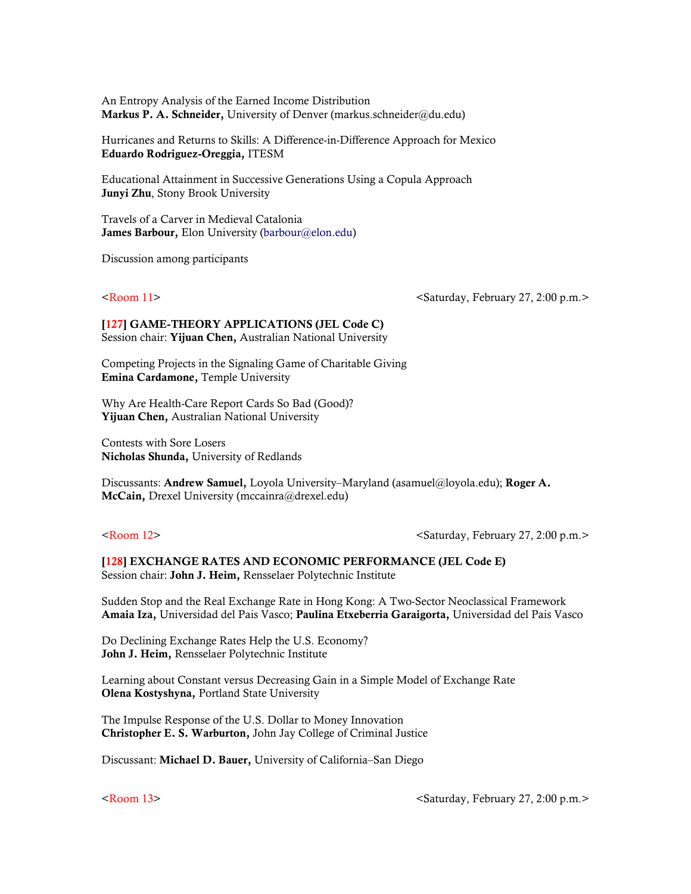An Entropy Analysis of the Earned Income Distribution
**Markus P. A. Schneider,** University of Denver (markus.schneider@du.edu)

Hurricanes and Returns to Skills: A Difference-in-Difference Approach for Mexico
**Eduardo Rodriguez-Oreggia,** ITESM

Educational Attainment in Successive Generations Using a Copula Approach
**Junyi Zhu**, Stony Brook University

Travels of a Carver in Medieval Catalonia
**James Barbour,** Elon University (barbour@elon.edu)

Discussion among participants

<Room 11> <Saturday, February 27, 2:00 p.m.>

**[127] GAME-THEORY APPLICATIONS (JEL Code C)**
Session chair: **Yijuan Chen,** Australian National University

Competing Projects in the Signaling Game of Charitable Giving
**Emina Cardamone,** Temple University

Why Are Health-Care Report Cards So Bad (Good)?
**Yijuan Chen,** Australian National University

Contests with Sore Losers
**Nicholas Shunda,** University of Redlands

Discussants: **Andrew Samuel,** Loyola University–Maryland (asamuel@loyola.edu); **Roger A. McCain,** Drexel University (mccainra@drexel.edu)

<Room 12> <Saturday, February 27, 2:00 p.m.>

**[128] EXCHANGE RATES AND ECONOMIC PERFORMANCE (JEL Code E)**
Session chair: **John J. Heim,** Rensselaer Polytechnic Institute

Sudden Stop and the Real Exchange Rate in Hong Kong: A Two-Sector Neoclassical Framework
**Amaia Iza,** Universidad del Pais Vasco; **Paulina Etxeberria Garaigorta,** Universidad del Pais Vasco

Do Declining Exchange Rates Help the U.S. Economy?
**John J. Heim,** Rensselaer Polytechnic Institute

Learning about Constant versus Decreasing Gain in a Simple Model of Exchange Rate
**Olena Kostyshyna,** Portland State University

The Impulse Response of the U.S. Dollar to Money Innovation
**Christopher E. S. Warburton,** John Jay College of Criminal Justice

Discussant: **Michael D. Bauer,** University of California–San Diego

<Room 13> <Saturday, February 27, 2:00 p.m.>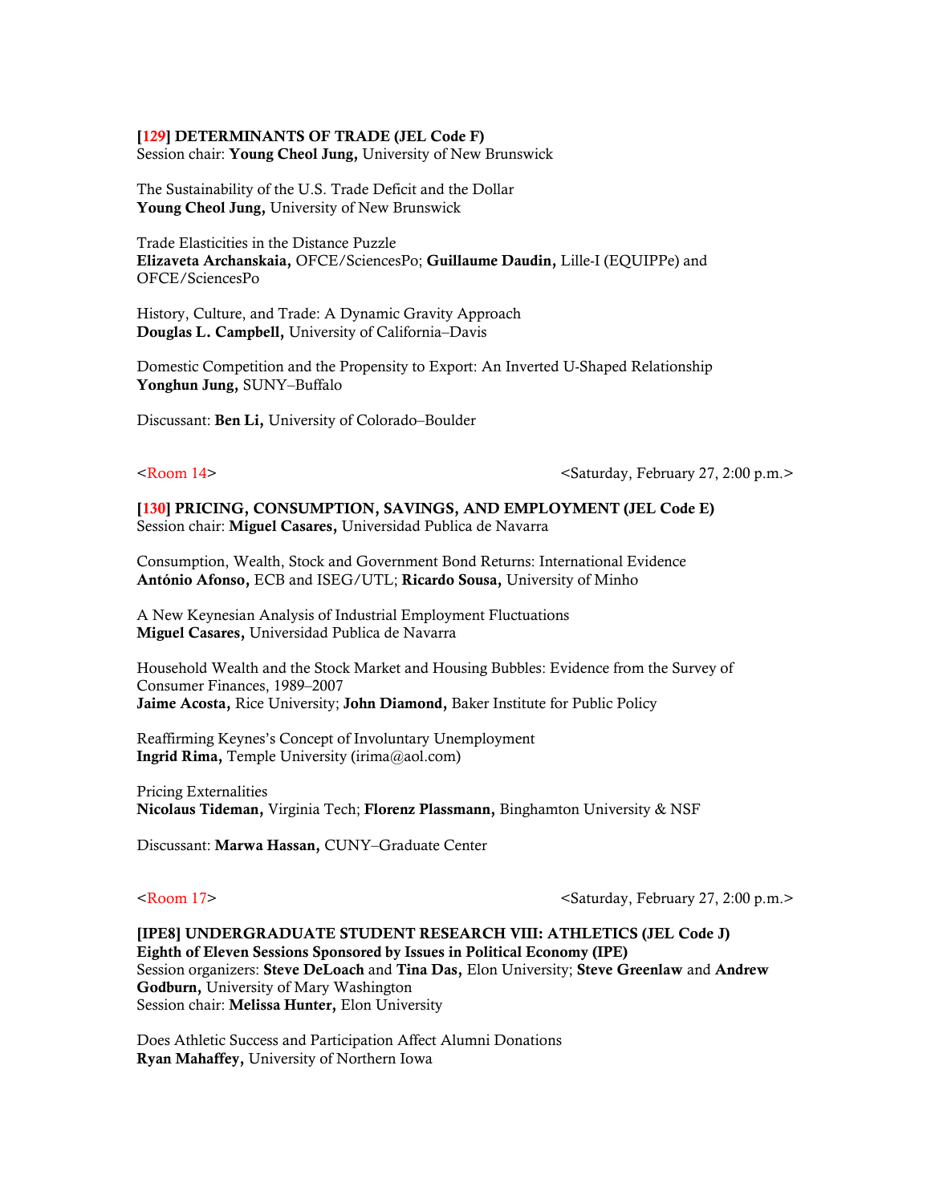**[129] DETERMINANTS OF TRADE (JEL Code F)**
Session chair: **Young Cheol Jung,** University of New Brunswick

The Sustainability of the U.S. Trade Deficit and the Dollar
**Young Cheol Jung,** University of New Brunswick

Trade Elasticities in the Distance Puzzle
**Elizaveta Archanskaia,** OFCE/SciencesPo; **Guillaume Daudin,** Lille-I (EQUIPPe) and OFCE/SciencesPo

History, Culture, and Trade: A Dynamic Gravity Approach
**Douglas L. Campbell,** University of California–Davis

Domestic Competition and the Propensity to Export: An Inverted U-Shaped Relationship
**Yonghun Jung,** SUNY–Buffalo

Discussant: **Ben Li,** University of Colorado–Boulder

<Room 14> <Saturday, February 27, 2:00 p.m.>

**[130] PRICING, CONSUMPTION, SAVINGS, AND EMPLOYMENT (JEL Code E)**
Session chair: **Miguel Casares,** Universidad Publica de Navarra

Consumption, Wealth, Stock and Government Bond Returns: International Evidence
**António Afonso,** ECB and ISEG/UTL; **Ricardo Sousa,** University of Minho

A New Keynesian Analysis of Industrial Employment Fluctuations
**Miguel Casares,** Universidad Publica de Navarra

Household Wealth and the Stock Market and Housing Bubbles: Evidence from the Survey of Consumer Finances, 1989–2007
**Jaime Acosta,** Rice University; **John Diamond,** Baker Institute for Public Policy

Reaffirming Keynes's Concept of Involuntary Unemployment
**Ingrid Rima,** Temple University (irima@aol.com)

Pricing Externalities
**Nicolaus Tideman,** Virginia Tech; **Florenz Plassmann,** Binghamton University & NSF

Discussant: **Marwa Hassan,** CUNY–Graduate Center

<Room 17> <Saturday, February 27, 2:00 p.m.>

**[IPE8] UNDERGRADUATE STUDENT RESEARCH VIII: ATHLETICS (JEL Code J)**
**Eighth of Eleven Sessions Sponsored by Issues in Political Economy (IPE)**
Session organizers: **Steve DeLoach** and **Tina Das,** Elon University; **Steve Greenlaw** and **Andrew Godburn,** University of Mary Washington
Session chair: **Melissa Hunter,** Elon University

Does Athletic Success and Participation Affect Alumni Donations
**Ryan Mahaffey,** University of Northern Iowa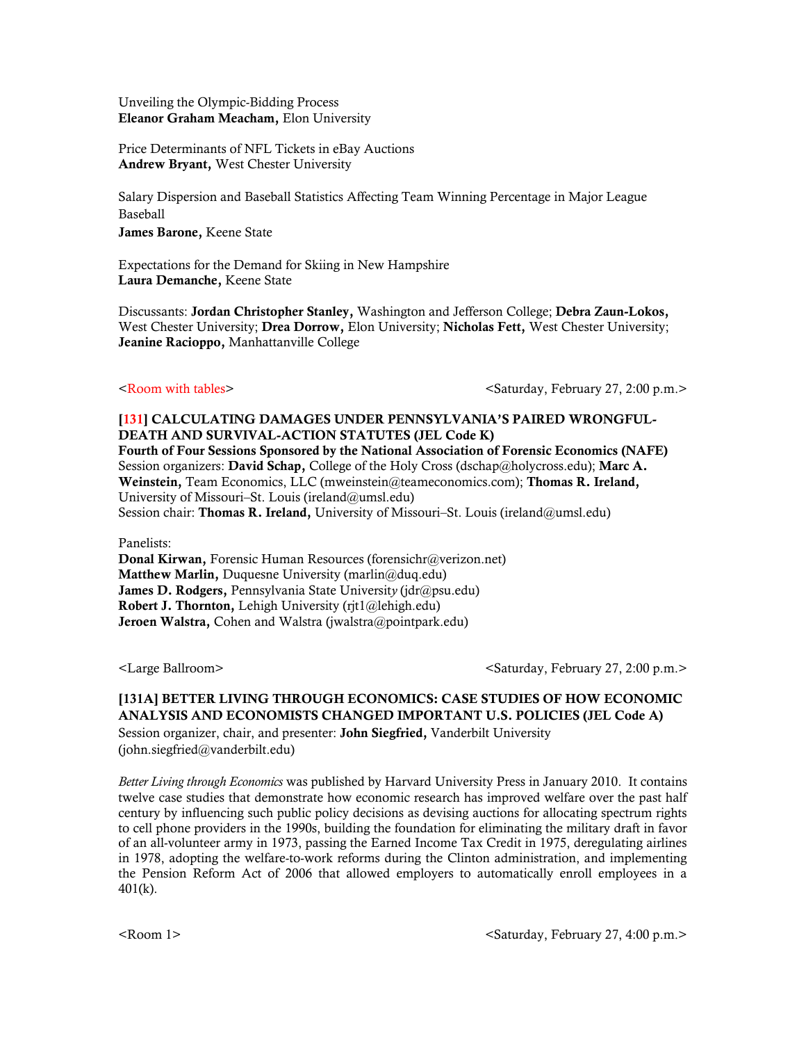Unveiling the Olympic-Bidding Process
**Eleanor Graham Meacham,** Elon University

Price Determinants of NFL Tickets in eBay Auctions
**Andrew Bryant,** West Chester University

Salary Dispersion and Baseball Statistics Affecting Team Winning Percentage in Major League Baseball
**James Barone,** Keene State

Expectations for the Demand for Skiing in New Hampshire
**Laura Demanche,** Keene State

Discussants: **Jordan Christopher Stanley,** Washington and Jefferson College; **Debra Zaun-Lokos,** West Chester University; **Drea Dorrow,** Elon University; **Nicholas Fett,** West Chester University; **Jeanine Racioppo,** Manhattanville College

<Room with tables> <Saturday, February 27, 2:00 p.m.>

**[131] CALCULATING DAMAGES UNDER PENNSYLVANIA'S PAIRED WRONGFUL-DEATH AND SURVIVAL-ACTION STATUTES (JEL Code K)**
**Fourth of Four Sessions Sponsored by the National Association of Forensic Economics (NAFE)**
Session organizers: **David Schap,** College of the Holy Cross (dschap@holycross.edu); **Marc A. Weinstein,** Team Economics, LLC (mweinstein@teameconomics.com); **Thomas R. Ireland,** University of Missouri–St. Louis (ireland@umsl.edu)
Session chair: **Thomas R. Ireland,** University of Missouri–St. Louis (ireland@umsl.edu)

Panelists:
**Donal Kirwan,** Forensic Human Resources (forensichr@verizon.net)
**Matthew Marlin,** Duquesne University (marlin@duq.edu)
**James D. Rodgers,** Pennsylvania State University (jdr@psu.edu)
**Robert J. Thornton,** Lehigh University (rjt1@lehigh.edu)
**Jeroen Walstra,** Cohen and Walstra (jwalstra@pointpark.edu)

<Large Ballroom> <Saturday, February 27, 2:00 p.m.>

**[131A] BETTER LIVING THROUGH ECONOMICS: CASE STUDIES OF HOW ECONOMIC ANALYSIS AND ECONOMISTS CHANGED IMPORTANT U.S. POLICIES (JEL Code A)**
Session organizer, chair, and presenter: **John Siegfried,** Vanderbilt University (john.siegfried@vanderbilt.edu)

*Better Living through Economics* was published by Harvard University Press in January 2010. It contains twelve case studies that demonstrate how economic research has improved welfare over the past half century by influencing such public policy decisions as devising auctions for allocating spectrum rights to cell phone providers in the 1990s, building the foundation for eliminating the military draft in favor of an all-volunteer army in 1973, passing the Earned Income Tax Credit in 1975, deregulating airlines in 1978, adopting the welfare-to-work reforms during the Clinton administration, and implementing the Pension Reform Act of 2006 that allowed employers to automatically enroll employees in a 401(k).

<Room 1> <Saturday, February 27, 4:00 p.m.>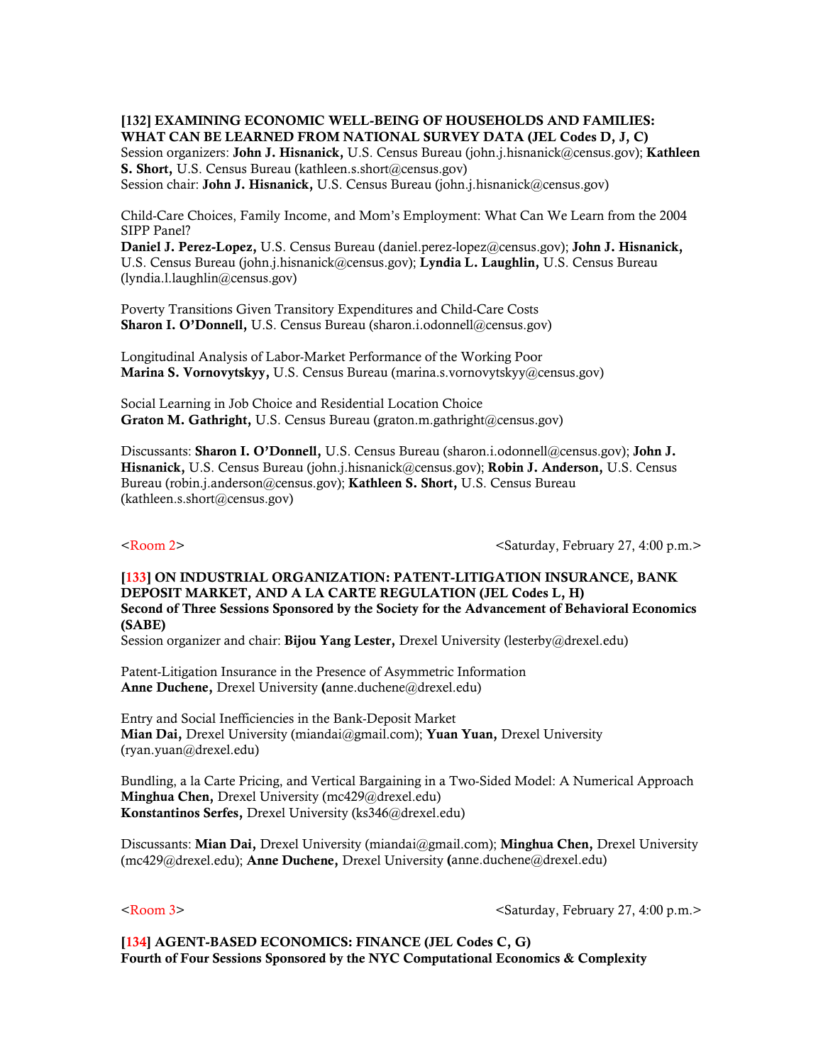**[132] EXAMINING ECONOMIC WELL-BEING OF HOUSEHOLDS AND FAMILIES: WHAT CAN BE LEARNED FROM NATIONAL SURVEY DATA (JEL Codes D, J, C)**
Session organizers: **John J. Hisnanick,** U.S. Census Bureau (john.j.hisnanick@census.gov); **Kathleen S. Short,** U.S. Census Bureau (kathleen.s.short@census.gov)
Session chair: **John J. Hisnanick,** U.S. Census Bureau (john.j.hisnanick@census.gov)

Child-Care Choices, Family Income, and Mom's Employment: What Can We Learn from the 2004 SIPP Panel?
**Daniel J. Perez-Lopez,** U.S. Census Bureau (daniel.perez-lopez@census.gov); **John J. Hisnanick,** U.S. Census Bureau (john.j.hisnanick@census.gov); **Lyndia L. Laughlin,** U.S. Census Bureau (lyndia.l.laughlin@census.gov)

Poverty Transitions Given Transitory Expenditures and Child-Care Costs
**Sharon I. O'Donnell,** U.S. Census Bureau (sharon.i.odonnell@census.gov)

Longitudinal Analysis of Labor-Market Performance of the Working Poor
**Marina S. Vornovytskyy,** U.S. Census Bureau (marina.s.vornovytskyy@census.gov)

Social Learning in Job Choice and Residential Location Choice
**Graton M. Gathright,** U.S. Census Bureau (graton.m.gathright@census.gov)

Discussants: **Sharon I. O'Donnell,** U.S. Census Bureau (sharon.i.odonnell@census.gov); **John J. Hisnanick,** U.S. Census Bureau (john.j.hisnanick@census.gov); **Robin J. Anderson,** U.S. Census Bureau (robin.j.anderson@census.gov); **Kathleen S. Short,** U.S. Census Bureau (kathleen.s.short@census.gov)

<Room 2> <Saturday, February 27, 4:00 p.m.>

**[133] ON INDUSTRIAL ORGANIZATION: PATENT-LITIGATION INSURANCE, BANK DEPOSIT MARKET, AND A LA CARTE REGULATION (JEL Codes L, H)**
**Second of Three Sessions Sponsored by the Society for the Advancement of Behavioral Economics (SABE)**
Session organizer and chair: **Bijou Yang Lester,** Drexel University (lesterby@drexel.edu)

Patent-Litigation Insurance in the Presence of Asymmetric Information
**Anne Duchene,** Drexel University **(**anne.duchene@drexel.edu)

Entry and Social Inefficiencies in the Bank-Deposit Market
**Mian Dai,** Drexel University (miandai@gmail.com); **Yuan Yuan,** Drexel University (ryan.yuan@drexel.edu)

Bundling, a la Carte Pricing, and Vertical Bargaining in a Two-Sided Model: A Numerical Approach
**Minghua Chen,** Drexel University (mc429@drexel.edu)
**Konstantinos Serfes,** Drexel University (ks346@drexel.edu)

Discussants: **Mian Dai,** Drexel University (miandai@gmail.com); **Minghua Chen,** Drexel University (mc429@drexel.edu); **Anne Duchene,** Drexel University **(**anne.duchene@drexel.edu)

<Room 3> <Saturday, February 27, 4:00 p.m.>

**[134] AGENT-BASED ECONOMICS: FINANCE (JEL Codes C, G)**
**Fourth of Four Sessions Sponsored by the NYC Computational Economics & Complexity**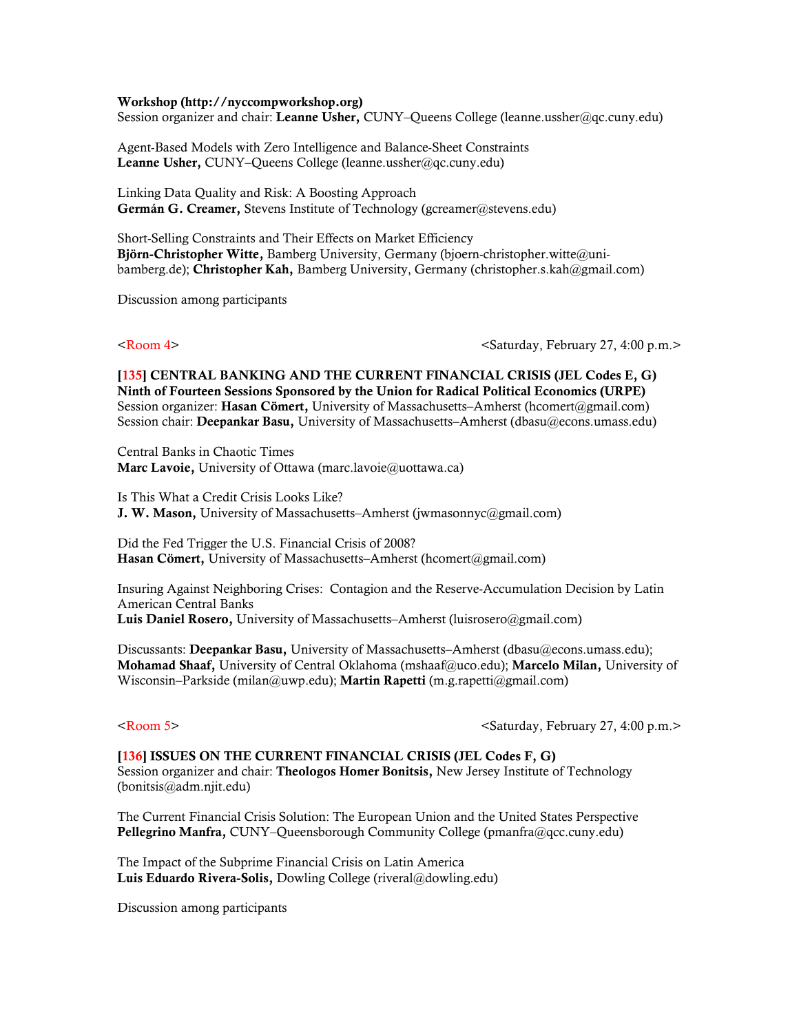**Workshop (http://nyccompworkshop.org)**
Session organizer and chair: **Leanne Usher,** CUNY–Queens College (leanne.ussher@qc.cuny.edu)

Agent-Based Models with Zero Intelligence and Balance-Sheet Constraints
**Leanne Usher,** CUNY–Queens College (leanne.ussher@qc.cuny.edu)

Linking Data Quality and Risk: A Boosting Approach
**Germán G. Creamer,** Stevens Institute of Technology (gcreamer@stevens.edu)

Short-Selling Constraints and Their Effects on Market Efficiency
**Björn-Christopher Witte,** Bamberg University, Germany (bjoern-christopher.witte@uni-bamberg.de); **Christopher Kah,** Bamberg University, Germany (christopher.s.kah@gmail.com)

Discussion among participants

<Room 4> <Saturday, February 27, 4:00 p.m.>

**[135] CENTRAL BANKING AND THE CURRENT FINANCIAL CRISIS (JEL Codes E, G)**
**Ninth of Fourteen Sessions Sponsored by the Union for Radical Political Economics (URPE)**
Session organizer: **Hasan Cömert,** University of Massachusetts–Amherst (hcomert@gmail.com)
Session chair: **Deepankar Basu,** University of Massachusetts–Amherst (dbasu@econs.umass.edu)

Central Banks in Chaotic Times
**Marc Lavoie,** University of Ottawa (marc.lavoie@uottawa.ca)

Is This What a Credit Crisis Looks Like?
**J. W. Mason,** University of Massachusetts–Amherst (jwmasonnyc@gmail.com)

Did the Fed Trigger the U.S. Financial Crisis of 2008?
**Hasan Cömert,** University of Massachusetts–Amherst (hcomert@gmail.com)

Insuring Against Neighboring Crises: Contagion and the Reserve-Accumulation Decision by Latin American Central Banks
**Luis Daniel Rosero,** University of Massachusetts–Amherst (luisrosero@gmail.com)

Discussants: **Deepankar Basu,** University of Massachusetts–Amherst (dbasu@econs.umass.edu); **Mohamad Shaaf,** University of Central Oklahoma (mshaaf@uco.edu); **Marcelo Milan,** University of Wisconsin–Parkside (milan@uwp.edu); **Martin Rapetti** (m.g.rapetti@gmail.com)

<Room 5> <Saturday, February 27, 4:00 p.m.>

**[136] ISSUES ON THE CURRENT FINANCIAL CRISIS (JEL Codes F, G)**
Session organizer and chair: **Theologos Homer Bonitsis,** New Jersey Institute of Technology (bonitsis@adm.njit.edu)

The Current Financial Crisis Solution: The European Union and the United States Perspective
**Pellegrino Manfra,** CUNY–Queensborough Community College (pmanfra@qcc.cuny.edu)

The Impact of the Subprime Financial Crisis on Latin America
**Luis Eduardo Rivera-Solis,** Dowling College (riveral@dowling.edu)

Discussion among participants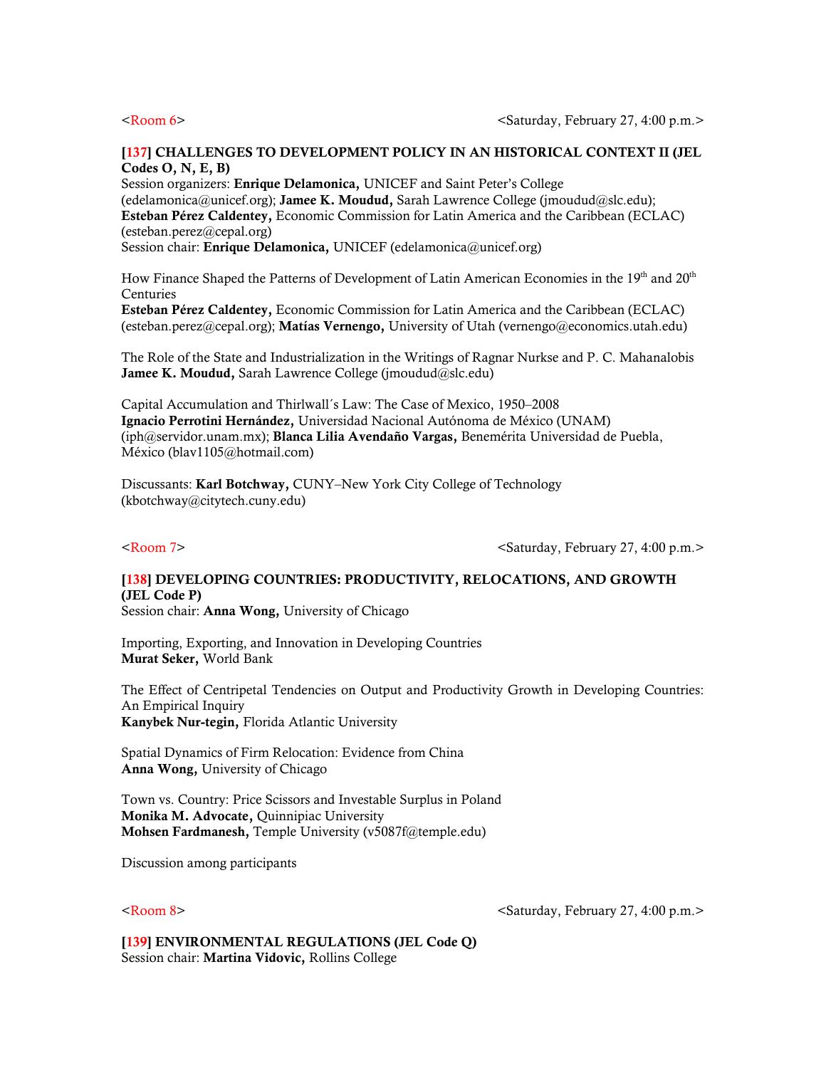<Room 6> <Saturday, February 27, 4:00 p.m.>

### [137] CHALLENGES TO DEVELOPMENT POLICY IN AN HISTORICAL CONTEXT II (JEL Codes O, N, E, B)

Session organizers: **Enrique Delamonica,** UNICEF and Saint Peter's College (edelamonica@unicef.org); **Jamee K. Moudud,** Sarah Lawrence College (jmoudud@slc.edu); **Esteban Pérez Caldentey,** Economic Commission for Latin America and the Caribbean (ECLAC) (esteban.perez@cepal.org)
Session chair: **Enrique Delamonica,** UNICEF (edelamonica@unicef.org)

How Finance Shaped the Patterns of Development of Latin American Economies in the 19th and 20th Centuries
**Esteban Pérez Caldentey,** Economic Commission for Latin America and the Caribbean (ECLAC) (esteban.perez@cepal.org); **Matías Vernengo,** University of Utah (vernengo@economics.utah.edu)

The Role of the State and Industrialization in the Writings of Ragnar Nurkse and P. C. Mahanalobis
**Jamee K. Moudud,** Sarah Lawrence College (jmoudud@slc.edu)

Capital Accumulation and Thirlwall´s Law: The Case of Mexico, 1950–2008
**Ignacio Perrotini Hernández,** Universidad Nacional Autónoma de México (UNAM) (iph@servidor.unam.mx); **Blanca Lilia Avendaño Vargas,** Benemérita Universidad de Puebla, México (blav1105@hotmail.com)

Discussants: **Karl Botchway,** CUNY–New York City College of Technology (kbotchway@citytech.cuny.edu)

<Room 7> <Saturday, February 27, 4:00 p.m.>

### [138] DEVELOPING COUNTRIES: PRODUCTIVITY, RELOCATIONS, AND GROWTH (JEL Code P)

Session chair: **Anna Wong,** University of Chicago

Importing, Exporting, and Innovation in Developing Countries
**Murat Seker,** World Bank

The Effect of Centripetal Tendencies on Output and Productivity Growth in Developing Countries: An Empirical Inquiry
**Kanybek Nur-tegin,** Florida Atlantic University

Spatial Dynamics of Firm Relocation: Evidence from China
**Anna Wong,** University of Chicago

Town vs. Country: Price Scissors and Investable Surplus in Poland
**Monika M. Advocate,** Quinnipiac University
**Mohsen Fardmanesh,** Temple University (v5087f@temple.edu)

Discussion among participants

<Room 8> <Saturday, February 27, 4:00 p.m.>

### [139] ENVIRONMENTAL REGULATIONS (JEL Code Q)

Session chair: **Martina Vidovic,** Rollins College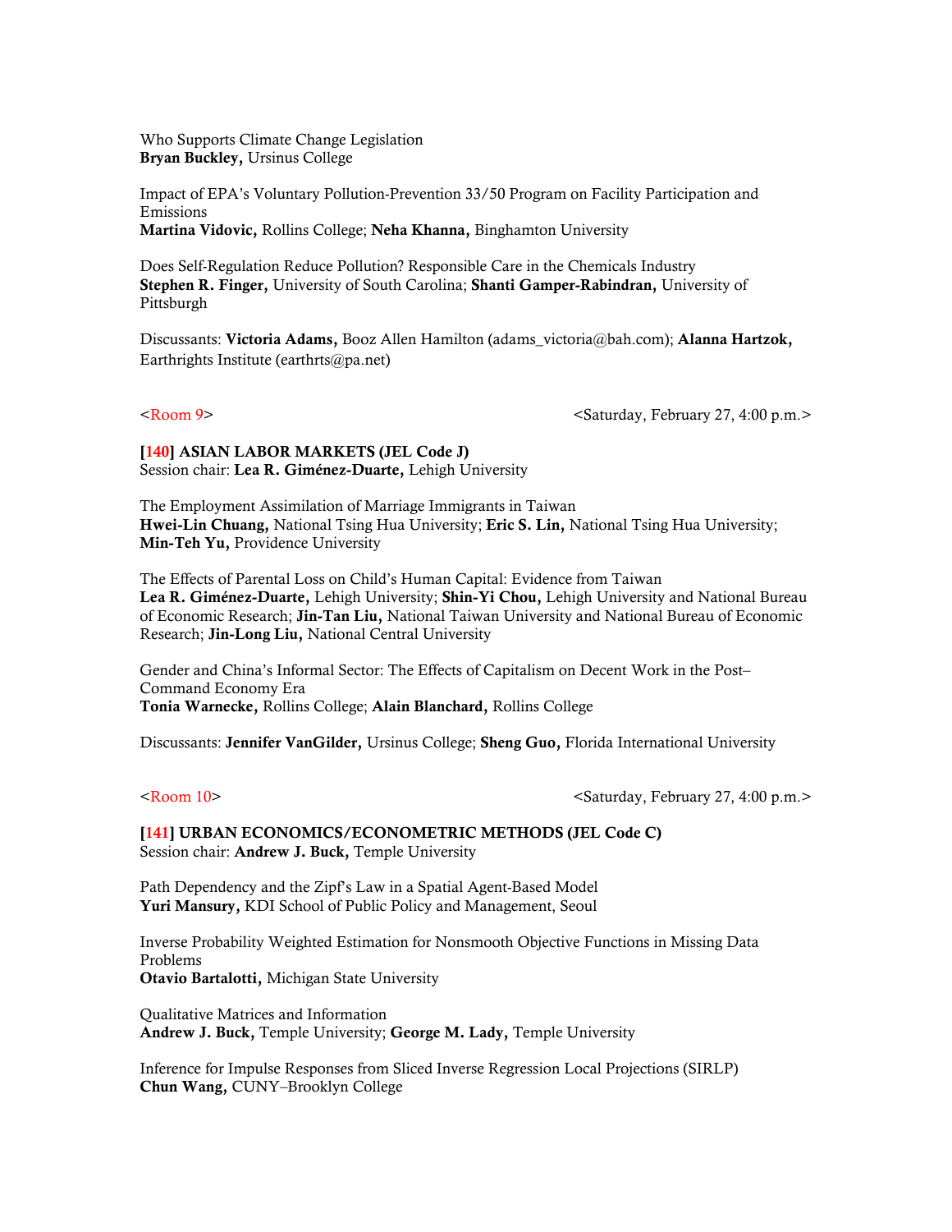Who Supports Climate Change Legislation
**Bryan Buckley,** Ursinus College

Impact of EPA's Voluntary Pollution-Prevention 33/50 Program on Facility Participation and Emissions
**Martina Vidovic,** Rollins College; **Neha Khanna,** Binghamton University

Does Self-Regulation Reduce Pollution? Responsible Care in the Chemicals Industry
**Stephen R. Finger,** University of South Carolina; **Shanti Gamper-Rabindran,** University of Pittsburgh

Discussants: **Victoria Adams,** Booz Allen Hamilton (adams_victoria@bah.com); **Alanna Hartzok,** Earthrights Institute (earthrts@pa.net)

<Room 9> <Saturday, February 27, 4:00 p.m.>

**[140] ASIAN LABOR MARKETS (JEL Code J)**
Session chair: **Lea R. Giménez-Duarte,** Lehigh University

The Employment Assimilation of Marriage Immigrants in Taiwan
**Hwei-Lin Chuang,** National Tsing Hua University; **Eric S. Lin,** National Tsing Hua University; **Min-Teh Yu,** Providence University

The Effects of Parental Loss on Child's Human Capital: Evidence from Taiwan
**Lea R. Giménez-Duarte,** Lehigh University; **Shin-Yi Chou,** Lehigh University and National Bureau of Economic Research; **Jin-Tan Liu,** National Taiwan University and National Bureau of Economic Research; **Jin-Long Liu,** National Central University

Gender and China's Informal Sector: The Effects of Capitalism on Decent Work in the Post–Command Economy Era
**Tonia Warnecke,** Rollins College; **Alain Blanchard,** Rollins College

Discussants: **Jennifer VanGilder,** Ursinus College; **Sheng Guo,** Florida International University

<Room 10> <Saturday, February 27, 4:00 p.m.>

**[141] URBAN ECONOMICS/ECONOMETRIC METHODS (JEL Code C)**
Session chair: **Andrew J. Buck,** Temple University

Path Dependency and the Zipf's Law in a Spatial Agent-Based Model
**Yuri Mansury,** KDI School of Public Policy and Management, Seoul

Inverse Probability Weighted Estimation for Nonsmooth Objective Functions in Missing Data Problems
**Otavio Bartalotti,** Michigan State University

Qualitative Matrices and Information
**Andrew J. Buck,** Temple University; **George M. Lady,** Temple University

Inference for Impulse Responses from Sliced Inverse Regression Local Projections (SIRLP)
**Chun Wang,** CUNY–Brooklyn College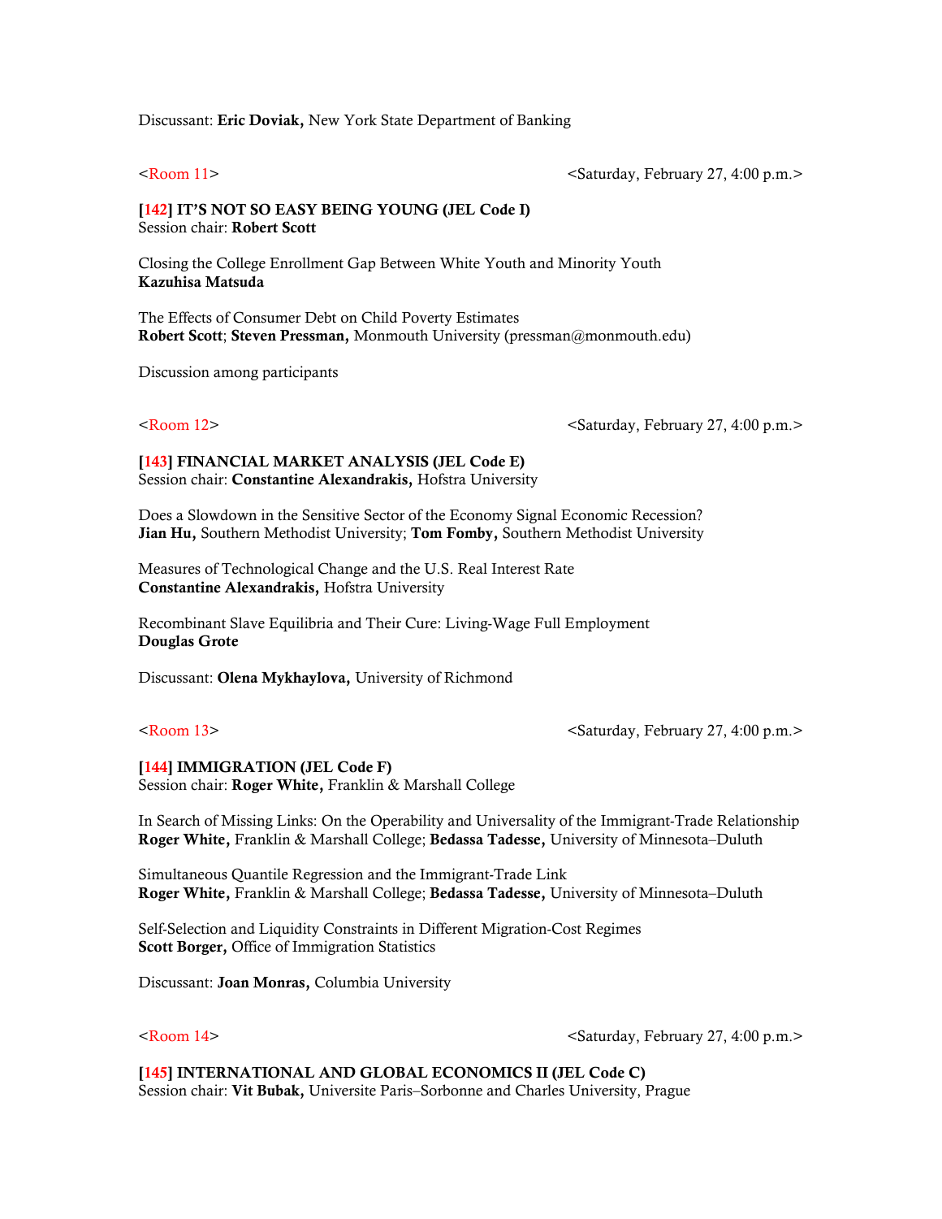Discussant: **Eric Doviak,** New York State Department of Banking

<Room 11> <Saturday, February 27, 4:00 p.m.>

**[142] IT'S NOT SO EASY BEING YOUNG (JEL Code I)**
Session chair: **Robert Scott**

Closing the College Enrollment Gap Between White Youth and Minority Youth
**Kazuhisa Matsuda**

The Effects of Consumer Debt on Child Poverty Estimates
**Robert Scott**; **Steven Pressman,** Monmouth University (pressman@monmouth.edu)

Discussion among participants

<Room 12> <Saturday, February 27, 4:00 p.m.>

**[143] FINANCIAL MARKET ANALYSIS (JEL Code E)**
Session chair: **Constantine Alexandrakis,** Hofstra University

Does a Slowdown in the Sensitive Sector of the Economy Signal Economic Recession?
**Jian Hu,** Southern Methodist University; **Tom Fomby,** Southern Methodist University

Measures of Technological Change and the U.S. Real Interest Rate
**Constantine Alexandrakis,** Hofstra University

Recombinant Slave Equilibria and Their Cure: Living-Wage Full Employment
**Douglas Grote**

Discussant: **Olena Mykhaylova,** University of Richmond

<Room 13> <Saturday, February 27, 4:00 p.m.>

**[144] IMMIGRATION (JEL Code F)**
Session chair: **Roger White,** Franklin & Marshall College

In Search of Missing Links: On the Operability and Universality of the Immigrant-Trade Relationship
**Roger White,** Franklin & Marshall College; **Bedassa Tadesse,** University of Minnesota–Duluth

Simultaneous Quantile Regression and the Immigrant-Trade Link
**Roger White,** Franklin & Marshall College; **Bedassa Tadesse,** University of Minnesota–Duluth

Self-Selection and Liquidity Constraints in Different Migration-Cost Regimes
**Scott Borger,** Office of Immigration Statistics

Discussant: **Joan Monras,** Columbia University

<Room 14> <Saturday, February 27, 4:00 p.m.>

**[145] INTERNATIONAL AND GLOBAL ECONOMICS II (JEL Code C)**
Session chair: **Vit Bubak,** Universite Paris–Sorbonne and Charles University, Prague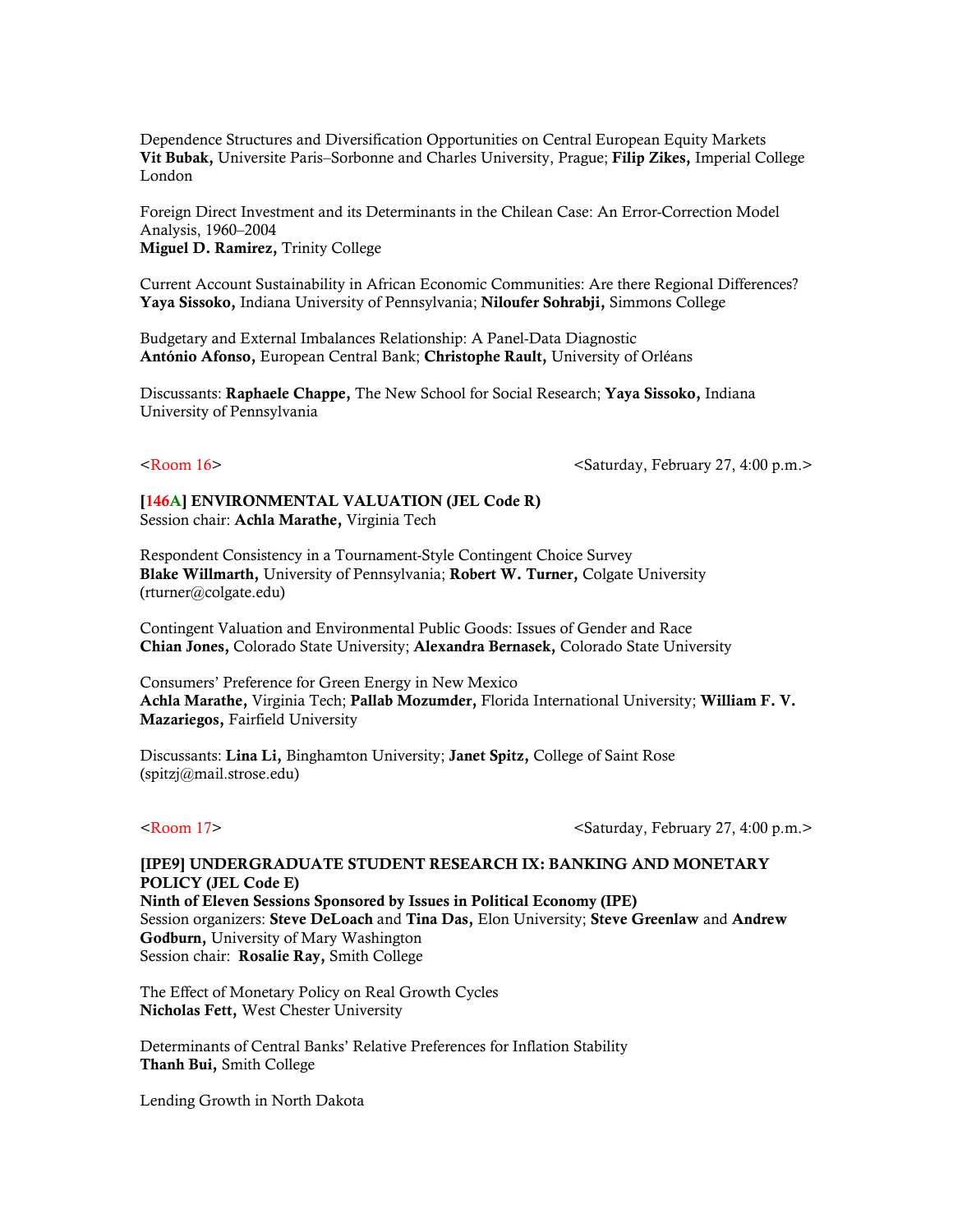Dependence Structures and Diversification Opportunities on Central European Equity Markets
**Vit Bubak,** Universite Paris–Sorbonne and Charles University, Prague; **Filip Zikes,** Imperial College London

Foreign Direct Investment and its Determinants in the Chilean Case: An Error-Correction Model Analysis, 1960–2004
**Miguel D. Ramirez,** Trinity College

Current Account Sustainability in African Economic Communities: Are there Regional Differences?
**Yaya Sissoko,** Indiana University of Pennsylvania; **Niloufer Sohrabji,** Simmons College

Budgetary and External Imbalances Relationship: A Panel-Data Diagnostic
**António Afonso,** European Central Bank; **Christophe Rault,** University of Orléans

Discussants: **Raphaele Chappe,** The New School for Social Research; **Yaya Sissoko,** Indiana University of Pennsylvania

<Room 16> <Saturday, February 27, 4:00 p.m.>

**[146A] ENVIRONMENTAL VALUATION (JEL Code R)**
Session chair: **Achla Marathe,** Virginia Tech

Respondent Consistency in a Tournament-Style Contingent Choice Survey
**Blake Willmarth,** University of Pennsylvania; **Robert W. Turner,** Colgate University (rturner@colgate.edu)

Contingent Valuation and Environmental Public Goods: Issues of Gender and Race
**Chian Jones,** Colorado State University; **Alexandra Bernasek,** Colorado State University

Consumers' Preference for Green Energy in New Mexico
**Achla Marathe,** Virginia Tech; **Pallab Mozumder,** Florida International University; **William F. V. Mazariegos,** Fairfield University

Discussants: **Lina Li,** Binghamton University; **Janet Spitz,** College of Saint Rose (spitzj@mail.strose.edu)

<Room 17> <Saturday, February 27, 4:00 p.m.>

**[IPE9] UNDERGRADUATE STUDENT RESEARCH IX: BANKING AND MONETARY POLICY (JEL Code E)**
**Ninth of Eleven Sessions Sponsored by Issues in Political Economy (IPE)**
Session organizers: **Steve DeLoach** and **Tina Das,** Elon University; **Steve Greenlaw** and **Andrew Godburn,** University of Mary Washington
Session chair: **Rosalie Ray,** Smith College

The Effect of Monetary Policy on Real Growth Cycles
**Nicholas Fett,** West Chester University

Determinants of Central Banks' Relative Preferences for Inflation Stability
**Thanh Bui,** Smith College

Lending Growth in North Dakota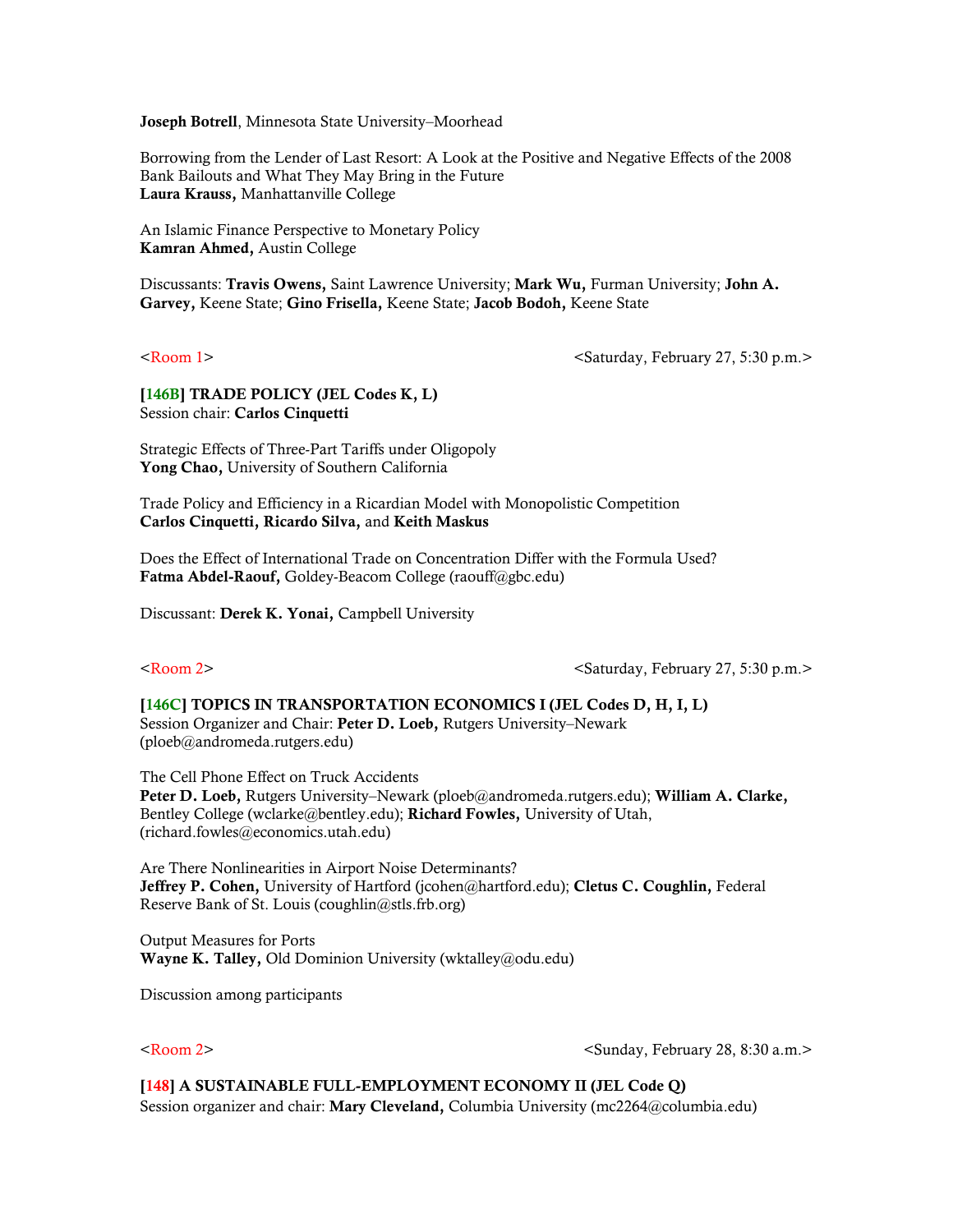**Joseph Botrell**, Minnesota State University–Moorhead

Borrowing from the Lender of Last Resort: A Look at the Positive and Negative Effects of the 2008 Bank Bailouts and What They May Bring in the Future
**Laura Krauss,** Manhattanville College

An Islamic Finance Perspective to Monetary Policy
**Kamran Ahmed,** Austin College

Discussants: **Travis Owens,** Saint Lawrence University; **Mark Wu,** Furman University; **John A. Garvey,** Keene State; **Gino Frisella,** Keene State; **Jacob Bodoh,** Keene State

<Room 1> <Saturday, February 27, 5:30 p.m.>

**[146B] TRADE POLICY (JEL Codes K, L)**
Session chair: **Carlos Cinquetti**

Strategic Effects of Three-Part Tariffs under Oligopoly
**Yong Chao,** University of Southern California

Trade Policy and Efficiency in a Ricardian Model with Monopolistic Competition
**Carlos Cinquetti, Ricardo Silva,** and **Keith Maskus**

Does the Effect of International Trade on Concentration Differ with the Formula Used?
**Fatma Abdel-Raouf,** Goldey-Beacom College (raouff@gbc.edu)

Discussant: **Derek K. Yonai,** Campbell University

<Room 2> <Saturday, February 27, 5:30 p.m.>

**[146C] TOPICS IN TRANSPORTATION ECONOMICS I (JEL Codes D, H, I, L)**
Session Organizer and Chair: **Peter D. Loeb,** Rutgers University–Newark (ploeb@andromeda.rutgers.edu)

The Cell Phone Effect on Truck Accidents
**Peter D. Loeb,** Rutgers University–Newark (ploeb@andromeda.rutgers.edu); **William A. Clarke,** Bentley College (wclarke@bentley.edu); **Richard Fowles,** University of Utah, (richard.fowles@economics.utah.edu)

Are There Nonlinearities in Airport Noise Determinants?
**Jeffrey P. Cohen,** University of Hartford (jcohen@hartford.edu); **Cletus C. Coughlin,** Federal Reserve Bank of St. Louis (coughlin@stls.frb.org)

Output Measures for Ports
**Wayne K. Talley,** Old Dominion University (wktalley@odu.edu)

Discussion among participants

<Room 2> <Sunday, February 28, 8:30 a.m.>

**[148] A SUSTAINABLE FULL-EMPLOYMENT ECONOMY II (JEL Code Q)**
Session organizer and chair: **Mary Cleveland,** Columbia University (mc2264@columbia.edu)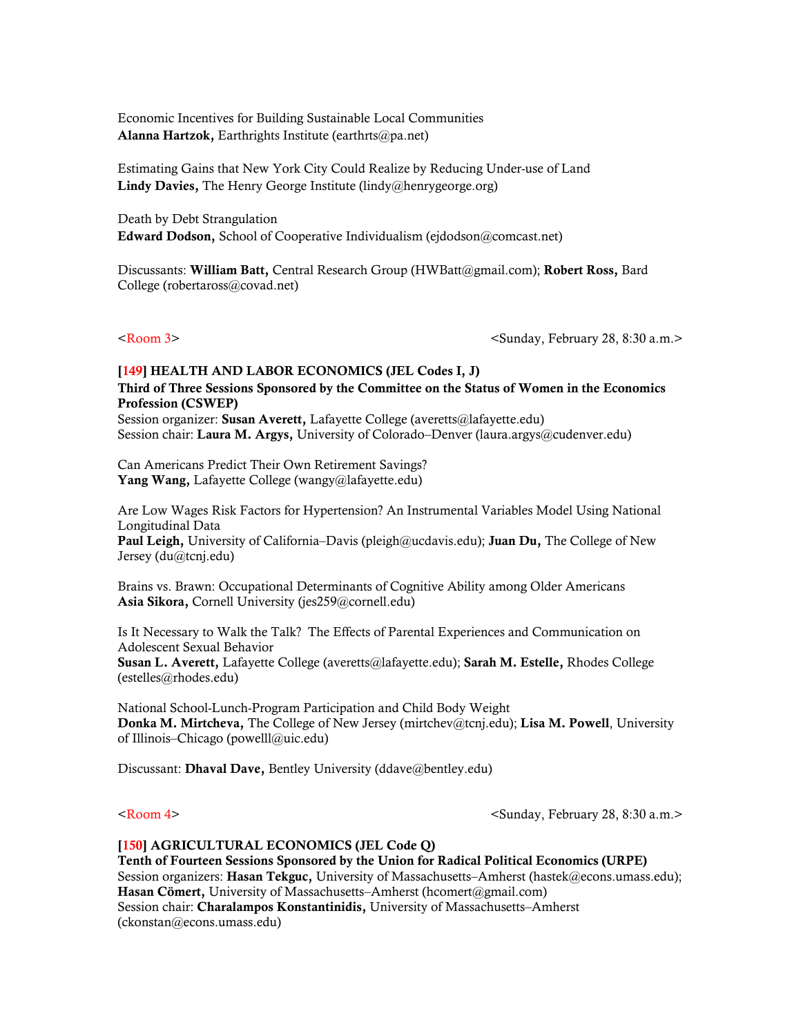Economic Incentives for Building Sustainable Local Communities
**Alanna Hartzok,** Earthrights Institute (earthrts@pa.net)

Estimating Gains that New York City Could Realize by Reducing Under-use of Land
**Lindy Davies,** The Henry George Institute (lindy@henrygeorge.org)

Death by Debt Strangulation
**Edward Dodson,** School of Cooperative Individualism (ejdodson@comcast.net)

Discussants: **William Batt,** Central Research Group (HWBatt@gmail.com); **Robert Ross,** Bard College (robertaross@covad.net)

<Room 3> <Sunday, February 28, 8:30 a.m.>

**[149] HEALTH AND LABOR ECONOMICS (JEL Codes I, J)**
**Third of Three Sessions Sponsored by the Committee on the Status of Women in the Economics Profession (CSWEP)**
Session organizer: **Susan Averett,** Lafayette College (averetts@lafayette.edu)
Session chair: **Laura M. Argys,** University of Colorado–Denver (laura.argys@cudenver.edu)

Can Americans Predict Their Own Retirement Savings?
**Yang Wang,** Lafayette College (wangy@lafayette.edu)

Are Low Wages Risk Factors for Hypertension? An Instrumental Variables Model Using National Longitudinal Data
**Paul Leigh,** University of California–Davis (pleigh@ucdavis.edu); **Juan Du,** The College of New Jersey (du@tcnj.edu)

Brains vs. Brawn: Occupational Determinants of Cognitive Ability among Older Americans
**Asia Sikora,** Cornell University (jes259@cornell.edu)

Is It Necessary to Walk the Talk? The Effects of Parental Experiences and Communication on Adolescent Sexual Behavior
**Susan L. Averett,** Lafayette College (averetts@lafayette.edu); **Sarah M. Estelle,** Rhodes College (estelles@rhodes.edu)

National School-Lunch-Program Participation and Child Body Weight
**Donka M. Mirtcheva,** The College of New Jersey (mirtchev@tcnj.edu); **Lisa M. Powell**, University of Illinois–Chicago (powelll@uic.edu)

Discussant: **Dhaval Dave,** Bentley University (ddave@bentley.edu)

<Room 4> <Sunday, February 28, 8:30 a.m.>

**[150] AGRICULTURAL ECONOMICS (JEL Code Q)**
**Tenth of Fourteen Sessions Sponsored by the Union for Radical Political Economics (URPE)**
Session organizers: **Hasan Tekguc,** University of Massachusetts–Amherst (hastek@econs.umass.edu); **Hasan Cömert,** University of Massachusetts–Amherst (hcomert@gmail.com)
Session chair: **Charalampos Konstantinidis,** University of Massachusetts–Amherst (ckonstan@econs.umass.edu)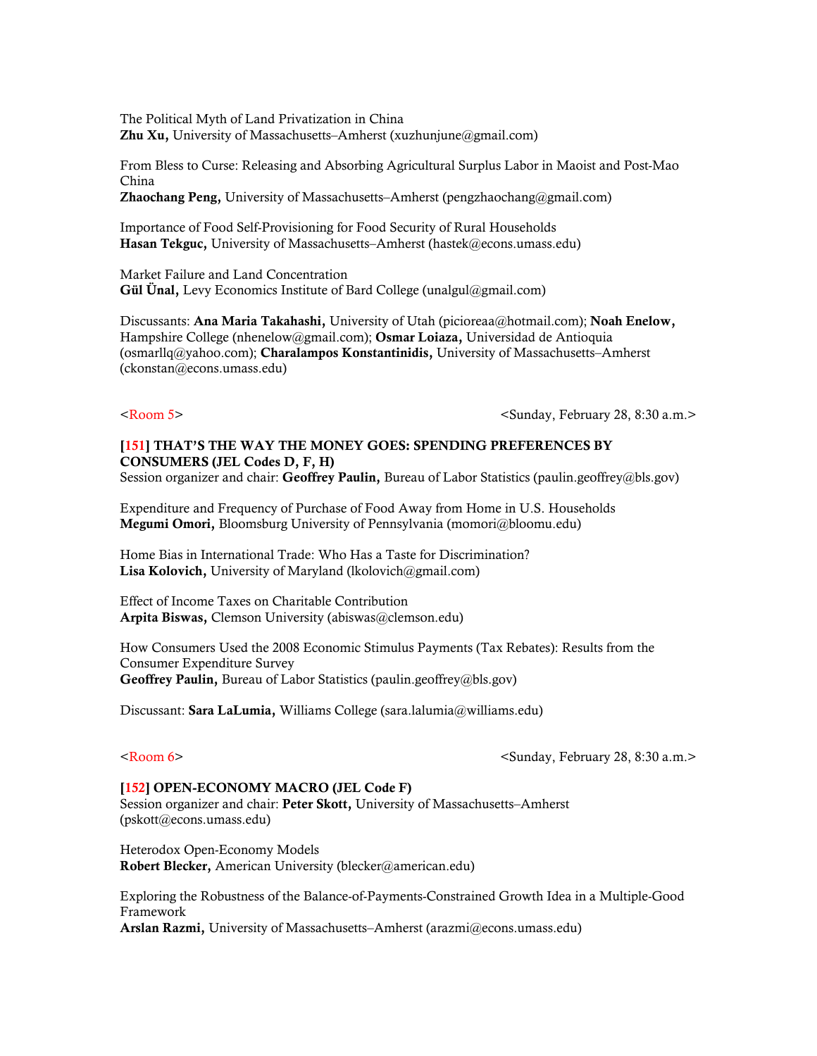The Political Myth of Land Privatization in China
**Zhu Xu,** University of Massachusetts–Amherst (xuzhunjune@gmail.com)

From Bless to Curse: Releasing and Absorbing Agricultural Surplus Labor in Maoist and Post-Mao China
**Zhaochang Peng,** University of Massachusetts–Amherst (pengzhaochang@gmail.com)

Importance of Food Self-Provisioning for Food Security of Rural Households
**Hasan Tekguc,** University of Massachusetts–Amherst (hastek@econs.umass.edu)

Market Failure and Land Concentration
**Gül Ünal,** Levy Economics Institute of Bard College (unalgul@gmail.com)

Discussants: **Ana Maria Takahashi,** University of Utah (picioreaa@hotmail.com); **Noah Enelow,** Hampshire College (nhenelow@gmail.com); **Osmar Loiaza,** Universidad de Antioquia (osmarllq@yahoo.com); **Charalampos Konstantinidis,** University of Massachusetts–Amherst (ckonstan@econs.umass.edu)

<Room 5> <Sunday, February 28, 8:30 a.m.>

**[151] THAT'S THE WAY THE MONEY GOES: SPENDING PREFERENCES BY CONSUMERS (JEL Codes D, F, H)**
Session organizer and chair: **Geoffrey Paulin,** Bureau of Labor Statistics (paulin.geoffrey@bls.gov)

Expenditure and Frequency of Purchase of Food Away from Home in U.S. Households
**Megumi Omori,** Bloomsburg University of Pennsylvania (momori@bloomu.edu)

Home Bias in International Trade: Who Has a Taste for Discrimination?
**Lisa Kolovich,** University of Maryland (lkolovich@gmail.com)

Effect of Income Taxes on Charitable Contribution
**Arpita Biswas,** Clemson University (abiswas@clemson.edu)

How Consumers Used the 2008 Economic Stimulus Payments (Tax Rebates): Results from the Consumer Expenditure Survey
**Geoffrey Paulin,** Bureau of Labor Statistics (paulin.geoffrey@bls.gov)

Discussant: **Sara LaLumia,** Williams College (sara.lalumia@williams.edu)

<Room 6> <Sunday, February 28, 8:30 a.m.>

**[152] OPEN-ECONOMY MACRO (JEL Code F)**
Session organizer and chair: **Peter Skott,** University of Massachusetts–Amherst (pskott@econs.umass.edu)

Heterodox Open-Economy Models
**Robert Blecker,** American University (blecker@american.edu)

Exploring the Robustness of the Balance-of-Payments-Constrained Growth Idea in a Multiple-Good Framework
**Arslan Razmi,** University of Massachusetts–Amherst (arazmi@econs.umass.edu)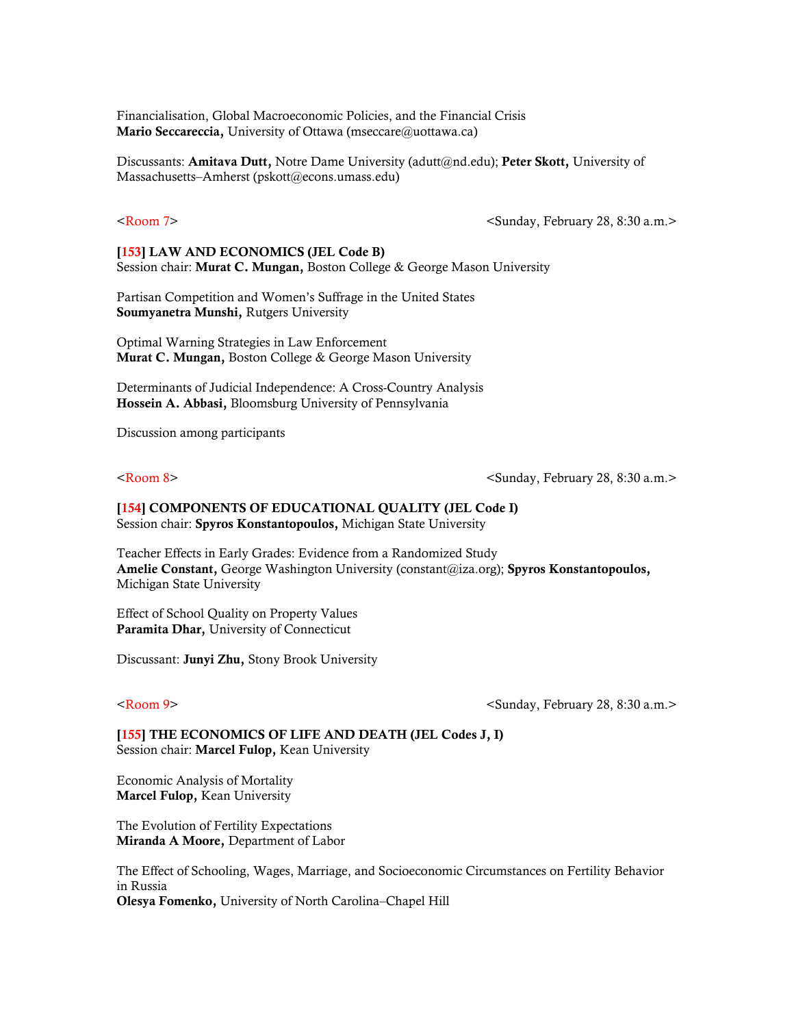Financialisation, Global Macroeconomic Policies, and the Financial Crisis
**Mario Seccareccia,** University of Ottawa (mseccare@uottawa.ca)

Discussants: **Amitava Dutt,** Notre Dame University (adutt@nd.edu); **Peter Skott,** University of Massachusetts–Amherst (pskott@econs.umass.edu)

<Room 7> <Sunday, February 28, 8:30 a.m.>

**[153] LAW AND ECONOMICS (JEL Code B)**
Session chair: **Murat C. Mungan,** Boston College & George Mason University

Partisan Competition and Women's Suffrage in the United States
**Soumyanetra Munshi,** Rutgers University

Optimal Warning Strategies in Law Enforcement
**Murat C. Mungan,** Boston College & George Mason University

Determinants of Judicial Independence: A Cross-Country Analysis
**Hossein A. Abbasi,** Bloomsburg University of Pennsylvania

Discussion among participants

<Room 8> <Sunday, February 28, 8:30 a.m.>

**[154] COMPONENTS OF EDUCATIONAL QUALITY (JEL Code I)**
Session chair: **Spyros Konstantopoulos,** Michigan State University

Teacher Effects in Early Grades: Evidence from a Randomized Study
**Amelie Constant,** George Washington University (constant@iza.org); **Spyros Konstantopoulos,** Michigan State University

Effect of School Quality on Property Values
**Paramita Dhar,** University of Connecticut

Discussant: **Junyi Zhu,** Stony Brook University

<Room 9> <Sunday, February 28, 8:30 a.m.>

**[155] THE ECONOMICS OF LIFE AND DEATH (JEL Codes J, I)**
Session chair: **Marcel Fulop,** Kean University

Economic Analysis of Mortality
**Marcel Fulop,** Kean University

The Evolution of Fertility Expectations
**Miranda A Moore,** Department of Labor

The Effect of Schooling, Wages, Marriage, and Socioeconomic Circumstances on Fertility Behavior in Russia
**Olesya Fomenko,** University of North Carolina–Chapel Hill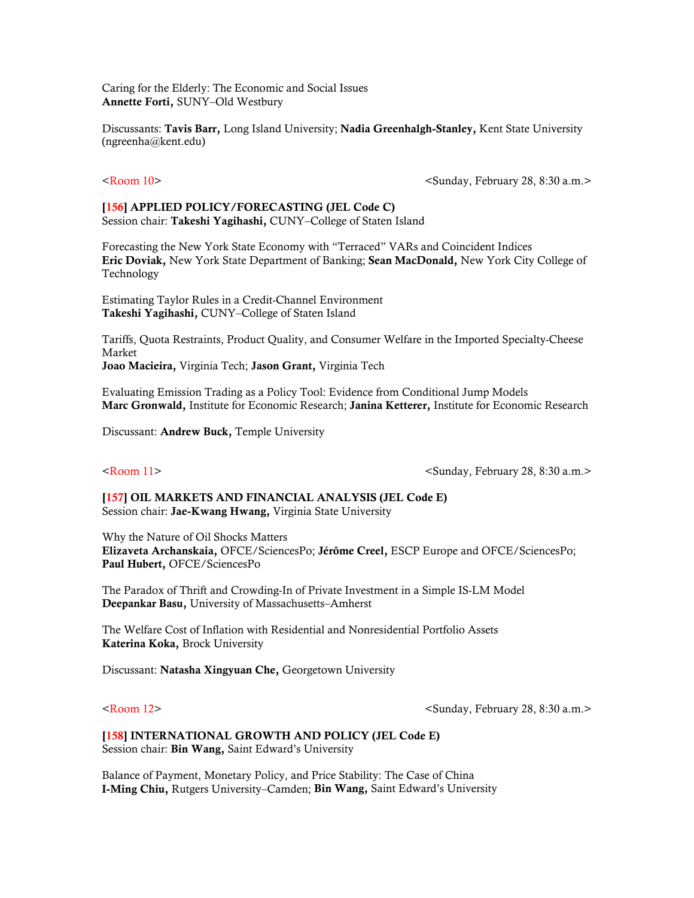Caring for the Elderly: The Economic and Social Issues
**Annette Forti,** SUNY–Old Westbury

Discussants: **Tavis Barr,** Long Island University; **Nadia Greenhalgh-Stanley,** Kent State University (ngreenha@kent.edu)

<Room 10> <Sunday, February 28, 8:30 a.m.>

**[156] APPLIED POLICY/FORECASTING (JEL Code C)**
Session chair: **Takeshi Yagihashi,** CUNY–College of Staten Island

Forecasting the New York State Economy with "Terraced" VARs and Coincident Indices
**Eric Doviak,** New York State Department of Banking; **Sean MacDonald,** New York City College of Technology

Estimating Taylor Rules in a Credit-Channel Environment
**Takeshi Yagihashi,** CUNY–College of Staten Island

Tariffs, Quota Restraints, Product Quality, and Consumer Welfare in the Imported Specialty-Cheese Market
**Joao Macieira,** Virginia Tech; **Jason Grant,** Virginia Tech

Evaluating Emission Trading as a Policy Tool: Evidence from Conditional Jump Models
**Marc Gronwald,** Institute for Economic Research; **Janina Ketterer,** Institute for Economic Research

Discussant: **Andrew Buck,** Temple University

<Room 11> <Sunday, February 28, 8:30 a.m.>

**[157] OIL MARKETS AND FINANCIAL ANALYSIS (JEL Code E)**
Session chair: **Jae-Kwang Hwang,** Virginia State University

Why the Nature of Oil Shocks Matters
**Elizaveta Archanskaia,** OFCE/SciencesPo; **Jérôme Creel,** ESCP Europe and OFCE/SciencesPo; **Paul Hubert,** OFCE/SciencesPo

The Paradox of Thrift and Crowding-In of Private Investment in a Simple IS-LM Model
**Deepankar Basu,** University of Massachusetts–Amherst

The Welfare Cost of Inflation with Residential and Nonresidential Portfolio Assets
**Katerina Koka,** Brock University

Discussant: **Natasha Xingyuan Che,** Georgetown University

<Room 12> <Sunday, February 28, 8:30 a.m.>

**[158] INTERNATIONAL GROWTH AND POLICY (JEL Code E)**
Session chair: **Bin Wang,** Saint Edward's University

Balance of Payment, Monetary Policy, and Price Stability: The Case of China
**I-Ming Chiu,** Rutgers University–Camden; **Bin Wang,** Saint Edward's University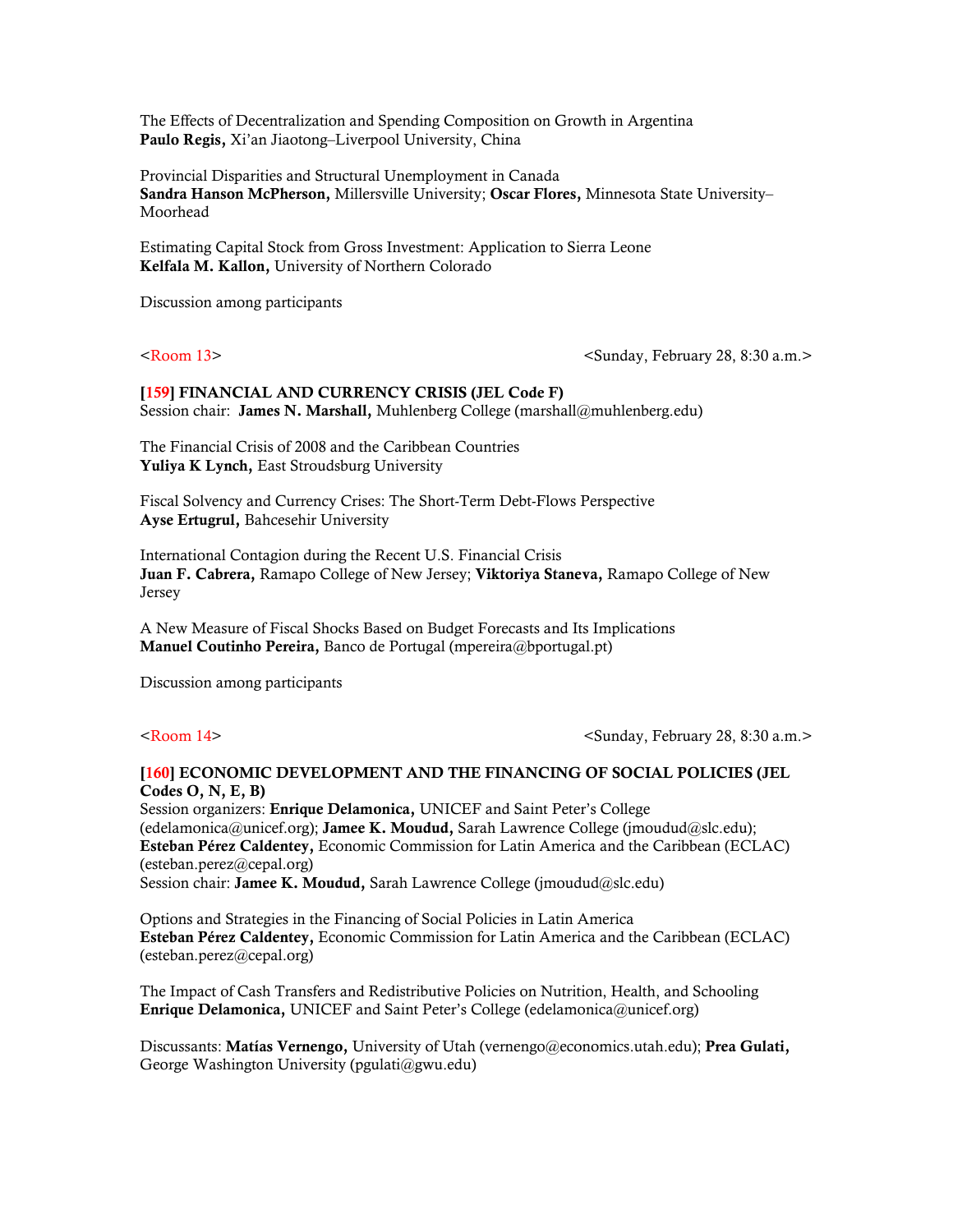The Effects of Decentralization and Spending Composition on Growth in Argentina
**Paulo Regis,** Xi'an Jiaotong–Liverpool University, China

Provincial Disparities and Structural Unemployment in Canada
**Sandra Hanson McPherson,** Millersville University; **Oscar Flores,** Minnesota State University–Moorhead

Estimating Capital Stock from Gross Investment: Application to Sierra Leone
**Kelfala M. Kallon,** University of Northern Colorado

Discussion among participants

<Room 13> <Sunday, February 28, 8:30 a.m.>

**[159] FINANCIAL AND CURRENCY CRISIS (JEL Code F)**
Session chair: **James N. Marshall,** Muhlenberg College (marshall@muhlenberg.edu)

The Financial Crisis of 2008 and the Caribbean Countries
**Yuliya K Lynch,** East Stroudsburg University

Fiscal Solvency and Currency Crises: The Short-Term Debt-Flows Perspective
**Ayse Ertugrul,** Bahcesehir University

International Contagion during the Recent U.S. Financial Crisis
**Juan F. Cabrera,** Ramapo College of New Jersey; **Viktoriya Staneva,** Ramapo College of New Jersey

A New Measure of Fiscal Shocks Based on Budget Forecasts and Its Implications
**Manuel Coutinho Pereira,** Banco de Portugal (mpereira@bportugal.pt)

Discussion among participants

<Room 14> <Sunday, February 28, 8:30 a.m.>

**[160] ECONOMIC DEVELOPMENT AND THE FINANCING OF SOCIAL POLICIES (JEL Codes O, N, E, B)**
Session organizers: **Enrique Delamonica,** UNICEF and Saint Peter's College (edelamonica@unicef.org); **Jamee K. Moudud,** Sarah Lawrence College (jmoudud@slc.edu); **Esteban Pérez Caldentey,** Economic Commission for Latin America and the Caribbean (ECLAC) (esteban.perez@cepal.org)
Session chair: **Jamee K. Moudud,** Sarah Lawrence College (jmoudud@slc.edu)

Options and Strategies in the Financing of Social Policies in Latin America
**Esteban Pérez Caldentey,** Economic Commission for Latin America and the Caribbean (ECLAC) (esteban.perez@cepal.org)

The Impact of Cash Transfers and Redistributive Policies on Nutrition, Health, and Schooling
**Enrique Delamonica,** UNICEF and Saint Peter's College (edelamonica@unicef.org)

Discussants: **Matías Vernengo,** University of Utah (vernengo@economics.utah.edu); **Prea Gulati,** George Washington University (pgulati@gwu.edu)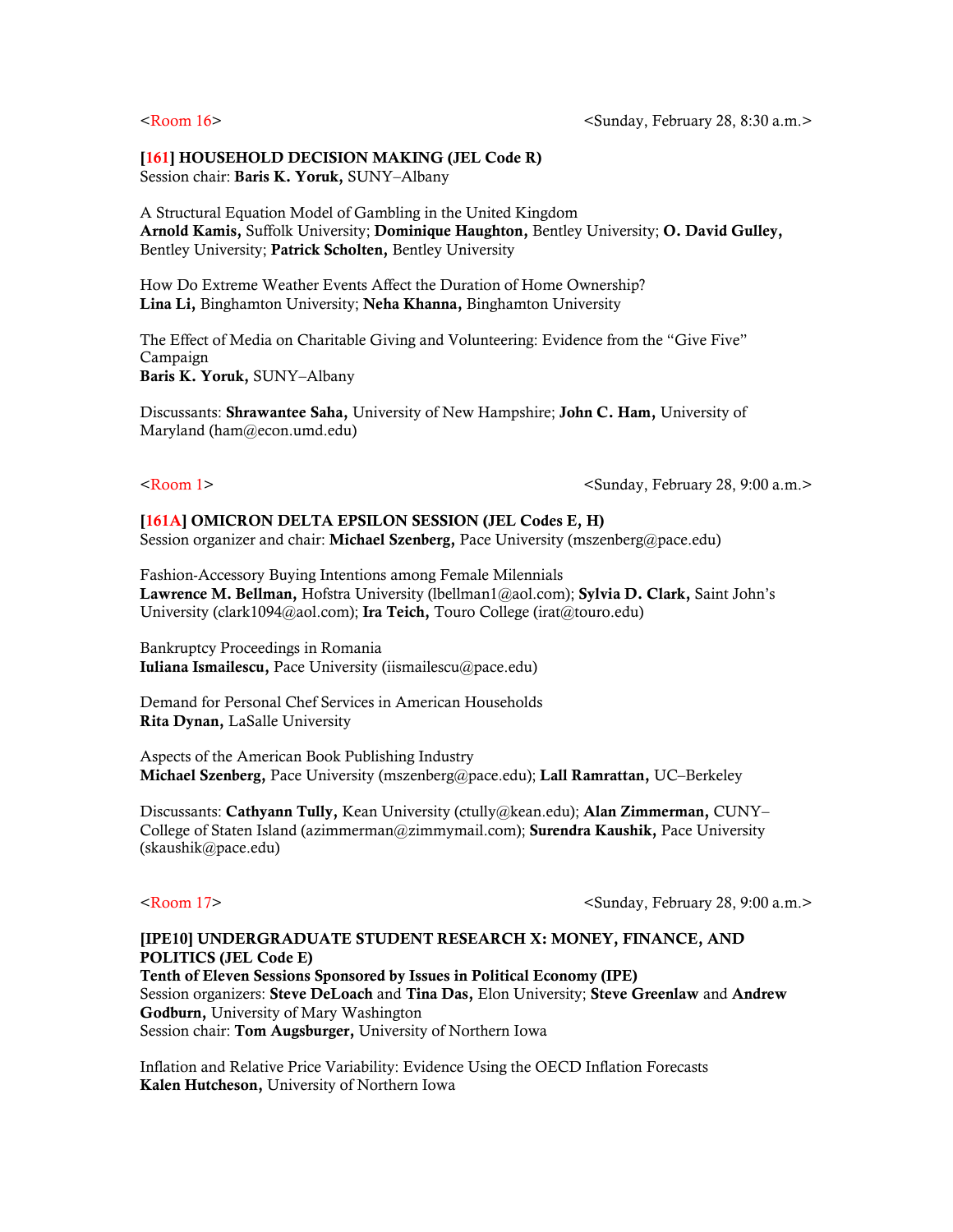<Room 16> <Sunday, February 28, 8:30 a.m.>

### [161] HOUSEHOLD DECISION MAKING (JEL Code R)

Session chair: **Baris K. Yoruk,** SUNY–Albany

A Structural Equation Model of Gambling in the United Kingdom
**Arnold Kamis,** Suffolk University; **Dominique Haughton,** Bentley University; **O. David Gulley,** Bentley University; **Patrick Scholten,** Bentley University

How Do Extreme Weather Events Affect the Duration of Home Ownership?
**Lina Li,** Binghamton University; **Neha Khanna,** Binghamton University

The Effect of Media on Charitable Giving and Volunteering: Evidence from the "Give Five" Campaign
**Baris K. Yoruk,** SUNY–Albany

Discussants: **Shrawantee Saha,** University of New Hampshire; **John C. Ham,** University of Maryland (ham@econ.umd.edu)

<Room 1> <Sunday, February 28, 9:00 a.m.>

### [161A] OMICRON DELTA EPSILON SESSION (JEL Codes E, H)

Session organizer and chair: **Michael Szenberg,** Pace University (mszenberg@pace.edu)

Fashion-Accessory Buying Intentions among Female Millennials
**Lawrence M. Bellman,** Hofstra University (lbellman1@aol.com); **Sylvia D. Clark,** Saint John's University (clark1094@aol.com); **Ira Teich,** Touro College (irat@touro.edu)

Bankruptcy Proceedings in Romania
**Iuliana Ismailescu,** Pace University (iismailescu@pace.edu)

Demand for Personal Chef Services in American Households
**Rita Dynan,** LaSalle University

Aspects of the American Book Publishing Industry
**Michael Szenberg,** Pace University (mszenberg@pace.edu); **Lall Ramrattan,** UC–Berkeley

Discussants: **Cathyann Tully,** Kean University (ctully@kean.edu); **Alan Zimmerman,** CUNY–College of Staten Island (azimmerman@zimmymail.com); **Surendra Kaushik,** Pace University (skaushik@pace.edu)

<Room 17> <Sunday, February 28, 9:00 a.m.>

### [IPE10] UNDERGRADUATE STUDENT RESEARCH X: MONEY, FINANCE, AND POLITICS (JEL Code E)

**Tenth of Eleven Sessions Sponsored by Issues in Political Economy (IPE)**
Session organizers: **Steve DeLoach** and **Tina Das,** Elon University; **Steve Greenlaw** and **Andrew Godburn,** University of Mary Washington
Session chair: **Tom Augsburger,** University of Northern Iowa

Inflation and Relative Price Variability: Evidence Using the OECD Inflation Forecasts
**Kalen Hutcheson,** University of Northern Iowa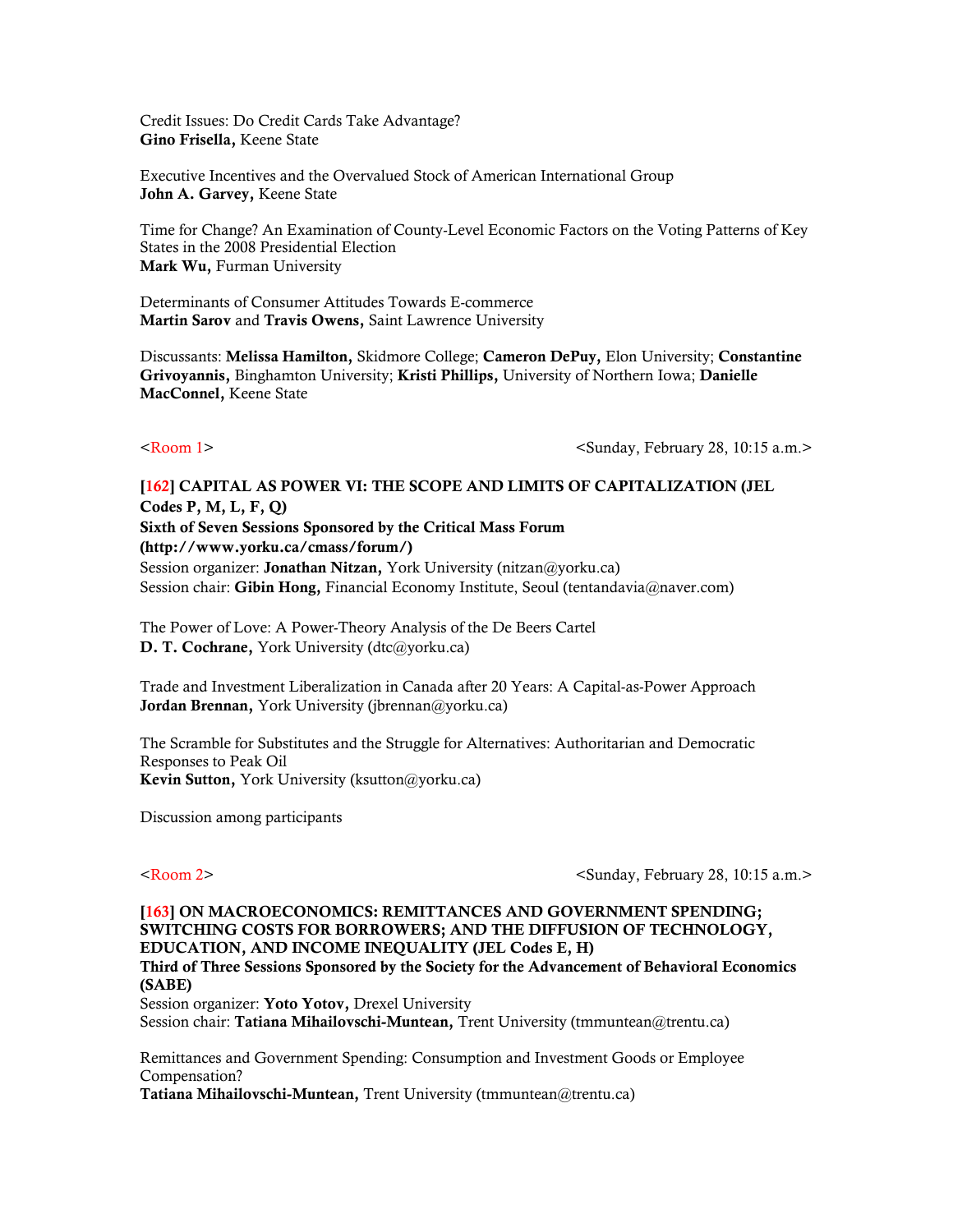Credit Issues: Do Credit Cards Take Advantage?
**Gino Frisella,** Keene State

Executive Incentives and the Overvalued Stock of American International Group
**John A. Garvey,** Keene State

Time for Change? An Examination of County-Level Economic Factors on the Voting Patterns of Key States in the 2008 Presidential Election
**Mark Wu,** Furman University

Determinants of Consumer Attitudes Towards E-commerce
**Martin Sarov** and **Travis Owens,** Saint Lawrence University

Discussants: **Melissa Hamilton,** Skidmore College; **Cameron DePuy,** Elon University; **Constantine Grivoyannis,** Binghamton University; **Kristi Phillips,** University of Northern Iowa; **Danielle MacConnel,** Keene State

<Room 1> <Sunday, February 28, 10:15 a.m.>

**[162] CAPITAL AS POWER VI: THE SCOPE AND LIMITS OF CAPITALIZATION (JEL Codes P, M, L, F, Q)**
**Sixth of Seven Sessions Sponsored by the Critical Mass Forum (http://www.yorku.ca/cmass/forum/)**
Session organizer: **Jonathan Nitzan,** York University (nitzan@yorku.ca)
Session chair: **Gibin Hong,** Financial Economy Institute, Seoul (tentandavia@naver.com)

The Power of Love: A Power-Theory Analysis of the De Beers Cartel
**D. T. Cochrane,** York University (dtc@yorku.ca)

Trade and Investment Liberalization in Canada after 20 Years: A Capital-as-Power Approach
**Jordan Brennan,** York University (jbrennan@yorku.ca)

The Scramble for Substitutes and the Struggle for Alternatives: Authoritarian and Democratic Responses to Peak Oil
**Kevin Sutton,** York University (ksutton@yorku.ca)

Discussion among participants

<Room 2> <Sunday, February 28, 10:15 a.m.>

**[163] ON MACROECONOMICS: REMITTANCES AND GOVERNMENT SPENDING; SWITCHING COSTS FOR BORROWERS; AND THE DIFFUSION OF TECHNOLOGY, EDUCATION, AND INCOME INEQUALITY (JEL Codes E, H)**
**Third of Three Sessions Sponsored by the Society for the Advancement of Behavioral Economics (SABE)**
Session organizer: **Yoto Yotov,** Drexel University
Session chair: **Tatiana Mihailovschi-Muntean,** Trent University (tmmuntean@trentu.ca)

Remittances and Government Spending: Consumption and Investment Goods or Employee Compensation?
**Tatiana Mihailovschi-Muntean,** Trent University (tmmuntean@trentu.ca)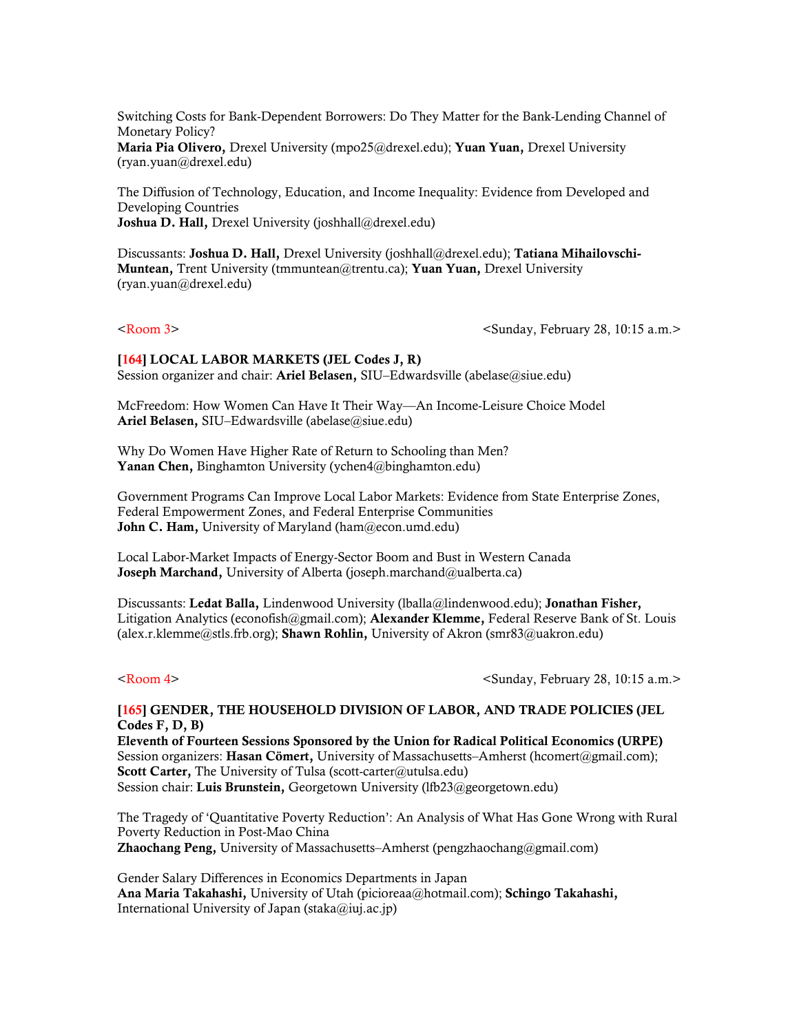Switching Costs for Bank-Dependent Borrowers: Do They Matter for the Bank-Lending Channel of Monetary Policy?
**Maria Pia Olivero,** Drexel University (mpo25@drexel.edu); **Yuan Yuan,** Drexel University (ryan.yuan@drexel.edu)

The Diffusion of Technology, Education, and Income Inequality: Evidence from Developed and Developing Countries
**Joshua D. Hall,** Drexel University (joshhall@drexel.edu)

Discussants: **Joshua D. Hall,** Drexel University (joshhall@drexel.edu); **Tatiana Mihailovschi-Muntean,** Trent University (tmmuntean@trentu.ca); **Yuan Yuan,** Drexel University (ryan.yuan@drexel.edu)

<Room 3> <Sunday, February 28, 10:15 a.m.>

**[164] LOCAL LABOR MARKETS (JEL Codes J, R)**
Session organizer and chair: **Ariel Belasen,** SIU–Edwardsville (abelase@siue.edu)

McFreedom: How Women Can Have It Their Way—An Income-Leisure Choice Model
**Ariel Belasen,** SIU–Edwardsville (abelase@siue.edu)

Why Do Women Have Higher Rate of Return to Schooling than Men?
**Yanan Chen,** Binghamton University (ychen4@binghamton.edu)

Government Programs Can Improve Local Labor Markets: Evidence from State Enterprise Zones, Federal Empowerment Zones, and Federal Enterprise Communities
**John C. Ham,** University of Maryland (ham@econ.umd.edu)

Local Labor-Market Impacts of Energy-Sector Boom and Bust in Western Canada
**Joseph Marchand,** University of Alberta (joseph.marchand@ualberta.ca)

Discussants: **Ledat Balla,** Lindenwood University (lballa@lindenwood.edu); **Jonathan Fisher,** Litigation Analytics (econofish@gmail.com); **Alexander Klemme,** Federal Reserve Bank of St. Louis (alex.r.klemme@stls.frb.org); **Shawn Rohlin,** University of Akron (smr83@uakron.edu)

<Room 4> <Sunday, February 28, 10:15 a.m.>

**[165] GENDER, THE HOUSEHOLD DIVISION OF LABOR, AND TRADE POLICIES (JEL Codes F, D, B)**
**Eleventh of Fourteen Sessions Sponsored by the Union for Radical Political Economics (URPE)**
Session organizers: **Hasan Cömert,** University of Massachusetts–Amherst (hcomert@gmail.com); **Scott Carter,** The University of Tulsa (scott-carter@utulsa.edu)
Session chair: **Luis Brunstein,** Georgetown University (lfb23@georgetown.edu)

The Tragedy of 'Quantitative Poverty Reduction': An Analysis of What Has Gone Wrong with Rural Poverty Reduction in Post-Mao China
**Zhaochang Peng,** University of Massachusetts–Amherst (pengzhaochang@gmail.com)

Gender Salary Differences in Economics Departments in Japan
**Ana Maria Takahashi,** University of Utah (picioreaa@hotmail.com); **Schingo Takahashi,** International University of Japan (staka@iuj.ac.jp)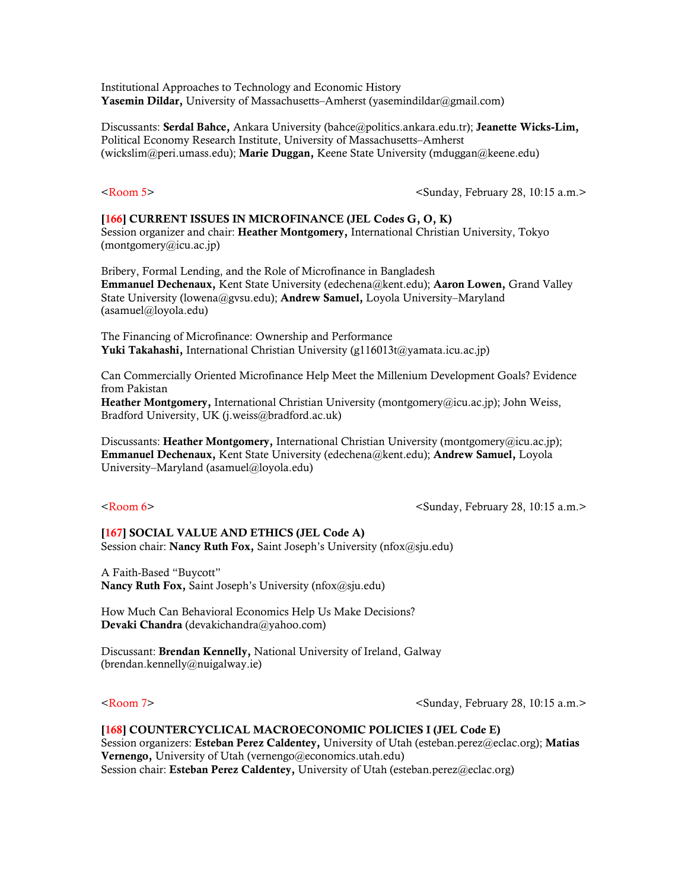Institutional Approaches to Technology and Economic History
**Yasemin Dildar,** University of Massachusetts–Amherst (yasemindildar@gmail.com)

Discussants: **Serdal Bahce,** Ankara University (bahce@politics.ankara.edu.tr); **Jeanette Wicks-Lim,** Political Economy Research Institute, University of Massachusetts–Amherst (wickslim@peri.umass.edu); **Marie Duggan,** Keene State University (mduggan@keene.edu)

<Room 5> <Sunday, February 28, 10:15 a.m.>

**[166] CURRENT ISSUES IN MICROFINANCE (JEL Codes G, O, K)**
Session organizer and chair: **Heather Montgomery,** International Christian University, Tokyo (montgomery@icu.ac.jp)

Bribery, Formal Lending, and the Role of Microfinance in Bangladesh
**Emmanuel Dechenaux,** Kent State University (edechena@kent.edu); **Aaron Lowen,** Grand Valley State University (lowena@gvsu.edu); **Andrew Samuel,** Loyola University–Maryland (asamuel@loyola.edu)

The Financing of Microfinance: Ownership and Performance
**Yuki Takahashi,** International Christian University (g116013t@yamata.icu.ac.jp)

Can Commercially Oriented Microfinance Help Meet the Millenium Development Goals? Evidence from Pakistan
**Heather Montgomery,** International Christian University (montgomery@icu.ac.jp); John Weiss, Bradford University, UK (j.weiss@bradford.ac.uk)

Discussants: **Heather Montgomery,** International Christian University (montgomery@icu.ac.jp); **Emmanuel Dechenaux,** Kent State University (edechena@kent.edu); **Andrew Samuel,** Loyola University–Maryland (asamuel@loyola.edu)

<Room 6> <Sunday, February 28, 10:15 a.m.>

**[167] SOCIAL VALUE AND ETHICS (JEL Code A)**
Session chair: **Nancy Ruth Fox,** Saint Joseph's University (nfox@sju.edu)

A Faith-Based "Buycott"
**Nancy Ruth Fox,** Saint Joseph's University (nfox@sju.edu)

How Much Can Behavioral Economics Help Us Make Decisions?
**Devaki Chandra** (devakichandra@yahoo.com)

Discussant: **Brendan Kennelly,** National University of Ireland, Galway (brendan.kennelly@nuigalway.ie)

<Room 7> <Sunday, February 28, 10:15 a.m.>

**[168] COUNTERCYCLICAL MACROECONOMIC POLICIES I (JEL Code E)**
Session organizers: **Esteban Perez Caldentey,** University of Utah (esteban.perez@eclac.org); **Matias Vernengo,** University of Utah (vernengo@economics.utah.edu)
Session chair: **Esteban Perez Caldentey,** University of Utah (esteban.perez@eclac.org)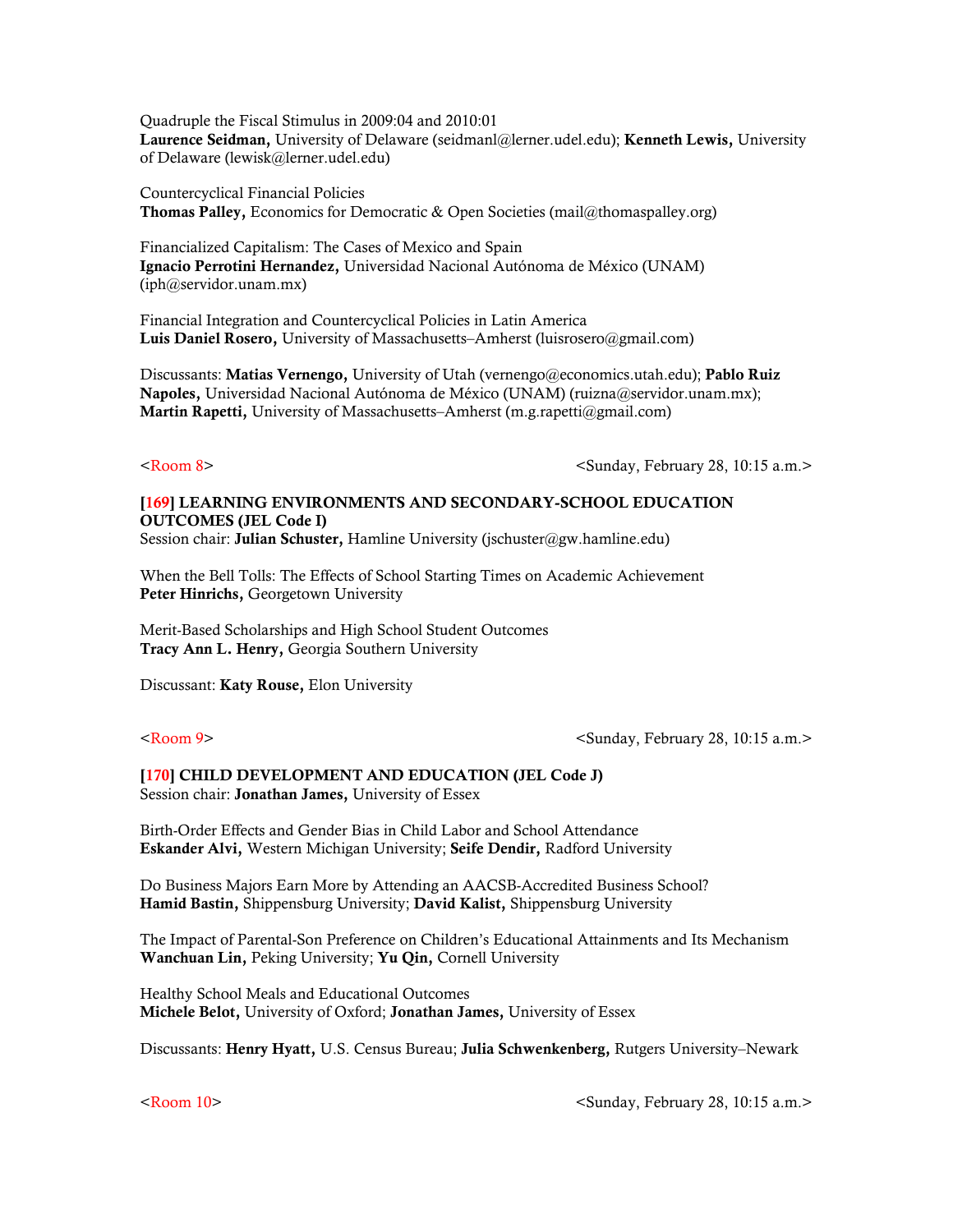Quadruple the Fiscal Stimulus in 2009:04 and 2010:01
**Laurence Seidman,** University of Delaware (seidmanl@lerner.udel.edu); **Kenneth Lewis,** University of Delaware (lewisk@lerner.udel.edu)

Countercyclical Financial Policies
**Thomas Palley,** Economics for Democratic & Open Societies (mail@thomaspalley.org)

Financialized Capitalism: The Cases of Mexico and Spain
**Ignacio Perrotini Hernandez,** Universidad Nacional Autónoma de México (UNAM) (iph@servidor.unam.mx)

Financial Integration and Countercyclical Policies in Latin America
**Luis Daniel Rosero,** University of Massachusetts–Amherst (luisrosero@gmail.com)

Discussants: **Matias Vernengo,** University of Utah (vernengo@economics.utah.edu); **Pablo Ruiz Napoles,** Universidad Nacional Autónoma de México (UNAM) (ruizna@servidor.unam.mx); **Martin Rapetti,** University of Massachusetts–Amherst (m.g.rapetti@gmail.com)

<Room 8> <Sunday, February 28, 10:15 a.m.>

**[169] LEARNING ENVIRONMENTS AND SECONDARY-SCHOOL EDUCATION OUTCOMES (JEL Code I)**
Session chair: **Julian Schuster,** Hamline University (jschuster@gw.hamline.edu)

When the Bell Tolls: The Effects of School Starting Times on Academic Achievement
**Peter Hinrichs,** Georgetown University

Merit-Based Scholarships and High School Student Outcomes
**Tracy Ann L. Henry,** Georgia Southern University

Discussant: **Katy Rouse,** Elon University

<Room 9> <Sunday, February 28, 10:15 a.m.>

**[170] CHILD DEVELOPMENT AND EDUCATION (JEL Code J)**
Session chair: **Jonathan James,** University of Essex

Birth-Order Effects and Gender Bias in Child Labor and School Attendance
**Eskander Alvi,** Western Michigan University; **Seife Dendir,** Radford University

Do Business Majors Earn More by Attending an AACSB-Accredited Business School?
**Hamid Bastin,** Shippensburg University; **David Kalist,** Shippensburg University

The Impact of Parental-Son Preference on Children's Educational Attainments and Its Mechanism
**Wanchuan Lin,** Peking University; **Yu Qin,** Cornell University

Healthy School Meals and Educational Outcomes
**Michele Belot,** University of Oxford; **Jonathan James,** University of Essex

Discussants: **Henry Hyatt,** U.S. Census Bureau; **Julia Schwenkenberg,** Rutgers University–Newark

<Room 10> <Sunday, February 28, 10:15 a.m.>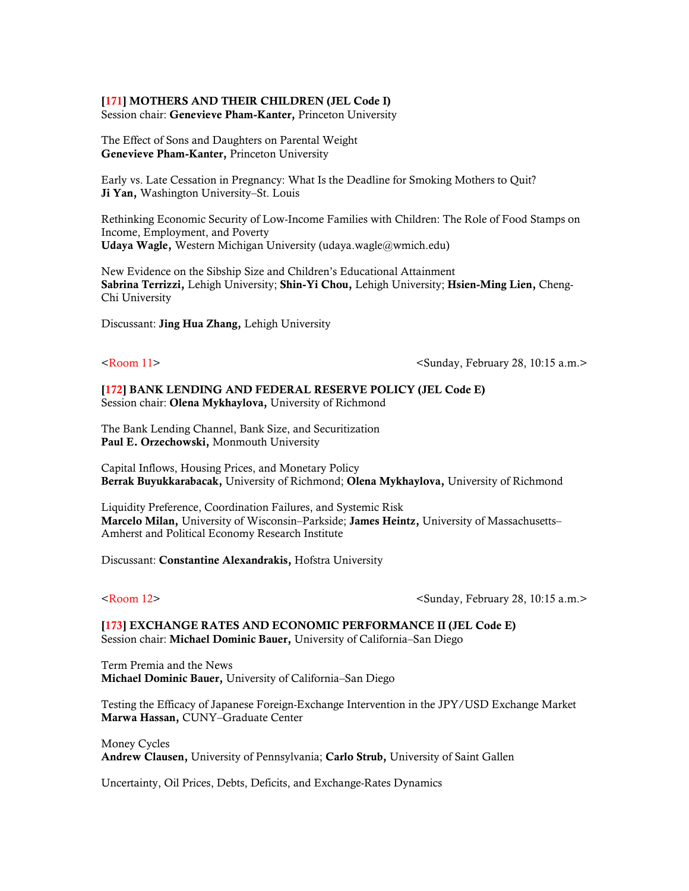### [171] MOTHERS AND THEIR CHILDREN (JEL Code I)
Session chair: **Genevieve Pham-Kanter,** Princeton University

The Effect of Sons and Daughters on Parental Weight
**Genevieve Pham-Kanter,** Princeton University

Early vs. Late Cessation in Pregnancy: What Is the Deadline for Smoking Mothers to Quit?
**Ji Yan,** Washington University–St. Louis

Rethinking Economic Security of Low-Income Families with Children: The Role of Food Stamps on Income, Employment, and Poverty
**Udaya Wagle,** Western Michigan University (udaya.wagle@wmich.edu)

New Evidence on the Sibship Size and Children's Educational Attainment
**Sabrina Terrizzi,** Lehigh University; **Shin-Yi Chou,** Lehigh University; **Hsien-Ming Lien,** Cheng-Chi University

Discussant: **Jing Hua Zhang,** Lehigh University

<Room 11> <Sunday, February 28, 10:15 a.m.>

### [172] BANK LENDING AND FEDERAL RESERVE POLICY (JEL Code E)
Session chair: **Olena Mykhaylova,** University of Richmond

The Bank Lending Channel, Bank Size, and Securitization
**Paul E. Orzechowski,** Monmouth University

Capital Inflows, Housing Prices, and Monetary Policy
**Berrak Buyukkarabacak,** University of Richmond; **Olena Mykhaylova,** University of Richmond

Liquidity Preference, Coordination Failures, and Systemic Risk
**Marcelo Milan,** University of Wisconsin–Parkside; **James Heintz,** University of Massachusetts–Amherst and Political Economy Research Institute

Discussant: **Constantine Alexandrakis,** Hofstra University

<Room 12> <Sunday, February 28, 10:15 a.m.>

### [173] EXCHANGE RATES AND ECONOMIC PERFORMANCE II (JEL Code E)
Session chair: **Michael Dominic Bauer,** University of California–San Diego

Term Premia and the News
**Michael Dominic Bauer,** University of California–San Diego

Testing the Efficacy of Japanese Foreign-Exchange Intervention in the JPY/USD Exchange Market
**Marwa Hassan,** CUNY–Graduate Center

Money Cycles
**Andrew Clausen,** University of Pennsylvania; **Carlo Strub,** University of Saint Gallen

Uncertainty, Oil Prices, Debts, Deficits, and Exchange-Rates Dynamics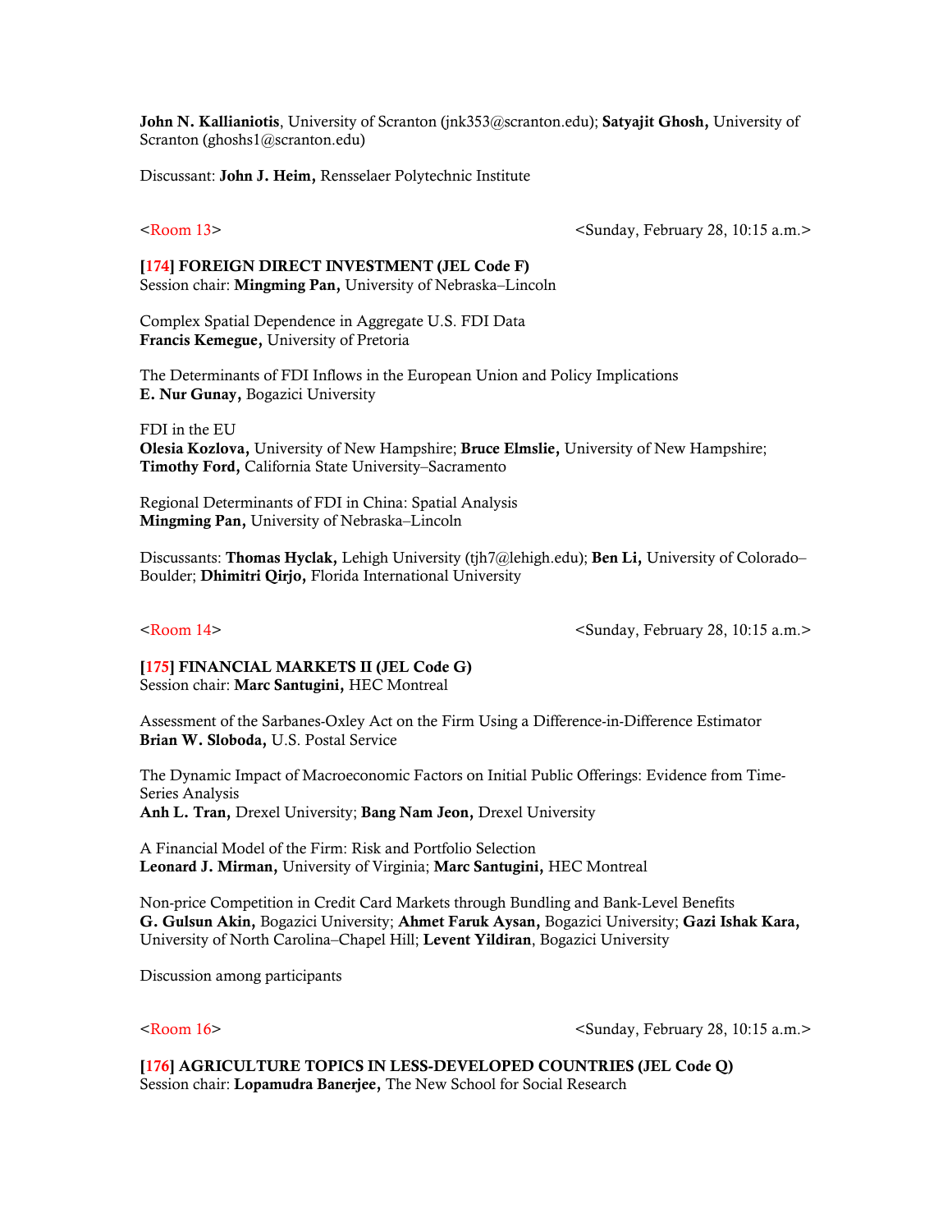**John N. Kallianiotis**, University of Scranton (jnk353@scranton.edu); **Satyajit Ghosh,** University of Scranton (ghoshs1@scranton.edu)

Discussant: **John J. Heim,** Rensselaer Polytechnic Institute

<Room 13> <Sunday, February 28, 10:15 a.m.>

**[174] FOREIGN DIRECT INVESTMENT (JEL Code F)**
Session chair: **Mingming Pan,** University of Nebraska–Lincoln

Complex Spatial Dependence in Aggregate U.S. FDI Data
**Francis Kemegue,** University of Pretoria

The Determinants of FDI Inflows in the European Union and Policy Implications
**E. Nur Gunay,** Bogazici University

FDI in the EU
**Olesia Kozlova,** University of New Hampshire; **Bruce Elmslie,** University of New Hampshire; **Timothy Ford,** California State University–Sacramento

Regional Determinants of FDI in China: Spatial Analysis
**Mingming Pan,** University of Nebraska–Lincoln

Discussants: **Thomas Hyclak,** Lehigh University (tjh7@lehigh.edu); **Ben Li,** University of Colorado–Boulder; **Dhimitri Qirjo,** Florida International University

<Room 14> <Sunday, February 28, 10:15 a.m.>

**[175] FINANCIAL MARKETS II (JEL Code G)**
Session chair: **Marc Santugini,** HEC Montreal

Assessment of the Sarbanes-Oxley Act on the Firm Using a Difference-in-Difference Estimator
**Brian W. Sloboda,** U.S. Postal Service

The Dynamic Impact of Macroeconomic Factors on Initial Public Offerings: Evidence from Time-Series Analysis
**Anh L. Tran,** Drexel University; **Bang Nam Jeon,** Drexel University

A Financial Model of the Firm: Risk and Portfolio Selection
**Leonard J. Mirman,** University of Virginia; **Marc Santugini,** HEC Montreal

Non-price Competition in Credit Card Markets through Bundling and Bank-Level Benefits
**G. Gulsun Akin,** Bogazici University; **Ahmet Faruk Aysan,** Bogazici University; **Gazi Ishak Kara,** University of North Carolina–Chapel Hill; **Levent Yildiran**, Bogazici University

Discussion among participants

<Room 16> <Sunday, February 28, 10:15 a.m.>

**[176] AGRICULTURE TOPICS IN LESS-DEVELOPED COUNTRIES (JEL Code Q)**
Session chair: **Lopamudra Banerjee,** The New School for Social Research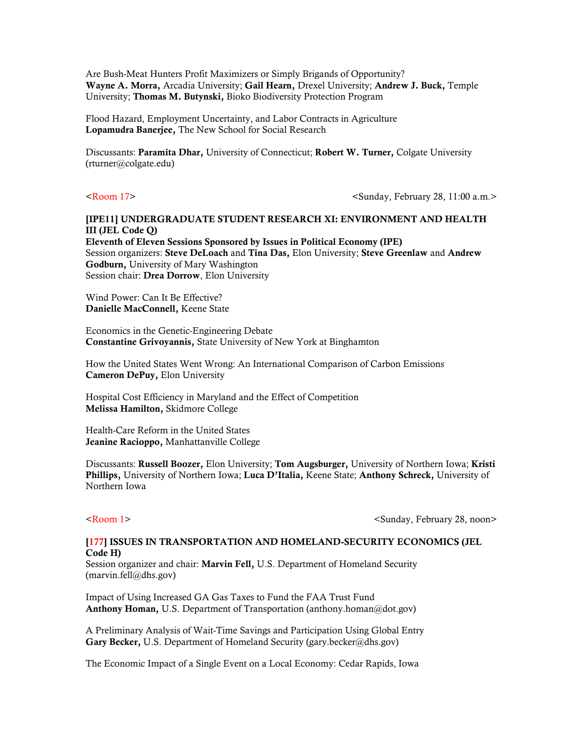Are Bush-Meat Hunters Profit Maximizers or Simply Brigands of Opportunity?
**Wayne A. Morra,** Arcadia University; **Gail Hearn,** Drexel University; **Andrew J. Buck,** Temple University; **Thomas M. Butynski,** Bioko Biodiversity Protection Program

Flood Hazard, Employment Uncertainty, and Labor Contracts in Agriculture
**Lopamudra Banerjee,** The New School for Social Research

Discussants: **Paramita Dhar,** University of Connecticut; **Robert W. Turner,** Colgate University (rturner@colgate.edu)

<Room 17> <Sunday, February 28, 11:00 a.m.>

**[IPE11] UNDERGRADUATE STUDENT RESEARCH XI: ENVIRONMENT AND HEALTH III (JEL Code Q)**
**Eleventh of Eleven Sessions Sponsored by Issues in Political Economy (IPE)**
Session organizers: **Steve DeLoach** and **Tina Das,** Elon University; **Steve Greenlaw** and **Andrew Godburn,** University of Mary Washington
Session chair: **Drea Dorrow**, Elon University

Wind Power: Can It Be Effective?
**Danielle MacConnell,** Keene State

Economics in the Genetic-Engineering Debate
**Constantine Grivoyannis,** State University of New York at Binghamton

How the United States Went Wrong: An International Comparison of Carbon Emissions
**Cameron DePuy,** Elon University

Hospital Cost Efficiency in Maryland and the Effect of Competition
**Melissa Hamilton,** Skidmore College

Health-Care Reform in the United States
**Jeanine Racioppo,** Manhattanville College

Discussants: **Russell Boozer,** Elon University; **Tom Augsburger,** University of Northern Iowa; **Kristi Phillips,** University of Northern Iowa; **Luca D'Italia,** Keene State; **Anthony Schreck,** University of Northern Iowa

<Room 1> <Sunday, February 28, noon>

**[177] ISSUES IN TRANSPORTATION AND HOMELAND-SECURITY ECONOMICS (JEL Code H)**
Session organizer and chair: **Marvin Fell,** U.S. Department of Homeland Security (marvin.fell@dhs.gov)

Impact of Using Increased GA Gas Taxes to Fund the FAA Trust Fund
**Anthony Homan,** U.S. Department of Transportation (anthony.homan@dot.gov)

A Preliminary Analysis of Wait-Time Savings and Participation Using Global Entry
**Gary Becker,** U.S. Department of Homeland Security (gary.becker@dhs.gov)

The Economic Impact of a Single Event on a Local Economy: Cedar Rapids, Iowa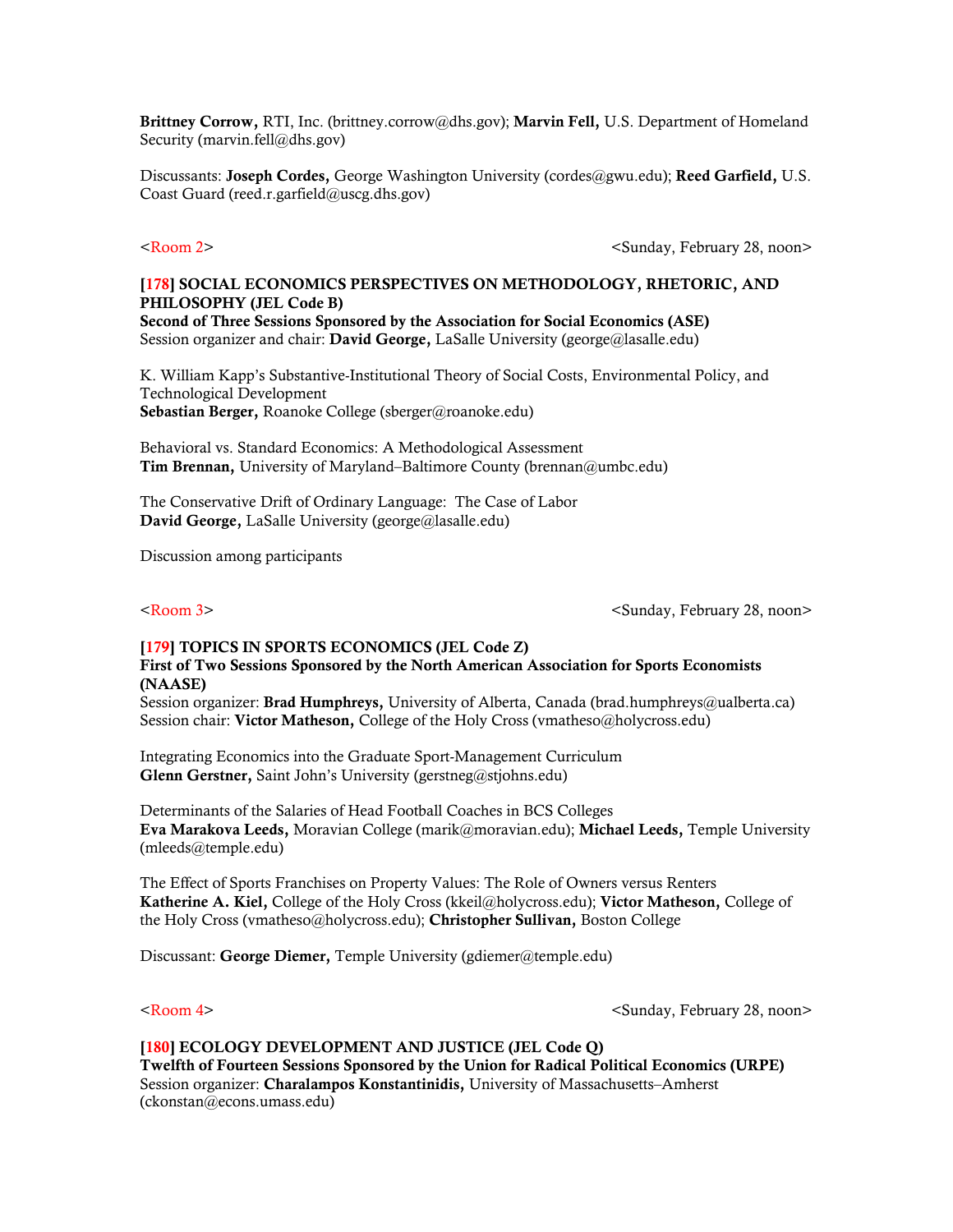**Brittney Corrow,** RTI, Inc. (brittney.corrow@dhs.gov); **Marvin Fell,** U.S. Department of Homeland Security (marvin.fell@dhs.gov)

Discussants: **Joseph Cordes,** George Washington University (cordes@gwu.edu); **Reed Garfield,** U.S. Coast Guard (reed.r.garfield@uscg.dhs.gov)

<Room 2> <Sunday, February 28, noon>

**[178] SOCIAL ECONOMICS PERSPECTIVES ON METHODOLOGY, RHETORIC, AND PHILOSOPHY (JEL Code B)**
**Second of Three Sessions Sponsored by the Association for Social Economics (ASE)**
Session organizer and chair: **David George,** LaSalle University (george@lasalle.edu)

K. William Kapp's Substantive-Institutional Theory of Social Costs, Environmental Policy, and Technological Development
**Sebastian Berger,** Roanoke College (sberger@roanoke.edu)

Behavioral vs. Standard Economics: A Methodological Assessment
**Tim Brennan,** University of Maryland–Baltimore County (brennan@umbc.edu)

The Conservative Drift of Ordinary Language: The Case of Labor
**David George,** LaSalle University (george@lasalle.edu)

Discussion among participants

<Room 3> <Sunday, February 28, noon>

**[179] TOPICS IN SPORTS ECONOMICS (JEL Code Z)**
**First of Two Sessions Sponsored by the North American Association for Sports Economists (NAASE)**
Session organizer: **Brad Humphreys,** University of Alberta, Canada (brad.humphreys@ualberta.ca)
Session chair: **Victor Matheson,** College of the Holy Cross (vmatheso@holycross.edu)

Integrating Economics into the Graduate Sport-Management Curriculum
**Glenn Gerstner,** Saint John's University (gerstneg@stjohns.edu)

Determinants of the Salaries of Head Football Coaches in BCS Colleges
**Eva Marakova Leeds,** Moravian College (marik@moravian.edu); **Michael Leeds,** Temple University (mleeds@temple.edu)

The Effect of Sports Franchises on Property Values: The Role of Owners versus Renters
**Katherine A. Kiel,** College of the Holy Cross (kkeil@holycross.edu); **Victor Matheson,** College of the Holy Cross (vmatheso@holycross.edu); **Christopher Sullivan,** Boston College

Discussant: **George Diemer,** Temple University (gdiemer@temple.edu)

<Room 4> <Sunday, February 28, noon>

**[180] ECOLOGY DEVELOPMENT AND JUSTICE (JEL Code Q)**
**Twelfth of Fourteen Sessions Sponsored by the Union for Radical Political Economics (URPE)**
Session organizer: **Charalampos Konstantinidis,** University of Massachusetts–Amherst (ckonstan@econs.umass.edu)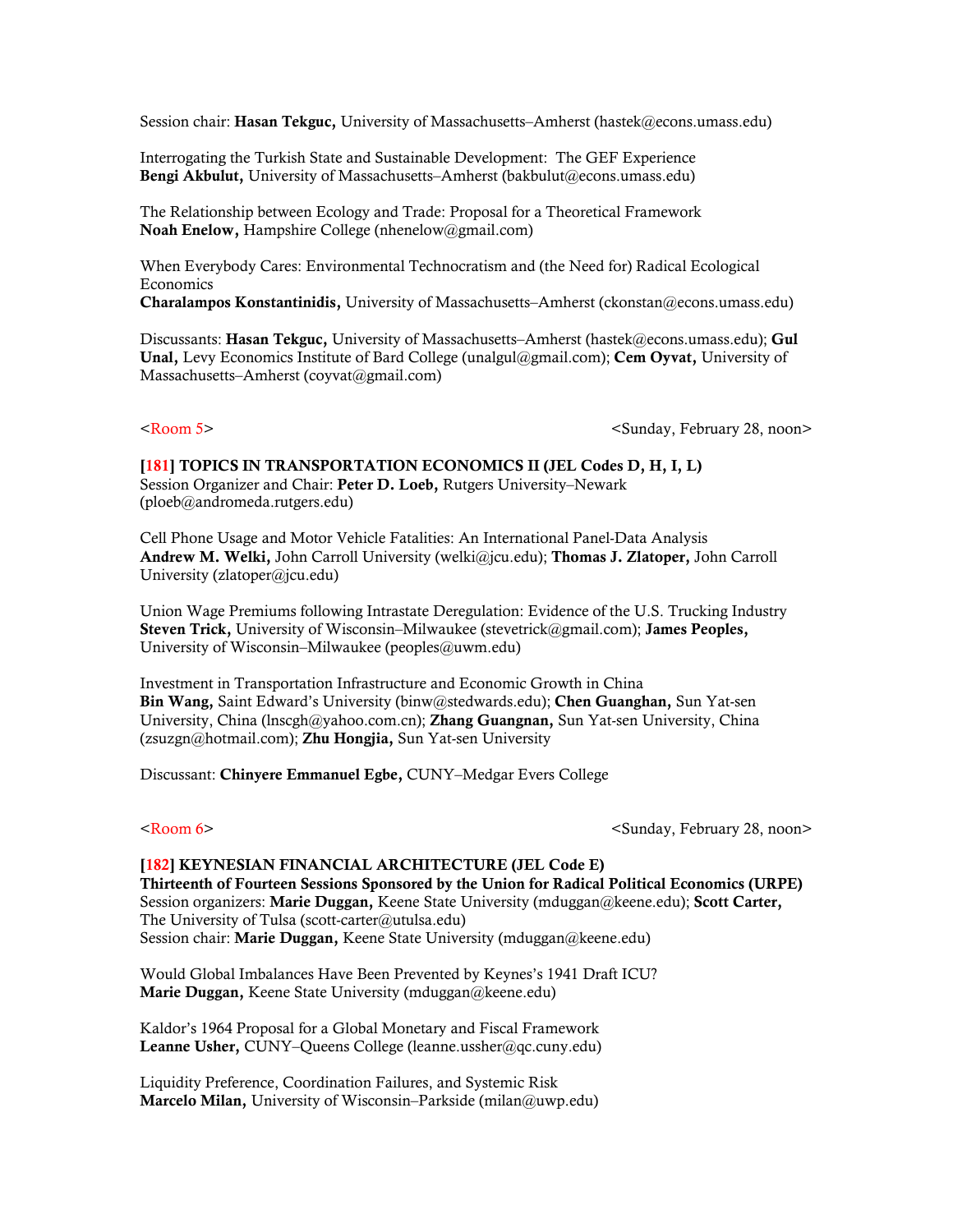Session chair: **Hasan Tekguc,** University of Massachusetts–Amherst (hastek@econs.umass.edu)

Interrogating the Turkish State and Sustainable Development: The GEF Experience
**Bengi Akbulut,** University of Massachusetts–Amherst (bakbulut@econs.umass.edu)

The Relationship between Ecology and Trade: Proposal for a Theoretical Framework
**Noah Enelow,** Hampshire College (nhenelow@gmail.com)

When Everybody Cares: Environmental Technocratism and (the Need for) Radical Ecological Economics
**Charalampos Konstantinidis,** University of Massachusetts–Amherst (ckonstan@econs.umass.edu)

Discussants: **Hasan Tekguc,** University of Massachusetts–Amherst (hastek@econs.umass.edu); **Gul Unal,** Levy Economics Institute of Bard College (unalgul@gmail.com); **Cem Oyvat,** University of Massachusetts–Amherst (coyvat@gmail.com)

<Room 5> <Sunday, February 28, noon>

**[181] TOPICS IN TRANSPORTATION ECONOMICS II (JEL Codes D, H, I, L)**
Session Organizer and Chair: **Peter D. Loeb,** Rutgers University–Newark (ploeb@andromeda.rutgers.edu)

Cell Phone Usage and Motor Vehicle Fatalities: An International Panel-Data Analysis
**Andrew M. Welki,** John Carroll University (welki@jcu.edu); **Thomas J. Zlatoper,** John Carroll University (zlatoper@jcu.edu)

Union Wage Premiums following Intrastate Deregulation: Evidence of the U.S. Trucking Industry
**Steven Trick,** University of Wisconsin–Milwaukee (stevetrick@gmail.com); **James Peoples,** University of Wisconsin–Milwaukee (peoples@uwm.edu)

Investment in Transportation Infrastructure and Economic Growth in China
**Bin Wang,** Saint Edward's University (binw@stedwards.edu); **Chen Guanghan,** Sun Yat-sen University, China (lnscgh@yahoo.com.cn); **Zhang Guangnan,** Sun Yat-sen University, China (zsuzgn@hotmail.com); **Zhu Hongjia,** Sun Yat-sen University

Discussant: **Chinyere Emmanuel Egbe,** CUNY–Medgar Evers College

<Room 6> <Sunday, February 28, noon>

**[182] KEYNESIAN FINANCIAL ARCHITECTURE (JEL Code E)**
**Thirteenth of Fourteen Sessions Sponsored by the Union for Radical Political Economics (URPE)**
Session organizers: **Marie Duggan,** Keene State University (mduggan@keene.edu); **Scott Carter,** The University of Tulsa (scott-carter@utulsa.edu)
Session chair: **Marie Duggan,** Keene State University (mduggan@keene.edu)

Would Global Imbalances Have Been Prevented by Keynes's 1941 Draft ICU?
**Marie Duggan,** Keene State University (mduggan@keene.edu)

Kaldor's 1964 Proposal for a Global Monetary and Fiscal Framework
**Leanne Usher,** CUNY–Queens College (leanne.ussher@qc.cuny.edu)

Liquidity Preference, Coordination Failures, and Systemic Risk
**Marcelo Milan,** University of Wisconsin–Parkside (milan@uwp.edu)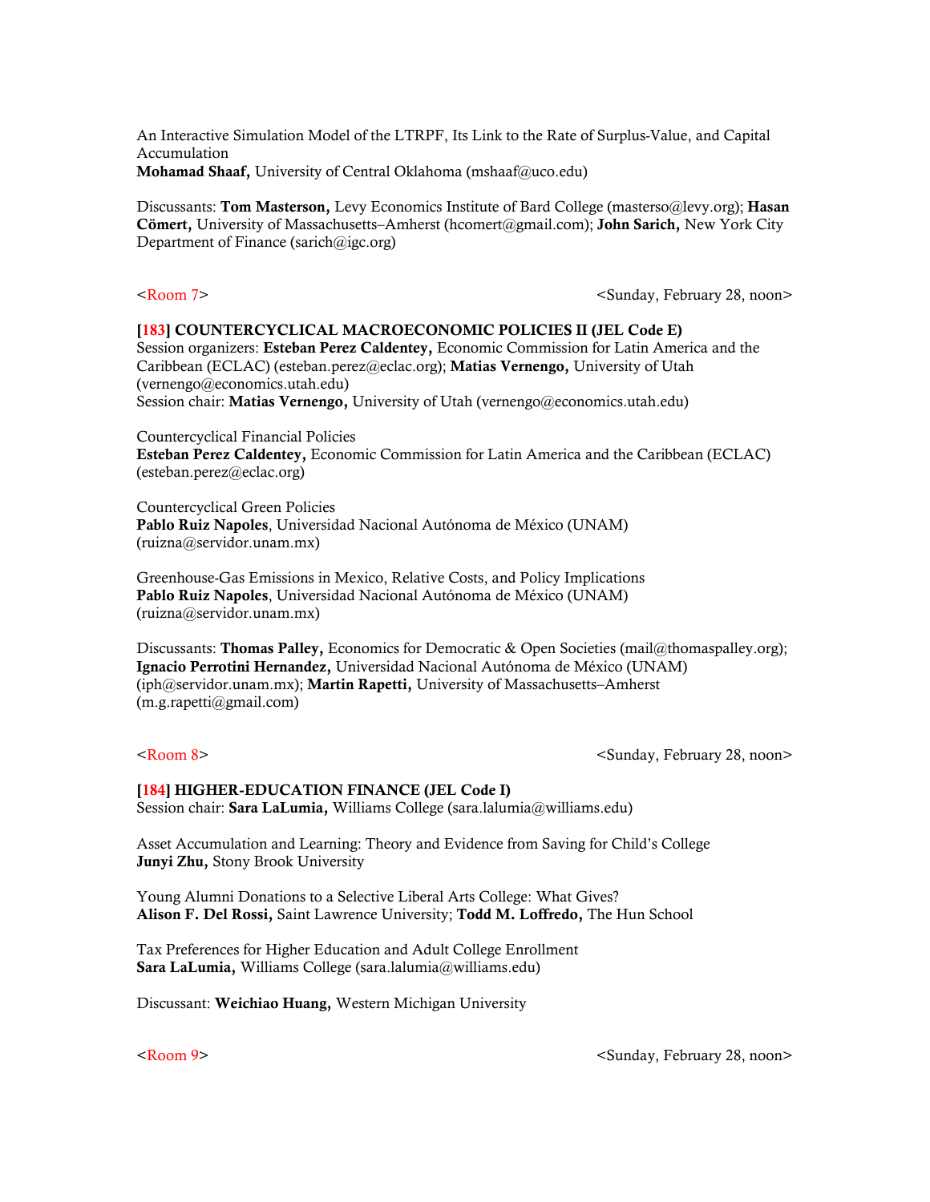An Interactive Simulation Model of the LTRPF, Its Link to the Rate of Surplus-Value, and Capital Accumulation
**Mohamad Shaaf,** University of Central Oklahoma (mshaaf@uco.edu)

Discussants: **Tom Masterson,** Levy Economics Institute of Bard College (masterso@levy.org); **Hasan Cömert,** University of Massachusetts–Amherst (hcomert@gmail.com); **John Sarich,** New York City Department of Finance (sarich@igc.org)

<Room 7> <Sunday, February 28, noon>

**[183] COUNTERCYCLICAL MACROECONOMIC POLICIES II (JEL Code E)**
Session organizers: **Esteban Perez Caldentey,** Economic Commission for Latin America and the Caribbean (ECLAC) (esteban.perez@eclac.org); **Matias Vernengo,** University of Utah (vernengo@economics.utah.edu)
Session chair: **Matias Vernengo,** University of Utah (vernengo@economics.utah.edu)

Countercyclical Financial Policies
**Esteban Perez Caldentey,** Economic Commission for Latin America and the Caribbean (ECLAC) (esteban.perez@eclac.org)

Countercyclical Green Policies
**Pablo Ruiz Napoles**, Universidad Nacional Autónoma de México (UNAM) (ruizna@servidor.unam.mx)

Greenhouse-Gas Emissions in Mexico, Relative Costs, and Policy Implications
**Pablo Ruiz Napoles**, Universidad Nacional Autónoma de México (UNAM) (ruizna@servidor.unam.mx)

Discussants: **Thomas Palley,** Economics for Democratic & Open Societies (mail@thomaspalley.org); **Ignacio Perrotini Hernandez,** Universidad Nacional Autónoma de México (UNAM) (iph@servidor.unam.mx); **Martin Rapetti,** University of Massachusetts–Amherst (m.g.rapetti@gmail.com)

<Room 8> <Sunday, February 28, noon>

**[184] HIGHER-EDUCATION FINANCE (JEL Code I)**
Session chair: **Sara LaLumia,** Williams College (sara.lalumia@williams.edu)

Asset Accumulation and Learning: Theory and Evidence from Saving for Child's College
**Junyi Zhu,** Stony Brook University

Young Alumni Donations to a Selective Liberal Arts College: What Gives?
**Alison F. Del Rossi,** Saint Lawrence University; **Todd M. Loffredo,** The Hun School

Tax Preferences for Higher Education and Adult College Enrollment
**Sara LaLumia,** Williams College (sara.lalumia@williams.edu)

Discussant: **Weichiao Huang,** Western Michigan University

<Room 9> <Sunday, February 28, noon>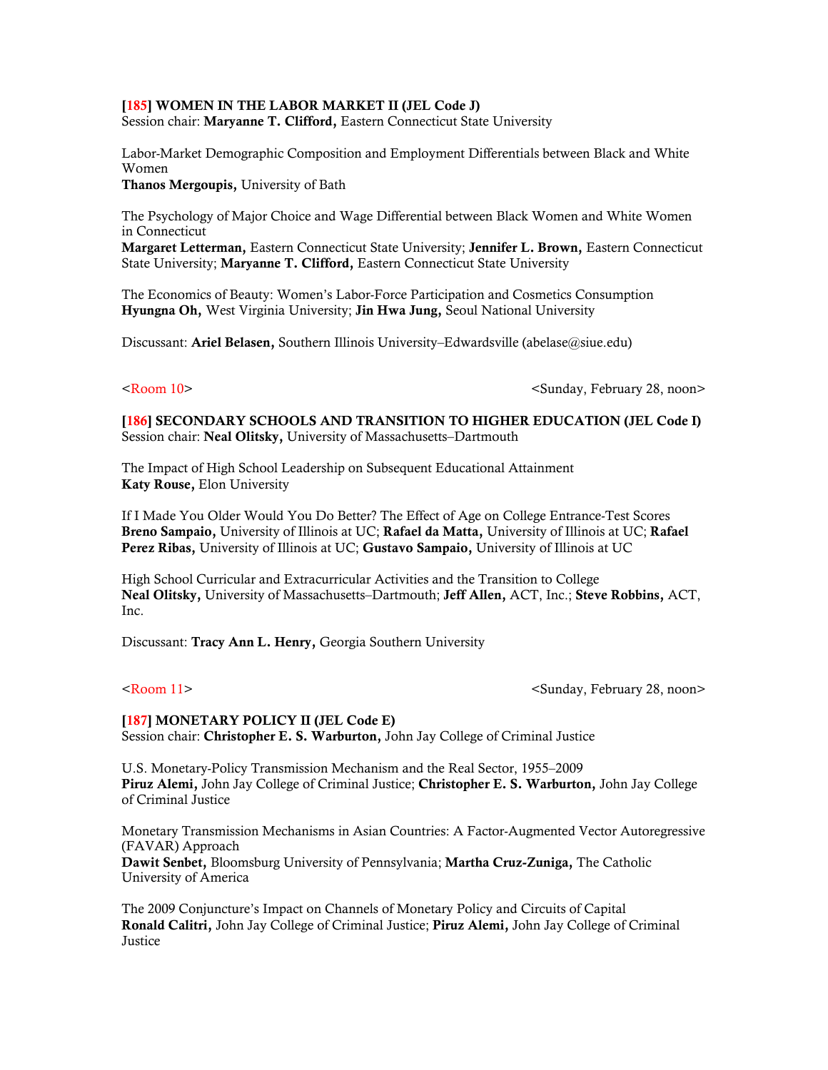**[185] WOMEN IN THE LABOR MARKET II (JEL Code J)**
Session chair: **Maryanne T. Clifford,** Eastern Connecticut State University

Labor-Market Demographic Composition and Employment Differentials between Black and White Women
**Thanos Mergoupis,** University of Bath

The Psychology of Major Choice and Wage Differential between Black Women and White Women in Connecticut
**Margaret Letterman,** Eastern Connecticut State University; **Jennifer L. Brown,** Eastern Connecticut State University; **Maryanne T. Clifford,** Eastern Connecticut State University

The Economics of Beauty: Women's Labor-Force Participation and Cosmetics Consumption
**Hyungna Oh,** West Virginia University; **Jin Hwa Jung,** Seoul National University

Discussant: **Ariel Belasen,** Southern Illinois University–Edwardsville (abelase@siue.edu)

<Room 10> <Sunday, February 28, noon>

**[186] SECONDARY SCHOOLS AND TRANSITION TO HIGHER EDUCATION (JEL Code I)**
Session chair: **Neal Olitsky,** University of Massachusetts–Dartmouth

The Impact of High School Leadership on Subsequent Educational Attainment
**Katy Rouse,** Elon University

If I Made You Older Would You Do Better? The Effect of Age on College Entrance-Test Scores
**Breno Sampaio,** University of Illinois at UC; **Rafael da Matta,** University of Illinois at UC; **Rafael Perez Ribas,** University of Illinois at UC; **Gustavo Sampaio,** University of Illinois at UC

High School Curricular and Extracurricular Activities and the Transition to College
**Neal Olitsky,** University of Massachusetts–Dartmouth; **Jeff Allen,** ACT, Inc.; **Steve Robbins,** ACT, Inc.

Discussant: **Tracy Ann L. Henry,** Georgia Southern University

<Room 11> <Sunday, February 28, noon>

**[187] MONETARY POLICY II (JEL Code E)**
Session chair: **Christopher E. S. Warburton,** John Jay College of Criminal Justice

U.S. Monetary-Policy Transmission Mechanism and the Real Sector, 1955–2009
**Piruz Alemi,** John Jay College of Criminal Justice; **Christopher E. S. Warburton,** John Jay College of Criminal Justice

Monetary Transmission Mechanisms in Asian Countries: A Factor-Augmented Vector Autoregressive (FAVAR) Approach
**Dawit Senbet,** Bloomsburg University of Pennsylvania; **Martha Cruz-Zuniga,** The Catholic University of America

The 2009 Conjuncture's Impact on Channels of Monetary Policy and Circuits of Capital
**Ronald Calitri,** John Jay College of Criminal Justice; **Piruz Alemi,** John Jay College of Criminal Justice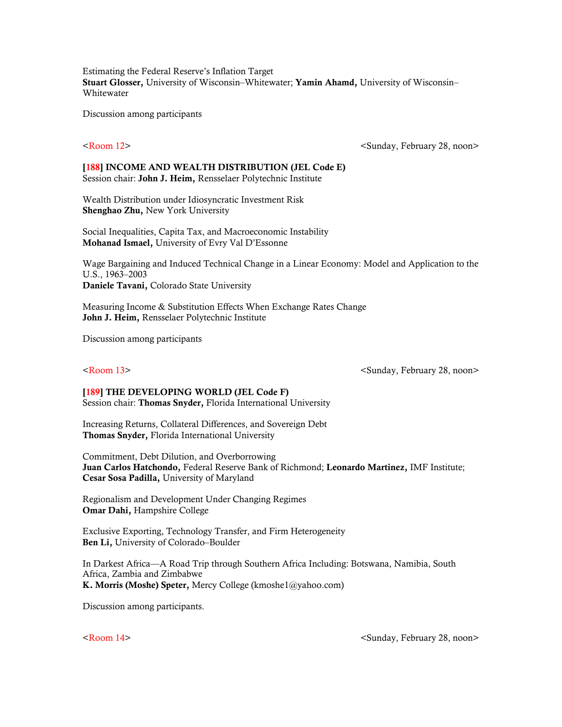Estimating the Federal Reserve's Inflation Target
**Stuart Glosser,** University of Wisconsin–Whitewater; **Yamin Ahamd,** University of Wisconsin–Whitewater

Discussion among participants

<Room 12> <Sunday, February 28, noon>

**[188] INCOME AND WEALTH DISTRIBUTION (JEL Code E)**
Session chair: **John J. Heim,** Rensselaer Polytechnic Institute

Wealth Distribution under Idiosyncratic Investment Risk
**Shenghao Zhu,** New York University

Social Inequalities, Capita Tax, and Macroeconomic Instability
**Mohanad Ismael,** University of Evry Val D'Essonne

Wage Bargaining and Induced Technical Change in a Linear Economy: Model and Application to the U.S., 1963–2003
**Daniele Tavani,** Colorado State University

Measuring Income & Substitution Effects When Exchange Rates Change
**John J. Heim,** Rensselaer Polytechnic Institute

Discussion among participants

<Room 13> <Sunday, February 28, noon>

**[189] THE DEVELOPING WORLD (JEL Code F)**
Session chair: **Thomas Snyder,** Florida International University

Increasing Returns, Collateral Differences, and Sovereign Debt
**Thomas Snyder,** Florida International University

Commitment, Debt Dilution, and Overborrowing
**Juan Carlos Hatchondo,** Federal Reserve Bank of Richmond; **Leonardo Martinez,** IMF Institute; **Cesar Sosa Padilla,** University of Maryland

Regionalism and Development Under Changing Regimes
**Omar Dahi,** Hampshire College

Exclusive Exporting, Technology Transfer, and Firm Heterogeneity
**Ben Li,** University of Colorado–Boulder

In Darkest Africa—A Road Trip through Southern Africa Including: Botswana, Namibia, South Africa, Zambia and Zimbabwe
**K. Morris (Moshe) Speter,** Mercy College (kmoshe1@yahoo.com)

Discussion among participants.

<Room 14> <Sunday, February 28, noon>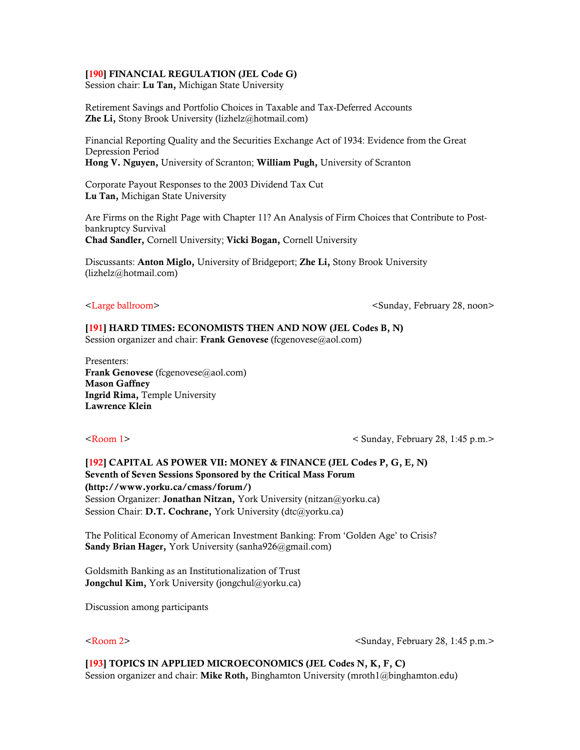**[190] FINANCIAL REGULATION (JEL Code G)**
Session chair: **Lu Tan,** Michigan State University

Retirement Savings and Portfolio Choices in Taxable and Tax-Deferred Accounts
**Zhe Li,** Stony Brook University (lizhelz@hotmail.com)

Financial Reporting Quality and the Securities Exchange Act of 1934: Evidence from the Great Depression Period
**Hong V. Nguyen,** University of Scranton; **William Pugh,** University of Scranton

Corporate Payout Responses to the 2003 Dividend Tax Cut
**Lu Tan,** Michigan State University

Are Firms on the Right Page with Chapter 11? An Analysis of Firm Choices that Contribute to Post-bankruptcy Survival
**Chad Sandler,** Cornell University; **Vicki Bogan,** Cornell University

Discussants: **Anton Miglo,** University of Bridgeport; **Zhe Li,** Stony Brook University (lizhelz@hotmail.com)

<Large ballroom> <Sunday, February 28, noon>

**[191] HARD TIMES: ECONOMISTS THEN AND NOW (JEL Codes B, N)**
Session organizer and chair: **Frank Genovese** (fcgenovese@aol.com)

Presenters:
**Frank Genovese** (fcgenovese@aol.com)
**Mason Gaffney**
**Ingrid Rima,** Temple University
**Lawrence Klein**

<Room 1> < Sunday, February 28, 1:45 p.m.>

**[192] CAPITAL AS POWER VII: MONEY & FINANCE (JEL Codes P, G, E, N)**
**Seventh of Seven Sessions Sponsored by the Critical Mass Forum (http://www.yorku.ca/cmass/forum/)**
Session Organizer: **Jonathan Nitzan,** York University (nitzan@yorku.ca)
Session Chair: **D.T. Cochrane,** York University (dtc@yorku.ca)

The Political Economy of American Investment Banking: From 'Golden Age' to Crisis?
**Sandy Brian Hager,** York University (sanha926@gmail.com)

Goldsmith Banking as an Institutionalization of Trust
**Jongchul Kim,** York University (jongchul@yorku.ca)

Discussion among participants

<Room 2> <Sunday, February 28, 1:45 p.m.>

**[193] TOPICS IN APPLIED MICROECONOMICS (JEL Codes N, K, F, C)**
Session organizer and chair: **Mike Roth,** Binghamton University (mroth1@binghamton.edu)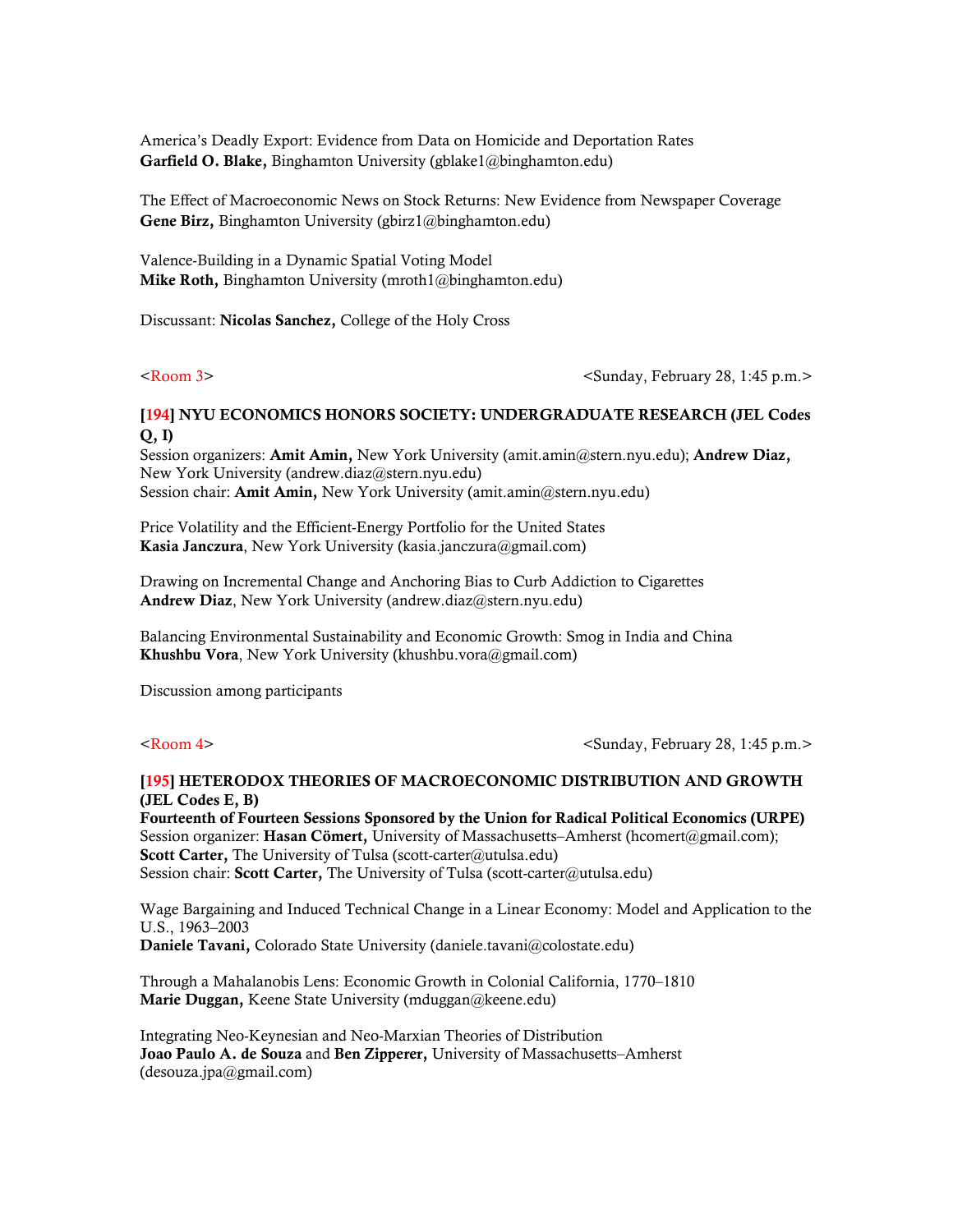America's Deadly Export: Evidence from Data on Homicide and Deportation Rates
**Garfield O. Blake,** Binghamton University (gblake1@binghamton.edu)

The Effect of Macroeconomic News on Stock Returns: New Evidence from Newspaper Coverage
**Gene Birz,** Binghamton University (gbirz1@binghamton.edu)

Valence-Building in a Dynamic Spatial Voting Model
**Mike Roth,** Binghamton University (mroth1@binghamton.edu)

Discussant: **Nicolas Sanchez,** College of the Holy Cross

<Room 3> <Sunday, February 28, 1:45 p.m.>

**[194] NYU ECONOMICS HONORS SOCIETY: UNDERGRADUATE RESEARCH (JEL Codes Q, I)**
Session organizers: **Amit Amin,** New York University (amit.amin@stern.nyu.edu); **Andrew Diaz,** New York University (andrew.diaz@stern.nyu.edu)
Session chair: **Amit Amin,** New York University (amit.amin@stern.nyu.edu)

Price Volatility and the Efficient-Energy Portfolio for the United States
**Kasia Janczura**, New York University (kasia.janczura@gmail.com)

Drawing on Incremental Change and Anchoring Bias to Curb Addiction to Cigarettes
**Andrew Diaz**, New York University (andrew.diaz@stern.nyu.edu)

Balancing Environmental Sustainability and Economic Growth: Smog in India and China
**Khushbu Vora**, New York University (khushbu.vora@gmail.com)

Discussion among participants

<Room 4> <Sunday, February 28, 1:45 p.m.>

**[195] HETERODOX THEORIES OF MACROECONOMIC DISTRIBUTION AND GROWTH (JEL Codes E, B)**
**Fourteenth of Fourteen Sessions Sponsored by the Union for Radical Political Economics (URPE)**
Session organizer: **Hasan Cömert,** University of Massachusetts–Amherst (hcomert@gmail.com); **Scott Carter,** The University of Tulsa (scott-carter@utulsa.edu)
Session chair: **Scott Carter,** The University of Tulsa (scott-carter@utulsa.edu)

Wage Bargaining and Induced Technical Change in a Linear Economy: Model and Application to the U.S., 1963–2003
**Daniele Tavani,** Colorado State University (daniele.tavani@colostate.edu)

Through a Mahalanobis Lens: Economic Growth in Colonial California, 1770–1810
**Marie Duggan,** Keene State University (mduggan@keene.edu)

Integrating Neo-Keynesian and Neo-Marxian Theories of Distribution
**Joao Paulo A. de Souza** and **Ben Zipperer,** University of Massachusetts–Amherst (desouza.jpa@gmail.com)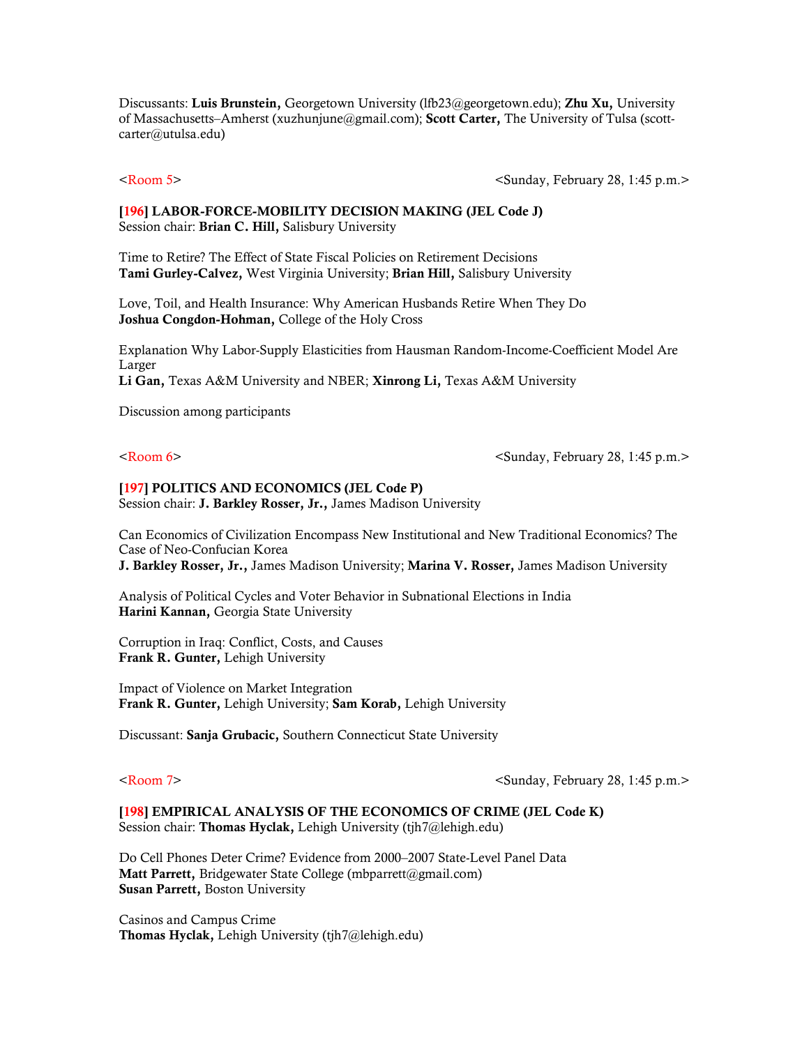Discussants: **Luis Brunstein,** Georgetown University (lfb23@georgetown.edu); **Zhu Xu,** University of Massachusetts–Amherst (xuzhunjune@gmail.com); **Scott Carter,** The University of Tulsa (scott-carter@utulsa.edu)

<Room 5> <Sunday, February 28, 1:45 p.m.>

**[196] LABOR-FORCE-MOBILITY DECISION MAKING (JEL Code J)**
Session chair: **Brian C. Hill,** Salisbury University

Time to Retire? The Effect of State Fiscal Policies on Retirement Decisions
**Tami Gurley-Calvez,** West Virginia University; **Brian Hill,** Salisbury University

Love, Toil, and Health Insurance: Why American Husbands Retire When They Do
**Joshua Congdon-Hohman,** College of the Holy Cross

Explanation Why Labor-Supply Elasticities from Hausman Random-Income-Coefficient Model Are Larger
**Li Gan,** Texas A&M University and NBER; **Xinrong Li,** Texas A&M University

Discussion among participants

<Room 6> <Sunday, February 28, 1:45 p.m.>

**[197] POLITICS AND ECONOMICS (JEL Code P)**
Session chair: **J. Barkley Rosser, Jr.,** James Madison University

Can Economics of Civilization Encompass New Institutional and New Traditional Economics? The Case of Neo-Confucian Korea
**J. Barkley Rosser, Jr.,** James Madison University; **Marina V. Rosser,** James Madison University

Analysis of Political Cycles and Voter Behavior in Subnational Elections in India
**Harini Kannan,** Georgia State University

Corruption in Iraq: Conflict, Costs, and Causes
**Frank R. Gunter,** Lehigh University

Impact of Violence on Market Integration
**Frank R. Gunter,** Lehigh University; **Sam Korab,** Lehigh University

Discussant: **Sanja Grubacic,** Southern Connecticut State University

<Room 7> <Sunday, February 28, 1:45 p.m.>

**[198] EMPIRICAL ANALYSIS OF THE ECONOMICS OF CRIME (JEL Code K)**
Session chair: **Thomas Hyclak,** Lehigh University (tjh7@lehigh.edu)

Do Cell Phones Deter Crime? Evidence from 2000–2007 State-Level Panel Data
**Matt Parrett,** Bridgewater State College (mbparrett@gmail.com)
**Susan Parrett,** Boston University

Casinos and Campus Crime
**Thomas Hyclak,** Lehigh University (tjh7@lehigh.edu)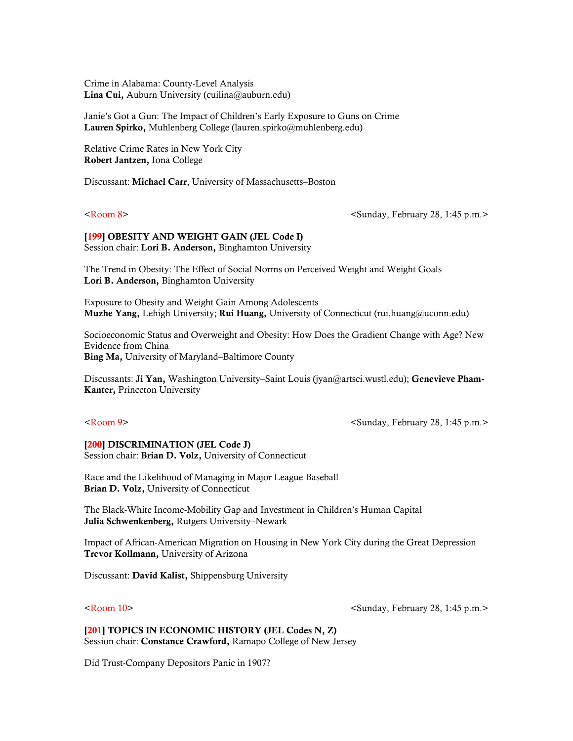Crime in Alabama: County-Level Analysis
**Lina Cui,** Auburn University (cuilina@auburn.edu)

Janie's Got a Gun: The Impact of Children's Early Exposure to Guns on Crime
**Lauren Spirko,** Muhlenberg College (lauren.spirko@muhlenberg.edu)

Relative Crime Rates in New York City
**Robert Jantzen,** Iona College

Discussant: **Michael Carr**, University of Massachusetts–Boston

<Room 8> <Sunday, February 28, 1:45 p.m.>

**[199] OBESITY AND WEIGHT GAIN (JEL Code I)**
Session chair: **Lori B. Anderson,** Binghamton University

The Trend in Obesity: The Effect of Social Norms on Perceived Weight and Weight Goals
**Lori B. Anderson,** Binghamton University

Exposure to Obesity and Weight Gain Among Adolescents
**Muzhe Yang,** Lehigh University; **Rui Huang,** University of Connecticut (rui.huang@uconn.edu)

Socioeconomic Status and Overweight and Obesity: How Does the Gradient Change with Age? New Evidence from China
**Bing Ma,** University of Maryland–Baltimore County

Discussants: **Ji Yan,** Washington University–Saint Louis (jyan@artsci.wustl.edu); **Genevieve Pham-Kanter,** Princeton University

<Room 9> <Sunday, February 28, 1:45 p.m.>

**[200] DISCRIMINATION (JEL Code J)**
Session chair: **Brian D. Volz,** University of Connecticut

Race and the Likelihood of Managing in Major League Baseball
**Brian D. Volz,** University of Connecticut

The Black-White Income-Mobility Gap and Investment in Children's Human Capital
**Julia Schwenkenberg,** Rutgers University–Newark

Impact of African-American Migration on Housing in New York City during the Great Depression
**Trevor Kollmann,** University of Arizona

Discussant: **David Kalist,** Shippensburg University

<Room 10> <Sunday, February 28, 1:45 p.m.>

**[201] TOPICS IN ECONOMIC HISTORY (JEL Codes N, Z)**
Session chair: **Constance Crawford,** Ramapo College of New Jersey

Did Trust-Company Depositors Panic in 1907?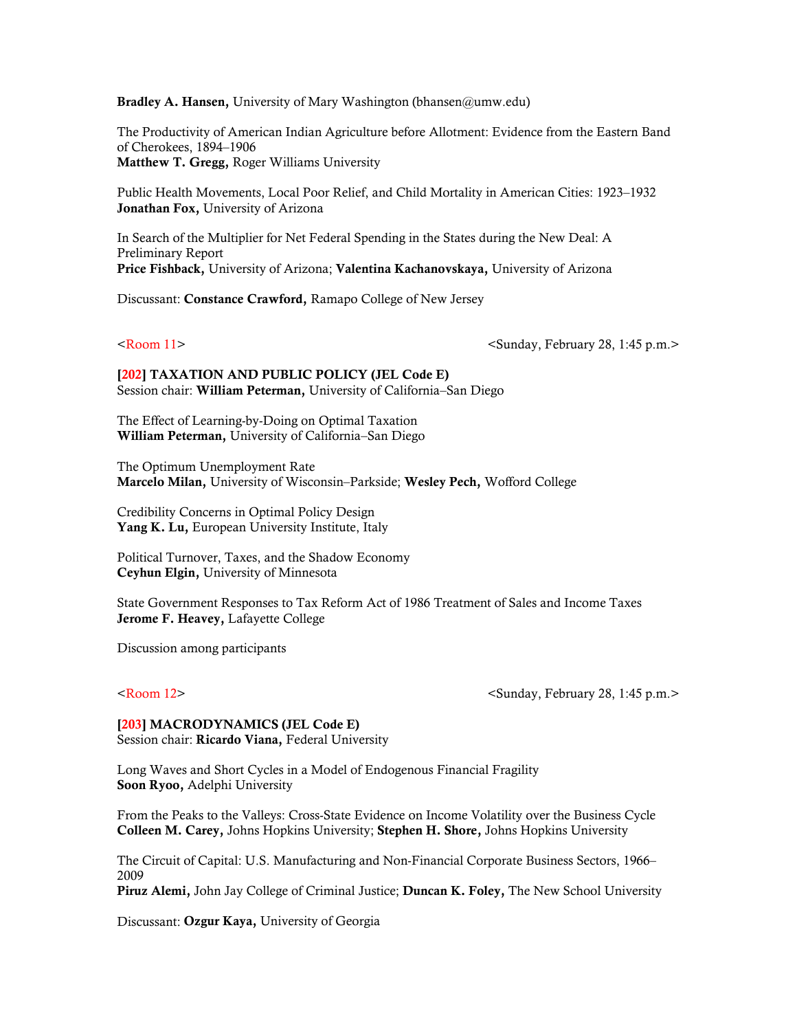**Bradley A. Hansen,** University of Mary Washington (bhansen@umw.edu)

The Productivity of American Indian Agriculture before Allotment: Evidence from the Eastern Band of Cherokees, 1894–1906
**Matthew T. Gregg,** Roger Williams University

Public Health Movements, Local Poor Relief, and Child Mortality in American Cities: 1923–1932
**Jonathan Fox,** University of Arizona

In Search of the Multiplier for Net Federal Spending in the States during the New Deal: A Preliminary Report
**Price Fishback,** University of Arizona; **Valentina Kachanovskaya,** University of Arizona

Discussant: **Constance Crawford,** Ramapo College of New Jersey

<Room 11> <Sunday, February 28, 1:45 p.m.>

**[202] TAXATION AND PUBLIC POLICY (JEL Code E)**
Session chair: **William Peterman,** University of California–San Diego

The Effect of Learning-by-Doing on Optimal Taxation
**William Peterman,** University of California–San Diego

The Optimum Unemployment Rate
**Marcelo Milan,** University of Wisconsin–Parkside; **Wesley Pech,** Wofford College

Credibility Concerns in Optimal Policy Design
**Yang K. Lu,** European University Institute, Italy

Political Turnover, Taxes, and the Shadow Economy
**Ceyhun Elgin,** University of Minnesota

State Government Responses to Tax Reform Act of 1986 Treatment of Sales and Income Taxes
**Jerome F. Heavey,** Lafayette College

Discussion among participants

<Room 12> <Sunday, February 28, 1:45 p.m.>

**[203] MACRODYNAMICS (JEL Code E)**
Session chair: **Ricardo Viana,** Federal University

Long Waves and Short Cycles in a Model of Endogenous Financial Fragility
**Soon Ryoo,** Adelphi University

From the Peaks to the Valleys: Cross-State Evidence on Income Volatility over the Business Cycle
**Colleen M. Carey,** Johns Hopkins University; **Stephen H. Shore,** Johns Hopkins University

The Circuit of Capital: U.S. Manufacturing and Non-Financial Corporate Business Sectors, 1966–2009
**Piruz Alemi,** John Jay College of Criminal Justice; **Duncan K. Foley,** The New School University

Discussant: **Ozgur Kaya,** University of Georgia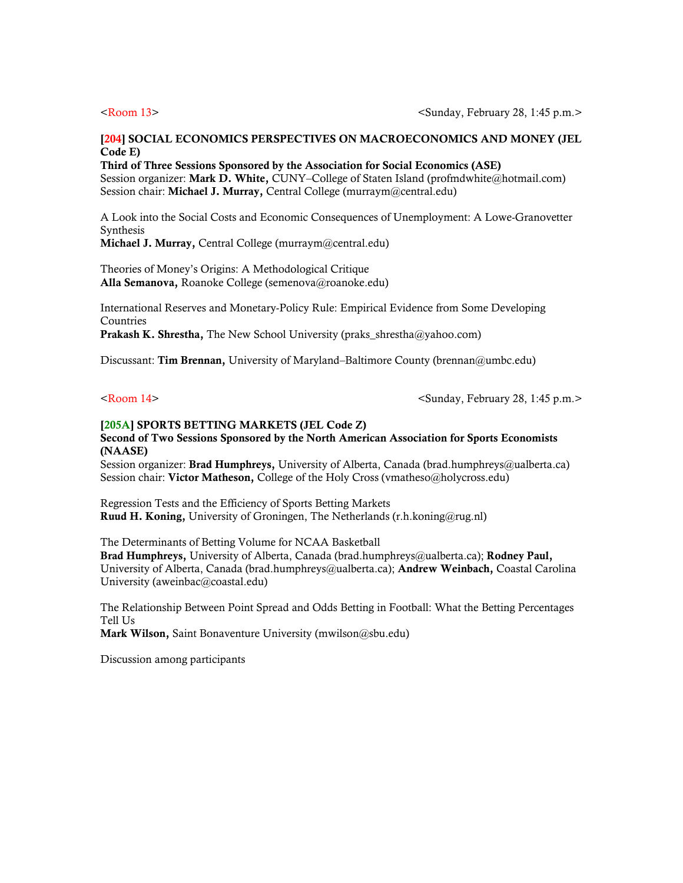<Room 13> <Sunday, February 28, 1:45 p.m.>

**[204] SOCIAL ECONOMICS PERSPECTIVES ON MACROECONOMICS AND MONEY (JEL Code E)**
**Third of Three Sessions Sponsored by the Association for Social Economics (ASE)**
Session organizer: **Mark D. White,** CUNY–College of Staten Island (profmdwhite@hotmail.com)
Session chair: **Michael J. Murray,** Central College (murraym@central.edu)

A Look into the Social Costs and Economic Consequences of Unemployment: A Lowe-Granovetter Synthesis
**Michael J. Murray,** Central College (murraym@central.edu)

Theories of Money's Origins: A Methodological Critique
**Alla Semanova,** Roanoke College (semenova@roanoke.edu)

International Reserves and Monetary-Policy Rule: Empirical Evidence from Some Developing Countries
**Prakash K. Shrestha,** The New School University (praks_shrestha@yahoo.com)

Discussant: **Tim Brennan,** University of Maryland–Baltimore County (brennan@umbc.edu)

<Room 14> <Sunday, February 28, 1:45 p.m.>

**[205A] SPORTS BETTING MARKETS (JEL Code Z)**
**Second of Two Sessions Sponsored by the North American Association for Sports Economists (NAASE)**
Session organizer: **Brad Humphreys,** University of Alberta, Canada (brad.humphreys@ualberta.ca)
Session chair: **Victor Matheson,** College of the Holy Cross (vmatheso@holycross.edu)

Regression Tests and the Efficiency of Sports Betting Markets
**Ruud H. Koning,** University of Groningen, The Netherlands (r.h.koning@rug.nl)

The Determinants of Betting Volume for NCAA Basketball
**Brad Humphreys,** University of Alberta, Canada (brad.humphreys@ualberta.ca); **Rodney Paul,** University of Alberta, Canada (brad.humphreys@ualberta.ca); **Andrew Weinbach,** Coastal Carolina University (aweinbac@coastal.edu)

The Relationship Between Point Spread and Odds Betting in Football: What the Betting Percentages Tell Us
**Mark Wilson,** Saint Bonaventure University (mwilson@sbu.edu)

Discussion among participants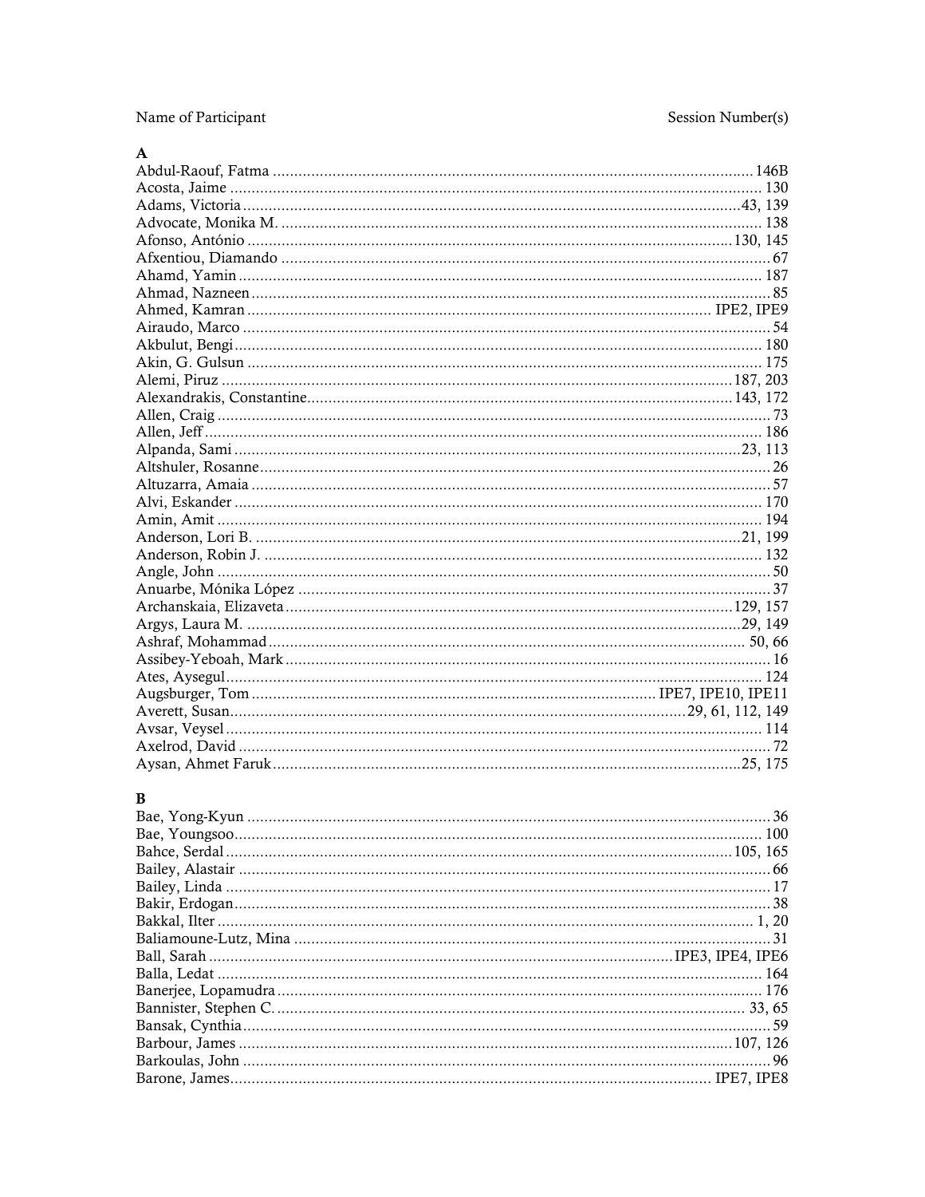| Name of Participant | Session Number(s) |
| --- | --- |

**A**

| | |
| --- | --- |
| Abdul-Raouf, Fatma | 146B |
| Acosta, Jaime | 130 |
| Adams, Victoria | 43, 139 |
| Advocate, Monika M. | 138 |
| Afonso, António | 130, 145 |
| Afxentiou, Diamando | 67 |
| Ahamd, Yamin | 187 |
| Ahmad, Nazneen | 85 |
| Ahmed, Kamran | IPE2, IPE9 |
| Airaudo, Marco | 54 |
| Akbulut, Bengi | 180 |
| Akin, G. Gulsun | 175 |
| Alemi, Piruz | 187, 203 |
| Alexandrakis, Constantine | 143, 172 |
| Allen, Craig | 73 |
| Allen, Jeff | 186 |
| Alpanda, Sami | 23, 113 |
| Altshuler, Rosanne | 26 |
| Altuzarra, Amaia | 57 |
| Alvi, Eskander | 170 |
| Amin, Amit | 194 |
| Anderson, Lori B. | 21, 199 |
| Anderson, Robin J. | 132 |
| Angle, John | 50 |
| Anuarbe, Mónika López | 37 |
| Archanskaia, Elizaveta | 129, 157 |
| Argys, Laura M. | 29, 149 |
| Ashraf, Mohammad | 50, 66 |
| Assibey-Yeboah, Mark | 16 |
| Ates, Aysegul | 124 |
| Augsburger, Tom | IPE7, IPE10, IPE11 |
| Averett, Susan | 29, 61, 112, 149 |
| Avsar, Veysel | 114 |
| Axelrod, David | 72 |
| Aysan, Ahmet Faruk | 25, 175 |

**B**

| | |
| --- | --- |
| Bae, Yong-Kyun | 36 |
| Bae, Youngsoo | 100 |
| Bahce, Serdal | 105, 165 |
| Bailey, Alastair | 66 |
| Bailey, Linda | 17 |
| Bakir, Erdogan | 38 |
| Bakkal, Ilter | 1, 20 |
| Baliamoune-Lutz, Mina | 31 |
| Ball, Sarah | IPE3, IPE4, IPE6 |
| Balla, Ledat | 164 |
| Banerjee, Lopamudra | 176 |
| Bannister, Stephen C. | 33, 65 |
| Bansak, Cynthia | 59 |
| Barbour, James | 107, 126 |
| Barkoulas, John | 96 |
| Barone, James | IPE7, IPE8 |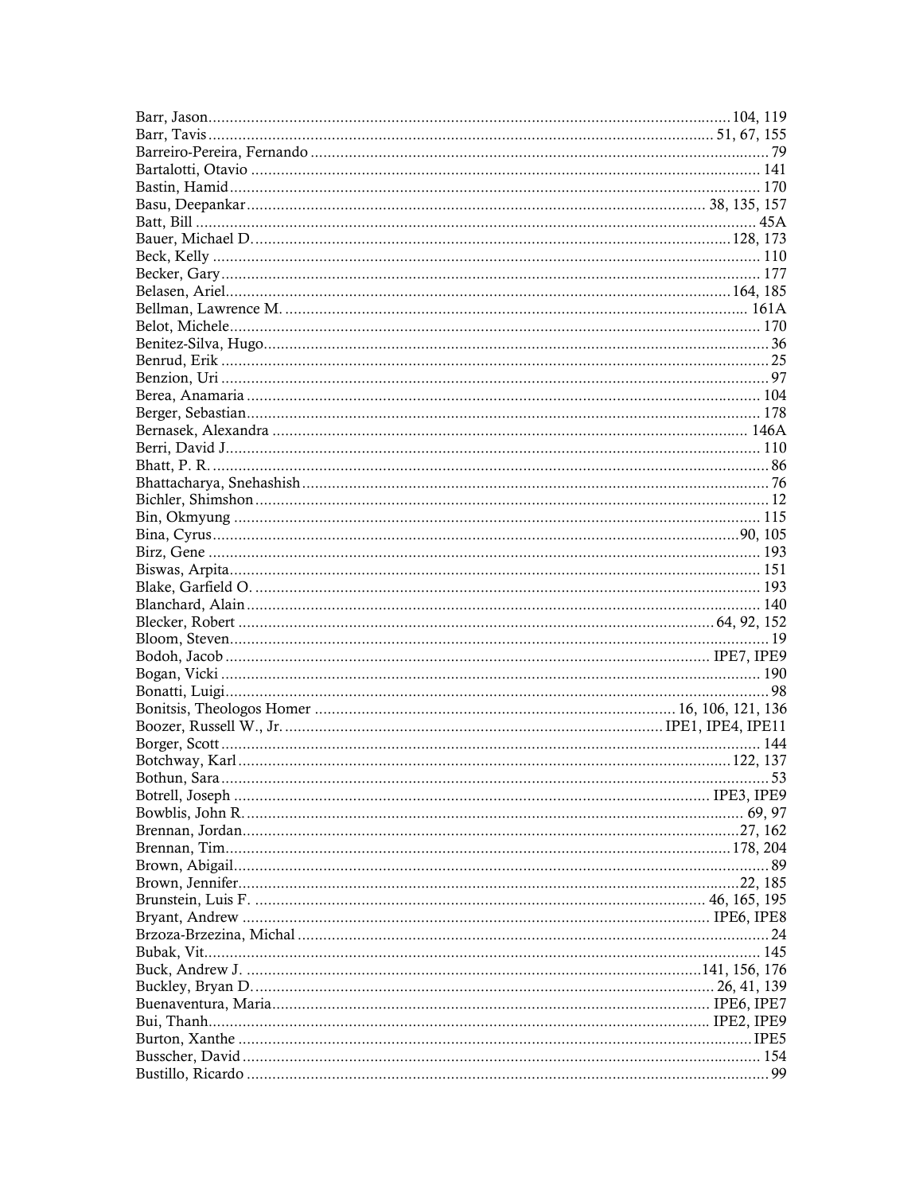Barr, Jason ........................................................................ 104, 119
Barr, Tavis ........................................................................ 51, 67, 155
Barreiro-Pereira, Fernando ........................................................................ 79
Bartalotti, Otavio ........................................................................ 141
Bastin, Hamid ........................................................................ 170
Basu, Deepankar ........................................................................ 38, 135, 157
Batt, Bill ........................................................................ 45A
Bauer, Michael D. ........................................................................ 128, 173
Beck, Kelly ........................................................................ 110
Becker, Gary ........................................................................ 177
Belasen, Ariel ........................................................................ 164, 185
Bellman, Lawrence M. ........................................................................ 161A
Belot, Michele ........................................................................ 170
Benitez-Silva, Hugo ........................................................................ 36
Benrud, Erik ........................................................................ 25
Benzion, Uri ........................................................................ 97
Berea, Anamaria ........................................................................ 104
Berger, Sebastian ........................................................................ 178
Bernasek, Alexandra ........................................................................ 146A
Berri, David J. ........................................................................ 110
Bhatt, P. R. ........................................................................ 86
Bhattacharya, Snehashish ........................................................................ 76
Bichler, Shimshon ........................................................................ 12
Bin, Okmyung ........................................................................ 115
Bina, Cyrus ........................................................................ 90, 105
Birz, Gene ........................................................................ 193
Biswas, Arpita ........................................................................ 151
Blake, Garfield O. ........................................................................ 193
Blanchard, Alain ........................................................................ 140
Blecker, Robert ........................................................................ 64, 92, 152
Bloom, Steven ........................................................................ 19
Bodoh, Jacob ........................................................................ IPE7, IPE9
Bogan, Vicki ........................................................................ 190
Bonatti, Luigi ........................................................................ 98
Bonitsis, Theologos Homer ........................................................................ 16, 106, 121, 136
Boozer, Russell W., Jr. ........................................................................ IPE1, IPE4, IPE11
Borger, Scott ........................................................................ 144
Botchway, Karl ........................................................................ 122, 137
Bothun, Sara ........................................................................ 53
Botrell, Joseph ........................................................................ IPE3, IPE9
Bowblis, John R. ........................................................................ 69, 97
Brennan, Jordan ........................................................................ 27, 162
Brennan, Tim ........................................................................ 178, 204
Brown, Abigail ........................................................................ 89
Brown, Jennifer ........................................................................ 22, 185
Brunstein, Luis F. ........................................................................ 46, 165, 195
Bryant, Andrew ........................................................................ IPE6, IPE8
Brzoza-Brzezina, Michal ........................................................................ 24
Bubak, Vit ........................................................................ 145
Buck, Andrew J. ........................................................................ 141, 156, 176
Buckley, Bryan D. ........................................................................ 26, 41, 139
Buenaventura, Maria ........................................................................ IPE6, IPE7
Bui, Thanh ........................................................................ IPE2, IPE9
Burton, Xanthe ........................................................................ IPE5
Busscher, David ........................................................................ 154
Bustillo, Ricardo ........................................................................ 99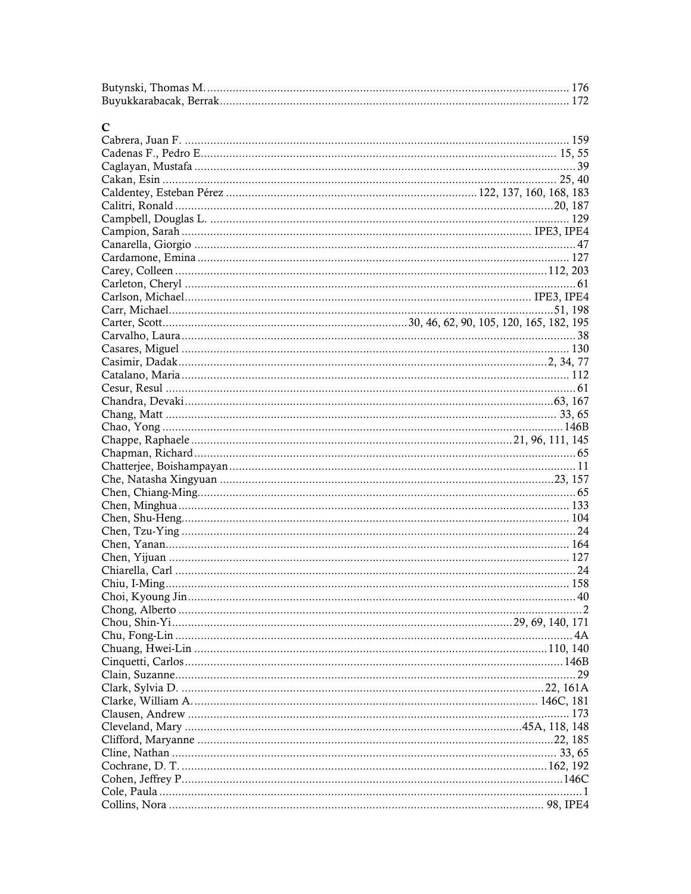Butynski, Thomas M. ........................................................ 176
Buyukkarabacak, Berrak ........................................................ 172

## C

Cabrera, Juan F. ........................................................ 159
Cadenas F., Pedro E. ........................................................ 15, 55
Caglayan, Mustafa ........................................................ 39
Cakan, Esin ........................................................ 25, 40
Caldentey, Esteban Pérez ........................................................ 122, 137, 160, 168, 183
Calitri, Ronald ........................................................ 20, 187
Campbell, Douglas L. ........................................................ 129
Campion, Sarah ........................................................ IPE3, IPE4
Canarella, Giorgio ........................................................ 47
Cardamone, Emina ........................................................ 127
Carey, Colleen ........................................................ 112, 203
Carleton, Cheryl ........................................................ 61
Carlson, Michael ........................................................ IPE3, IPE4
Carr, Michael ........................................................ 51, 198
Carter, Scott ........................................................ 30, 46, 62, 90, 105, 120, 165, 182, 195
Carvalho, Laura ........................................................ 38
Casares, Miguel ........................................................ 130
Casimir, Dadak ........................................................ 2, 34, 77
Catalano, Maria ........................................................ 112
Cesur, Resul ........................................................ 61
Chandra, Devaki ........................................................ 63, 167
Chang, Matt ........................................................ 33, 65
Chao, Yong ........................................................ 146B
Chappe, Raphaele ........................................................ 21, 96, 111, 145
Chapman, Richard ........................................................ 65
Chatterjee, Boishampayan ........................................................ 11
Che, Natasha Xingyuan ........................................................ 23, 157
Chen, Chiang-Ming ........................................................ 65
Chen, Minghua ........................................................ 133
Chen, Shu-Heng ........................................................ 104
Chen, Tzu-Ying ........................................................ 24
Chen, Yanan ........................................................ 164
Chen, Yijuan ........................................................ 127
Chiarella, Carl ........................................................ 24
Chiu, I-Ming ........................................................ 158
Choi, Kyoung Jin ........................................................ 40
Chong, Alberto ........................................................ 2
Chou, Shin-Yi ........................................................ 29, 69, 140, 171
Chu, Fong-Lin ........................................................ 4A
Chuang, Hwei-Lin ........................................................ 110, 140
Cinquetti, Carlos ........................................................ 146B
Clain, Suzanne ........................................................ 29
Clark, Sylvia D. ........................................................ 22, 161A
Clarke, William A. ........................................................ 146C, 181
Clausen, Andrew ........................................................ 173
Cleveland, Mary ........................................................ 45A, 118, 148
Clifford, Maryanne ........................................................ 22, 185
Cline, Nathan ........................................................ 33, 65
Cochrane, D. T. ........................................................ 162, 192
Cohen, Jeffrey P. ........................................................ 146C
Cole, Paula ........................................................ 1
Collins, Nora ........................................................ 98, IPE4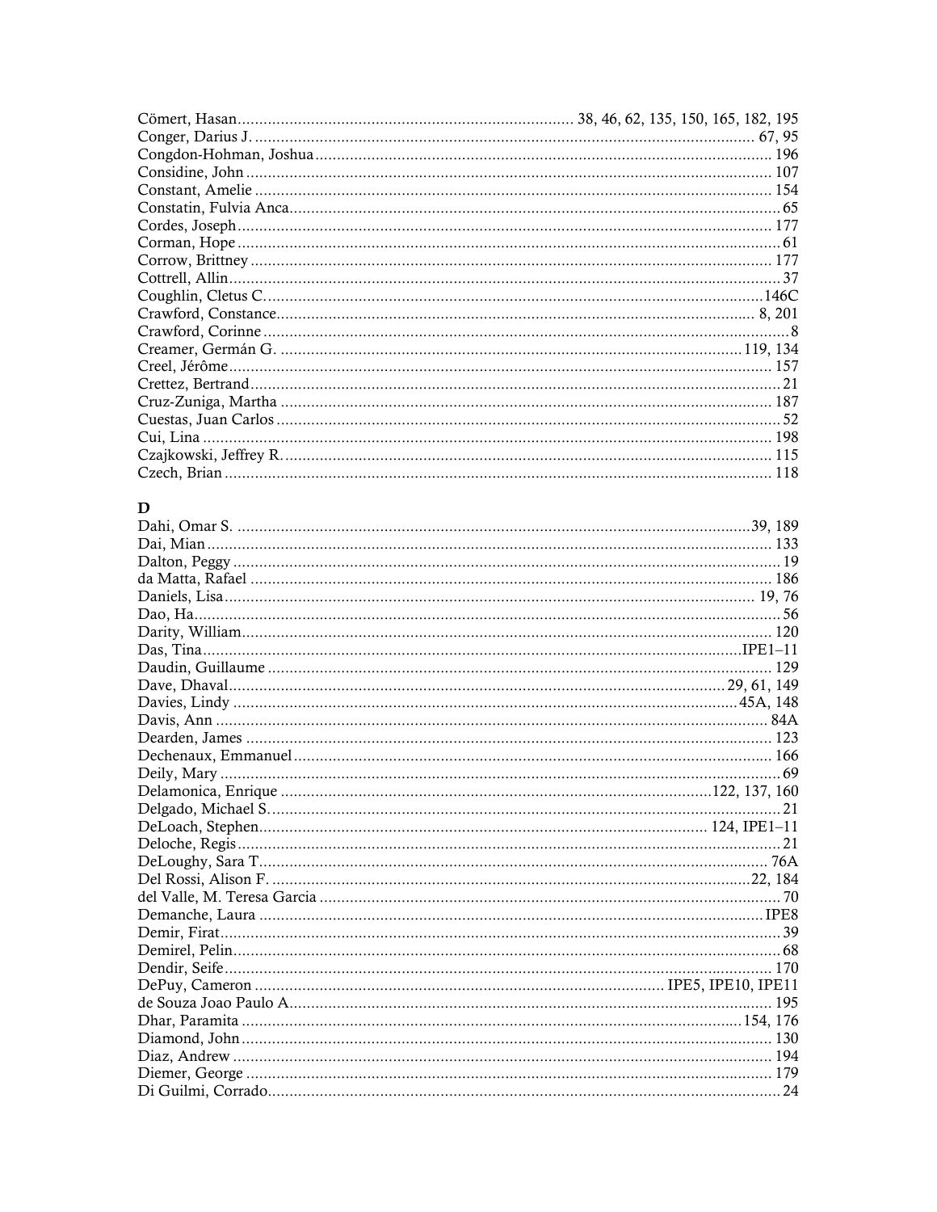Cömert, Hasan............................................................................ 38, 46, 62, 135, 150, 165, 182, 195
Conger, Darius J. .................................................................................................................. 67, 95
Congdon-Hohman, Joshua ........................................................................................................ 196
Considine, John ......................................................................................................................... 107
Constant, Amelie ....................................................................................................................... 154
Constatin, Fulvia Anca................................................................................................................ 65
Cordes, Joseph........................................................................................................................... 177
Corman, Hope ............................................................................................................................. 61
Corrow, Brittney ........................................................................................................................ 177
Cottrell, Allin................................................................................................................................ 37
Coughlin, Cletus C. ..................................................................................................................146C
Crawford, Constance.............................................................................................................. 8, 201
Crawford, Corinne ..........................................................................................................................8
Creamer, Germán G. ........................................................................................................ 119, 134
Creel, Jérôme.............................................................................................................................. 157
Crettez, Bertrand........................................................................................................................... 21
Cruz-Zuniga, Martha ................................................................................................................. 187
Cuestas, Juan Carlos .................................................................................................................... 52
Cui, Lina .................................................................................................................................... 198
Czajkowski, Jeffrey R. ............................................................................................................... 115
Czech, Brian .............................................................................................................................. 118

## D

Dahi, Omar S. ........................................................................................................................39, 189
Dai, Mian .................................................................................................................................... 133
Dalton, Peggy ............................................................................................................................... 19
da Matta, Rafael ......................................................................................................................... 186
Daniels, Lisa.............................................................................................................................. 19, 76
Dao, Ha......................................................................................................................................... 56
Darity, William........................................................................................................................... 120
Das, Tina.................................................................................................................................IPE1–11
Daudin, Guillaume ..................................................................................................................... 129
Dave, Dhaval.................................................................................................................... 29, 61, 149
Davies, Lindy .......................................................................................................................45A, 148
Davis, Ann .................................................................................................................................. 84A
Dearden, James .......................................................................................................................... 123
Dechenaux, Emmanuel ............................................................................................................... 166
Deily, Mary .................................................................................................................................. 69
Delamonica, Enrique ...................................................................................................122, 137, 160
Delgado, Michael S....................................................................................................................... 21
DeLoach, Stephen....................................................................................................... 124, IPE1–11
Deloche, Regis.............................................................................................................................. 21
DeLoughy, Sara T....................................................................................................................... 76A
Del Rossi, Alison F. ................................................................................................................22, 184
del Valle, M. Teresa Garcia .......................................................................................................... 70
Demanche, Laura ...................................................................................................................... IPE8
Demir, Firat.................................................................................................................................. 39
Demirel, Pelin............................................................................................................................... 68
Dendir, Seife............................................................................................................................... 170
DePuy, Cameron ............................................................................................. IPE5, IPE10, IPE11
de Souza Joao Paulo A................................................................................................................ 195
Dhar, Paramita ....................................................................................................................154, 176
Diamond, John ........................................................................................................................... 130
Diaz, Andrew ............................................................................................................................. 194
Diemer, George .......................................................................................................................... 179
Di Guilmi, Corrado....................................................................................................................... 24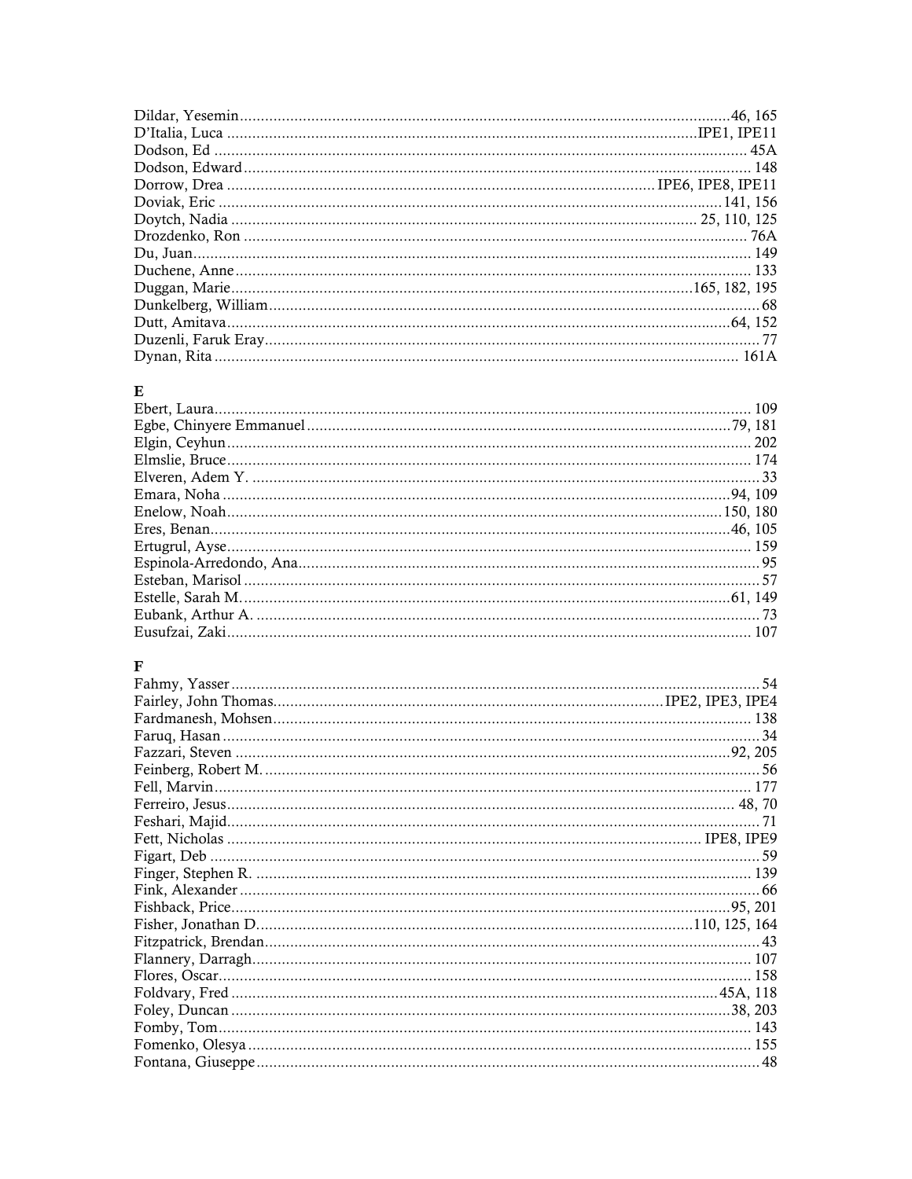Dildar, Yesemin....................46, 165
D'Italia, Luca....................IPE1, IPE11
Dodson, Ed....................45A
Dodson, Edward....................148
Dorrow, Drea....................IPE6, IPE8, IPE11
Doviak, Eric....................141, 156
Doytch, Nadia....................25, 110, 125
Drozdenko, Ron....................76A
Du, Juan....................149
Duchene, Anne....................133
Duggan, Marie....................165, 182, 195
Dunkelberg, William....................68
Dutt, Amitava....................64, 152
Duzenli, Faruk Eray....................77
Dynan, Rita....................161A

## E

Ebert, Laura....................109
Egbe, Chinyere Emmanuel....................79, 181
Elgin, Ceyhun....................202
Elmslie, Bruce....................174
Elveren, Adem Y....................33
Emara, Noha....................94, 109
Enelow, Noah....................150, 180
Eres, Benan....................46, 105
Ertugrul, Ayse....................159
Espinola-Arredondo, Ana....................95
Esteban, Marisol....................57
Estelle, Sarah M....................61, 149
Eubank, Arthur A....................73
Eusufzai, Zaki....................107

## F

Fahmy, Yasser....................54
Fairley, John Thomas....................IPE2, IPE3, IPE4
Fardmanesh, Mohsen....................138
Faruq, Hasan....................34
Fazzari, Steven....................92, 205
Feinberg, Robert M....................56
Fell, Marvin....................177
Ferreiro, Jesus....................48, 70
Feshari, Majid....................71
Fett, Nicholas....................IPE8, IPE9
Figart, Deb....................59
Finger, Stephen R....................139
Fink, Alexander....................66
Fishback, Price....................95, 201
Fisher, Jonathan D....................110, 125, 164
Fitzpatrick, Brendan....................43
Flannery, Darragh....................107
Flores, Oscar....................158
Foldvary, Fred....................45A, 118
Foley, Duncan....................38, 203
Fomby, Tom....................143
Fomenko, Olesya....................155
Fontana, Giuseppe....................48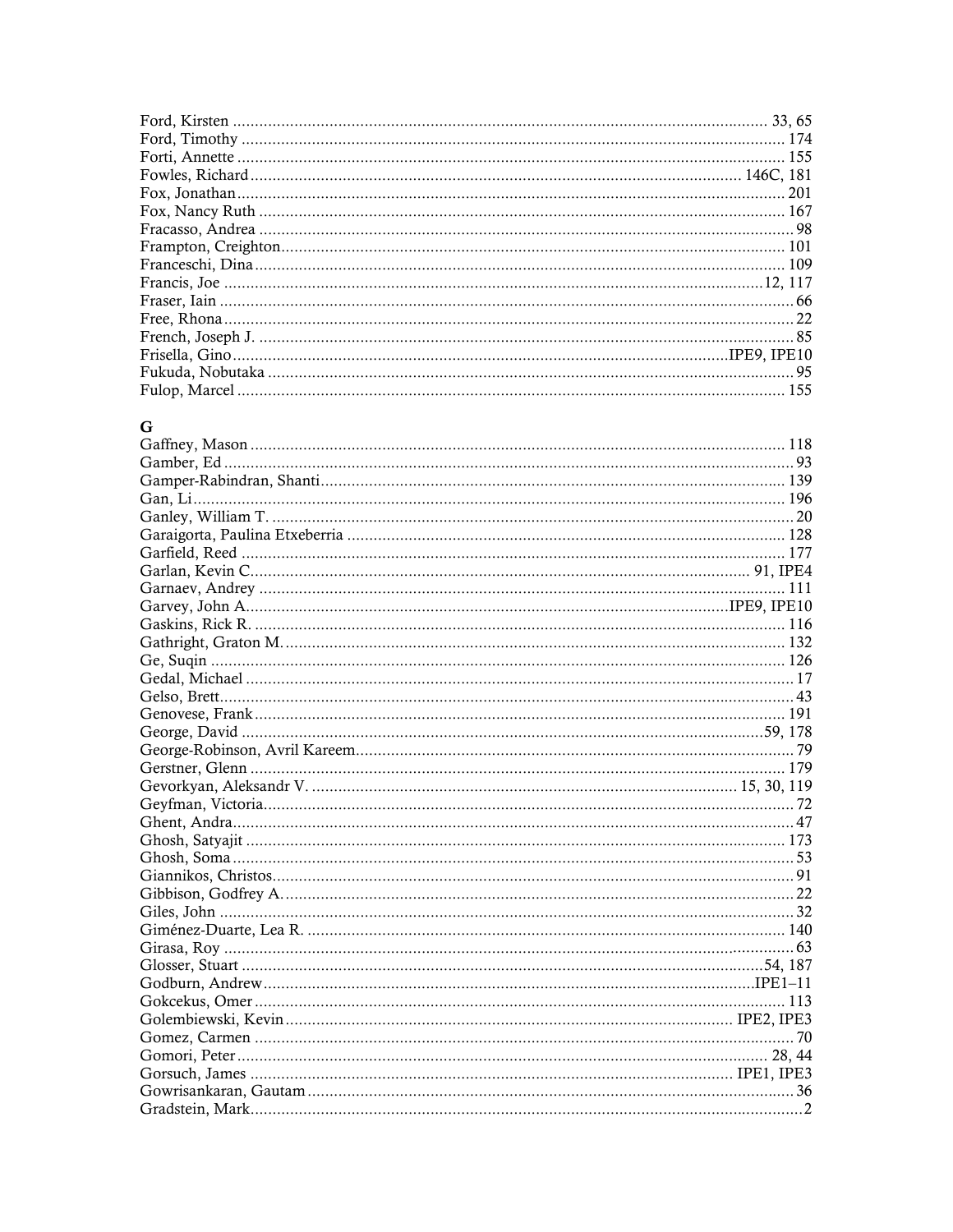Ford, Kirsten ........................................................................................................... 33, 65
Ford, Timothy ........................................................................................................... 174
Forti, Annette ........................................................................................................... 155
Fowles, Richard ........................................................................................... 146C, 181
Fox, Jonathan ........................................................................................................... 201
Fox, Nancy Ruth ....................................................................................................... 167
Fracasso, Andrea ........................................................................................................ 98
Frampton, Creighton .................................................................................................. 101
Franceschi, Dina ........................................................................................................ 109
Francis, Joe ........................................................................................................... 12, 117
Fraser, Iain .................................................................................................................. 66
Free, Rhona ................................................................................................................. 22
French, Joseph J. ......................................................................................................... 85
Frisella, Gino ............................................................................................... IPE9, IPE10
Fukuda, Nobutaka ....................................................................................................... 95
Fulop, Marcel ............................................................................................................ 155

## G

Gaffney, Mason .......................................................................................................... 118
Gamber, Ed ................................................................................................................. 93
Gamper-Rabindran, Shanti ......................................................................................... 139
Gan, Li ....................................................................................................................... 196
Ganley, William T. ...................................................................................................... 20
Garaigorta, Paulina Etxeberria .................................................................................... 128
Garfield, Reed ........................................................................................................... 177
Garlan, Kevin C. ................................................................................................. 91, IPE4
Garnaev, Andrey ........................................................................................................ 111
Garvey, John A. ........................................................................................... IPE9, IPE10
Gaskins, Rick R. ........................................................................................................ 116
Gathright, Graton M. ................................................................................................. 132
Ge, Suqin ................................................................................................................... 126
Gedal, Michael ............................................................................................................ 17
Gelso, Brett .................................................................................................................. 43
Genovese, Frank ........................................................................................................ 191
George, David ....................................................................................................... 59, 178
George-Robinson, Avril Kareem ................................................................................... 79
Gerstner, Glenn ......................................................................................................... 179
Gevorkyan, Aleksandr V. ................................................................................ 15, 30, 119
Geyfman, Victoria ........................................................................................................ 72
Ghent, Andra ............................................................................................................... 47
Ghosh, Satyajit .......................................................................................................... 173
Ghosh, Soma ............................................................................................................... 53
Giannikos, Christos ...................................................................................................... 91
Gibbison, Godfrey A. ................................................................................................... 22
Giles, John .................................................................................................................. 32
Giménez-Duarte, Lea R. ............................................................................................. 140
Girasa, Roy ................................................................................................................. 63
Glosser, Stuart ...................................................................................................... 54, 187
Godburn, Andrew ............................................................................................... IPE1–11
Gokcekus, Omer ........................................................................................................ 113
Golembiewski, Kevin ..................................................................................... IPE2, IPE3
Gomez, Carmen ........................................................................................................... 70
Gomori, Peter ........................................................................................................ 28, 44
Gorsuch, James ............................................................................................ IPE1, IPE3
Gowrisankaran, Gautam ............................................................................................... 36
Gradstein, Mark ............................................................................................................ 2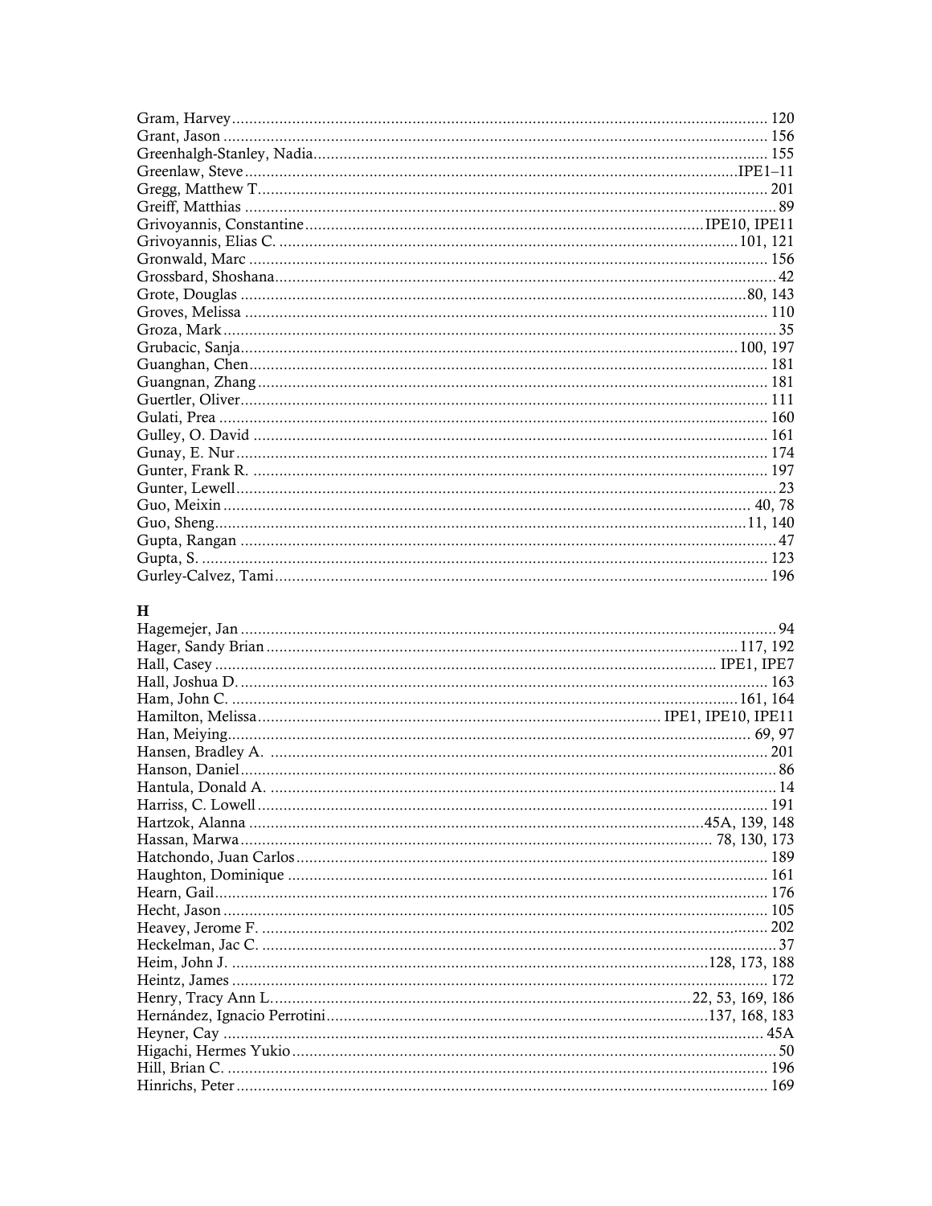Gram, Harvey ........ 120
Grant, Jason ........ 156
Greenhalgh-Stanley, Nadia ........ 155
Greenlaw, Steve ........ IPE1–11
Gregg, Matthew T. ........ 201
Greiff, Matthias ........ 89
Grivoyannis, Constantine ........ IPE10, IPE11
Grivoyannis, Elias C. ........ 101, 121
Gronwald, Marc ........ 156
Grossbard, Shoshana ........ 42
Grote, Douglas ........ 80, 143
Groves, Melissa ........ 110
Groza, Mark ........ 35
Grubacic, Sanja ........ 100, 197
Guanghan, Chen ........ 181
Guangnan, Zhang ........ 181
Guertler, Oliver ........ 111
Gulati, Prea ........ 160
Gulley, O. David ........ 161
Gunay, E. Nur ........ 174
Gunter, Frank R. ........ 197
Gunter, Lewell ........ 23
Guo, Meixin ........ 40, 78
Guo, Sheng ........ 11, 140
Gupta, Rangan ........ 47
Gupta, S. ........ 123
Gurley-Calvez, Tami ........ 196

## H

Hagemejer, Jan ........ 94
Hager, Sandy Brian ........ 117, 192
Hall, Casey ........ IPE1, IPE7
Hall, Joshua D. ........ 163
Ham, John C. ........ 161, 164
Hamilton, Melissa ........ IPE1, IPE10, IPE11
Han, Meiying ........ 69, 97
Hansen, Bradley A. ........ 201
Hanson, Daniel ........ 86
Hantula, Donald A. ........ 14
Harriss, C. Lowell ........ 191
Hartzok, Alanna ........ 45A, 139, 148
Hassan, Marwa ........ 78, 130, 173
Hatchondo, Juan Carlos ........ 189
Haughton, Dominique ........ 161
Hearn, Gail ........ 176
Hecht, Jason ........ 105
Heavey, Jerome F. ........ 202
Heckelman, Jac C. ........ 37
Heim, John J. ........ 128, 173, 188
Heintz, James ........ 172
Henry, Tracy Ann L. ........ 22, 53, 169, 186
Hernández, Ignacio Perrotini ........ 137, 168, 183
Heyner, Cay ........ 45A
Higachi, Hermes Yukio ........ 50
Hill, Brian C. ........ 196
Hinrichs, Peter ........ 169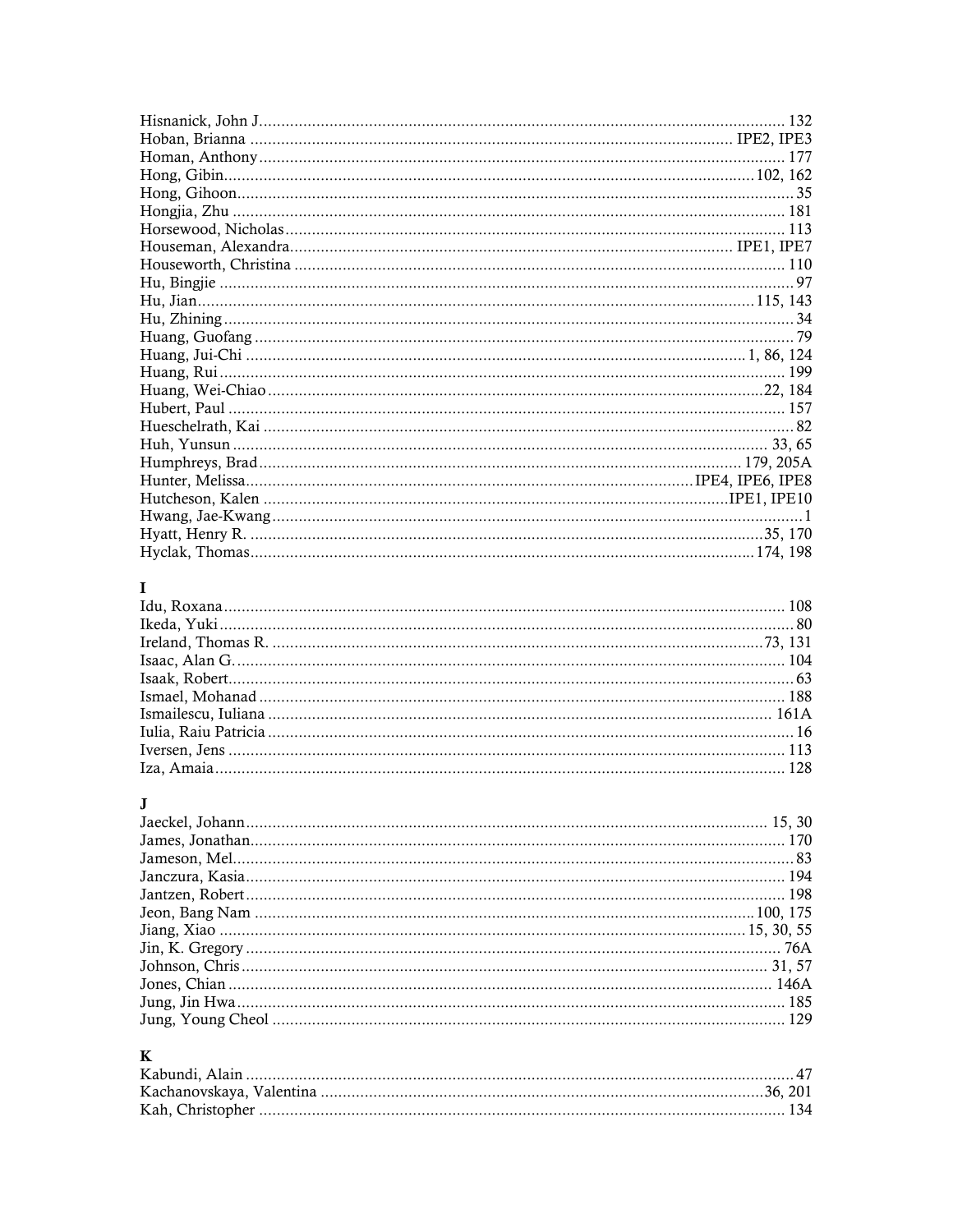Hisnanick, John J. .......... 132
Hoban, Brianna .......... IPE2, IPE3
Homan, Anthony .......... 177
Hong, Gibin .......... 102, 162
Hong, Gihoon .......... 35
Hongjia, Zhu .......... 181
Horsewood, Nicholas .......... 113
Houseman, Alexandra .......... IPE1, IPE7
Houseworth, Christina .......... 110
Hu, Bingjie .......... 97
Hu, Jian .......... 115, 143
Hu, Zhining .......... 34
Huang, Guofang .......... 79
Huang, Jui-Chi .......... 1, 86, 124
Huang, Rui .......... 199
Huang, Wei-Chiao .......... 22, 184
Hubert, Paul .......... 157
Hueschelrath, Kai .......... 82
Huh, Yunsun .......... 33, 65
Humphreys, Brad .......... 179, 205A
Hunter, Melissa .......... IPE4, IPE6, IPE8
Hutcheson, Kalen .......... IPE1, IPE10
Hwang, Jae-Kwang .......... 1
Hyatt, Henry R. .......... 35, 170
Hyclak, Thomas .......... 174, 198

**I**

Idu, Roxana .......... 108
Ikeda, Yuki .......... 80
Ireland, Thomas R. .......... 73, 131
Isaac, Alan G. .......... 104
Isaak, Robert .......... 63
Ismael, Mohanad .......... 188
Ismailescu, Iuliana .......... 161A
Iulia, Raiu Patricia .......... 16
Iversen, Jens .......... 113
Iza, Amaia .......... 128

**J**

Jaeckel, Johann .......... 15, 30
James, Jonathan .......... 170
Jameson, Mel .......... 83
Janczura, Kasia .......... 194
Jantzen, Robert .......... 198
Jeon, Bang Nam .......... 100, 175
Jiang, Xiao .......... 15, 30, 55
Jin, K. Gregory .......... 76A
Johnson, Chris .......... 31, 57
Jones, Chian .......... 146A
Jung, Jin Hwa .......... 185
Jung, Young Cheol .......... 129

**K**

Kabundi, Alain .......... 47
Kachanovskaya, Valentina .......... 36, 201
Kah, Christopher .......... 134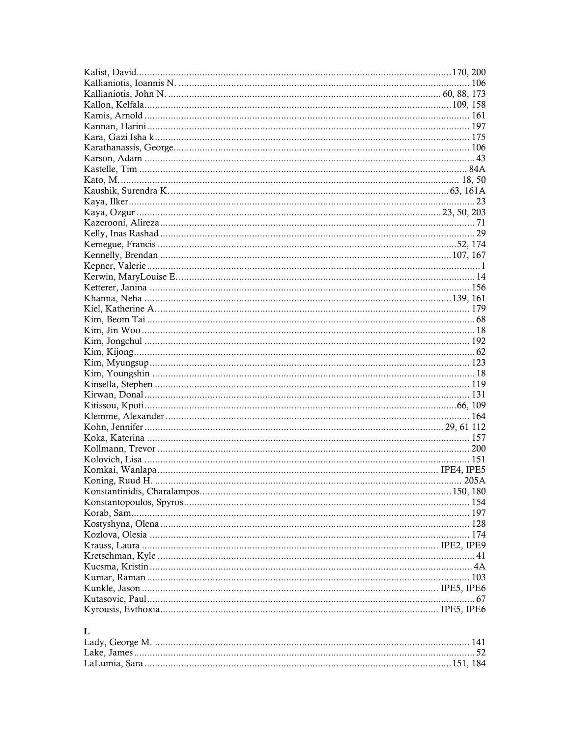Kalist, David.......................................................................................................170, 200
Kallianiotis, Ioannis N. ............................................................................................... 106
Kallianiotis, John N. ...................................................................................... 60, 88, 173
Kallon, Kelfala....................................................................................................109, 158
Kamis, Arnold ........................................................................................................... 161
Kannan, Harini........................................................................................................... 197
Kara, Gazi Isha k ....................................................................................................... 175
Karathanassis, George................................................................................................ 106
Karson, Adam ............................................................................................................. 43
Kastelle, Tim ............................................................................................................ 84A
Kato, M. ................................................................................................................. 18, 50
Kaushik, Surendra K. ..........................................................................................63, 161A
Kaya, Ilker.................................................................................................................... 23
Kaya, Ozgur ......................................................................................................23, 50, 203
Kazerooni, Alireza ....................................................................................................... 71
Kelly, Inas Rashad ....................................................................................................... 29
Kemegue, Francis .................................................................................................52, 174
Kennelly, Brendan ..............................................................................................107, 167
Kepner, Valerie ............................................................................................................... 1
Kerwin, MaryLouise E. ................................................................................................ 14
Ketterer, Janina ......................................................................................................... 156
Khanna, Neha ....................................................................................................139, 161
Kiel, Katherine A. ...................................................................................................... 179
Kim, Beom Tai ............................................................................................................. 68
Kim, Jin Woo ............................................................................................................... 18
Kim, Jongchul ............................................................................................................ 192
Kim, Kijong.................................................................................................................. 62
Kim, Myungsup .......................................................................................................... 123
Kim, Youngshin ............................................................................................................ 18
Kinsella, Stephen ........................................................................................................ 119
Kirwan, Donal ............................................................................................................ 131
Kitissou, Kpoti......................................................................................................66, 109
Klemme, Alexander .................................................................................................... 164
Kohn, Jennifer .................................................................................................. 29, 61 112
Koka, Katerina ........................................................................................................... 157
Kollmann, Trevor ....................................................................................................... 200
Kolovich, Lisa ............................................................................................................ 151
Komkai, Wanlapa ...................................................................................... IPE4, IPE5
Koning, Ruud H. ..................................................................................................... 205A
Konstantinidis, Charalampos.............................................................................. 150, 180
Konstantopoulos, Spyros............................................................................................ 154
Korab, Sam................................................................................................................. 197
Kostyshyna, Olena ..................................................................................................... 128
Kozlova, Olesia .......................................................................................................... 174
Krauss, Laura ................................................................................................ IPE2, IPE9
Kretschman, Kyle ......................................................................................................... 41
Kucsma, Kristin............................................................................................................ 4A
Kumar, Raman ........................................................................................................... 103
Kunkle, Jason ................................................................................................. IPE5, IPE6
Kutasovic, Paul............................................................................................................. 67
Kyrousis, Evthoxia......................................................................................... IPE5, IPE6

## L

Lady, George M. ........................................................................................................ 141
Lake, James .................................................................................................................. 52
LaLumia, Sara .................................................................................................... 151, 184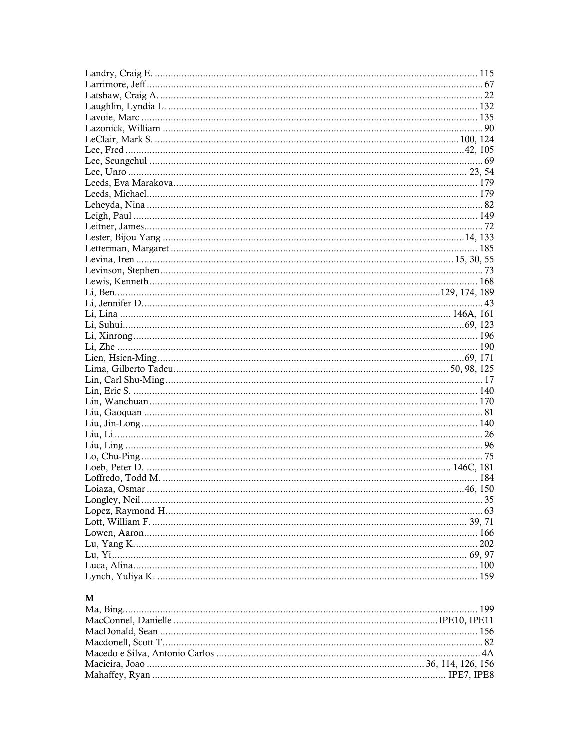Landry, Craig E. ........ 115
Larrimore, Jeff ........ 67
Latshaw, Craig A. ........ 22
Laughlin, Lyndia L. ........ 132
Lavoie, Marc ........ 135
Lazonick, William ........ 90
LeClair, Mark S. ........ 100, 124
Lee, Fred ........ 42, 105
Lee, Seungchul ........ 69
Lee, Unro ........ 23, 54
Leeds, Eva Marakova ........ 179
Leeds, Michael ........ 179
Leheyda, Nina ........ 82
Leigh, Paul ........ 149
Leitner, James ........ 72
Lester, Bijou Yang ........ 14, 133
Letterman, Margaret ........ 185
Levina, Iren ........ 15, 30, 55
Levinson, Stephen ........ 73
Lewis, Kenneth ........ 168
Li, Ben ........ 129, 174, 189
Li, Jennifer D. ........ 43
Li, Lina ........ 146A, 161
Li, Suhui ........ 69, 123
Li, Xinrong ........ 196
Li, Zhe ........ 190
Lien, Hsien-Ming ........ 69, 171
Lima, Gilberto Tadeu ........ 50, 98, 125
Lin, Carl Shu-Ming ........ 17
Lin, Eric S. ........ 140
Lin, Wanchuan ........ 170
Liu, Gaoquan ........ 81
Liu, Jin-Long ........ 140
Liu, Li ........ 26
Liu, Ling ........ 96
Lo, Chu-Ping ........ 75
Loeb, Peter D. ........ 146C, 181
Loffredo, Todd M. ........ 184
Loiaza, Osmar ........ 46, 150
Longley, Neil ........ 35
Lopez, Raymond H. ........ 63
Lott, William F. ........ 39, 71
Lowen, Aaron ........ 166
Lu, Yang K. ........ 202
Lu, Yi ........ 69, 97
Luca, Alina ........ 100
Lynch, Yuliya K. ........ 159

## M

Ma, Bing ........ 199
MacConnel, Danielle ........ IPE10, IPE11
MacDonald, Sean ........ 156
Macdonell, Scott T. ........ 82
Macedo e Silva, Antonio Carlos ........ 4A
Macieira, Joao ........ 36, 114, 126, 156
Mahaffey, Ryan ........ IPE7, IPE8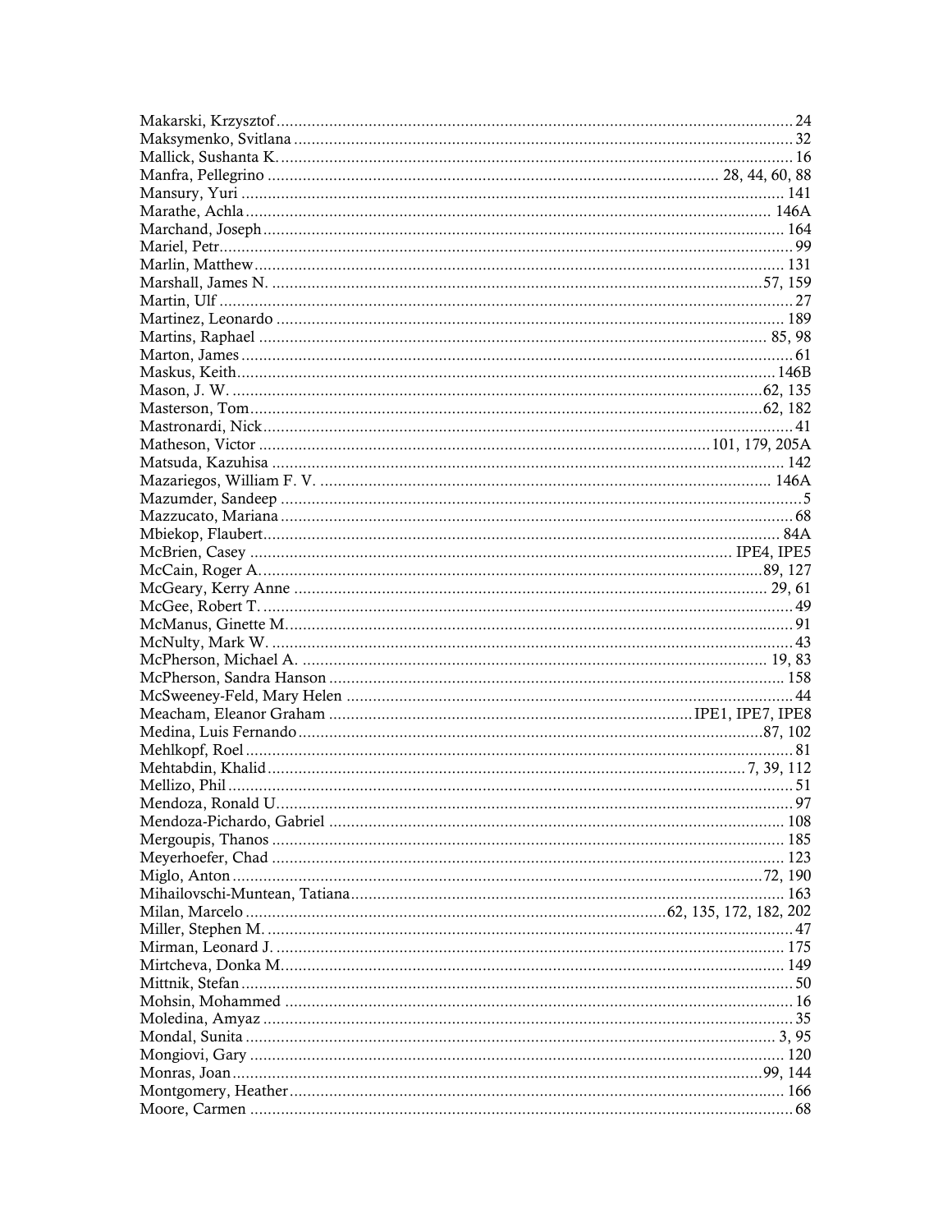Makarski, Krzysztof ........ 24
Maksymenko, Svitlana ........ 32
Mallick, Sushanta K. ........ 16
Manfra, Pellegrino ........ 28, 44, 60, 88
Mansury, Yuri ........ 141
Marathe, Achla ........ 146A
Marchand, Joseph ........ 164
Mariel, Petr ........ 99
Marlin, Matthew ........ 131
Marshall, James N. ........ 57, 159
Martin, Ulf ........ 27
Martinez, Leonardo ........ 189
Martins, Raphael ........ 85, 98
Marton, James ........ 61
Maskus, Keith ........ 146B
Mason, J. W. ........ 62, 135
Masterson, Tom ........ 62, 182
Mastronardi, Nick ........ 41
Matheson, Victor ........ 101, 179, 205A
Matsuda, Kazuhisa ........ 142
Mazariegos, William F. V. ........ 146A
Mazumder, Sandeep ........ 5
Mazzucato, Mariana ........ 68
Mbiekop, Flaubert ........ 84A
McBrien, Casey ........ IPE4, IPE5
McCain, Roger A. ........ 89, 127
McGeary, Kerry Anne ........ 29, 61
McGee, Robert T. ........ 49
McManus, Ginette M. ........ 91
McNulty, Mark W. ........ 43
McPherson, Michael A. ........ 19, 83
McPherson, Sandra Hanson ........ 158
McSweeney-Feld, Mary Helen ........ 44
Meacham, Eleanor Graham ........ IPE1, IPE7, IPE8
Medina, Luis Fernando ........ 87, 102
Mehlkopf, Roel ........ 81
Mehtabdin, Khalid ........ 7, 39, 112
Mellizo, Phil ........ 51
Mendoza, Ronald U. ........ 97
Mendoza-Pichardo, Gabriel ........ 108
Mergoupis, Thanos ........ 185
Meyerhoefer, Chad ........ 123
Miglo, Anton ........ 72, 190
Mihailovschi-Muntean, Tatiana ........ 163
Milan, Marcelo ........ 62, 135, 172, 182, 202
Miller, Stephen M. ........ 47
Mirman, Leonard J. ........ 175
Mirtcheva, Donka M. ........ 149
Mittnik, Stefan ........ 50
Mohsin, Mohammed ........ 16
Moledina, Amyaz ........ 35
Mondal, Sunita ........ 3, 95
Mongiovi, Gary ........ 120
Monras, Joan ........ 99, 144
Montgomery, Heather ........ 166
Moore, Carmen ........ 68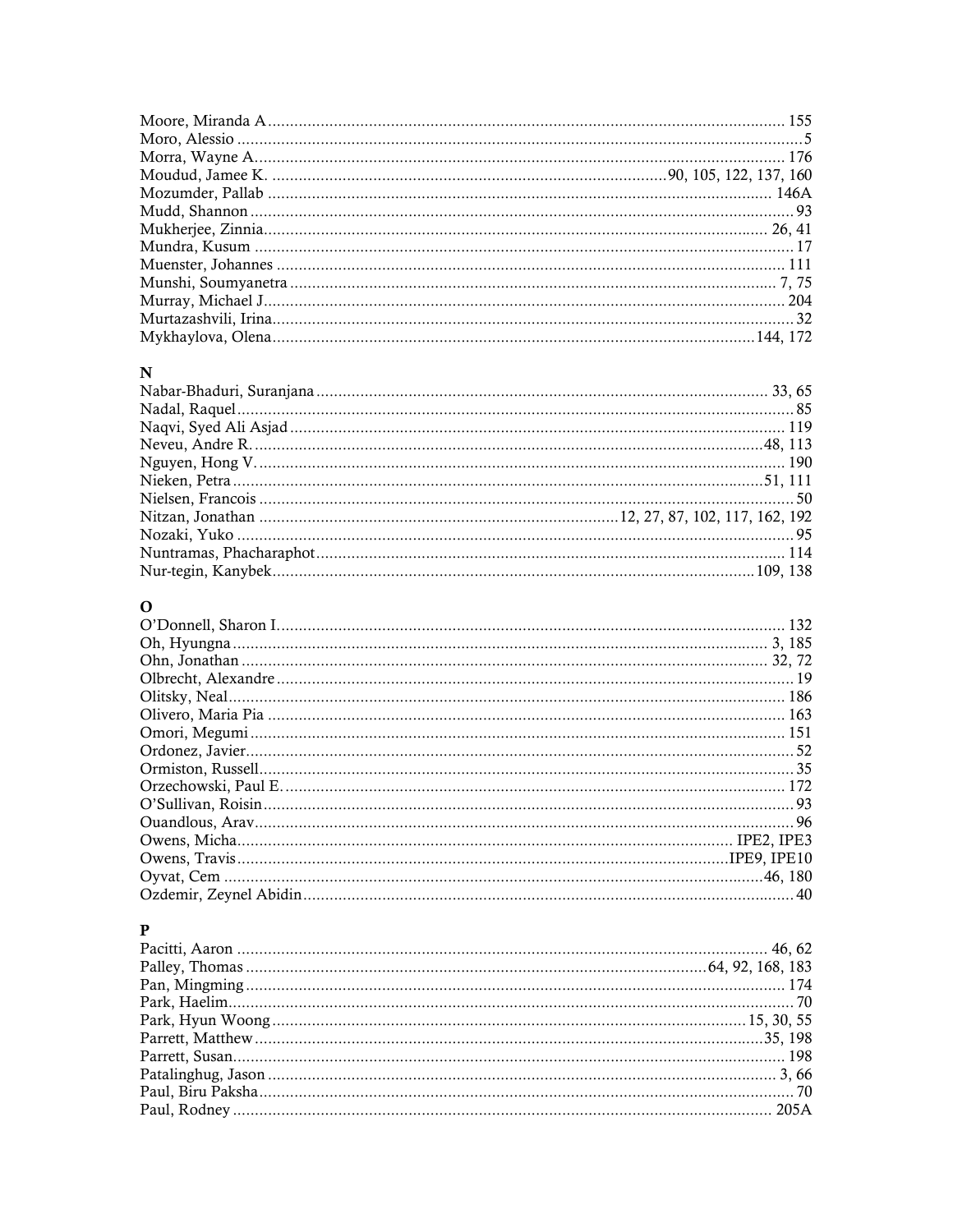Moore, Miranda A ..................................................................................................... 155
Moro, Alessio ................................................................................................................5
Morra, Wayne A........................................................................................................ 176
Moudud, Jamee K. .........................................................................90, 105, 122, 137, 160
Mozumder, Pallab ................................................................................................. 146A
Mudd, Shannon ...........................................................................................................93
Mukherjee, Zinnia.................................................................................................. 26, 41
Mundra, Kusum ...........................................................................................................17
Muenster, Johannes .................................................................................................... 111
Munshi, Soumyanetra ............................................................................................... 7, 75
Murray, Michael J....................................................................................................... 204
Murtazashvili, Irina.......................................................................................................32
Mykhaylova, Olena.............................................................................................144, 172

**N**

Nabar-Bhaduri, Suranjana ...................................................................................... 33, 65
Nadal, Raquel ...............................................................................................................85
Naqvi, Syed Ali Asjad ................................................................................................. 119
Neveu, Andre R. .....................................................................................................48, 113
Nguyen, Hong V. ........................................................................................................ 190
Nieken, Petra ...........................................................................................................51, 111
Nielsen, Francois ..........................................................................................................50
Nitzan, Jonathan .................................................................12, 27, 87, 102, 117, 162, 192
Nozaki, Yuko ...............................................................................................................95
Nuntramas, Phacharaphot .......................................................................................... 114
Nur-tegin, Kanybek .............................................................................................109, 138

**O**

O'Donnell, Sharon I. .................................................................................................... 132
Oh, Hyungna .......................................................................................................... 3, 185
Ohn, Jonathan ........................................................................................................ 32, 72
Olbrecht, Alexandre .......................................................................................................19
Olitsky, Neal............................................................................................................... 186
Olivero, Maria Pia ...................................................................................................... 163
Omori, Megumi .......................................................................................................... 151
Ordonez, Javier.............................................................................................................52
Ormiston, Russell..........................................................................................................35
Orzechowski, Paul E. .................................................................................................. 172
O'Sullivan, Roisin..........................................................................................................93
Ouandlous, Arav...........................................................................................................96
Owens, Micha........................................................................................................ IPE2, IPE3
Owens, Travis.......................................................................................................IPE9, IPE10
Oyvat, Cem ...........................................................................................................46, 180
Ozdemir, Zeynel Abidin.................................................................................................40

**P**

Pacitti, Aaron .......................................................................................................... 46, 62
Palley, Thomas ..................................................................................64, 92, 168, 183
Pan, Mingming ........................................................................................................... 174
Park, Haelim.................................................................................................................70
Park, Hyun Woong ..........................................................................................15, 30, 55
Parrett, Matthew ....................................................................................................35, 198
Parrett, Susan............................................................................................................. 198
Patalinghug, Jason ................................................................................................... 3, 66
Paul, Biru Paksha..........................................................................................................70
Paul, Rodney ........................................................................................................... 205A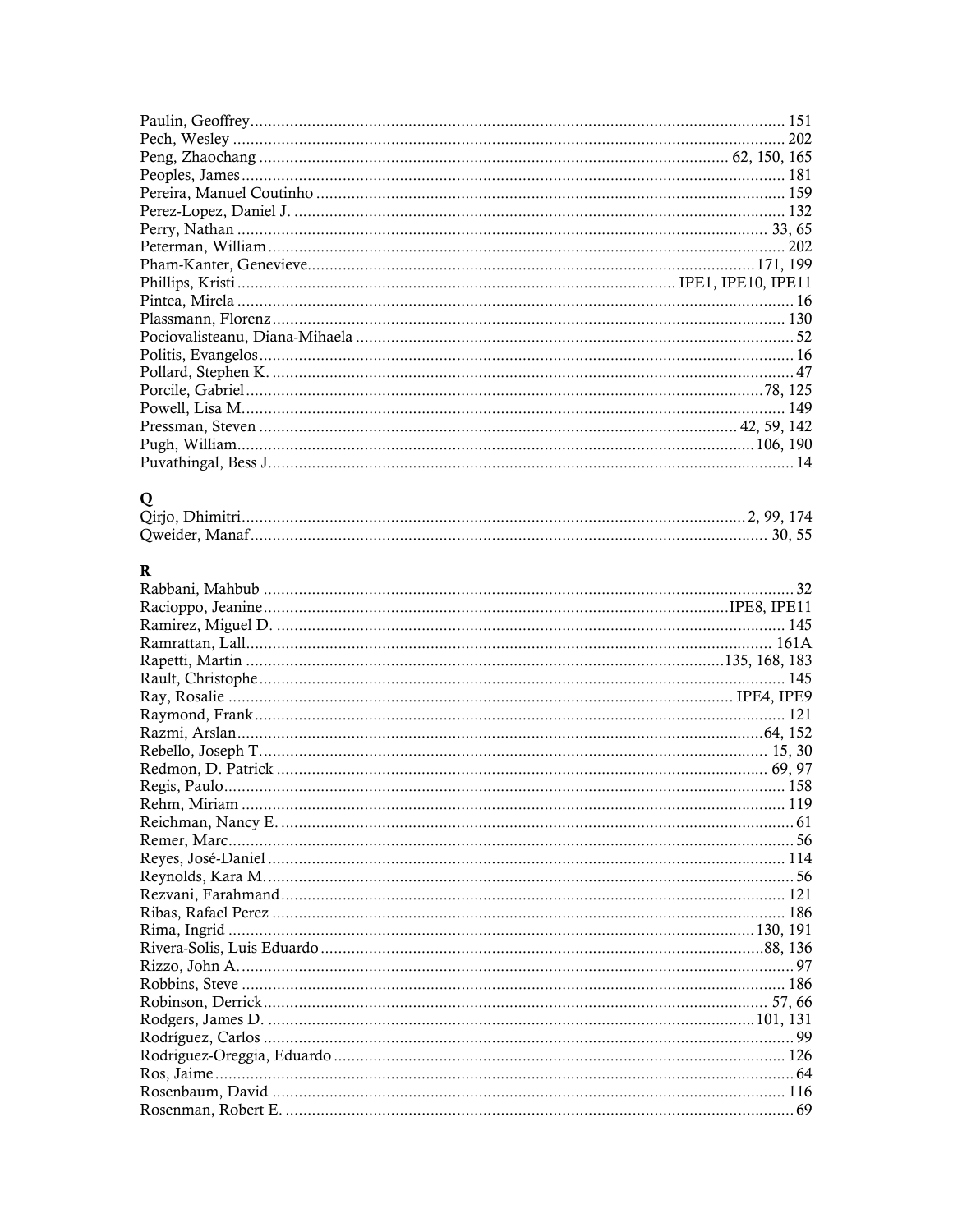Paulin, Geoffrey ........ 151
Pech, Wesley ........ 202
Peng, Zhaochang ........ 62, 150, 165
Peoples, James ........ 181
Pereira, Manuel Coutinho ........ 159
Perez-Lopez, Daniel J. ........ 132
Perry, Nathan ........ 33, 65
Peterman, William ........ 202
Pham-Kanter, Genevieve ........ 171, 199
Phillips, Kristi ........ IPE1, IPE10, IPE11
Pintea, Mirela ........ 16
Plassmann, Florenz ........ 130
Pociovalisteanu, Diana-Mihaela ........ 52
Politis, Evangelos ........ 16
Pollard, Stephen K. ........ 47
Porcile, Gabriel ........ 78, 125
Powell, Lisa M. ........ 149
Pressman, Steven ........ 42, 59, 142
Pugh, William ........ 106, 190
Puvathingal, Bess J. ........ 14

**Q**

Qirjo, Dhimitri ........ 2, 99, 174
Qweider, Manaf ........ 30, 55

**R**

Rabbani, Mahbub ........ 32
Racioppo, Jeanine ........ IPE8, IPE11
Ramirez, Miguel D. ........ 145
Ramrattan, Lall ........ 161A
Rapetti, Martin ........ 135, 168, 183
Rault, Christophe ........ 145
Ray, Rosalie ........ IPE4, IPE9
Raymond, Frank ........ 121
Razmi, Arslan ........ 64, 152
Rebello, Joseph T. ........ 15, 30
Redmon, D. Patrick ........ 69, 97
Regis, Paulo ........ 158
Rehm, Miriam ........ 119
Reichman, Nancy E. ........ 61
Remer, Marc ........ 56
Reyes, José-Daniel ........ 114
Reynolds, Kara M. ........ 56
Rezvani, Farahmand ........ 121
Ribas, Rafael Perez ........ 186
Rima, Ingrid ........ 130, 191
Rivera-Solis, Luis Eduardo ........ 88, 136
Rizzo, John A. ........ 97
Robbins, Steve ........ 186
Robinson, Derrick ........ 57, 66
Rodgers, James D. ........ 101, 131
Rodríguez, Carlos ........ 99
Rodriguez-Oreggia, Eduardo ........ 126
Ros, Jaime ........ 64
Rosenbaum, David ........ 116
Rosenman, Robert E. ........ 69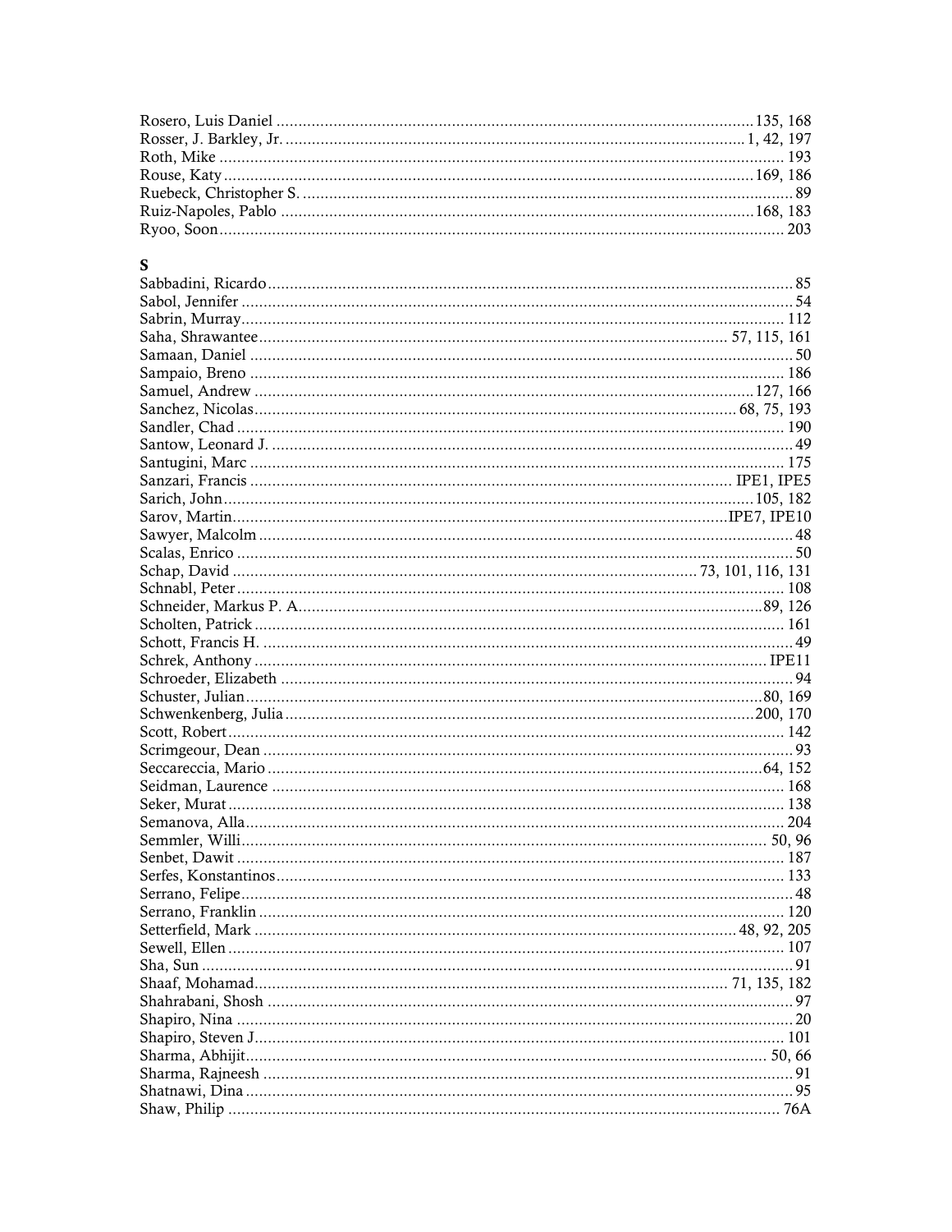Rosero, Luis Daniel ............ 135, 168
Rosser, J. Barkley, Jr. ............ 1, 42, 197
Roth, Mike ............ 193
Rouse, Katy ............ 169, 186
Ruebeck, Christopher S. ............ 89
Ruiz-Napoles, Pablo ............ 168, 183
Ryoo, Soon ............ 203

## S

Sabbadini, Ricardo ............ 85
Sabol, Jennifer ............ 54
Sabrin, Murray ............ 112
Saha, Shrawantee ............ 57, 115, 161
Samaan, Daniel ............ 50
Sampaio, Breno ............ 186
Samuel, Andrew ............ 127, 166
Sanchez, Nicolas ............ 68, 75, 193
Sandler, Chad ............ 190
Santow, Leonard J. ............ 49
Santugini, Marc ............ 175
Sanzari, Francis ............ IPE1, IPE5
Sarich, John ............ 105, 182
Sarov, Martin ............ IPE7, IPE10
Sawyer, Malcolm ............ 48
Scalas, Enrico ............ 50
Schap, David ............ 73, 101, 116, 131
Schnabl, Peter ............ 108
Schneider, Markus P. A. ............ 89, 126
Scholten, Patrick ............ 161
Schott, Francis H. ............ 49
Schrek, Anthony ............ IPE11
Schroeder, Elizabeth ............ 94
Schuster, Julian ............ 80, 169
Schwenkenberg, Julia ............ 200, 170
Scott, Robert ............ 142
Scrimgeour, Dean ............ 93
Seccareccia, Mario ............ 64, 152
Seidman, Laurence ............ 168
Seker, Murat ............ 138
Semanova, Alla ............ 204
Semmler, Willi ............ 50, 96
Senbet, Dawit ............ 187
Serfes, Konstantinos ............ 133
Serrano, Felipe ............ 48
Serrano, Franklin ............ 120
Setterfield, Mark ............ 48, 92, 205
Sewell, Ellen ............ 107
Sha, Sun ............ 91
Shaaf, Mohamad ............ 71, 135, 182
Shahrabani, Shosh ............ 97
Shapiro, Nina ............ 20
Shapiro, Steven J. ............ 101
Sharma, Abhijit ............ 50, 66
Sharma, Rajneesh ............ 91
Shatnawi, Dina ............ 95
Shaw, Philip ............ 76A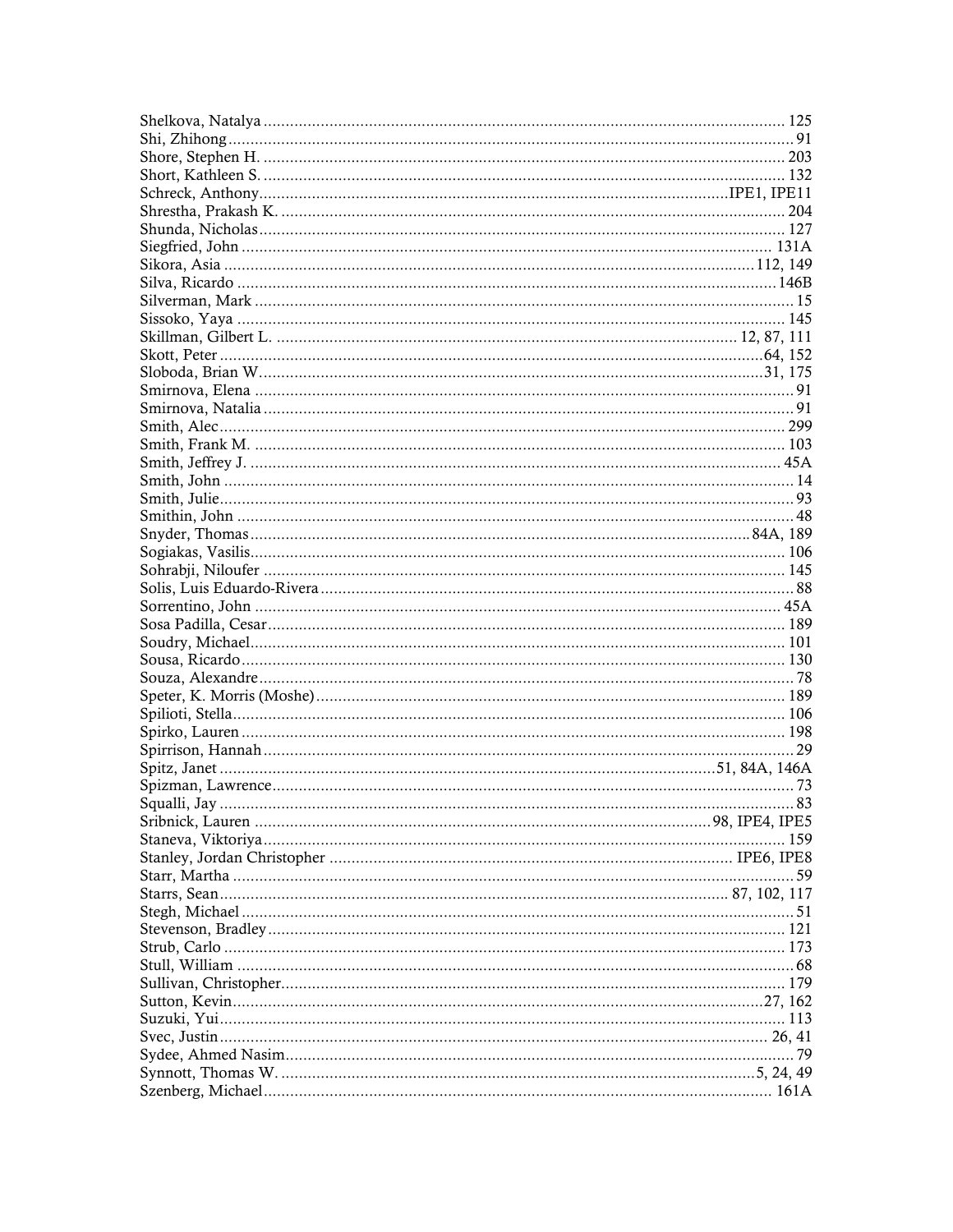Shelkova, Natalya ........................................................ 125
Shi, Zhihong ........................................................ 91
Shore, Stephen H. ........................................................ 203
Short, Kathleen S. ........................................................ 132
Schreck, Anthony........................................................ IPE1, IPE11
Shrestha, Prakash K. ........................................................ 204
Shunda, Nicholas ........................................................ 127
Siegfried, John ........................................................ 131A
Sikora, Asia ........................................................ 112, 149
Silva, Ricardo ........................................................ 146B
Silverman, Mark ........................................................ 15
Sissoko, Yaya ........................................................ 145
Skillman, Gilbert L. ........................................................ 12, 87, 111
Skott, Peter ........................................................ 64, 152
Sloboda, Brian W. ........................................................ 31, 175
Smirnova, Elena ........................................................ 91
Smirnova, Natalia ........................................................ 91
Smith, Alec ........................................................ 299
Smith, Frank M. ........................................................ 103
Smith, Jeffrey J. ........................................................ 45A
Smith, John ........................................................ 14
Smith, Julie ........................................................ 93
Smithin, John ........................................................ 48
Snyder, Thomas ........................................................ 84A, 189
Sogiakas, Vasilis ........................................................ 106
Sohrabji, Niloufer ........................................................ 145
Solis, Luis Eduardo-Rivera ........................................................ 88
Sorrentino, John ........................................................ 45A
Sosa Padilla, Cesar ........................................................ 189
Soudry, Michael ........................................................ 101
Sousa, Ricardo ........................................................ 130
Souza, Alexandre ........................................................ 78
Speter, K. Morris (Moshe) ........................................................ 189
Spilioti, Stella ........................................................ 106
Spirko, Lauren ........................................................ 198
Spirrison, Hannah ........................................................ 29
Spitz, Janet ........................................................ 51, 84A, 146A
Spizman, Lawrence ........................................................ 73
Squalli, Jay ........................................................ 83
Sribnick, Lauren ........................................................ 98, IPE4, IPE5
Staneva, Viktoriya ........................................................ 159
Stanley, Jordan Christopher ........................................................ IPE6, IPE8
Starr, Martha ........................................................ 59
Starrs, Sean ........................................................ 87, 102, 117
Stegh, Michael ........................................................ 51
Stevenson, Bradley ........................................................ 121
Strub, Carlo ........................................................ 173
Stull, William ........................................................ 68
Sullivan, Christopher ........................................................ 179
Sutton, Kevin ........................................................ 27, 162
Suzuki, Yui ........................................................ 113
Svec, Justin ........................................................ 26, 41
Sydee, Ahmed Nasim ........................................................ 79
Synnott, Thomas W. ........................................................ 5, 24, 49
Szenberg, Michael ........................................................ 161A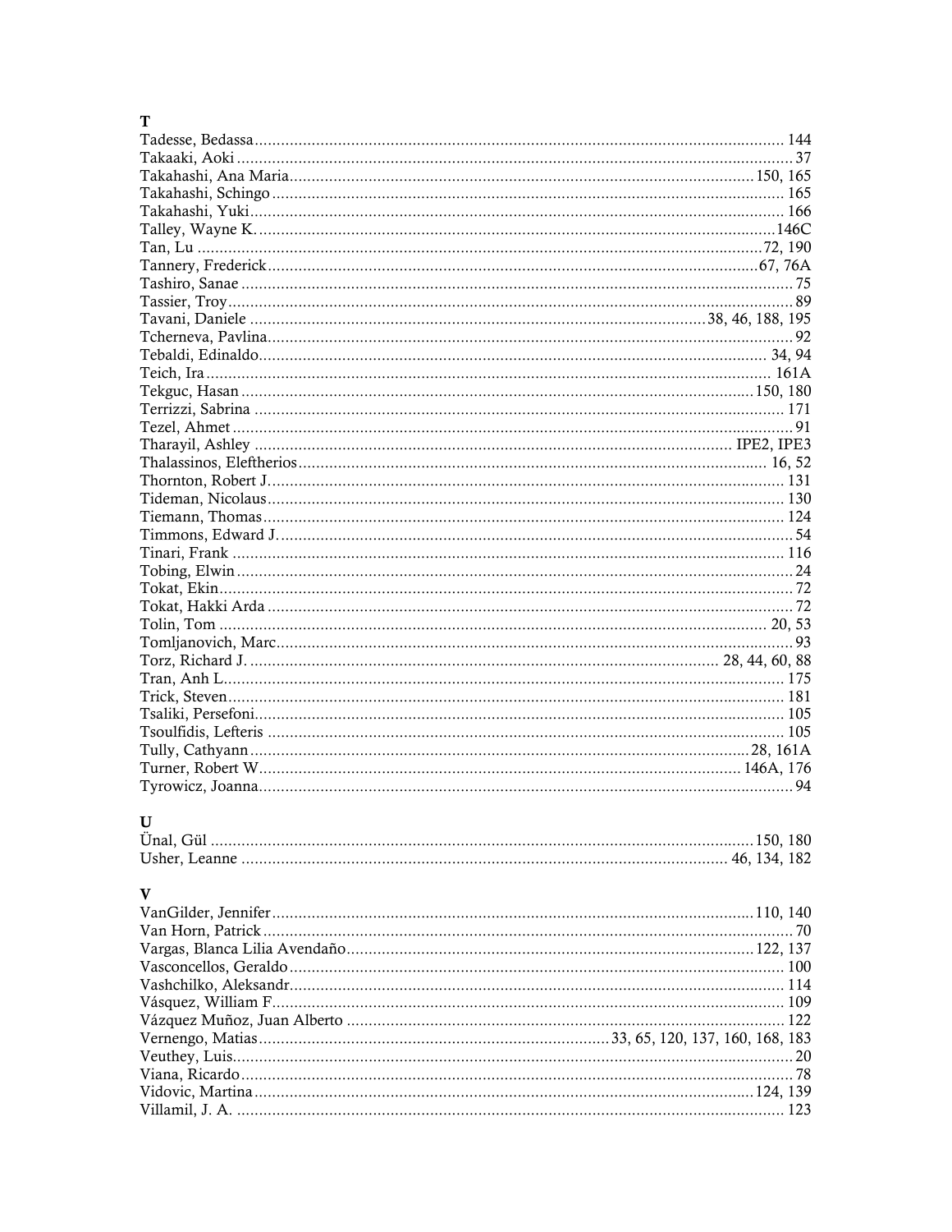## T

Tadesse, Bedassa ........ 144
Takaaki, Aoki ........ 37
Takahashi, Ana Maria ........ 150, 165
Takahashi, Schingo ........ 165
Takahashi, Yuki ........ 166
Talley, Wayne K. ........ 146C
Tan, Lu ........ 72, 190
Tannery, Frederick ........ 67, 76A
Tashiro, Sanae ........ 75
Tassier, Troy ........ 89
Tavani, Daniele ........ 38, 46, 188, 195
Tcherneva, Pavlina ........ 92
Tebaldi, Edinaldo ........ 34, 94
Teich, Ira ........ 161A
Tekguc, Hasan ........ 150, 180
Terrizzi, Sabrina ........ 171
Tezel, Ahmet ........ 91
Tharayil, Ashley ........ IPE2, IPE3
Thalassinos, Eleftherios ........ 16, 52
Thornton, Robert J. ........ 131
Tideman, Nicolaus ........ 130
Tiemann, Thomas ........ 124
Timmons, Edward J. ........ 54
Tinari, Frank ........ 116
Tobing, Elwin ........ 24
Tokat, Ekin ........ 72
Tokat, Hakki Arda ........ 72
Tolin, Tom ........ 20, 53
Tomljanovich, Marc ........ 93
Torz, Richard J. ........ 28, 44, 60, 88
Tran, Anh L. ........ 175
Trick, Steven ........ 181
Tsaliki, Persefoni ........ 105
Tsoulfidis, Lefteris ........ 105
Tully, Cathyann ........ 28, 161A
Turner, Robert W. ........ 146A, 176
Tyrowicz, Joanna ........ 94

## U

Ünal, Gül ........ 150, 180
Usher, Leanne ........ 46, 134, 182

## V

VanGilder, Jennifer ........ 110, 140
Van Horn, Patrick ........ 70
Vargas, Blanca Lilia Avendaño ........ 122, 137
Vasconcellos, Geraldo ........ 100
Vashchilko, Aleksandr ........ 114
Vásquez, William F. ........ 109
Vázquez Muñoz, Juan Alberto ........ 122
Vernengo, Matias ........ 33, 65, 120, 137, 160, 168, 183
Veuthey, Luis ........ 20
Viana, Ricardo ........ 78
Vidovic, Martina ........ 124, 139
Villamil, J. A. ........ 123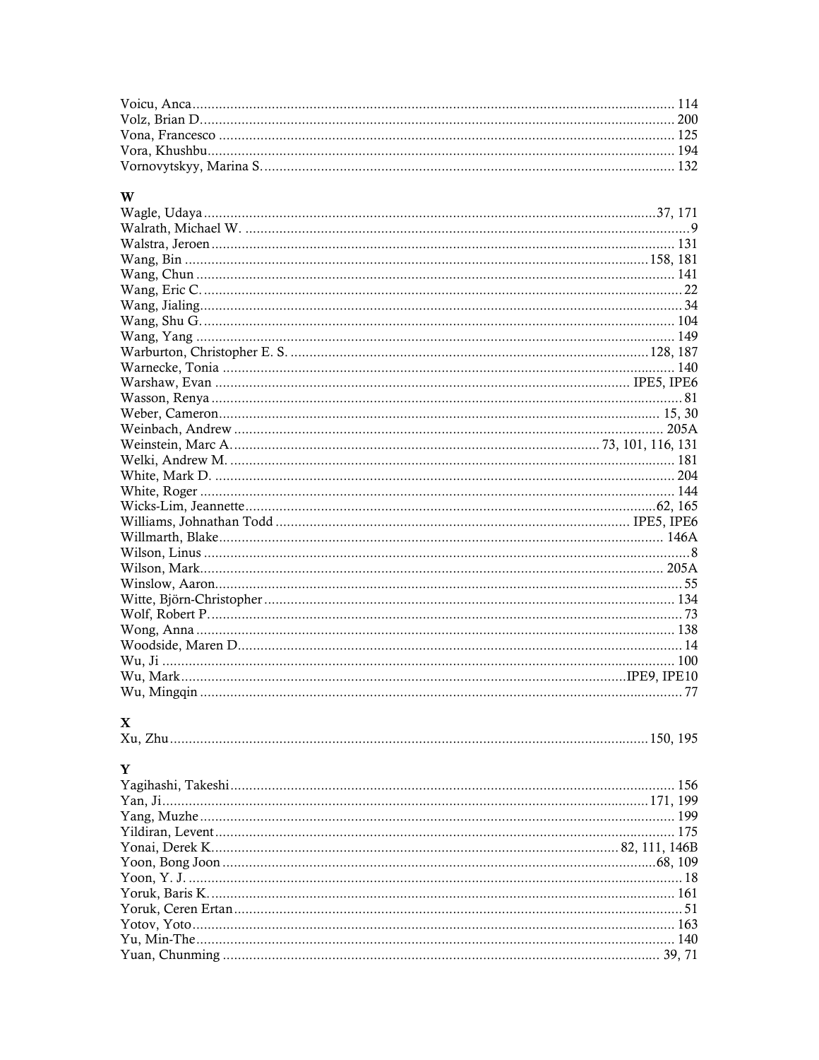Voicu, Anca ........................................................................................................ 114
Volz, Brian D. ...................................................................................................... 200
Vona, Francesco .................................................................................................. 125
Vora, Khushbu ..................................................................................................... 194
Vornovytskyy, Marina S. ..................................................................................... 132

## W

Wagle, Udaya ................................................................................................ 37, 171
Walrath, Michael W. ................................................................................................. 9
Walstra, Jeroen ..................................................................................................... 131
Wang, Bin ..................................................................................................... 158, 181
Wang, Chun ......................................................................................................... 141
Wang, Eric C. .......................................................................................................... 22
Wang, Jialing .......................................................................................................... 34
Wang, Shu G. ........................................................................................................ 104
Wang, Yang .......................................................................................................... 149
Warburton, Christopher E. S. ........................................................................ 128, 187
Warnecke, Tonia .................................................................................................. 140
Warshaw, Evan ........................................................................................ IPE5, IPE6
Wasson, Renya ........................................................................................................ 81
Weber, Cameron ............................................................................................... 15, 30
Weinbach, Andrew .............................................................................................. 205A
Weinstein, Marc A. ................................................................................ 73, 101, 116, 131
Welki, Andrew M. ................................................................................................ 181
White, Mark D. .................................................................................................... 204
White, Roger ........................................................................................................ 144
Wicks-Lim, Jeannette ...................................................................................... 62, 165
Williams, Johnathan Todd ........................................................................ IPE5, IPE6
Willmarth, Blake ................................................................................................. 146A
Wilson, Linus ............................................................................................................ 8
Wilson, Mark ....................................................................................................... 205A
Winslow, Aaron ....................................................................................................... 55
Witte, Björn-Christopher ...................................................................................... 134
Wolf, Robert P. ....................................................................................................... 73
Wong, Anna ......................................................................................................... 138
Woodside, Maren D. ............................................................................................... 14
Wu, Ji ................................................................................................................... 100
Wu, Mark ................................................................................................ IPE9, IPE10
Wu, Mingqin ........................................................................................................... 77

## X

Xu, Zhu ......................................................................................................... 150, 195

## Y

Yagihashi, Takeshi ................................................................................................ 156
Yan, Ji ........................................................................................................... 171, 199
Yang, Muzhe ........................................................................................................ 199
Yildiran, Levent .................................................................................................... 175
Yonai, Derek K. ...................................................................................... 82, 111, 146B
Yoon, Bong Joon ............................................................................................. 68, 109
Yoon, Y. J. .............................................................................................................. 18
Yoruk, Baris K. ..................................................................................................... 161
Yoruk, Ceren Ertan ................................................................................................. 51
Yotov, Yoto ........................................................................................................... 163
Yu, Min-The .......................................................................................................... 140
Yuan, Chunming ............................................................................................... 39, 71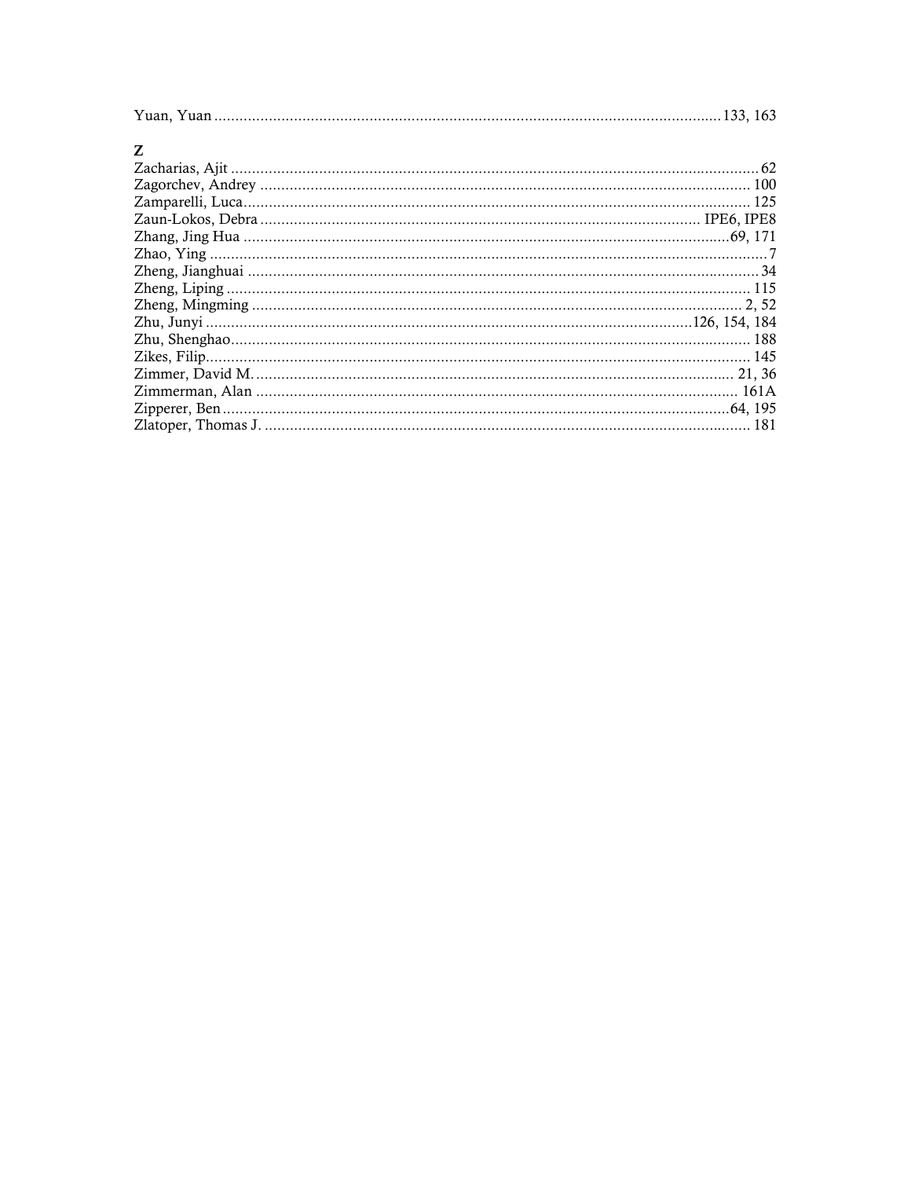Yuan, Yuan ........................................................................................................................ 133, 163

**Z**

Zacharias, Ajit ............................................................................................................................ 62
Zagorchev, Andrey .................................................................................................................... 100
Zamparelli, Luca......................................................................................................................... 125
Zaun-Lokos, Debra ........................................................................................................ IPE6, IPE8
Zhang, Jing Hua ...................................................................................................................69, 171
Zhao, Ying ....................................................................................................................................7
Zheng, Jianghuai ......................................................................................................................... 34
Zheng, Liping ............................................................................................................................ 115
Zheng, Mingming ..................................................................................................................... 2, 52
Zhu, Junyi ...................................................................................................................126, 154, 184
Zhu, Shenghao........................................................................................................................... 188
Zikes, Filip.................................................................................................................................. 145
Zimmer, David M. ................................................................................................................. 21, 36
Zimmerman, Alan ................................................................................................................... 161A
Zipperer, Ben ........................................................................................................................64, 195
Zlatoper, Thomas J. ................................................................................................................... 181